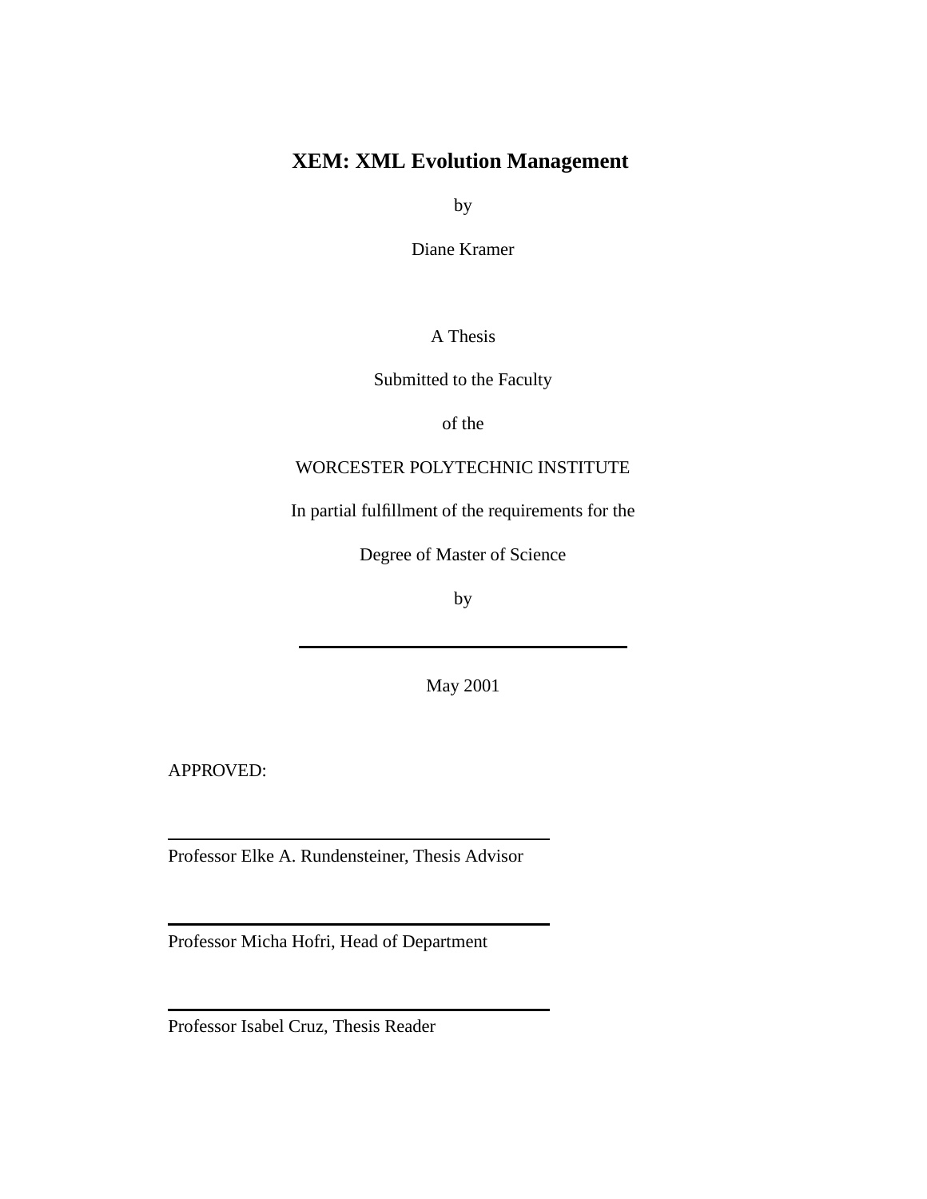# XEM: XML Evolution Management

by

Diane Kramer

A Thesis

Submitted to the Faculty

of the

WORCESTER POLYTECHNIC INSTITUTE

In partial fulfillment of the requirements for the

Degree of Master of Science

by

---

May 2001

APPROVED:

---

Professor Elke A. Rundensteiner, Thesis Advisor

---

Professor Micha Hofri, Head of Department

---

Professor Isabel Cruz, Thesis Reader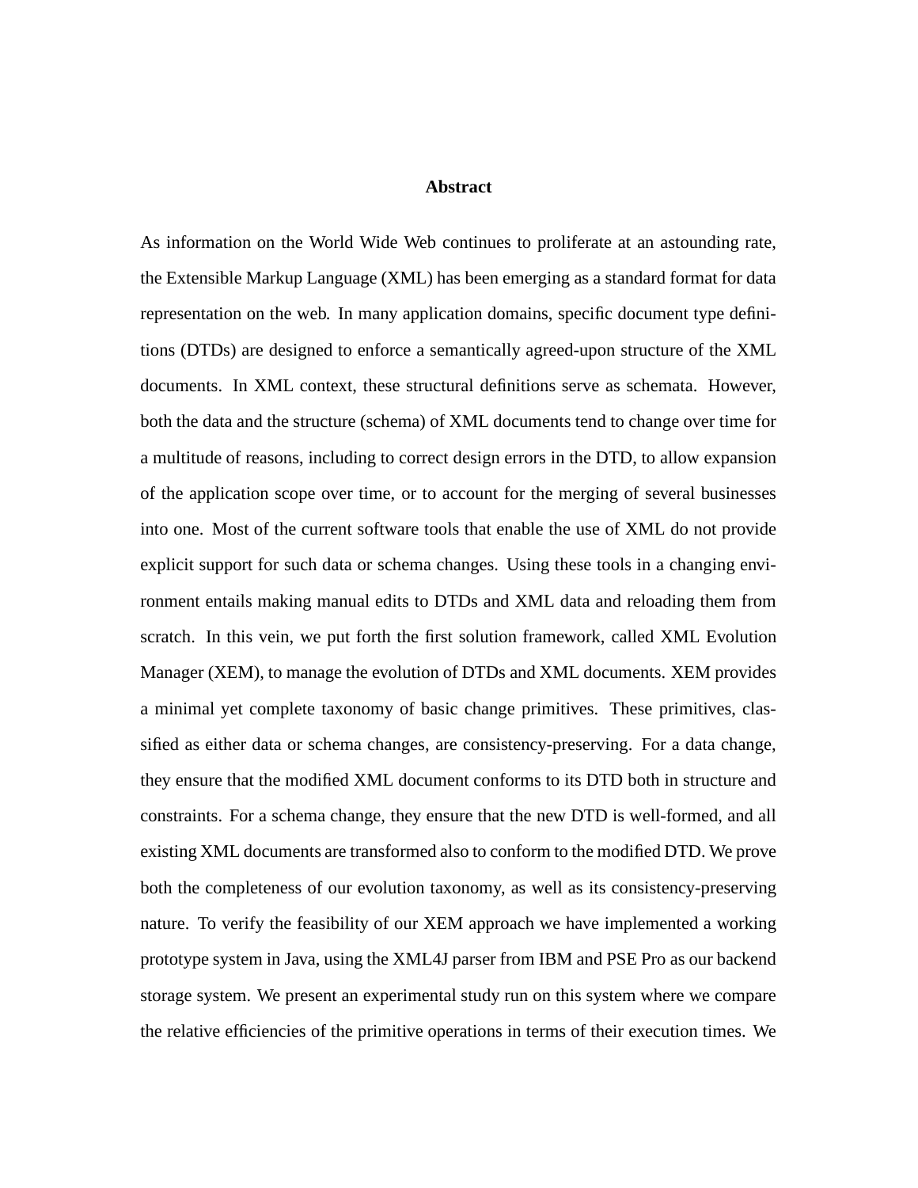# Abstract

As information on the World Wide Web continues to proliferate at an astounding rate, the Extensible Markup Language (XML) has been emerging as a standard format for data representation on the web. In many application domains, specific document type definitions (DTDs) are designed to enforce a semantically agreed-upon structure of the XML documents. In XML context, these structural definitions serve as schemata. However, both the data and the structure (schema) of XML documents tend to change over time for a multitude of reasons, including to correct design errors in the DTD, to allow expansion of the application scope over time, or to account for the merging of several businesses into one. Most of the current software tools that enable the use of XML do not provide explicit support for such data or schema changes. Using these tools in a changing environment entails making manual edits to DTDs and XML data and reloading them from scratch. In this vein, we put forth the first solution framework, called XML Evolution Manager (XEM), to manage the evolution of DTDs and XML documents. XEM provides a minimal yet complete taxonomy of basic change primitives. These primitives, classified as either data or schema changes, are consistency-preserving. For a data change, they ensure that the modified XML document conforms to its DTD both in structure and constraints. For a schema change, they ensure that the new DTD is well-formed, and all existing XML documents are transformed also to conform to the modified DTD. We prove both the completeness of our evolution taxonomy, as well as its consistency-preserving nature. To verify the feasibility of our XEM approach we have implemented a working prototype system in Java, using the XML4J parser from IBM and PSE Pro as our backend storage system. We present an experimental study run on this system where we compare the relative efficiencies of the primitive operations in terms of their execution times. We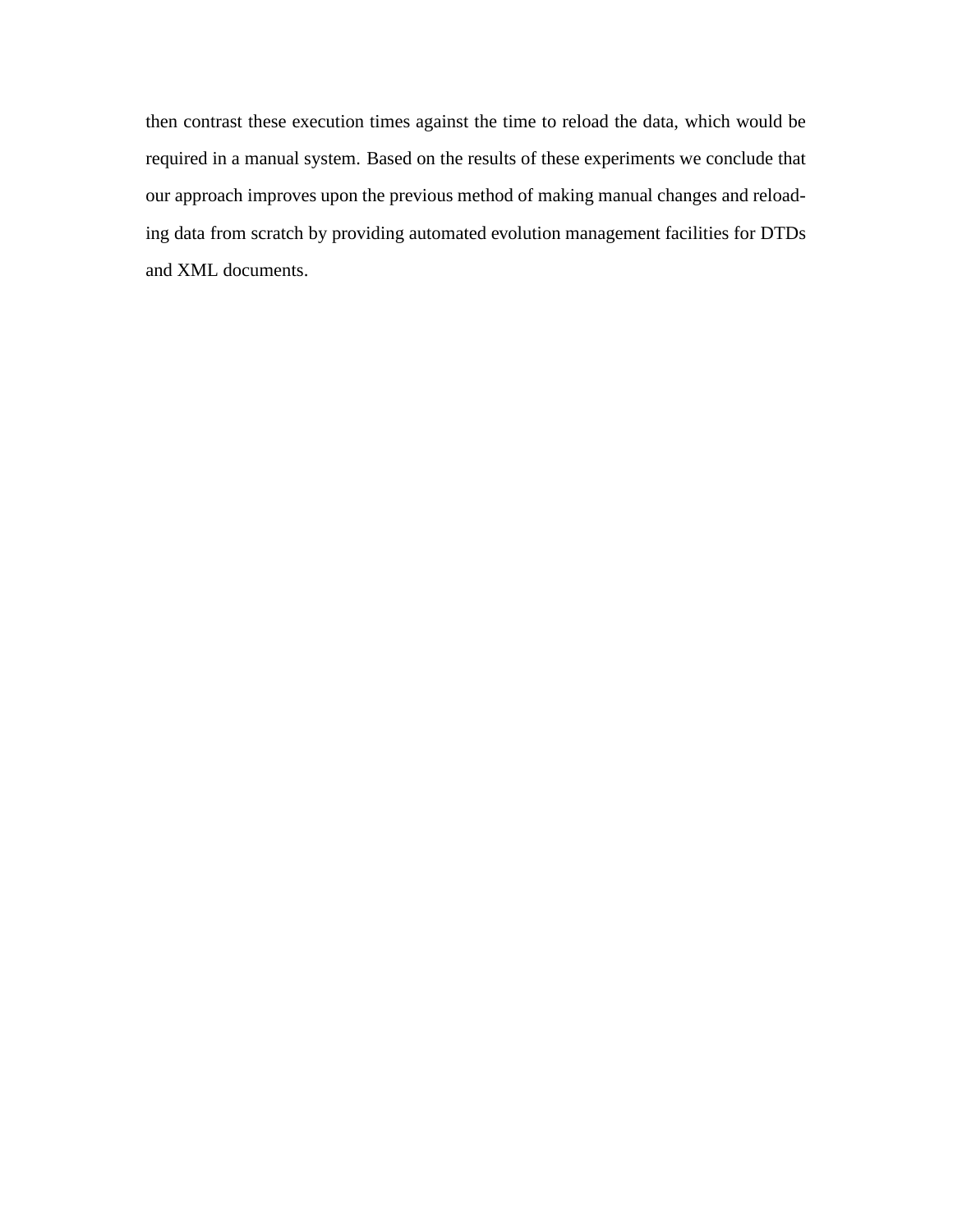then contrast these execution times against the time to reload the data, which would be required in a manual system. Based on the results of these experiments we conclude that our approach improves upon the previous method of making manual changes and reloading data from scratch by providing automated evolution management facilities for DTDs and XML documents.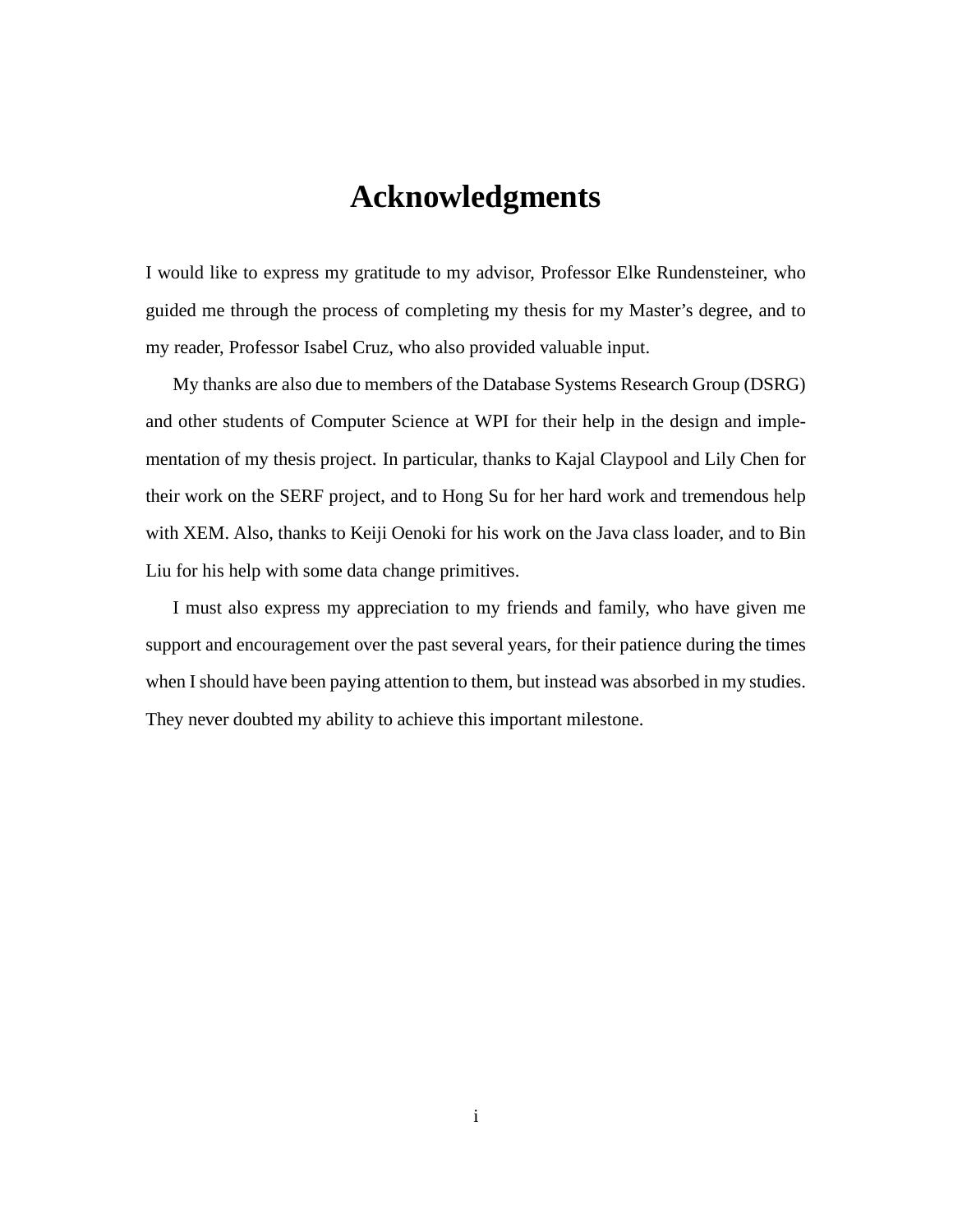# Acknowledgments

I would like to express my gratitude to my advisor, Professor Elke Rundensteiner, who guided me through the process of completing my thesis for my Master's degree, and to my reader, Professor Isabel Cruz, who also provided valuable input.

My thanks are also due to members of the Database Systems Research Group (DSRG) and other students of Computer Science at WPI for their help in the design and implementation of my thesis project. In particular, thanks to Kajal Claypool and Lily Chen for their work on the SERF project, and to Hong Su for her hard work and tremendous help with XEM. Also, thanks to Keiji Oenoki for his work on the Java class loader, and to Bin Liu for his help with some data change primitives.

I must also express my appreciation to my friends and family, who have given me support and encouragement over the past several years, for their patience during the times when I should have been paying attention to them, but instead was absorbed in my studies. They never doubted my ability to achieve this important milestone.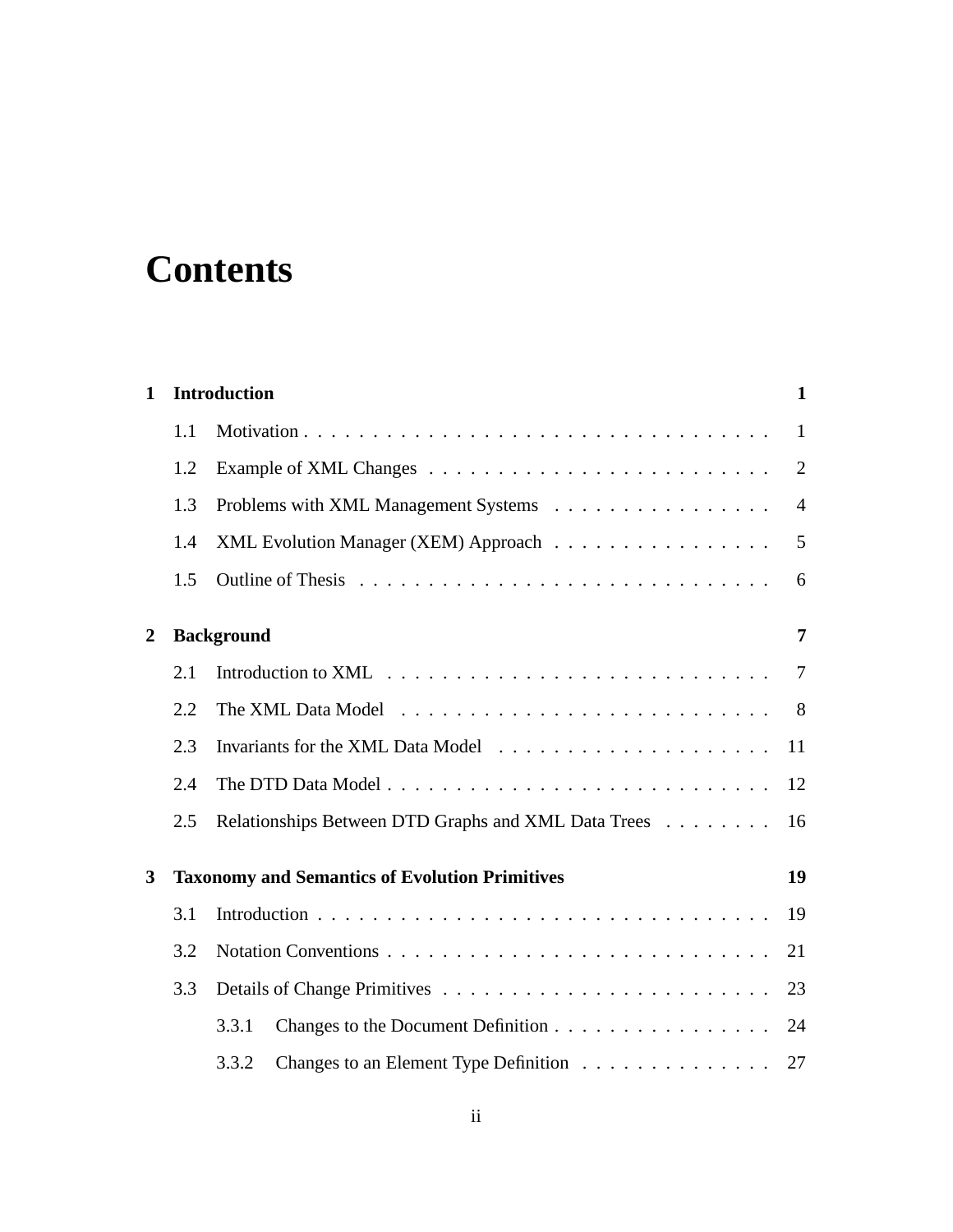# Contents

**1 Introduction** **1**

1.1 Motivation . . . . . . . . . . . . . . . . . . . . . . . . . . . . . . . . . . 1

1.2 Example of XML Changes . . . . . . . . . . . . . . . . . . . . . . . . . 2

1.3 Problems with XML Management Systems . . . . . . . . . . . . . . . . 4

1.4 XML Evolution Manager (XEM) Approach . . . . . . . . . . . . . . . . 5

1.5 Outline of Thesis . . . . . . . . . . . . . . . . . . . . . . . . . . . . . . 6

**2 Background** **7**

2.1 Introduction to XML . . . . . . . . . . . . . . . . . . . . . . . . . . . . 7

2.2 The XML Data Model . . . . . . . . . . . . . . . . . . . . . . . . . . . 8

2.3 Invariants for the XML Data Model . . . . . . . . . . . . . . . . . . . . 11

2.4 The DTD Data Model . . . . . . . . . . . . . . . . . . . . . . . . . . . . 12

2.5 Relationships Between DTD Graphs and XML Data Trees . . . . . . . . 16

**3 Taxonomy and Semantics of Evolution Primitives** **19**

3.1 Introduction . . . . . . . . . . . . . . . . . . . . . . . . . . . . . . . . . 19

3.2 Notation Conventions . . . . . . . . . . . . . . . . . . . . . . . . . . . . 21

3.3 Details of Change Primitives . . . . . . . . . . . . . . . . . . . . . . . . 23

3.3.1 Changes to the Document Definition . . . . . . . . . . . . . . . . 24

3.3.2 Changes to an Element Type Definition . . . . . . . . . . . . . . 27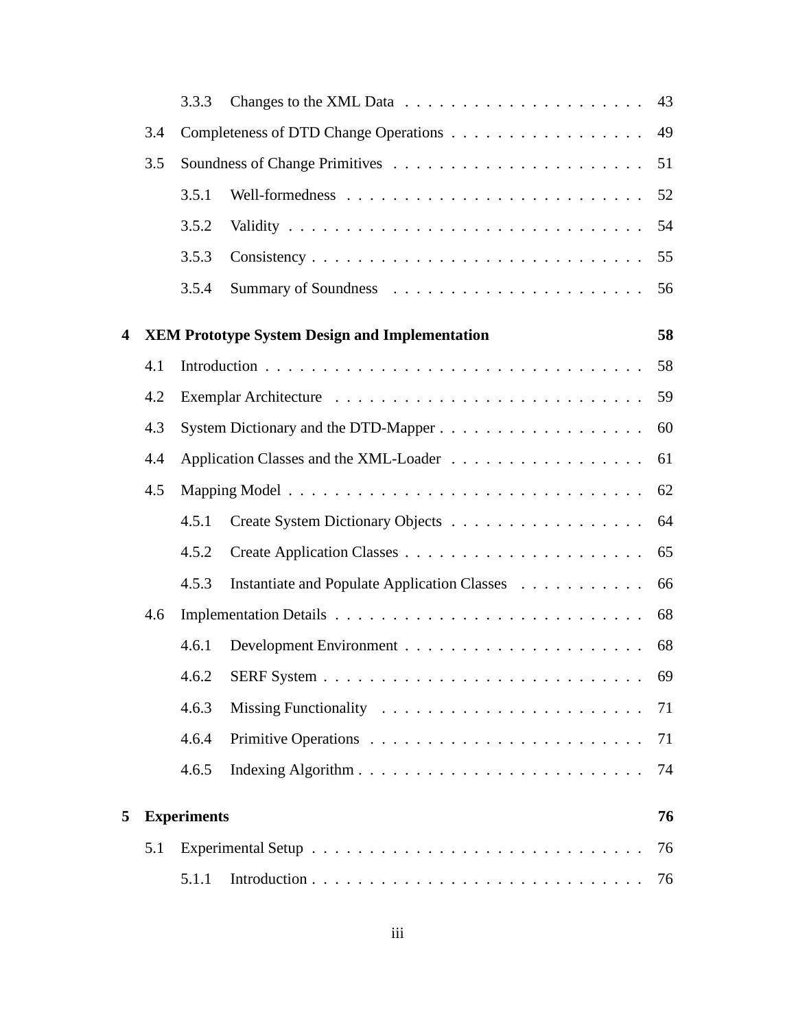3.3.3 Changes to the XML Data . . . . . . . . . . . . . . . . . . . . . 43

3.4 Completeness of DTD Change Operations . . . . . . . . . . . . . . . . . 49

3.5 Soundness of Change Primitives . . . . . . . . . . . . . . . . . . . . . 51

3.5.1 Well-formedness . . . . . . . . . . . . . . . . . . . . . . . . . 52

3.5.2 Validity . . . . . . . . . . . . . . . . . . . . . . . . . . . . . . 54

3.5.3 Consistency . . . . . . . . . . . . . . . . . . . . . . . . . . . . 55

3.5.4 Summary of Soundness . . . . . . . . . . . . . . . . . . . . . 56

**4 XEM Prototype System Design and Implementation** **58**

4.1 Introduction . . . . . . . . . . . . . . . . . . . . . . . . . . . . . . . . 58

4.2 Exemplar Architecture . . . . . . . . . . . . . . . . . . . . . . . . . . 59

4.3 System Dictionary and the DTD-Mapper . . . . . . . . . . . . . . . . . . 60

4.4 Application Classes and the XML-Loader . . . . . . . . . . . . . . . . . 61

4.5 Mapping Model . . . . . . . . . . . . . . . . . . . . . . . . . . . . . . 62

4.5.1 Create System Dictionary Objects . . . . . . . . . . . . . . . . . 64

4.5.2 Create Application Classes . . . . . . . . . . . . . . . . . . . . . 65

4.5.3 Instantiate and Populate Application Classes . . . . . . . . . . . 66

4.6 Implementation Details . . . . . . . . . . . . . . . . . . . . . . . . . . 68

4.6.1 Development Environment . . . . . . . . . . . . . . . . . . . . 68

4.6.2 SERF System . . . . . . . . . . . . . . . . . . . . . . . . . . . 69

4.6.3 Missing Functionality . . . . . . . . . . . . . . . . . . . . . . . 71

4.6.4 Primitive Operations . . . . . . . . . . . . . . . . . . . . . . . . 71

4.6.5 Indexing Algorithm . . . . . . . . . . . . . . . . . . . . . . . . . 74

**5 Experiments** **76**

5.1 Experimental Setup . . . . . . . . . . . . . . . . . . . . . . . . . . . . 76

5.1.1 Introduction . . . . . . . . . . . . . . . . . . . . . . . . . . . . 76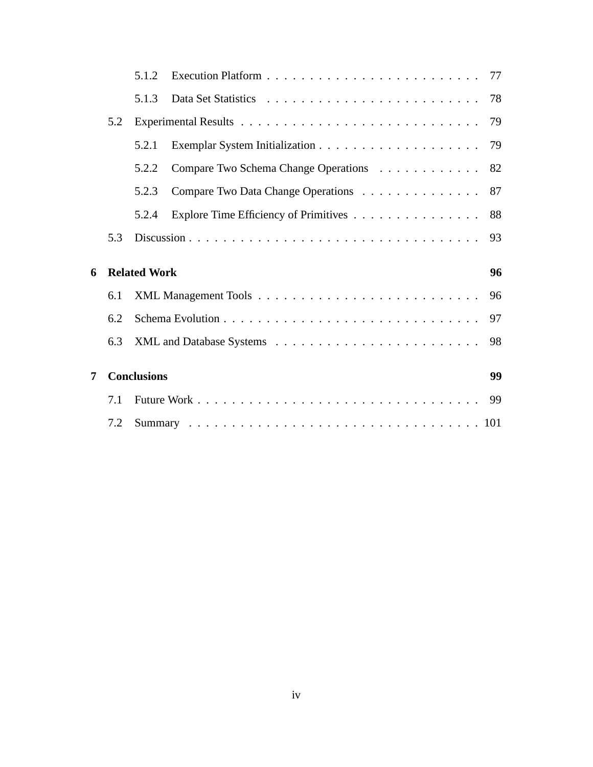- 5.1.2 Execution Platform . . . . . . . . . . . . . . . . . . . . . . . . . 77
- 5.1.3 Data Set Statistics . . . . . . . . . . . . . . . . . . . . . . . . . 78
- 5.2 Experimental Results . . . . . . . . . . . . . . . . . . . . . . . . . . . . 79
  - 5.2.1 Exemplar System Initialization . . . . . . . . . . . . . . . . . . . 79
  - 5.2.2 Compare Two Schema Change Operations . . . . . . . . . . . . 82
  - 5.2.3 Compare Two Data Change Operations . . . . . . . . . . . . . . 87
  - 5.2.4 Explore Time Efficiency of Primitives . . . . . . . . . . . . . . . 88
- 5.3 Discussion . . . . . . . . . . . . . . . . . . . . . . . . . . . . . . . . . . 93

**6 Related Work** **96**

- 6.1 XML Management Tools . . . . . . . . . . . . . . . . . . . . . . . . . . 96
- 6.2 Schema Evolution . . . . . . . . . . . . . . . . . . . . . . . . . . . . . . 97
- 6.3 XML and Database Systems . . . . . . . . . . . . . . . . . . . . . . . . 98

**7 Conclusions** **99**

- 7.1 Future Work . . . . . . . . . . . . . . . . . . . . . . . . . . . . . . . . . 99
- 7.2 Summary . . . . . . . . . . . . . . . . . . . . . . . . . . . . . . . . . . . 101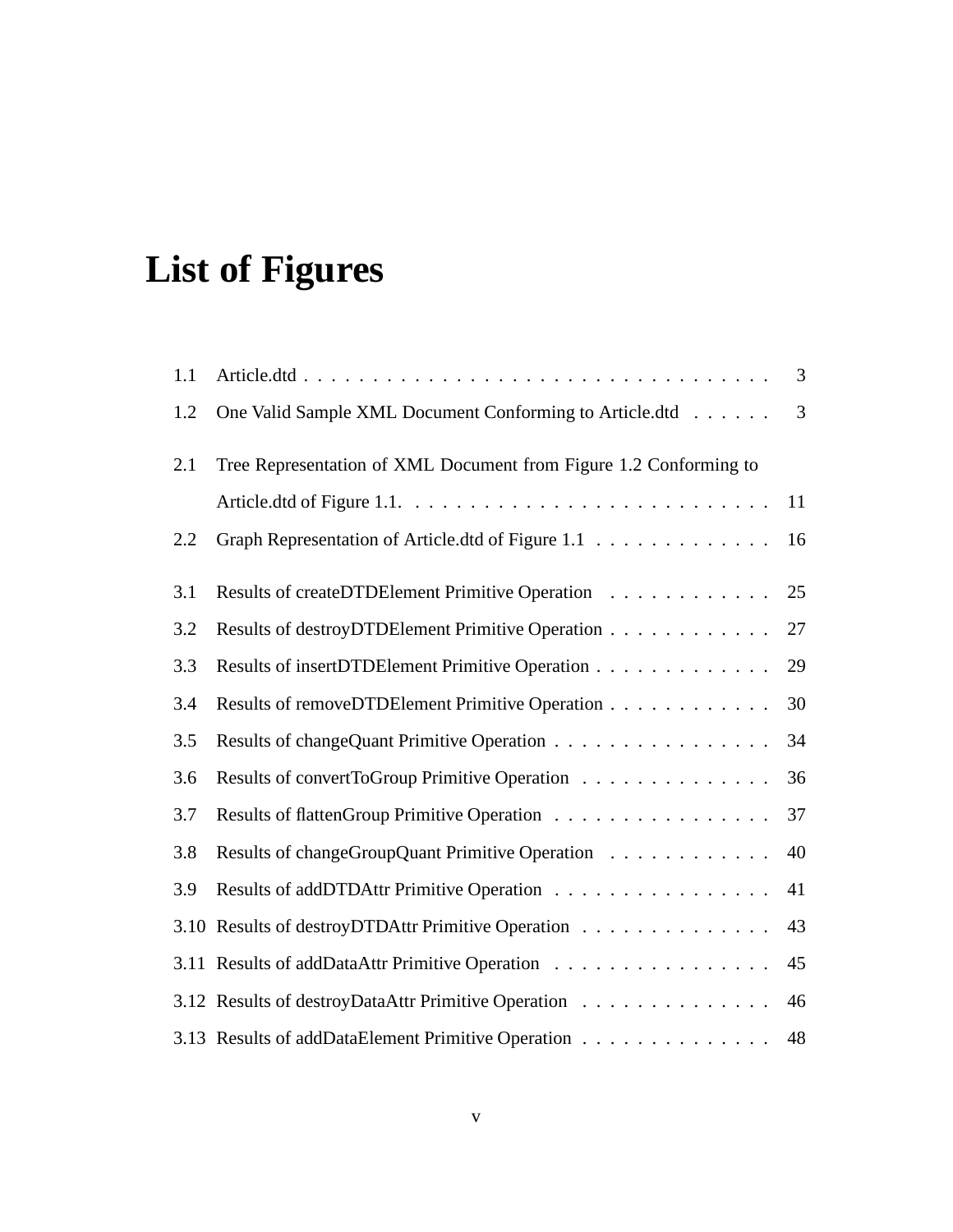# List of Figures

1.1 Article.dtd . . . . . . . . . . . . . . . . . . . . . . . . . . . . . . . . . . 3

1.2 One Valid Sample XML Document Conforming to Article.dtd . . . . . . 3

2.1 Tree Representation of XML Document from Figure 1.2 Conforming to Article.dtd of Figure 1.1. . . . . . . . . . . . . . . . . . . . . . . . . . 11

2.2 Graph Representation of Article.dtd of Figure 1.1 . . . . . . . . . . . . . 16

3.1 Results of createDTDElement Primitive Operation . . . . . . . . . . . . 25

3.2 Results of destroyDTDElement Primitive Operation . . . . . . . . . . . . 27

3.3 Results of insertDTDElement Primitive Operation . . . . . . . . . . . . . 29

3.4 Results of removeDTDElement Primitive Operation . . . . . . . . . . . . 30

3.5 Results of changeQuant Primitive Operation . . . . . . . . . . . . . . . . 34

3.6 Results of convertToGroup Primitive Operation . . . . . . . . . . . . . . 36

3.7 Results of flattenGroup Primitive Operation . . . . . . . . . . . . . . . . 37

3.8 Results of changeGroupQuant Primitive Operation . . . . . . . . . . . . 40

3.9 Results of addDTDAttr Primitive Operation . . . . . . . . . . . . . . . . 41

3.10 Results of destroyDTDAttr Primitive Operation . . . . . . . . . . . . . . 43

3.11 Results of addDataAttr Primitive Operation . . . . . . . . . . . . . . . . 45

3.12 Results of destroyDataAttr Primitive Operation . . . . . . . . . . . . . . 46

3.13 Results of addDataElement Primitive Operation . . . . . . . . . . . . . . 48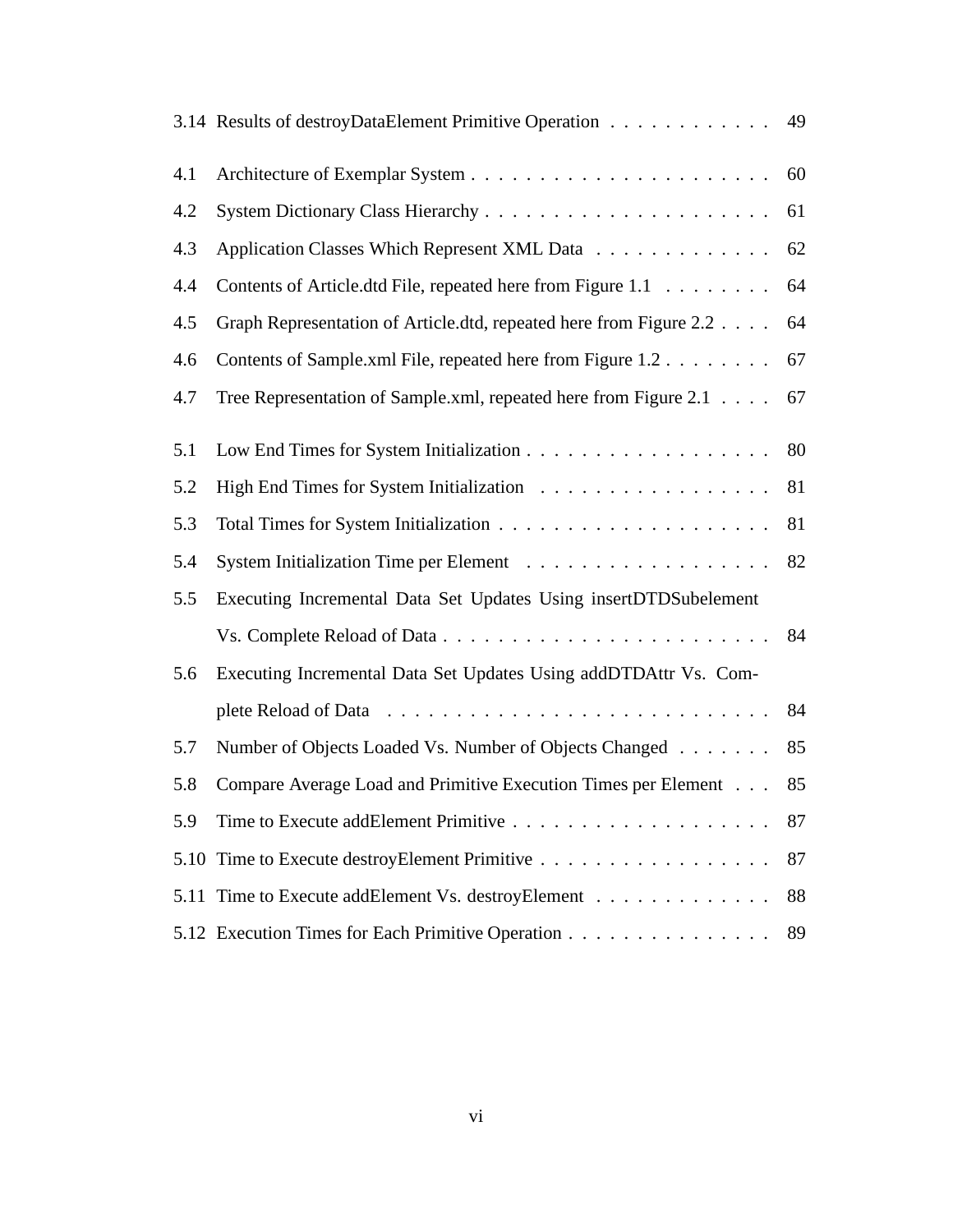3.14 Results of destroyDataElement Primitive Operation . . . . . . . . . . . . 49

4.1 Architecture of Exemplar System . . . . . . . . . . . . . . . . . . . . . . 60

4.2 System Dictionary Class Hierarchy . . . . . . . . . . . . . . . . . . . . . 61

4.3 Application Classes Which Represent XML Data . . . . . . . . . . . . . 62

4.4 Contents of Article.dtd File, repeated here from Figure 1.1 . . . . . . . . 64

4.5 Graph Representation of Article.dtd, repeated here from Figure 2.2 . . . . 64

4.6 Contents of Sample.xml File, repeated here from Figure 1.2 . . . . . . . . 67

4.7 Tree Representation of Sample.xml, repeated here from Figure 2.1 . . . . 67

5.1 Low End Times for System Initialization . . . . . . . . . . . . . . . . . . 80

5.2 High End Times for System Initialization . . . . . . . . . . . . . . . . . 81

5.3 Total Times for System Initialization . . . . . . . . . . . . . . . . . . . . 81

5.4 System Initialization Time per Element . . . . . . . . . . . . . . . . . . 82

5.5 Executing Incremental Data Set Updates Using insertDTDSubelement Vs. Complete Reload of Data . . . . . . . . . . . . . . . . . . . . . . . . 84

5.6 Executing Incremental Data Set Updates Using addDTDAttr Vs. Complete Reload of Data . . . . . . . . . . . . . . . . . . . . . . . . . . . . 84

5.7 Number of Objects Loaded Vs. Number of Objects Changed . . . . . . . 85

5.8 Compare Average Load and Primitive Execution Times per Element . . . 85

5.9 Time to Execute addElement Primitive . . . . . . . . . . . . . . . . . . . 87

5.10 Time to Execute destroyElement Primitive . . . . . . . . . . . . . . . . . 87

5.11 Time to Execute addElement Vs. destroyElement . . . . . . . . . . . . . 88

5.12 Execution Times for Each Primitive Operation . . . . . . . . . . . . . . . 89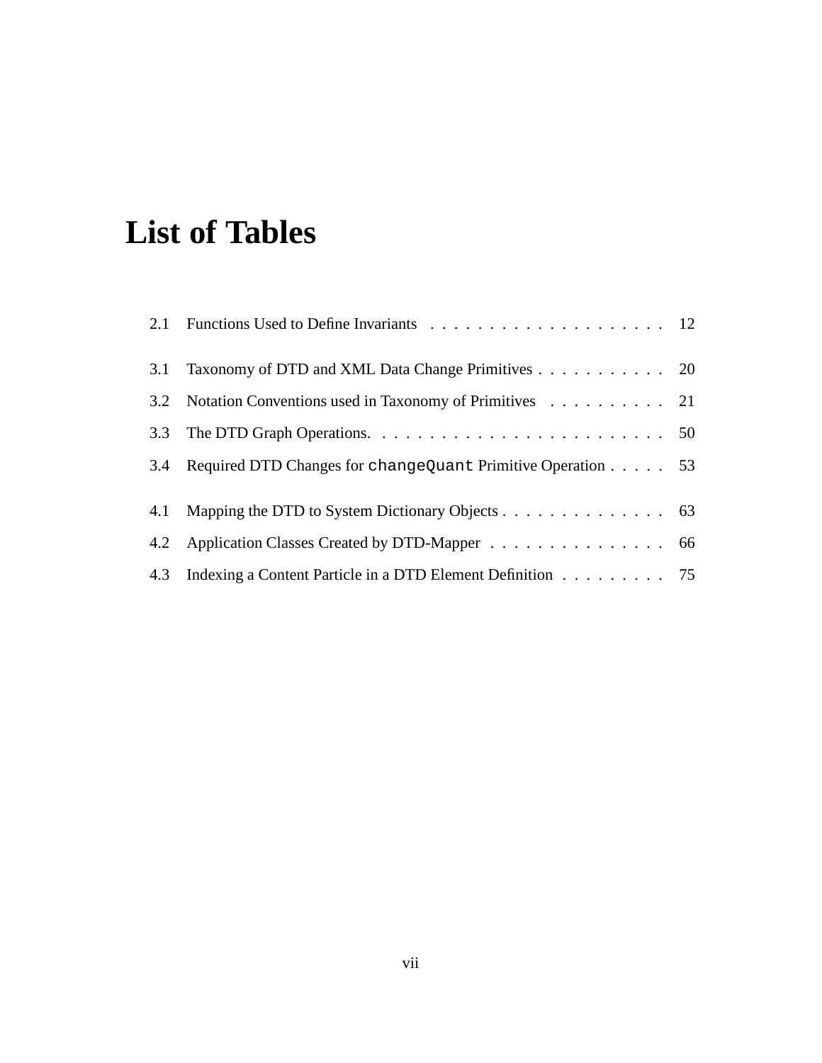# List of Tables

2.1 Functions Used to Define Invariants . . . . . . . . . . . . . . . . . . . . 12

3.1 Taxonomy of DTD and XML Data Change Primitives . . . . . . . . . . . 20

3.2 Notation Conventions used in Taxonomy of Primitives . . . . . . . . . . 21

3.3 The DTD Graph Operations. . . . . . . . . . . . . . . . . . . . . . . . . 50

3.4 Required DTD Changes for `changeQuant` Primitive Operation . . . . . 53

4.1 Mapping the DTD to System Dictionary Objects . . . . . . . . . . . . . . 63

4.2 Application Classes Created by DTD-Mapper . . . . . . . . . . . . . . . 66

4.3 Indexing a Content Particle in a DTD Element Definition . . . . . . . . . 75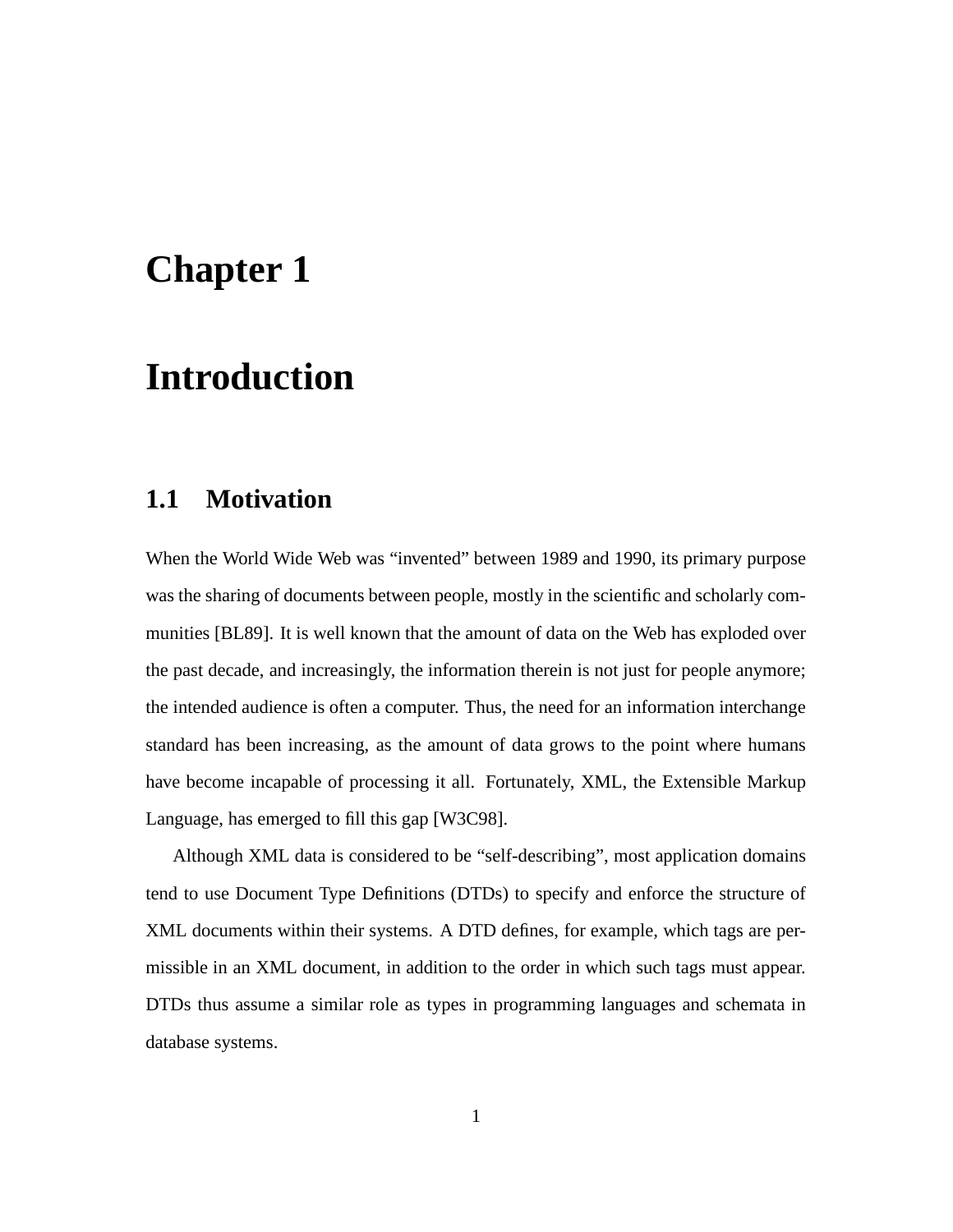# Chapter 1

# Introduction

## 1.1 Motivation

When the World Wide Web was “invented” between 1989 and 1990, its primary purpose was the sharing of documents between people, mostly in the scientific and scholarly communities [BL89]. It is well known that the amount of data on the Web has exploded over the past decade, and increasingly, the information therein is not just for people anymore; the intended audience is often a computer. Thus, the need for an information interchange standard has been increasing, as the amount of data grows to the point where humans have become incapable of processing it all. Fortunately, XML, the Extensible Markup Language, has emerged to fill this gap [W3C98].

Although XML data is considered to be “self-describing”, most application domains tend to use Document Type Definitions (DTDs) to specify and enforce the structure of XML documents within their systems. A DTD defines, for example, which tags are permissible in an XML document, in addition to the order in which such tags must appear. DTDs thus assume a similar role as types in programming languages and schemata in database systems.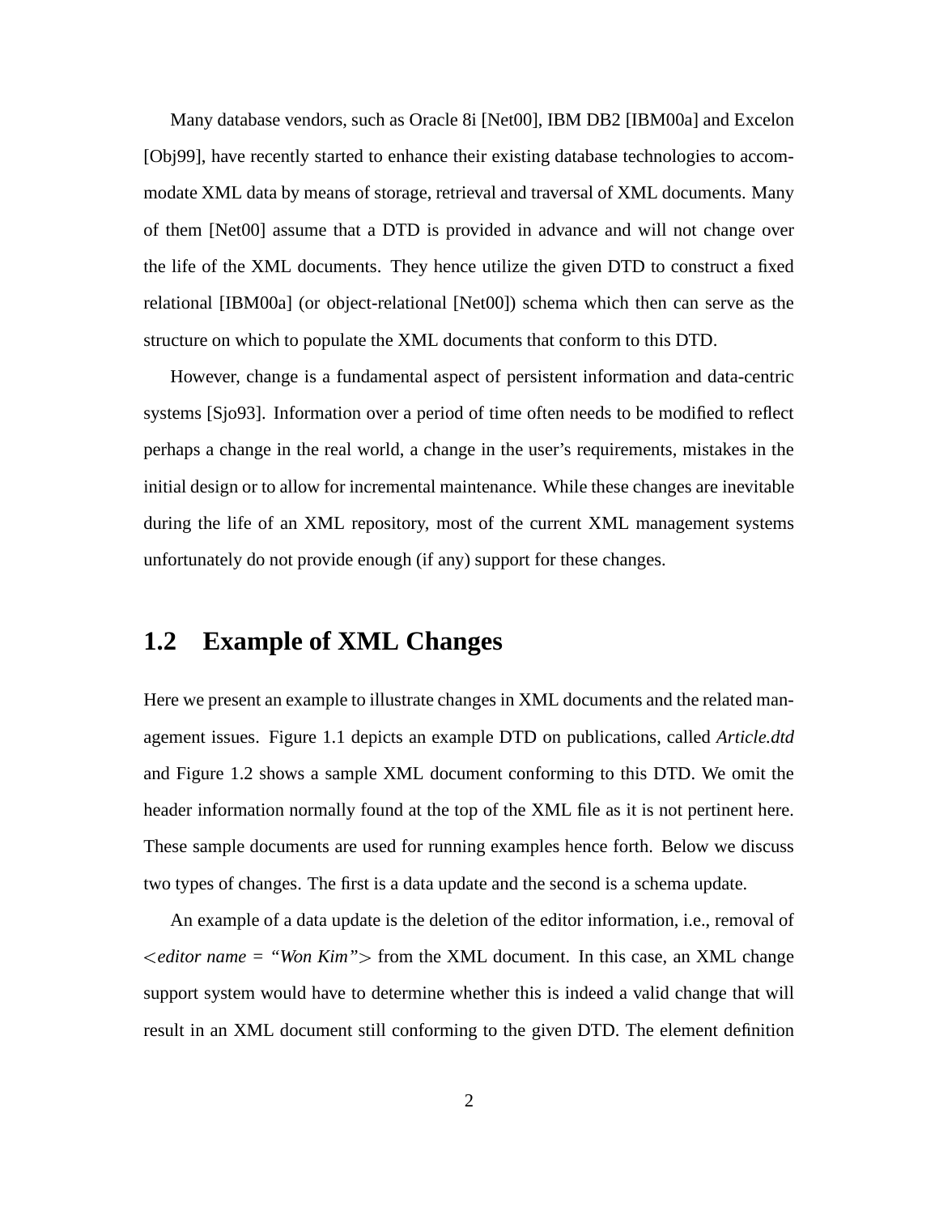Many database vendors, such as Oracle 8i [Net00], IBM DB2 [IBM00a] and Excelon [Obj99], have recently started to enhance their existing database technologies to accommodate XML data by means of storage, retrieval and traversal of XML documents. Many of them [Net00] assume that a DTD is provided in advance and will not change over the life of the XML documents. They hence utilize the given DTD to construct a fixed relational [IBM00a] (or object-relational [Net00]) schema which then can serve as the structure on which to populate the XML documents that conform to this DTD.

However, change is a fundamental aspect of persistent information and data-centric systems [Sjo93]. Information over a period of time often needs to be modified to reflect perhaps a change in the real world, a change in the user's requirements, mistakes in the initial design or to allow for incremental maintenance. While these changes are inevitable during the life of an XML repository, most of the current XML management systems unfortunately do not provide enough (if any) support for these changes.

## 1.2 Example of XML Changes

Here we present an example to illustrate changes in XML documents and the related management issues. Figure 1.1 depicts an example DTD on publications, called *Article.dtd* and Figure 1.2 shows a sample XML document conforming to this DTD. We omit the header information normally found at the top of the XML file as it is not pertinent here. These sample documents are used for running examples hence forth. Below we discuss two types of changes. The first is a data update and the second is a schema update.

An example of a data update is the deletion of the editor information, i.e., removal of <*editor name = "Won Kim"*> from the XML document. In this case, an XML change support system would have to determine whether this is indeed a valid change that will result in an XML document still conforming to the given DTD. The element definition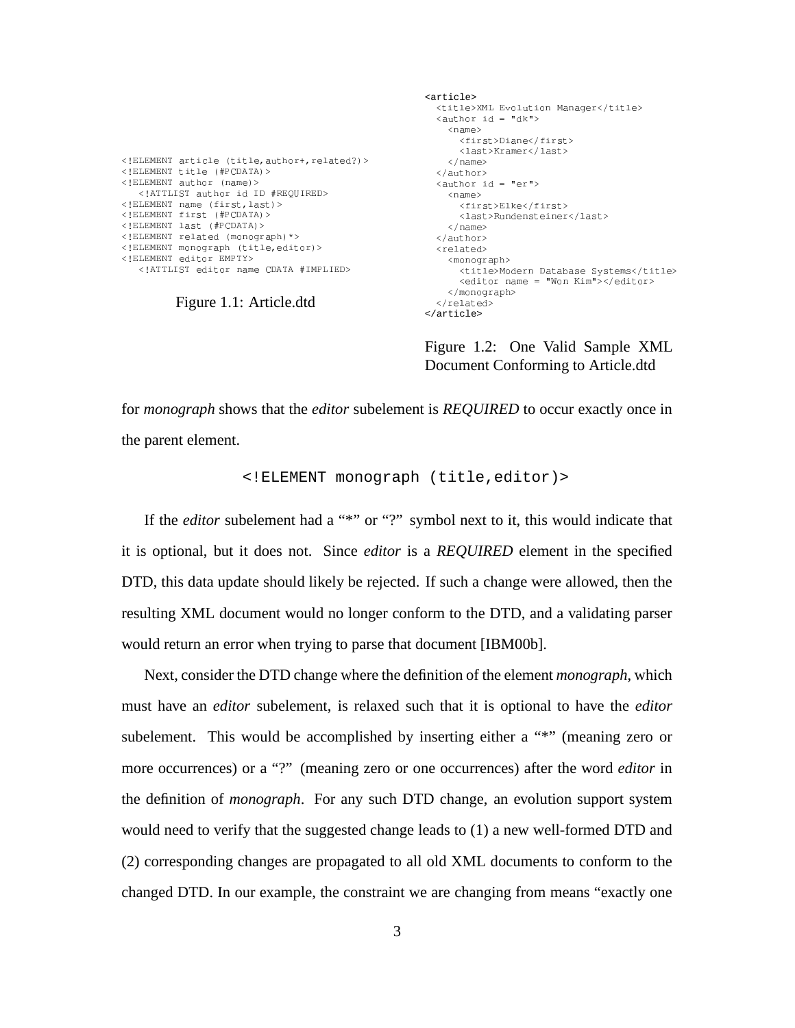```
<!ELEMENT article (title,author+,related?)>
<!ELEMENT title (#PCDATA)>
<!ELEMENT author (name)>
   <!ATTLIST author id ID #REQUIRED>
<!ELEMENT name (first,last)>
<!ELEMENT first (#PCDATA)>
<!ELEMENT last (#PCDATA)>
<!ELEMENT related (monograph)*>
<!ELEMENT monograph (title,editor)>
<!ELEMENT editor EMPTY>
   <!ATTLIST editor name CDATA #IMPLIED>
```

Figure 1.1: Article.dtd

```
<article>
  <title>XML Evolution Manager</title>
  <author id = "dk">
    <name>
      <first>Diane</first>
      <last>Kramer</last>
    </name>
  </author>
  <author id = "er">
    <name>
      <first>Elke</first>
      <last>Rundensteiner</last>
    </name>
  </author>
  <related>
    <monograph>
      <title>Modern Database Systems</title>
      <editor name = "Won Kim"></editor>
    </monograph>
  </related>
</article>
```

Figure 1.2: One Valid Sample XML Document Conforming to Article.dtd

for *monograph* shows that the *editor* subelement is *REQUIRED* to occur exactly once in the parent element.

```
<!ELEMENT monograph (title,editor)>
```

If the *editor* subelement had a "*" or "?" symbol next to it, this would indicate that it is optional, but it does not. Since *editor* is a *REQUIRED* element in the specified DTD, this data update should likely be rejected. If such a change were allowed, then the resulting XML document would no longer conform to the DTD, and a validating parser would return an error when trying to parse that document [IBM00b].

Next, consider the DTD change where the definition of the element *monograph*, which must have an *editor* subelement, is relaxed such that it is optional to have the *editor* subelement. This would be accomplished by inserting either a "*" (meaning zero or more occurrences) or a "?" (meaning zero or one occurrences) after the word *editor* in the definition of *monograph*. For any such DTD change, an evolution support system would need to verify that the suggested change leads to (1) a new well-formed DTD and (2) corresponding changes are propagated to all old XML documents to conform to the changed DTD. In our example, the constraint we are changing from means "exactly one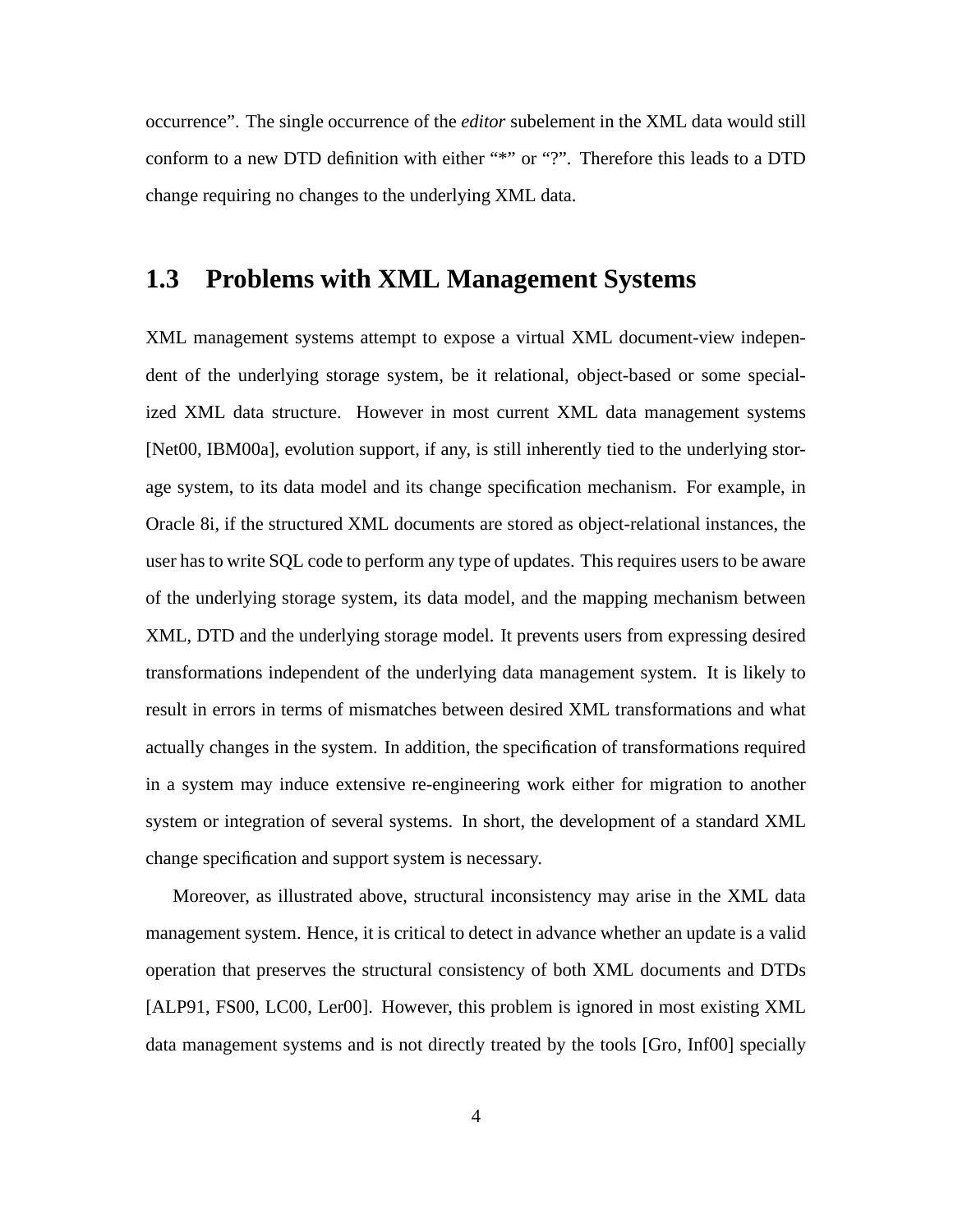occurrence". The single occurrence of the *editor* subelement in the XML data would still conform to a new DTD definition with either "*" or "?". Therefore this leads to a DTD change requiring no changes to the underlying XML data.

## 1.3 Problems with XML Management Systems

XML management systems attempt to expose a virtual XML document-view independent of the underlying storage system, be it relational, object-based or some specialized XML data structure. However in most current XML data management systems [Net00, IBM00a], evolution support, if any, is still inherently tied to the underlying storage system, to its data model and its change specification mechanism. For example, in Oracle 8i, if the structured XML documents are stored as object-relational instances, the user has to write SQL code to perform any type of updates. This requires users to be aware of the underlying storage system, its data model, and the mapping mechanism between XML, DTD and the underlying storage model. It prevents users from expressing desired transformations independent of the underlying data management system. It is likely to result in errors in terms of mismatches between desired XML transformations and what actually changes in the system. In addition, the specification of transformations required in a system may induce extensive re-engineering work either for migration to another system or integration of several systems. In short, the development of a standard XML change specification and support system is necessary.

Moreover, as illustrated above, structural inconsistency may arise in the XML data management system. Hence, it is critical to detect in advance whether an update is a valid operation that preserves the structural consistency of both XML documents and DTDs [ALP91, FS00, LC00, Ler00]. However, this problem is ignored in most existing XML data management systems and is not directly treated by the tools [Gro, Inf00] specially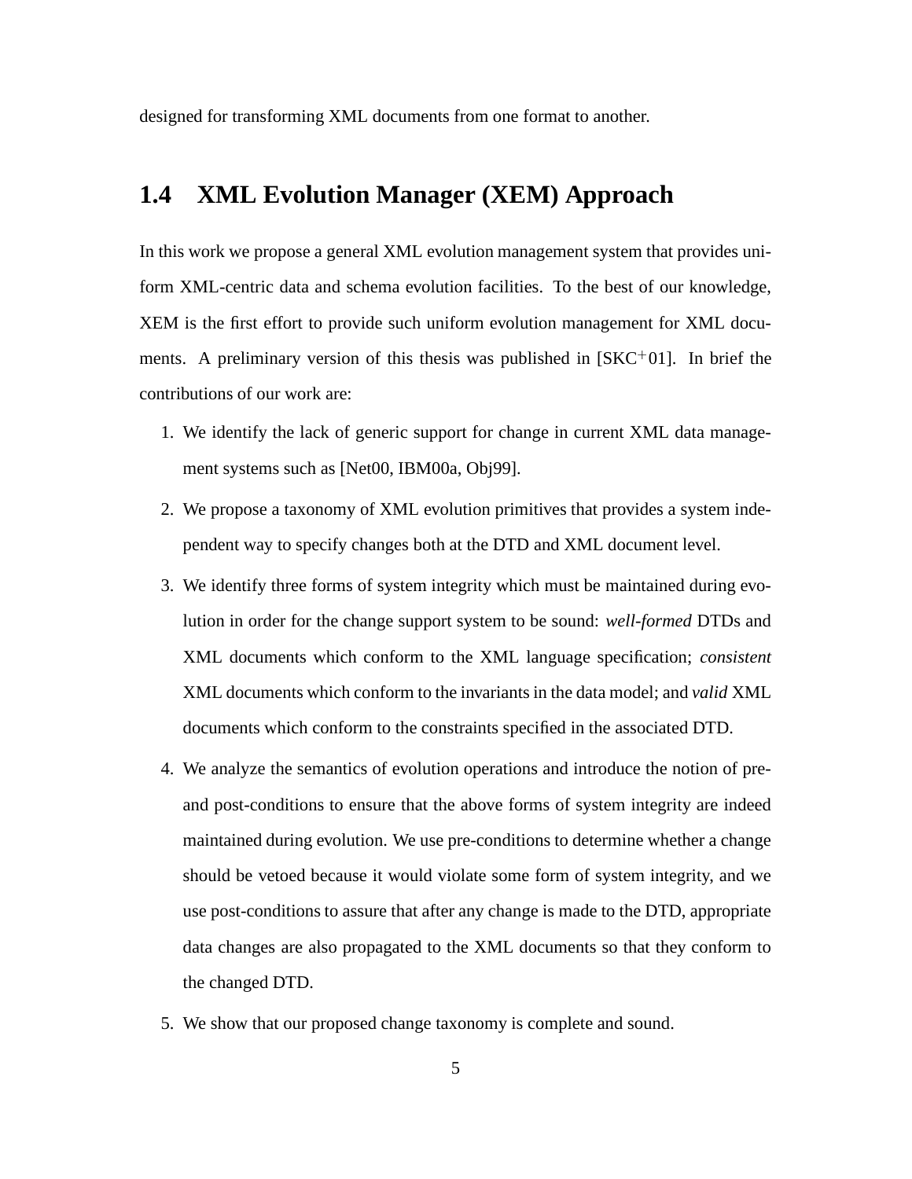designed for transforming XML documents from one format to another.

## 1.4 XML Evolution Manager (XEM) Approach

In this work we propose a general XML evolution management system that provides uniform XML-centric data and schema evolution facilities. To the best of our knowledge, XEM is the first effort to provide such uniform evolution management for XML documents. A preliminary version of this thesis was published in [SKC+01]. In brief the contributions of our work are:

1. We identify the lack of generic support for change in current XML data management systems such as [Net00, IBM00a, Obj99].
2. We propose a taxonomy of XML evolution primitives that provides a system independent way to specify changes both at the DTD and XML document level.
3. We identify three forms of system integrity which must be maintained during evolution in order for the change support system to be sound: *well-formed* DTDs and XML documents which conform to the XML language specification; *consistent* XML documents which conform to the invariants in the data model; and *valid* XML documents which conform to the constraints specified in the associated DTD.
4. We analyze the semantics of evolution operations and introduce the notion of pre- and post-conditions to ensure that the above forms of system integrity are indeed maintained during evolution. We use pre-conditions to determine whether a change should be vetoed because it would violate some form of system integrity, and we use post-conditions to assure that after any change is made to the DTD, appropriate data changes are also propagated to the XML documents so that they conform to the changed DTD.
5. We show that our proposed change taxonomy is complete and sound.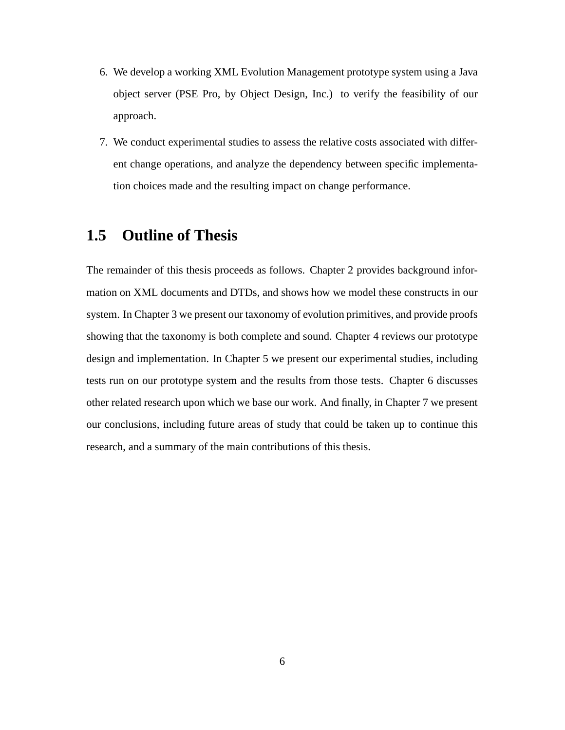6. We develop a working XML Evolution Management prototype system using a Java object server (PSE Pro, by Object Design, Inc.) to verify the feasibility of our approach.

7. We conduct experimental studies to assess the relative costs associated with different change operations, and analyze the dependency between specific implementation choices made and the resulting impact on change performance.

## 1.5 Outline of Thesis

The remainder of this thesis proceeds as follows. Chapter 2 provides background information on XML documents and DTDs, and shows how we model these constructs in our system. In Chapter 3 we present our taxonomy of evolution primitives, and provide proofs showing that the taxonomy is both complete and sound. Chapter 4 reviews our prototype design and implementation. In Chapter 5 we present our experimental studies, including tests run on our prototype system and the results from those tests. Chapter 6 discusses other related research upon which we base our work. And finally, in Chapter 7 we present our conclusions, including future areas of study that could be taken up to continue this research, and a summary of the main contributions of this thesis.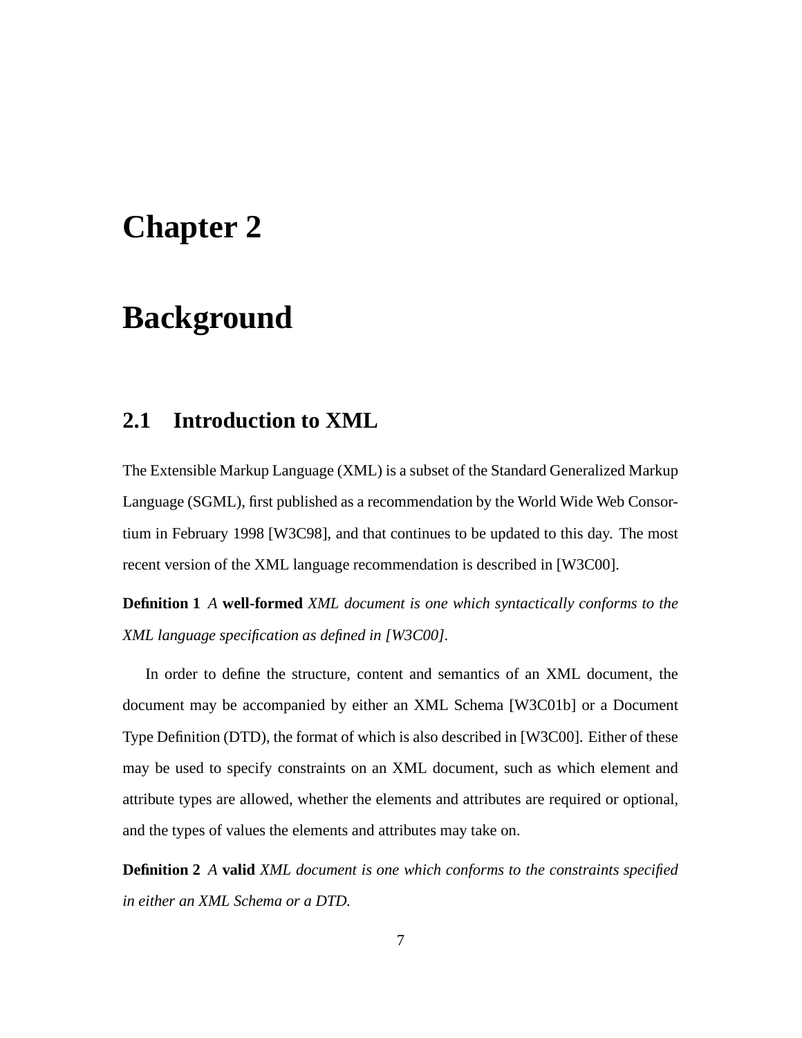# Chapter 2

# Background

## 2.1 Introduction to XML

The Extensible Markup Language (XML) is a subset of the Standard Generalized Markup Language (SGML), first published as a recommendation by the World Wide Web Consortium in February 1998 [W3C98], and that continues to be updated to this day. The most recent version of the XML language recommendation is described in [W3C00].

**Definition 1** *A* **well-formed** *XML document is one which syntactically conforms to the XML language specification as defined in [W3C00].*

In order to define the structure, content and semantics of an XML document, the document may be accompanied by either an XML Schema [W3C01b] or a Document Type Definition (DTD), the format of which is also described in [W3C00]. Either of these may be used to specify constraints on an XML document, such as which element and attribute types are allowed, whether the elements and attributes are required or optional, and the types of values the elements and attributes may take on.

**Definition 2** *A* **valid** *XML document is one which conforms to the constraints specified in either an XML Schema or a DTD.*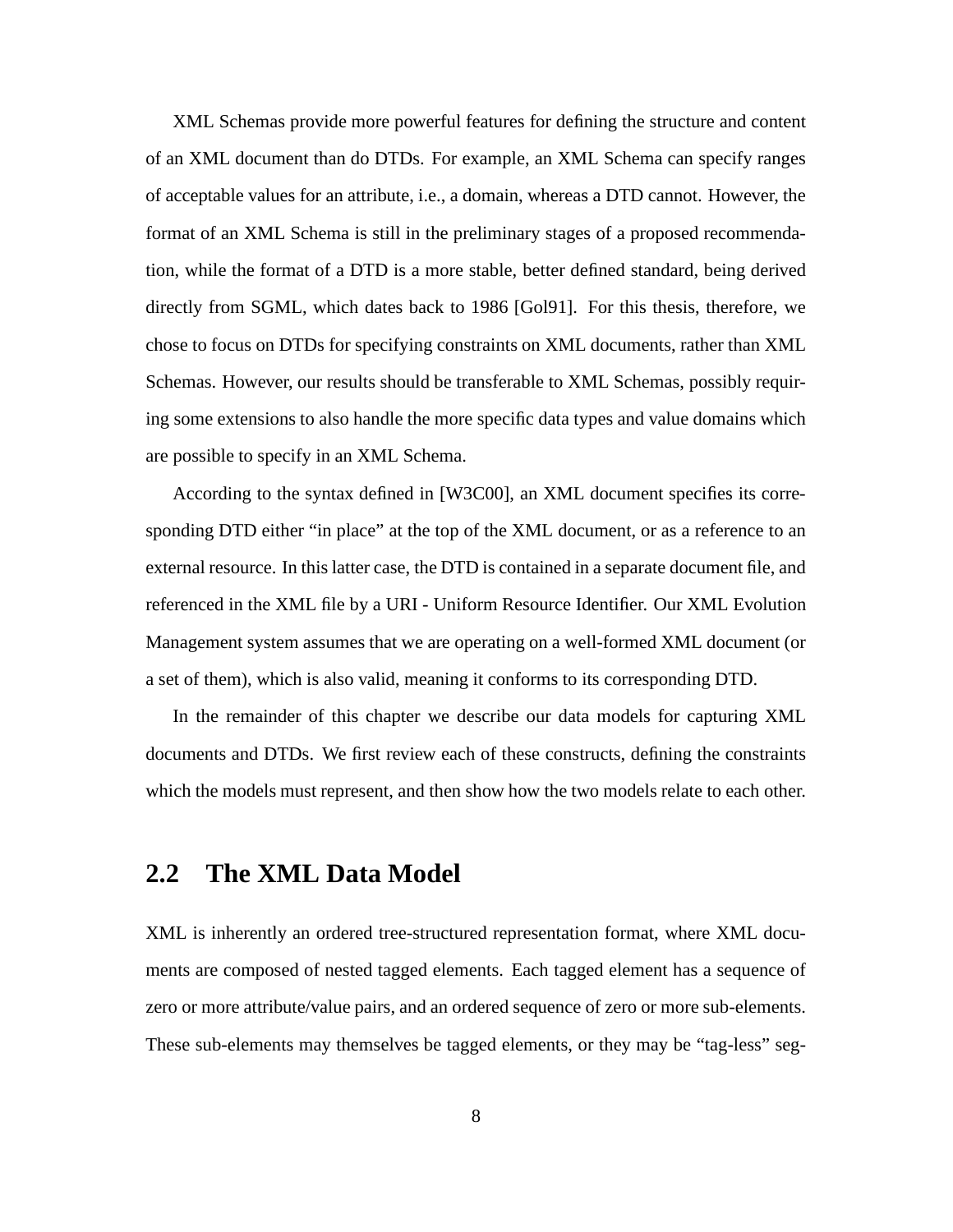XML Schemas provide more powerful features for defining the structure and content of an XML document than do DTDs. For example, an XML Schema can specify ranges of acceptable values for an attribute, i.e., a domain, whereas a DTD cannot. However, the format of an XML Schema is still in the preliminary stages of a proposed recommendation, while the format of a DTD is a more stable, better defined standard, being derived directly from SGML, which dates back to 1986 [Gol91]. For this thesis, therefore, we chose to focus on DTDs for specifying constraints on XML documents, rather than XML Schemas. However, our results should be transferable to XML Schemas, possibly requiring some extensions to also handle the more specific data types and value domains which are possible to specify in an XML Schema.

According to the syntax defined in [W3C00], an XML document specifies its corresponding DTD either "in place" at the top of the XML document, or as a reference to an external resource. In this latter case, the DTD is contained in a separate document file, and referenced in the XML file by a URI - Uniform Resource Identifier. Our XML Evolution Management system assumes that we are operating on a well-formed XML document (or a set of them), which is also valid, meaning it conforms to its corresponding DTD.

In the remainder of this chapter we describe our data models for capturing XML documents and DTDs. We first review each of these constructs, defining the constraints which the models must represent, and then show how the two models relate to each other.

## 2.2 The XML Data Model

XML is inherently an ordered tree-structured representation format, where XML documents are composed of nested tagged elements. Each tagged element has a sequence of zero or more attribute/value pairs, and an ordered sequence of zero or more sub-elements. These sub-elements may themselves be tagged elements, or they may be "tag-less" seg-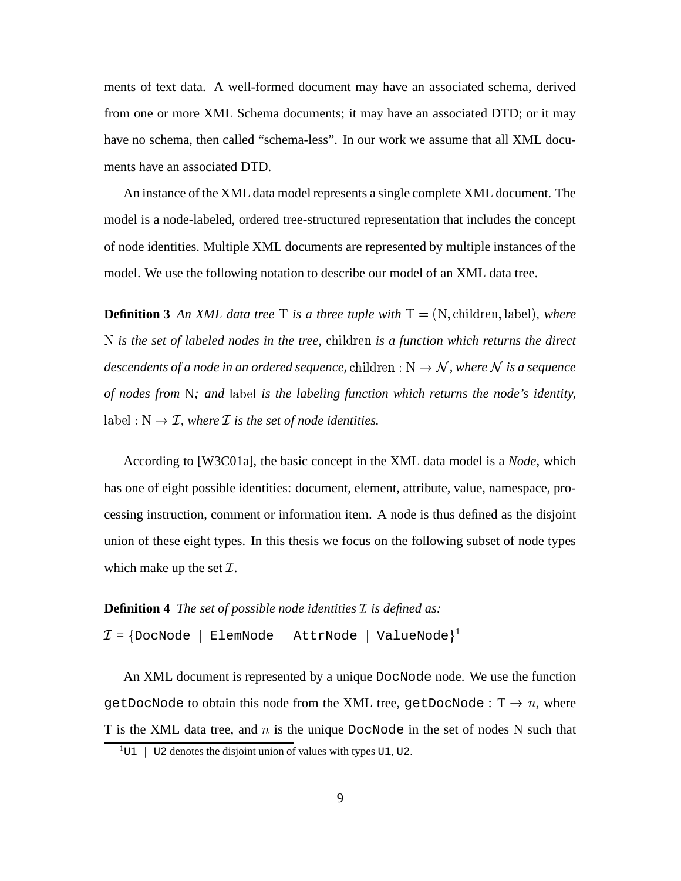ments of text data. A well-formed document may have an associated schema, derived from one or more XML Schema documents; it may have an associated DTD; or it may have no schema, then called "schema-less". In our work we assume that all XML documents have an associated DTD.

An instance of the XML data model represents a single complete XML document. The model is a node-labeled, ordered tree-structured representation that includes the concept of node identities. Multiple XML documents are represented by multiple instances of the model. We use the following notation to describe our model of an XML data tree.

**Definition 3** *An XML data tree* $\mathrm{T}$ *is a three tuple with* $\mathrm{T} = (\mathrm{N}, \mathrm{children}, \mathrm{label})$*, where* $\mathrm{N}$ *is the set of labeled nodes in the tree,* $\mathrm{children}$ *is a function which returns the direct descendents of a node in an ordered sequence,* $\mathrm{children} : \mathrm{N} \rightarrow \mathcal{N}$*, where* $\mathcal{N}$ *is a sequence of nodes from* $\mathrm{N}$*; and* $\mathrm{label}$ *is the labeling function which returns the node's identity,* $\mathrm{label} : \mathrm{N} \rightarrow \mathcal{I}$*, where* $\mathcal{I}$ *is the set of node identities.*

According to [W3C01a], the basic concept in the XML data model is a *Node*, which has one of eight possible identities: document, element, attribute, value, namespace, processing instruction, comment or information item. A node is thus defined as the disjoint union of these eight types. In this thesis we focus on the following subset of node types which make up the set $\mathcal{I}$.

**Definition 4** *The set of possible node identities* $\mathcal{I}$ *is defined as:*
$\mathcal{I}$ = {`DocNode` | `ElemNode` | `AttrNode` | `ValueNode`}[1]

An XML document is represented by a unique `DocNode` node. We use the function `getDocNode` to obtain this node from the XML tree, `getDocNode` : $\mathrm{T} \rightarrow n$, where T is the XML data tree, and $n$ is the unique `DocNode` in the set of nodes N such that

[1] `U1` | `U2` denotes the disjoint union of values with types `U1`, `U2`.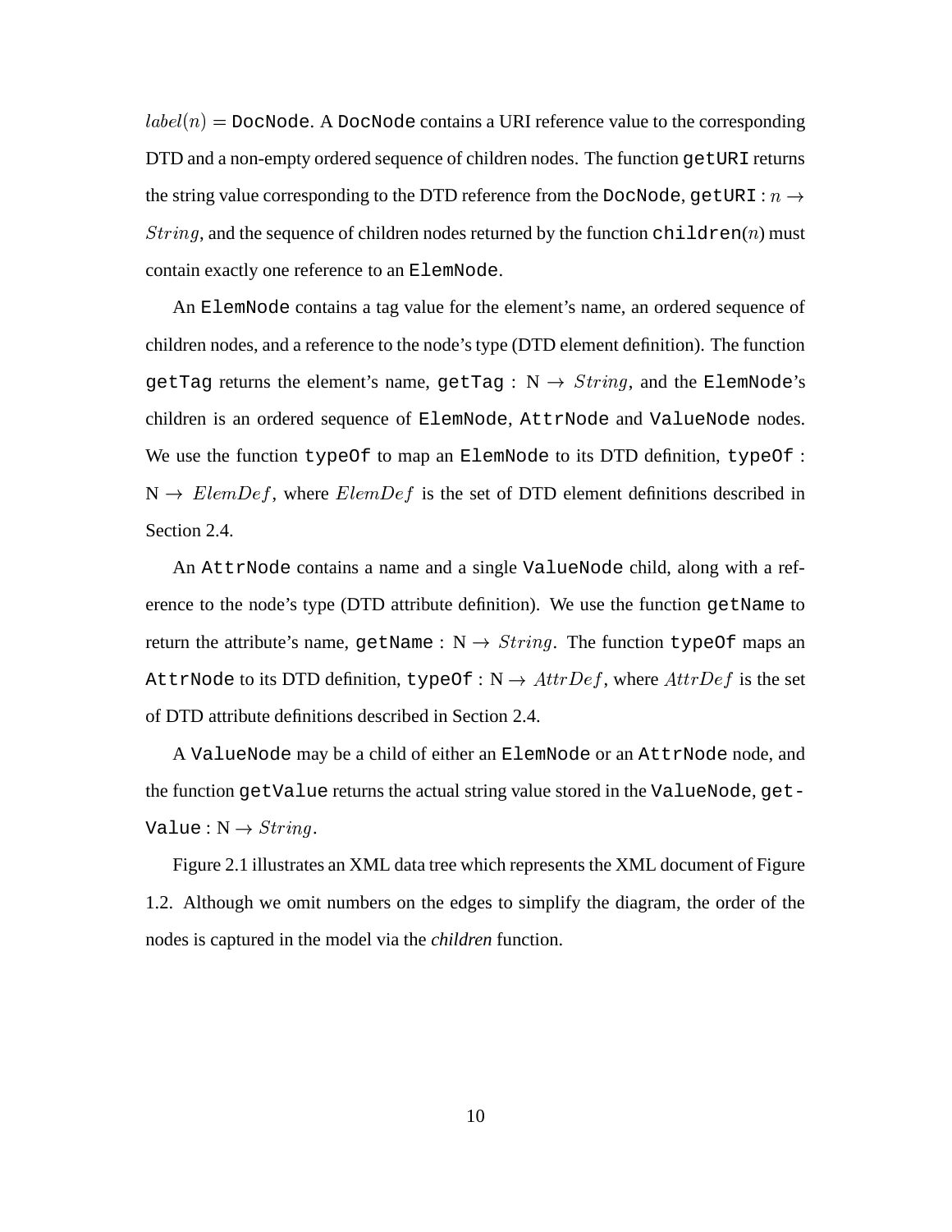$label(n) =$ `DocNode`. A `DocNode` contains a URI reference value to the corresponding DTD and a non-empty ordered sequence of children nodes. The function `getURI` returns the string value corresponding to the DTD reference from the `DocNode`, `getURI` : $n \rightarrow String$, and the sequence of children nodes returned by the function `children`($n$) must contain exactly one reference to an `ElemNode`.

An `ElemNode` contains a tag value for the element's name, an ordered sequence of children nodes, and a reference to the node's type (DTD element definition). The function `getTag` returns the element's name, `getTag` : $\mathrm{N} \rightarrow String$, and the `ElemNode`'s children is an ordered sequence of `ElemNode`, `AttrNode` and `ValueNode` nodes. We use the function `typeOf` to map an `ElemNode` to its DTD definition, `typeOf` : $\mathrm{N} \rightarrow ElemDef$, where $ElemDef$ is the set of DTD element definitions described in Section 2.4.

An `AttrNode` contains a name and a single `ValueNode` child, along with a reference to the node's type (DTD attribute definition). We use the function `getName` to return the attribute's name, `getName` : $\mathrm{N} \rightarrow String$. The function `typeOf` maps an `AttrNode` to its DTD definition, `typeOf` : $\mathrm{N} \rightarrow AttrDef$, where $AttrDef$ is the set of DTD attribute definitions described in Section 2.4.

A `ValueNode` may be a child of either an `ElemNode` or an `AttrNode` node, and the function `getValue` returns the actual string value stored in the `ValueNode`, `getValue` : $\mathrm{N} \rightarrow String$.

Figure 2.1 illustrates an XML data tree which represents the XML document of Figure 1.2. Although we omit numbers on the edges to simplify the diagram, the order of the nodes is captured in the model via the *children* function.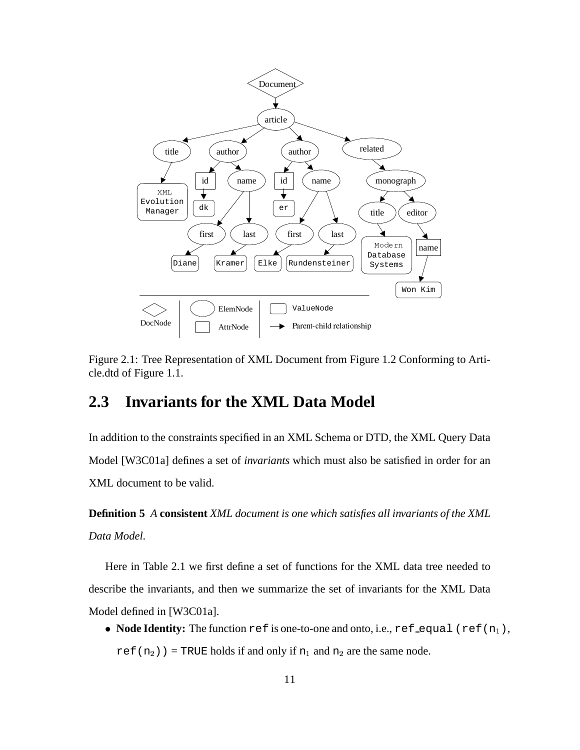Figure 2.1: Tree Representation of XML Document from Figure 1.2 Conforming to Article.dtd of Figure 1.1.

## 2.3 Invariants for the XML Data Model

In addition to the constraints specified in an XML Schema or DTD, the XML Query Data Model [W3C01a] defines a set of *invariants* which must also be satisfied in order for an XML document to be valid.

**Definition 5** *A* **consistent** *XML document is one which satisfies all invariants of the XML Data Model.*

Here in Table 2.1 we first define a set of functions for the XML data tree needed to describe the invariants, and then we summarize the set of invariants for the XML Data Model defined in [W3C01a].

- **Node Identity:** The function `ref` is one-to-one and onto, i.e., `ref_equal(ref(`$n_1$`), ref(`$n_2$`))` = `TRUE` holds if and only if $n_1$ and $n_2$ are the same node.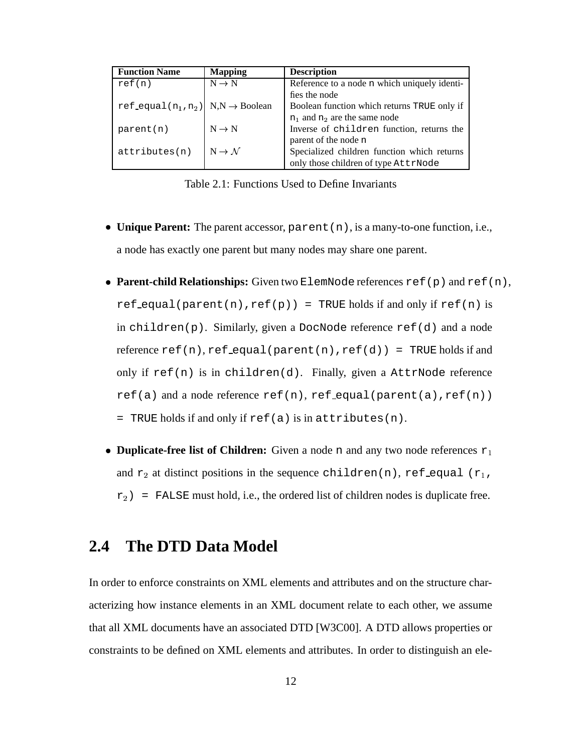| Function Name | Mapping | Description |
| --- | --- | --- |
| ref(n) | N → N | Reference to a node n which uniquely identifies the node |
| ref_equal($n_1$,$n_2$) | N,N → Boolean | Boolean function which returns TRUE only if $n_1$ and $n_2$ are the same node |
| parent(n) | N → N | Inverse of children function, returns the parent of the node n |
| attributes(n) | N → $\mathcal{N}$ | Specialized children function which returns only those children of type AttrNode |

Table 2.1: Functions Used to Define Invariants

- **Unique Parent:** The parent accessor, parent(n), is a many-to-one function, i.e., a node has exactly one parent but many nodes may share one parent.

- **Parent-child Relationships:** Given two ElemNode references ref(p) and ref(n), ref_equal(parent(n),ref(p)) = TRUE holds if and only if ref(n) is in children(p). Similarly, given a DocNode reference ref(d) and a node reference ref(n), ref_equal(parent(n),ref(d)) = TRUE holds if and only if ref(n) is in children(d). Finally, given a AttrNode reference ref(a) and a node reference ref(n), ref_equal(parent(a),ref(n)) = TRUE holds if and only if ref(a) is in attributes(n).

- **Duplicate-free list of Children:** Given a node n and any two node references $r_1$ and $r_2$ at distinct positions in the sequence children(n), ref_equal ($r_1$, $r_2$) = FALSE must hold, i.e., the ordered list of children nodes is duplicate free.

## 2.4 The DTD Data Model

In order to enforce constraints on XML elements and attributes and on the structure characterizing how instance elements in an XML document relate to each other, we assume that all XML documents have an associated DTD [W3C00]. A DTD allows properties or constraints to be defined on XML elements and attributes. In order to distinguish an ele-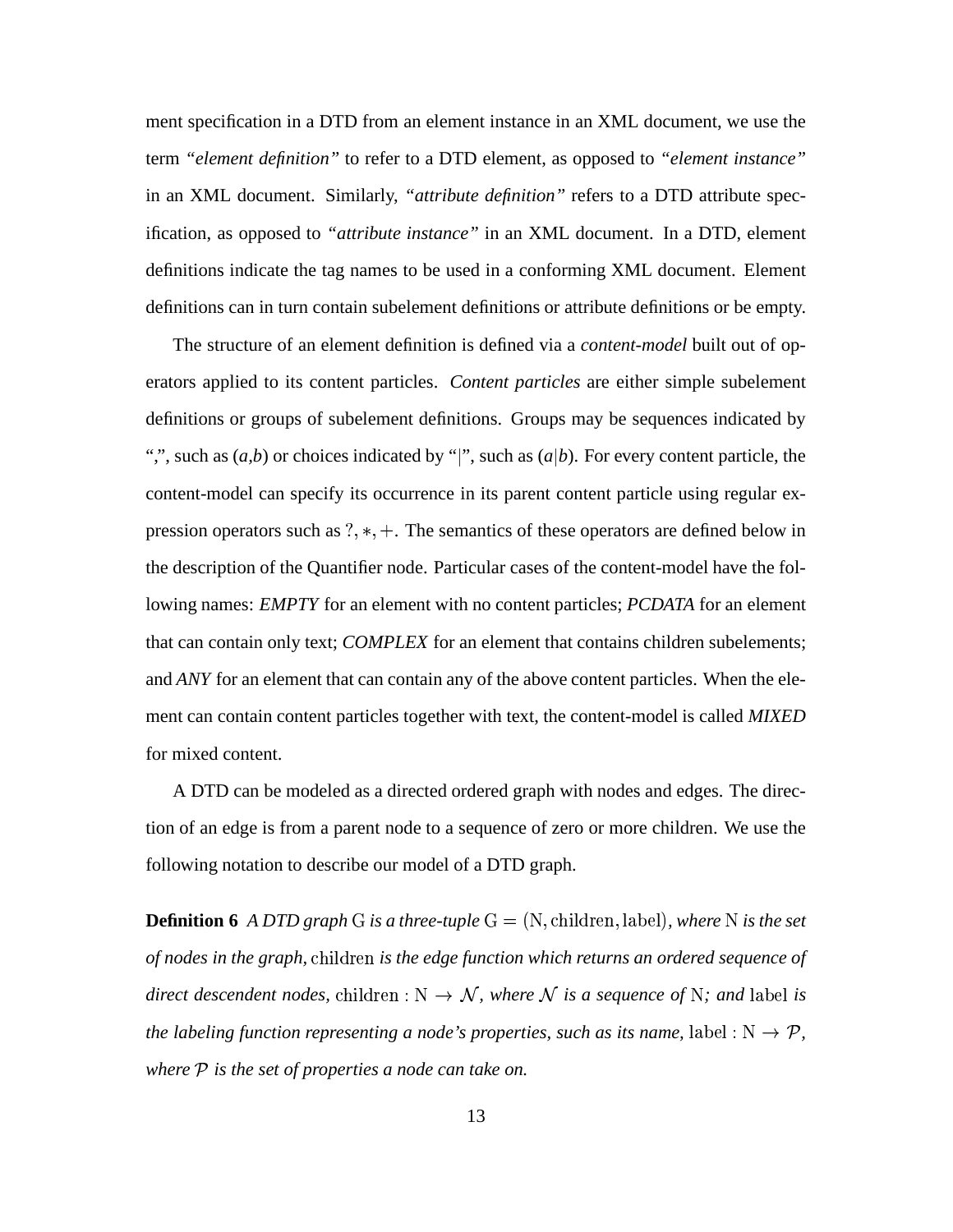ment specification in a DTD from an element instance in an XML document, we use the term *"element definition"* to refer to a DTD element, as opposed to *"element instance"* in an XML document. Similarly, *"attribute definition"* refers to a DTD attribute specification, as opposed to *"attribute instance"* in an XML document. In a DTD, element definitions indicate the tag names to be used in a conforming XML document. Element definitions can in turn contain subelement definitions or attribute definitions or be empty.

The structure of an element definition is defined via a *content-model* built out of operators applied to its content particles. *Content particles* are either simple subelement definitions or groups of subelement definitions. Groups may be sequences indicated by ",", such as (*a*,*b*) or choices indicated by "|", such as ($a|b$). For every content particle, the content-model can specify its occurrence in its parent content particle using regular expression operators such as $?, *, +$. The semantics of these operators are defined below in the description of the Quantifier node. Particular cases of the content-model have the following names: *EMPTY* for an element with no content particles; *PCDATA* for an element that can contain only text; *COMPLEX* for an element that contains children subelements; and *ANY* for an element that can contain any of the above content particles. When the element can contain content particles together with text, the content-model is called *MIXED* for mixed content.

A DTD can be modeled as a directed ordered graph with nodes and edges. The direction of an edge is from a parent node to a sequence of zero or more children. We use the following notation to describe our model of a DTD graph.

**Definition 6** *A DTD graph* $\mathrm{G}$ *is a three-tuple* $\mathrm{G} = (\mathrm{N}, \mathrm{children}, \mathrm{label})$*, where* $\mathrm{N}$ *is the set of nodes in the graph,* $\mathrm{children}$ *is the edge function which returns an ordered sequence of direct descendent nodes,* $\mathrm{children} : \mathrm{N} \rightarrow \mathcal{N}$*, where* $\mathcal{N}$ *is a sequence of* $\mathrm{N}$*; and* $\mathrm{label}$ *is the labeling function representing a node's properties, such as its name,* $\mathrm{label} : \mathrm{N} \rightarrow \mathcal{P}$*, where* $\mathcal{P}$ *is the set of properties a node can take on.*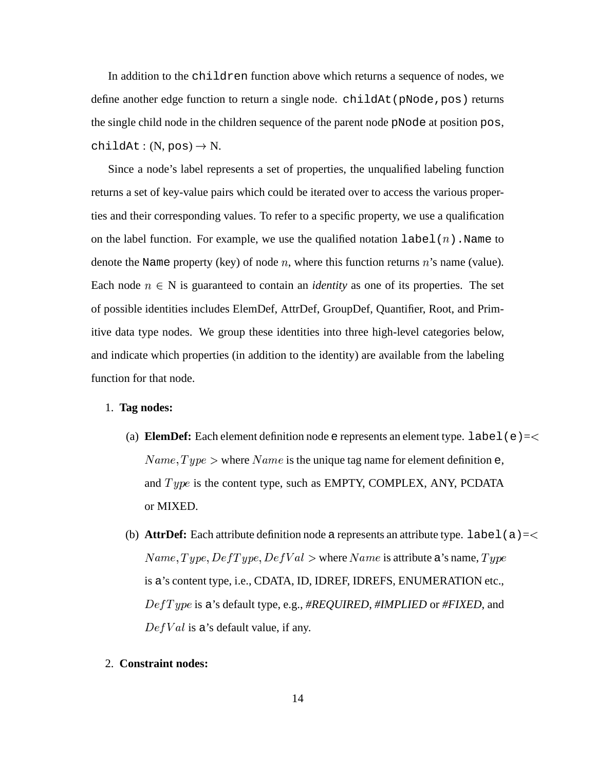In addition to the `children` function above which returns a sequence of nodes, we define another edge function to return a single node. `childAt(pNode,pos)` returns the single child node in the children sequence of the parent node `pNode` at position `pos`, `childAt` : (N, `pos`) $\rightarrow$ N.

Since a node's label represents a set of properties, the unqualified labeling function returns a set of key-value pairs which could be iterated over to access the various properties and their corresponding values. To refer to a specific property, we use a qualification on the label function. For example, we use the qualified notation `label(`$n$`).Name` to denote the `Name` property (key) of node $n$, where this function returns $n$'s name (value). Each node $n \in$ N is guaranteed to contain an *identity* as one of its properties. The set of possible identities includes ElemDef, AttrDef, GroupDef, Quantifier, Root, and Primitive data type nodes. We group these identities into three high-level categories below, and indicate which properties (in addition to the identity) are available from the labeling function for that node.

1. **Tag nodes:**

   (a) **ElemDef:** Each element definition node `e` represents an element type. `label(e)`$= < Name, Type >$ where $Name$ is the unique tag name for element definition `e`, and $Type$ is the content type, such as EMPTY, COMPLEX, ANY, PCDATA or MIXED.

   (b) **AttrDef:** Each attribute definition node `a` represents an attribute type. `label(a)`$= < Name, Type, DefType, DefVal >$ where $Name$ is attribute `a`'s name, $Type$ is `a`'s content type, i.e., CDATA, ID, IDREF, IDREFS, ENUMERATION etc., $DefType$ is `a`'s default type, e.g., *#REQUIRED*, *#IMPLIED* or *#FIXED*, and $DefVal$ is `a`'s default value, if any.

2. **Constraint nodes:**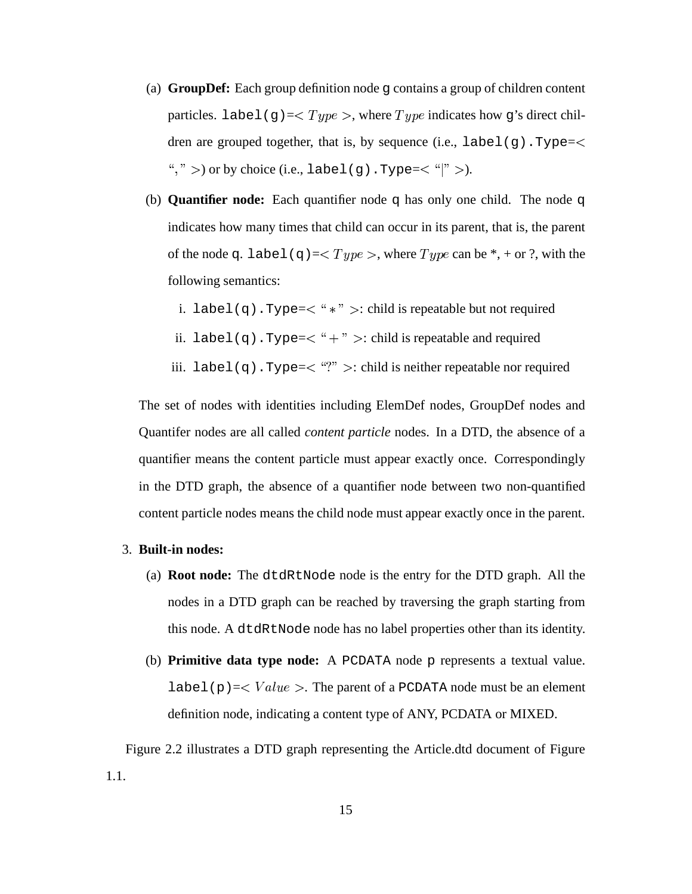(a) **GroupDef:** Each group definition node `g` contains a group of children content particles. `label(g)`=$< Type >$, where $Type$ indicates how `g`'s direct children are grouped together, that is, by sequence (i.e., `label(g).Type`=$<$ "," $>$) or by choice (i.e., `label(g).Type`=$<$ "|" $>$).

(b) **Quantifier node:** Each quantifier node `q` has only one child. The node `q` indicates how many times that child can occur in its parent, that is, the parent of the node `q`. `label(q)`=$< Type >$, where $Type$ can be *, + or ?, with the following semantics:

   i. `label(q).Type`=$<$ "$*$" $>$: child is repeatable but not required

   ii. `label(q).Type`=$<$ "$+$" $>$: child is repeatable and required

   iii. `label(q).Type`=$<$ "?" $>$: child is neither repeatable nor required

The set of nodes with identities including ElemDef nodes, GroupDef nodes and Quantifer nodes are all called *content particle* nodes. In a DTD, the absence of a quantifier means the content particle must appear exactly once. Correspondingly in the DTD graph, the absence of a quantifier node between two non-quantified content particle nodes means the child node must appear exactly once in the parent.

3. **Built-in nodes:**

   (a) **Root node:** The `dtdRtNode` node is the entry for the DTD graph. All the nodes in a DTD graph can be reached by traversing the graph starting from this node. A `dtdRtNode` node has no label properties other than its identity.

   (b) **Primitive data type node:** A `PCDATA` node `p` represents a textual value. `label(p)`=$< Value >$. The parent of a `PCDATA` node must be an element definition node, indicating a content type of ANY, PCDATA or MIXED.

Figure 2.2 illustrates a DTD graph representing the Article.dtd document of Figure 1.1.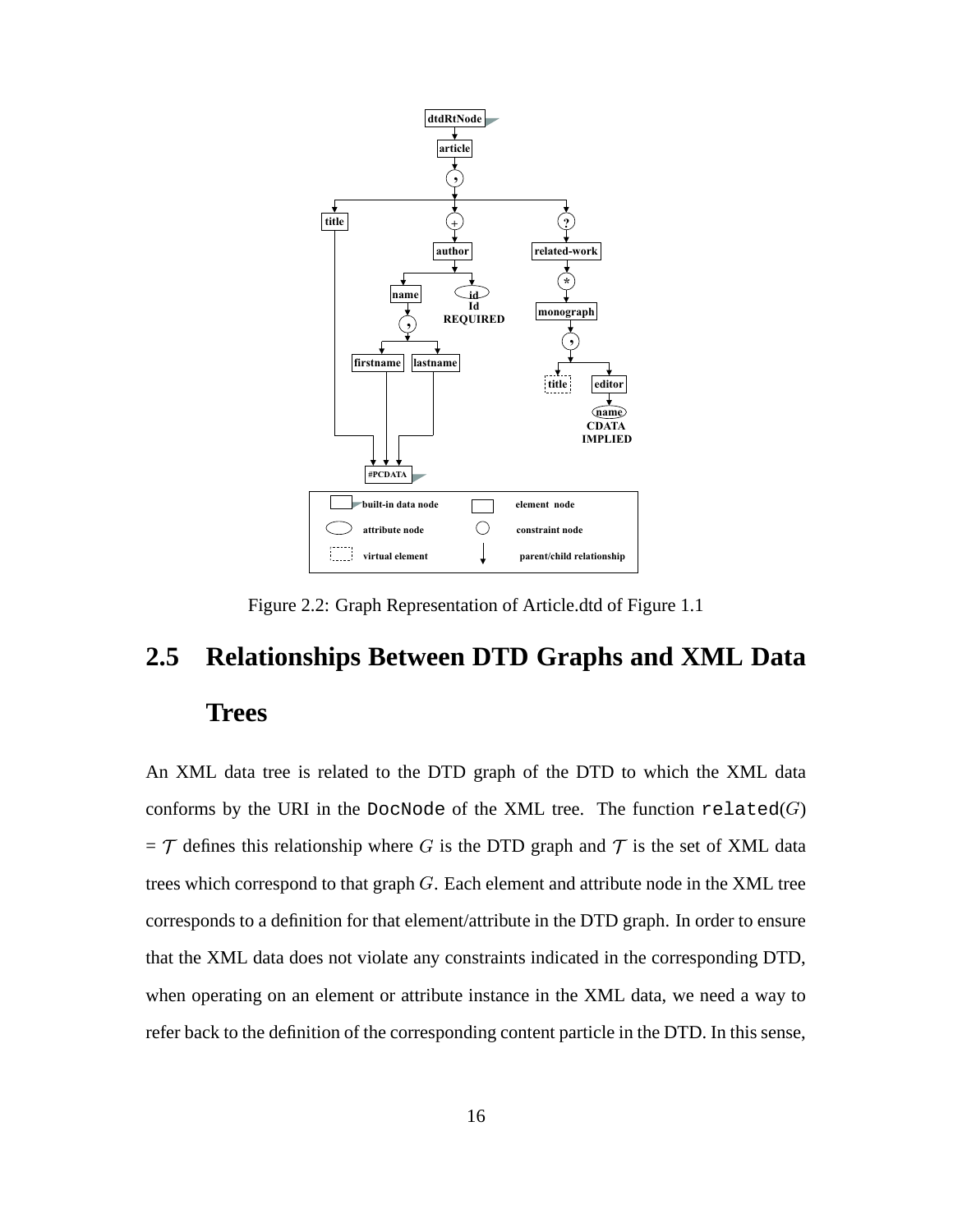Figure 2.2: Graph Representation of Article.dtd of Figure 1.1

## 2.5 Relationships Between DTD Graphs and XML Data Trees

An XML data tree is related to the DTD graph of the DTD to which the XML data conforms by the URI in the `DocNode` of the XML tree. The function `related`$(G)$ = $\mathcal{T}$ defines this relationship where $G$ is the DTD graph and $\mathcal{T}$ is the set of XML data trees which correspond to that graph $G$. Each element and attribute node in the XML tree corresponds to a definition for that element/attribute in the DTD graph. In order to ensure that the XML data does not violate any constraints indicated in the corresponding DTD, when operating on an element or attribute instance in the XML data, we need a way to refer back to the definition of the corresponding content particle in the DTD. In this sense,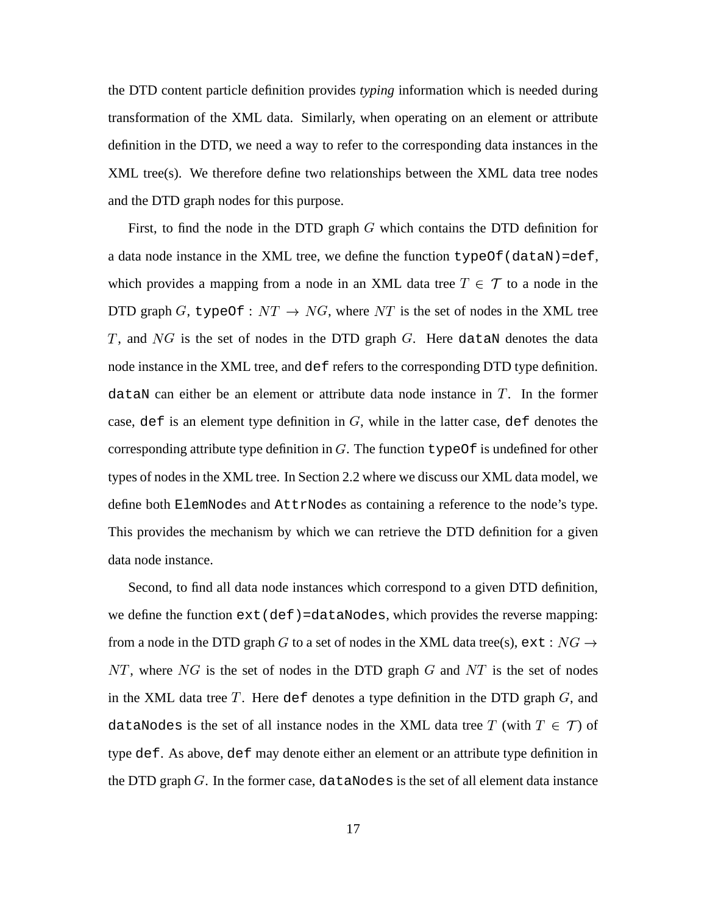the DTD content particle definition provides *typing* information which is needed during transformation of the XML data. Similarly, when operating on an element or attribute definition in the DTD, we need a way to refer to the corresponding data instances in the XML tree(s). We therefore define two relationships between the XML data tree nodes and the DTD graph nodes for this purpose.

First, to find the node in the DTD graph $G$ which contains the DTD definition for a data node instance in the XML tree, we define the function `typeOf(dataN)=def`, which provides a mapping from a node in an XML data tree $T \in \mathcal{T}$ to a node in the DTD graph $G$, `typeOf` : $NT \rightarrow NG$, where $NT$ is the set of nodes in the XML tree $T$, and $NG$ is the set of nodes in the DTD graph $G$. Here `dataN` denotes the data node instance in the XML tree, and `def` refers to the corresponding DTD type definition. `dataN` can either be an element or attribute data node instance in $T$. In the former case, `def` is an element type definition in $G$, while in the latter case, `def` denotes the corresponding attribute type definition in $G$. The function `typeOf` is undefined for other types of nodes in the XML tree. In Section 2.2 where we discuss our XML data model, we define both `ElemNode`s and `AttrNode`s as containing a reference to the node's type. This provides the mechanism by which we can retrieve the DTD definition for a given data node instance.

Second, to find all data node instances which correspond to a given DTD definition, we define the function `ext(def)=dataNodes`, which provides the reverse mapping: from a node in the DTD graph $G$ to a set of nodes in the XML data tree(s), `ext` : $NG \rightarrow NT$, where $NG$ is the set of nodes in the DTD graph $G$ and $NT$ is the set of nodes in the XML data tree $T$. Here `def` denotes a type definition in the DTD graph $G$, and `dataNodes` is the set of all instance nodes in the XML data tree $T$ (with $T \in \mathcal{T}$) of type `def`. As above, `def` may denote either an element or an attribute type definition in the DTD graph $G$. In the former case, `dataNodes` is the set of all element data instance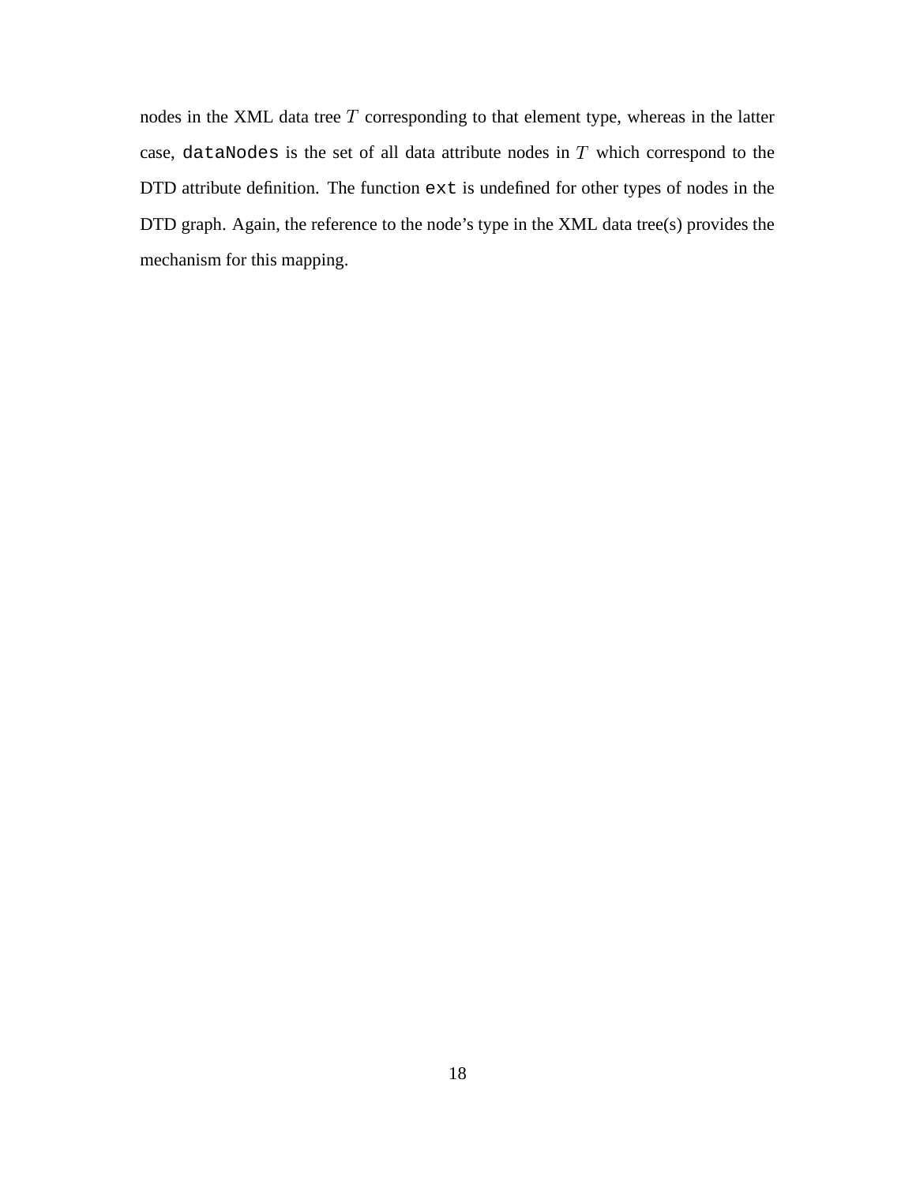nodes in the XML data tree $T$ corresponding to that element type, whereas in the latter case, `dataNodes` is the set of all data attribute nodes in $T$ which correspond to the DTD attribute definition. The function `ext` is undefined for other types of nodes in the DTD graph. Again, the reference to the node's type in the XML data tree(s) provides the mechanism for this mapping.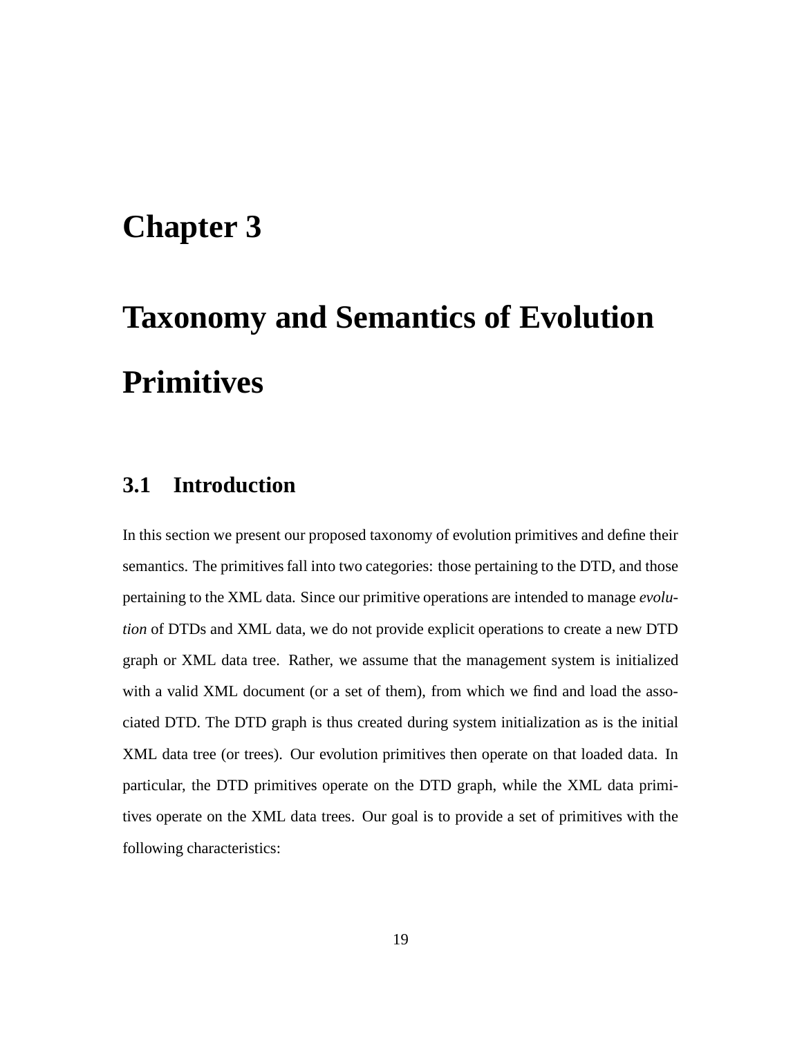# Chapter 3

# Taxonomy and Semantics of Evolution Primitives

## 3.1 Introduction

In this section we present our proposed taxonomy of evolution primitives and define their semantics. The primitives fall into two categories: those pertaining to the DTD, and those pertaining to the XML data. Since our primitive operations are intended to manage *evolution* of DTDs and XML data, we do not provide explicit operations to create a new DTD graph or XML data tree. Rather, we assume that the management system is initialized with a valid XML document (or a set of them), from which we find and load the associated DTD. The DTD graph is thus created during system initialization as is the initial XML data tree (or trees). Our evolution primitives then operate on that loaded data. In particular, the DTD primitives operate on the DTD graph, while the XML data primitives operate on the XML data trees. Our goal is to provide a set of primitives with the following characteristics: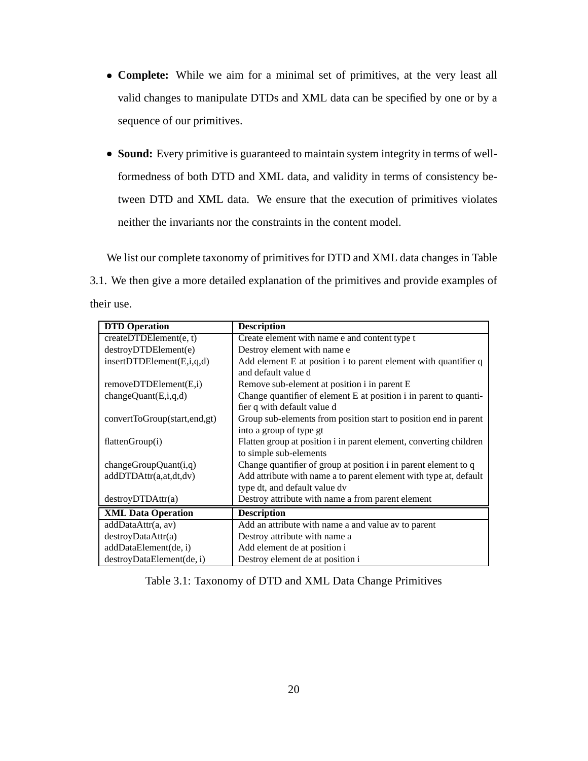- **Complete:** While we aim for a minimal set of primitives, at the very least all valid changes to manipulate DTDs and XML data can be specified by one or by a sequence of our primitives.

- **Sound:** Every primitive is guaranteed to maintain system integrity in terms of well-formedness of both DTD and XML data, and validity in terms of consistency between DTD and XML data. We ensure that the execution of primitives violates neither the invariants nor the constraints in the content model.

We list our complete taxonomy of primitives for DTD and XML data changes in Table 3.1. We then give a more detailed explanation of the primitives and provide examples of their use.

| **DTD Operation** | **Description** |
|---|---|
| createDTDElement(e, t) | Create element with name e and content type t |
| destroyDTDElement(e) | Destroy element with name e |
| insertDTDElement(E,i,q,d) | Add element E at position i to parent element with quantifier q and default value d |
| removeDTDElement(E,i) | Remove sub-element at position i in parent E |
| changeQuant(E,i,q,d) | Change quantifier of element E at position i in parent to quantifier q with default value d |
| convertToGroup(start,end,gt) | Group sub-elements from position start to position end in parent into a group of type gt |
| flattenGroup(i) | Flatten group at position i in parent element, converting children to simple sub-elements |
| changeGroupQuant(i,q) | Change quantifier of group at position i in parent element to q |
| addDTDAttr(a,at,dt,dv) | Add attribute with name a to parent element with type at, default type dt, and default value dv |
| destroyDTDAttr(a) | Destroy attribute with name a from parent element |
| **XML Data Operation** | **Description** |
| addDataAttr(a, av) | Add an attribute with name a and value av to parent |
| destroyDataAttr(a) | Destroy attribute with name a |
| addDataElement(de, i) | Add element de at position i |
| destroyDataElement(de, i) | Destroy element de at position i |

Table 3.1: Taxonomy of DTD and XML Data Change Primitives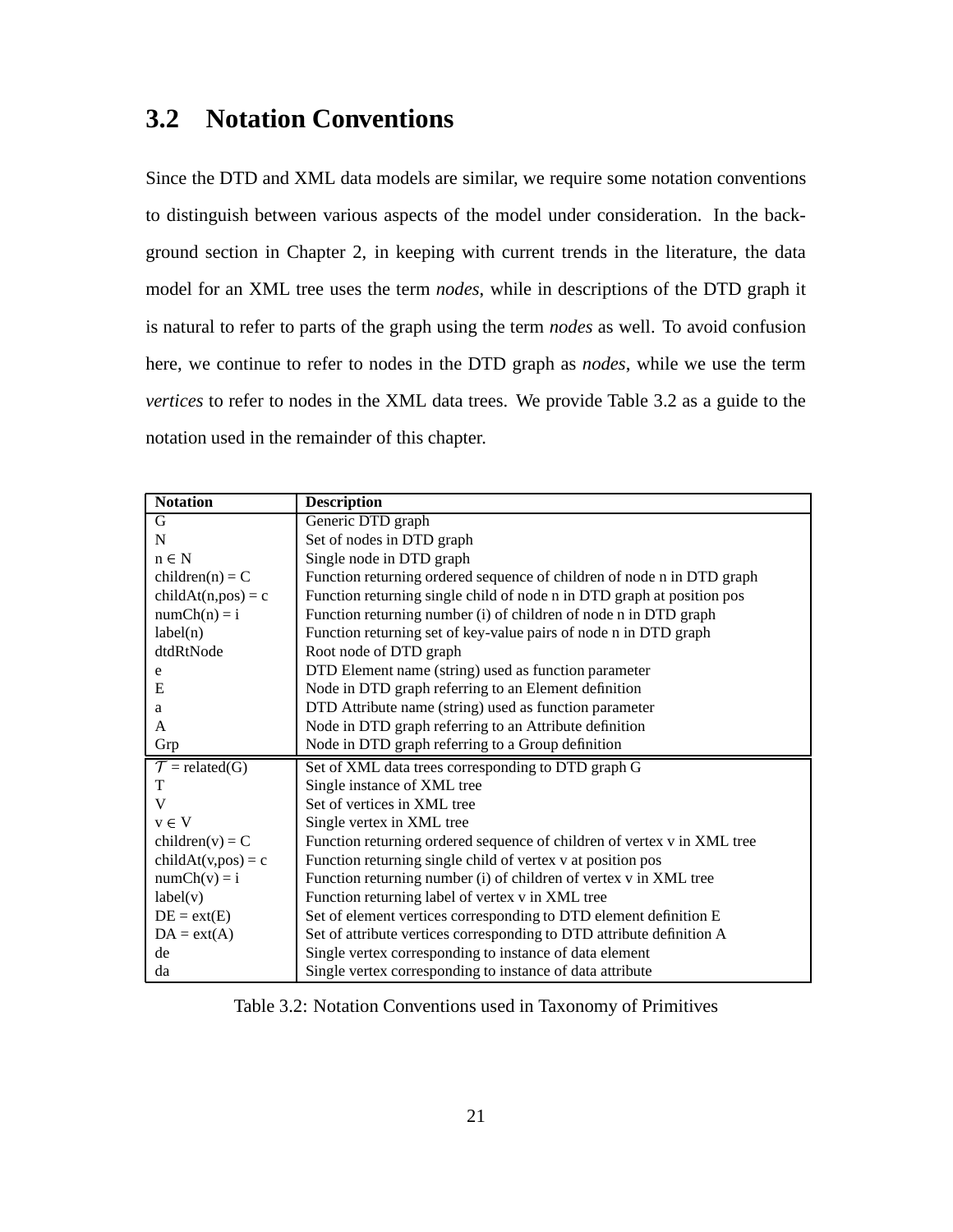## 3.2 Notation Conventions

Since the DTD and XML data models are similar, we require some notation conventions to distinguish between various aspects of the model under consideration. In the background section in Chapter 2, in keeping with current trends in the literature, the data model for an XML tree uses the term *nodes*, while in descriptions of the DTD graph it is natural to refer to parts of the graph using the term *nodes* as well. To avoid confusion here, we continue to refer to nodes in the DTD graph as *nodes*, while we use the term *vertices* to refer to nodes in the XML data trees. We provide Table 3.2 as a guide to the notation used in the remainder of this chapter.

| Notation | Description |
|---|---|
| G | Generic DTD graph |
| N | Set of nodes in DTD graph |
| $n \in N$ | Single node in DTD graph |
| children(n) = C | Function returning ordered sequence of children of node n in DTD graph |
| childAt(n,pos) = c | Function returning single child of node n in DTD graph at position pos |
| numCh(n) = i | Function returning number (i) of children of node n in DTD graph |
| label(n) | Function returning set of key-value pairs of node n in DTD graph |
| dtdRtNode | Root node of DTD graph |
| e | DTD Element name (string) used as function parameter |
| E | Node in DTD graph referring to an Element definition |
| a | DTD Attribute name (string) used as function parameter |
| A | Node in DTD graph referring to an Attribute definition |
| Grp | Node in DTD graph referring to a Group definition |
| $\mathcal{T}$ = related(G) | Set of XML data trees corresponding to DTD graph G |
| T | Single instance of XML tree |
| V | Set of vertices in XML tree |
| $v \in V$ | Single vertex in XML tree |
| children(v) = C | Function returning ordered sequence of children of vertex v in XML tree |
| childAt(v,pos) = c | Function returning single child of vertex v at position pos |
| numCh(v) = i | Function returning number (i) of children of vertex v in XML tree |
| label(v) | Function returning label of vertex v in XML tree |
| DE = ext(E) | Set of element vertices corresponding to DTD element definition E |
| DA = ext(A) | Set of attribute vertices corresponding to DTD attribute definition A |
| de | Single vertex corresponding to instance of data element |
| da | Single vertex corresponding to instance of data attribute |

Table 3.2: Notation Conventions used in Taxonomy of Primitives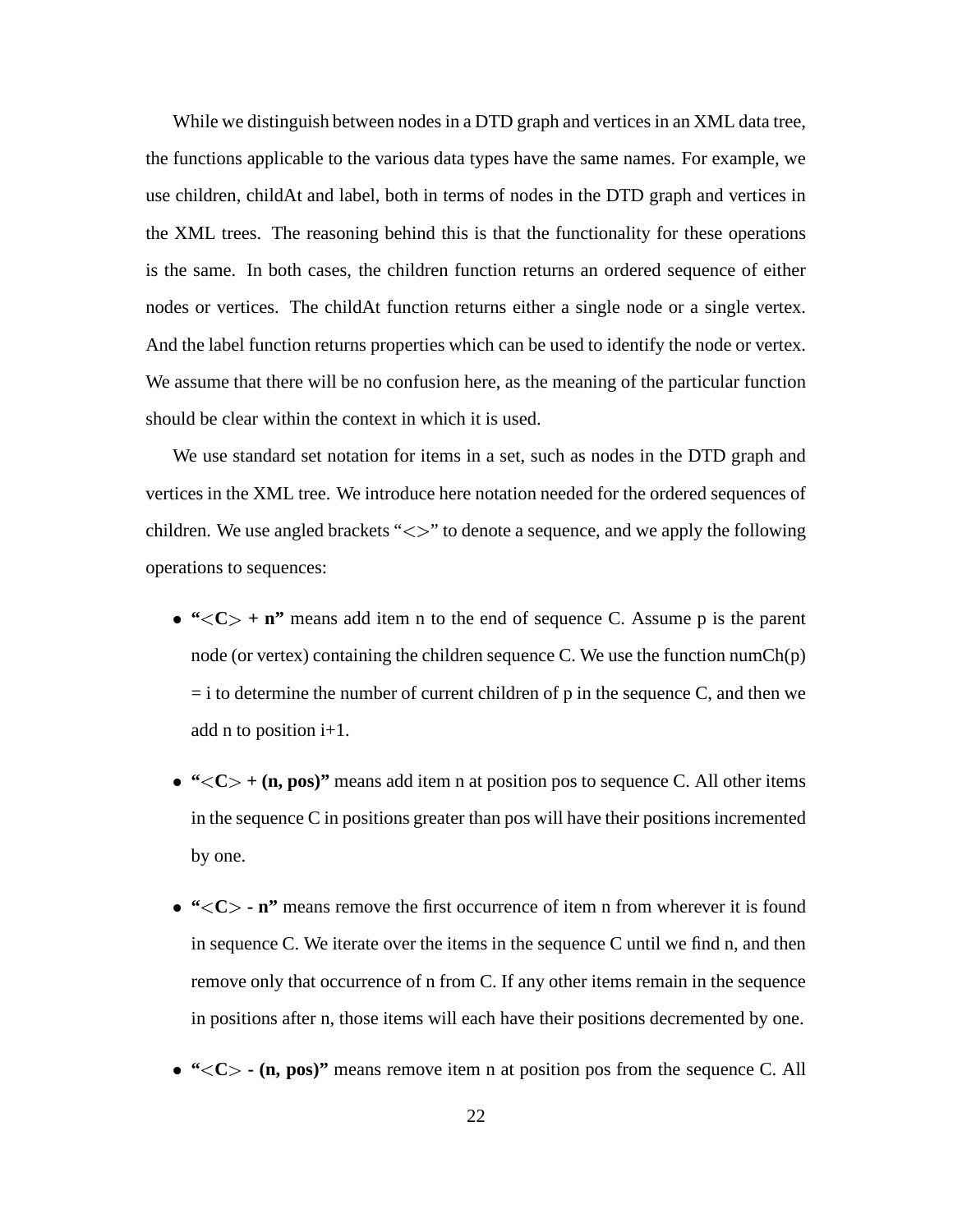While we distinguish between nodes in a DTD graph and vertices in an XML data tree, the functions applicable to the various data types have the same names. For example, we use children, childAt and label, both in terms of nodes in the DTD graph and vertices in the XML trees. The reasoning behind this is that the functionality for these operations is the same. In both cases, the children function returns an ordered sequence of either nodes or vertices. The childAt function returns either a single node or a single vertex. And the label function returns properties which can be used to identify the node or vertex. We assume that there will be no confusion here, as the meaning of the particular function should be clear within the context in which it is used.

We use standard set notation for items in a set, such as nodes in the DTD graph and vertices in the XML tree. We introduce here notation needed for the ordered sequences of children. We use angled brackets "<>" to denote a sequence, and we apply the following operations to sequences:

- **"<C> + n"** means add item n to the end of sequence C. Assume p is the parent node (or vertex) containing the children sequence C. We use the function numCh(p) = i to determine the number of current children of p in the sequence C, and then we add n to position i+1.
- **"<C> + (n, pos)"** means add item n at position pos to sequence C. All other items in the sequence C in positions greater than pos will have their positions incremented by one.
- **"<C> - n"** means remove the first occurrence of item n from wherever it is found in sequence C. We iterate over the items in the sequence C until we find n, and then remove only that occurrence of n from C. If any other items remain in the sequence in positions after n, those items will each have their positions decremented by one.
- **"<C> - (n, pos)"** means remove item n at position pos from the sequence C. All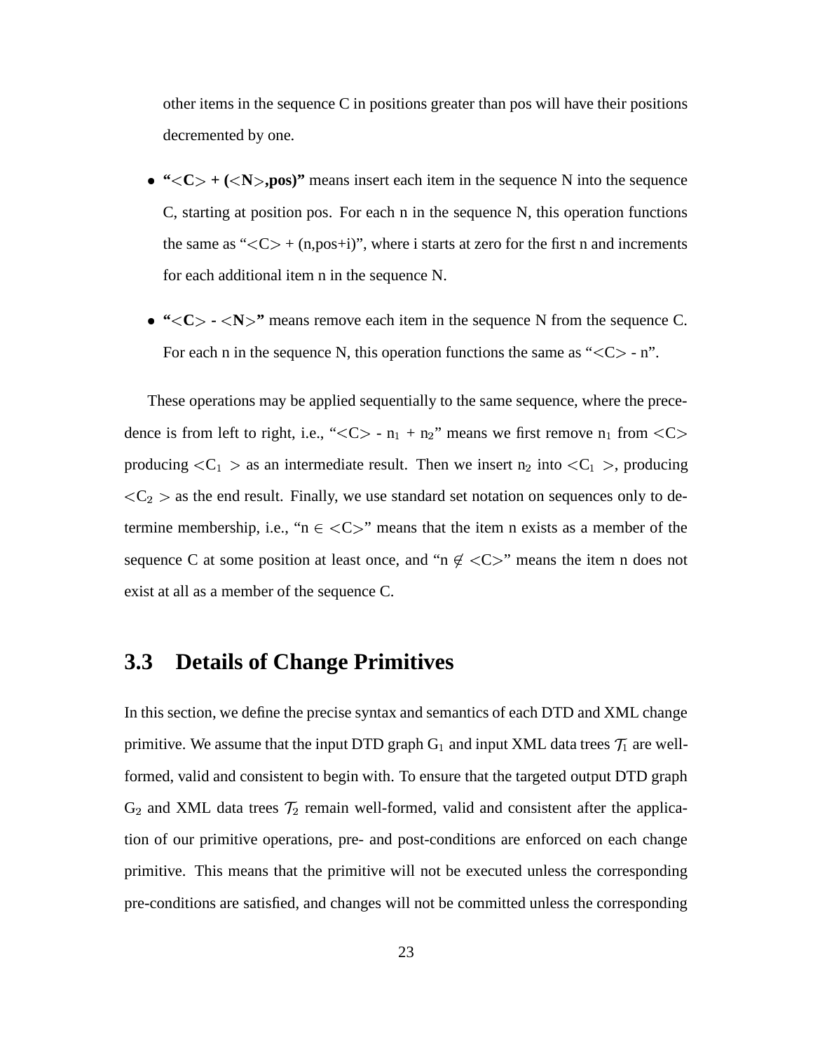other items in the sequence C in positions greater than pos will have their positions decremented by one.

- **"<C> + (<N>,pos)"** means insert each item in the sequence N into the sequence C, starting at position pos. For each n in the sequence N, this operation functions the same as "<C> + (n,pos+i)", where i starts at zero for the first n and increments for each additional item n in the sequence N.
- **"<C> - <N>"** means remove each item in the sequence N from the sequence C. For each n in the sequence N, this operation functions the same as "<C> - n".

These operations may be applied sequentially to the same sequence, where the precedence is from left to right, i.e., "<C> - $n_1$ + $n_2$" means we first remove $n_1$ from <C> producing <$C_1$ > as an intermediate result. Then we insert $n_2$ into <$C_1$ >, producing <$C_2$ > as the end result. Finally, we use standard set notation on sequences only to determine membership, i.e., "n $\in$ <C>" means that the item n exists as a member of the sequence C at some position at least once, and "n $\notin$ <C>" means the item n does not exist at all as a member of the sequence C.

## 3.3 Details of Change Primitives

In this section, we define the precise syntax and semantics of each DTD and XML change primitive. We assume that the input DTD graph $G_1$ and input XML data trees $\mathcal{T}_1$ are well-formed, valid and consistent to begin with. To ensure that the targeted output DTD graph $G_2$ and XML data trees $\mathcal{T}_2$ remain well-formed, valid and consistent after the application of our primitive operations, pre- and post-conditions are enforced on each change primitive. This means that the primitive will not be executed unless the corresponding pre-conditions are satisfied, and changes will not be committed unless the corresponding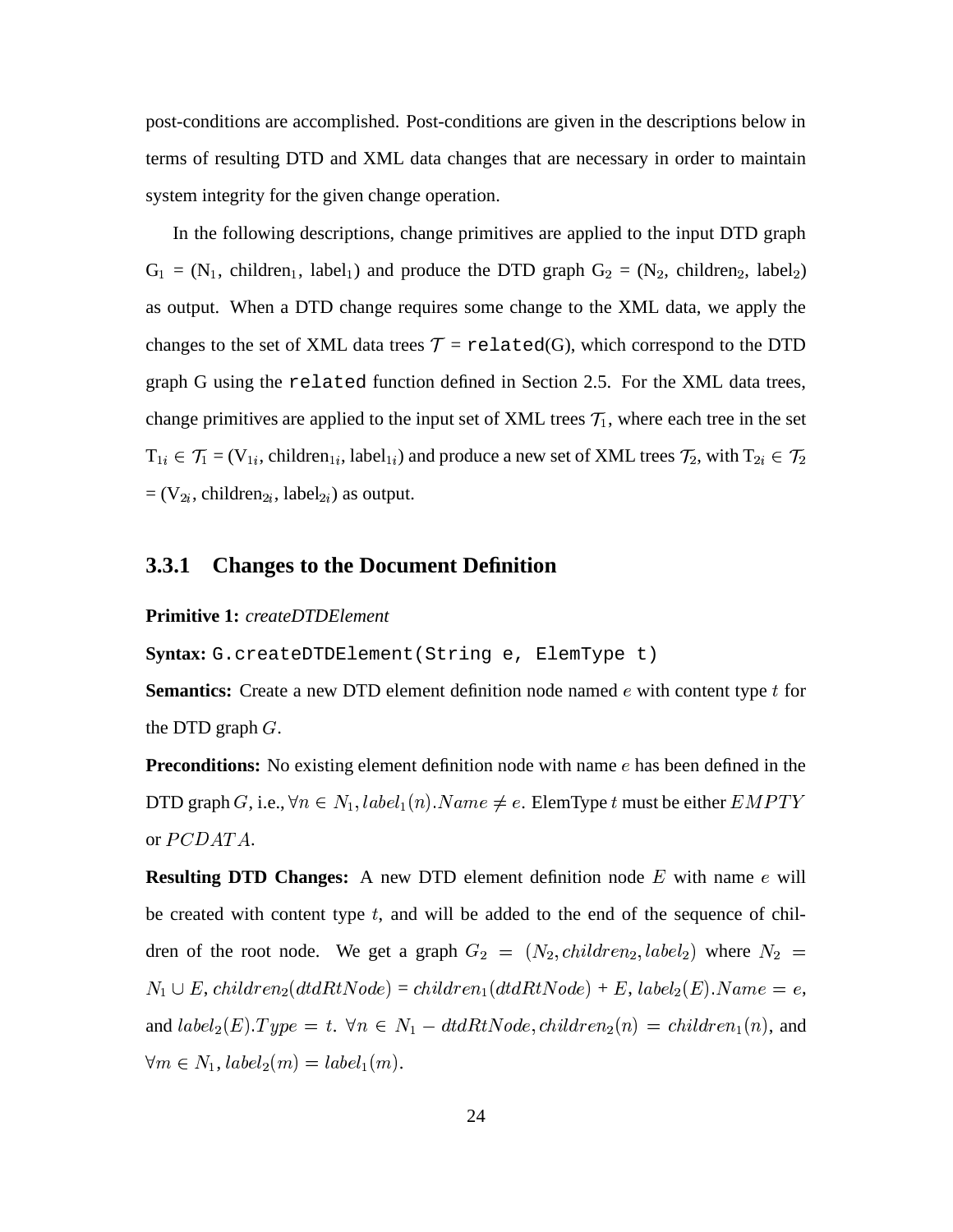post-conditions are accomplished. Post-conditions are given in the descriptions below in terms of resulting DTD and XML data changes that are necessary in order to maintain system integrity for the given change operation.

In the following descriptions, change primitives are applied to the input DTD graph $G_1$ = ($N_1$, $children_1$, $label_1$) and produce the DTD graph $G_2$ = ($N_2$, $children_2$, $label_2$) as output. When a DTD change requires some change to the XML data, we apply the changes to the set of XML data trees $\mathcal{T}$ = `related`(G), which correspond to the DTD graph G using the `related` function defined in Section 2.5. For the XML data trees, change primitives are applied to the input set of XML trees $\mathcal{T}_1$, where each tree in the set $T_{1i} \in \mathcal{T}_1$ = ($V_{1i}$, $children_{1i}$, $label_{1i}$) and produce a new set of XML trees $\mathcal{T}_2$, with $T_{2i} \in \mathcal{T}_2$ = ($V_{2i}$, $children_{2i}$, $label_{2i}$) as output.

### 3.3.1 Changes to the Document Definition

**Primitive 1:** *createDTDElement*

**Syntax:** `G.createDTDElement(String e, ElemType t)`

**Semantics:** Create a new DTD element definition node named $e$ with content type $t$ for the DTD graph $G$.

**Preconditions:** No existing element definition node with name $e$ has been defined in the DTD graph $G$, i.e., $\forall n \in N_1, label_1(n).Name \neq e$. ElemType $t$ must be either $EMPTY$ or $PCDATA$.

**Resulting DTD Changes:** A new DTD element definition node $E$ with name $e$ will be created with content type $t$, and will be added to the end of the sequence of children of the root node. We get a graph $G_2 = (N_2, children_2, label_2)$ where $N_2 = N_1 \cup E$, $children_2(dtdRtNode)$ = $children_1(dtdRtNode)$ + $E$, $label_2(E).Name = e$, and $label_2(E).Type = t$. $\forall n \in N_1 - dtdRtNode, children_2(n) = children_1(n)$, and $\forall m \in N_1, label_2(m) = label_1(m)$.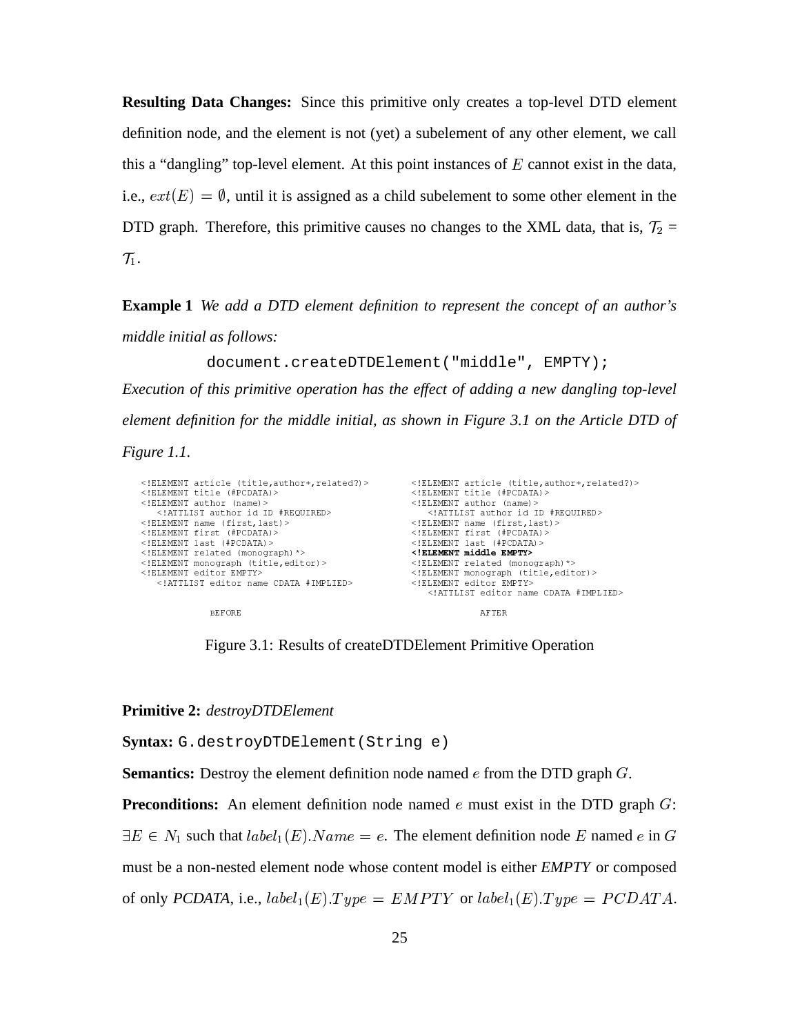**Resulting Data Changes:** Since this primitive only creates a top-level DTD element definition node, and the element is not (yet) a subelement of any other element, we call this a "dangling" top-level element. At this point instances of $E$ cannot exist in the data, i.e., $ext(E) = \emptyset$, until it is assigned as a child subelement to some other element in the DTD graph. Therefore, this primitive causes no changes to the XML data, that is, $\mathcal{T}_2 = \mathcal{T}_1$.

**Example 1** *We add a DTD element definition to represent the concept of an author's middle initial as follows:*

```
document.createDTDElement("middle", EMPTY);
```

*Execution of this primitive operation has the effect of adding a new dangling top-level element definition for the middle initial, as shown in Figure 3.1 on the Article DTD of Figure 1.1.*

```
<!ELEMENT article (title,author+,related?)>
<!ELEMENT title (#PCDATA)>
<!ELEMENT author (name)>
   <!ATTLIST author id ID #REQUIRED>
<!ELEMENT name (first,last)>
<!ELEMENT first (#PCDATA)>
<!ELEMENT last (#PCDATA)>
<!ELEMENT related (monograph)*>
<!ELEMENT monograph (title,editor)>
<!ELEMENT editor EMPTY>
   <!ATTLIST editor name CDATA #IMPLIED>

              BEFORE
```

```
<!ELEMENT article (title,author+,related?)>
<!ELEMENT title (#PCDATA)>
<!ELEMENT author (name)>
   <!ATTLIST author id ID #REQUIRED>
<!ELEMENT name (first,last)>
<!ELEMENT first (#PCDATA)>
<!ELEMENT last (#PCDATA)>
<!ELEMENT middle EMPTY>
<!ELEMENT related (monograph)*>
<!ELEMENT monograph (title,editor)>
<!ELEMENT editor EMPTY>
   <!ATTLIST editor name CDATA #IMPLIED>

              AFTER
```

Figure 3.1: Results of createDTDElement Primitive Operation

**Primitive 2:** *destroyDTDElement*

**Syntax:** `G.destroyDTDElement(String e)`

**Semantics:** Destroy the element definition node named $e$ from the DTD graph $G$.

**Preconditions:** An element definition node named $e$ must exist in the DTD graph $G$: $\exists E \in N_1$ such that $label_1(E).Name = e$. The element definition node $E$ named $e$ in $G$ must be a non-nested element node whose content model is either *EMPTY* or composed of only *PCDATA*, i.e., $label_1(E).Type = EMPTY$ or $label_1(E).Type = PCDATA$.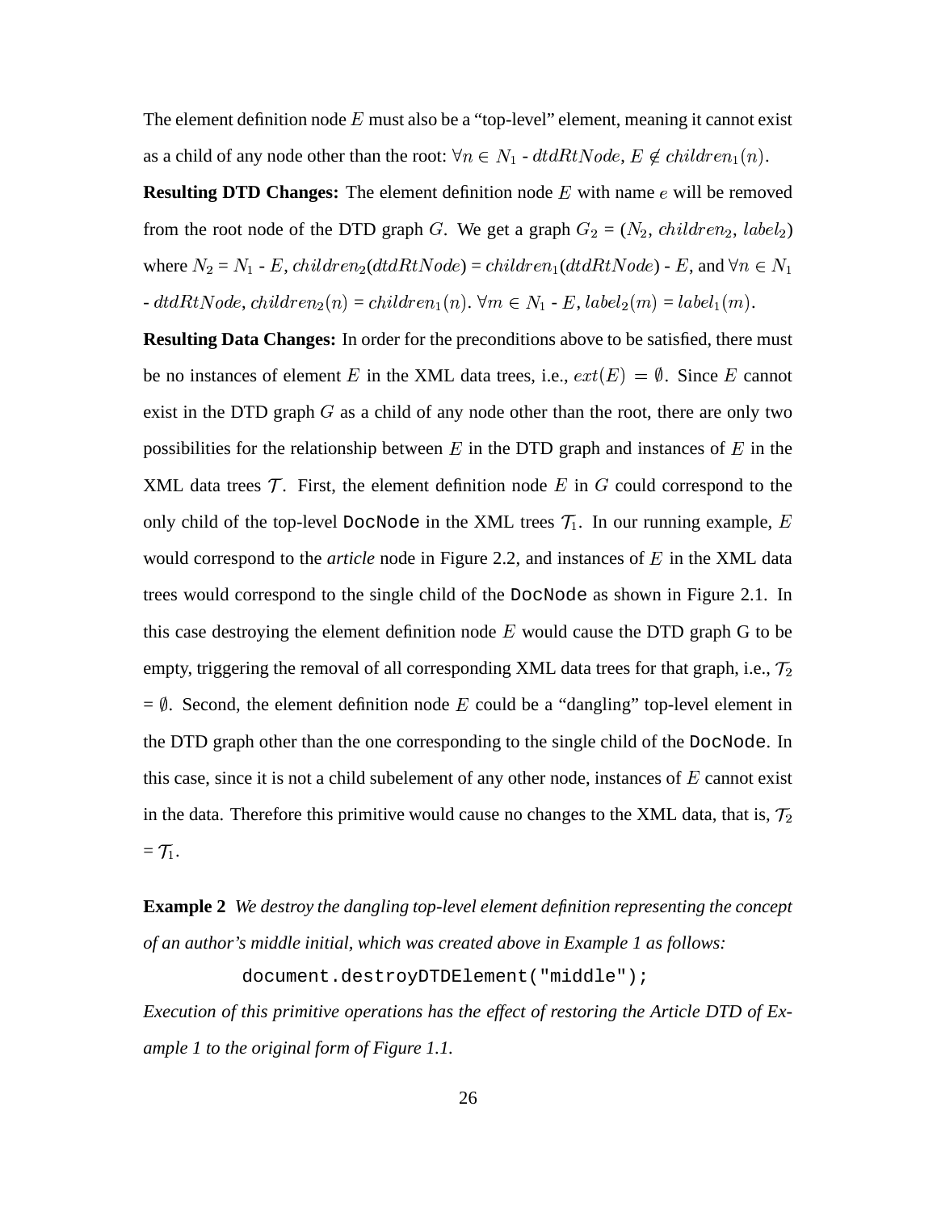The element definition node $E$ must also be a "top-level" element, meaning it cannot exist as a child of any node other than the root: $\forall n \in N_1$ - $dtdRtNode$, $E \notin children_1(n)$.

**Resulting DTD Changes:** The element definition node $E$ with name $e$ will be removed from the root node of the DTD graph $G$. We get a graph $G_2$ = ($N_2$, $children_2$, $label_2$) where $N_2$ = $N_1$ - $E$, $children_2$($dtdRtNode$) = $children_1$($dtdRtNode$) - $E$, and $\forall n \in N_1$ - $dtdRtNode$, $children_2(n)$ = $children_1(n)$. $\forall m \in N_1$ - $E$, $label_2(m)$ = $label_1(m)$.

**Resulting Data Changes:** In order for the preconditions above to be satisfied, there must be no instances of element $E$ in the XML data trees, i.e., $ext(E) = \emptyset$. Since $E$ cannot exist in the DTD graph $G$ as a child of any node other than the root, there are only two possibilities for the relationship between $E$ in the DTD graph and instances of $E$ in the XML data trees $\mathcal{T}$. First, the element definition node $E$ in $G$ could correspond to the only child of the top-level `DocNode` in the XML trees $\mathcal{T}_1$. In our running example, $E$ would correspond to the *article* node in Figure 2.2, and instances of $E$ in the XML data trees would correspond to the single child of the `DocNode` as shown in Figure 2.1. In this case destroying the element definition node $E$ would cause the DTD graph G to be empty, triggering the removal of all corresponding XML data trees for that graph, i.e., $\mathcal{T}_2$ = $\emptyset$. Second, the element definition node $E$ could be a "dangling" top-level element in the DTD graph other than the one corresponding to the single child of the `DocNode`. In this case, since it is not a child subelement of any other node, instances of $E$ cannot exist in the data. Therefore this primitive would cause no changes to the XML data, that is, $\mathcal{T}_2$ = $\mathcal{T}_1$.

**Example 2** *We destroy the dangling top-level element definition representing the concept of an author's middle initial, which was created above in Example 1 as follows:*

```
document.destroyDTDElement("middle");
```

*Execution of this primitive operations has the effect of restoring the Article DTD of Example 1 to the original form of Figure 1.1.*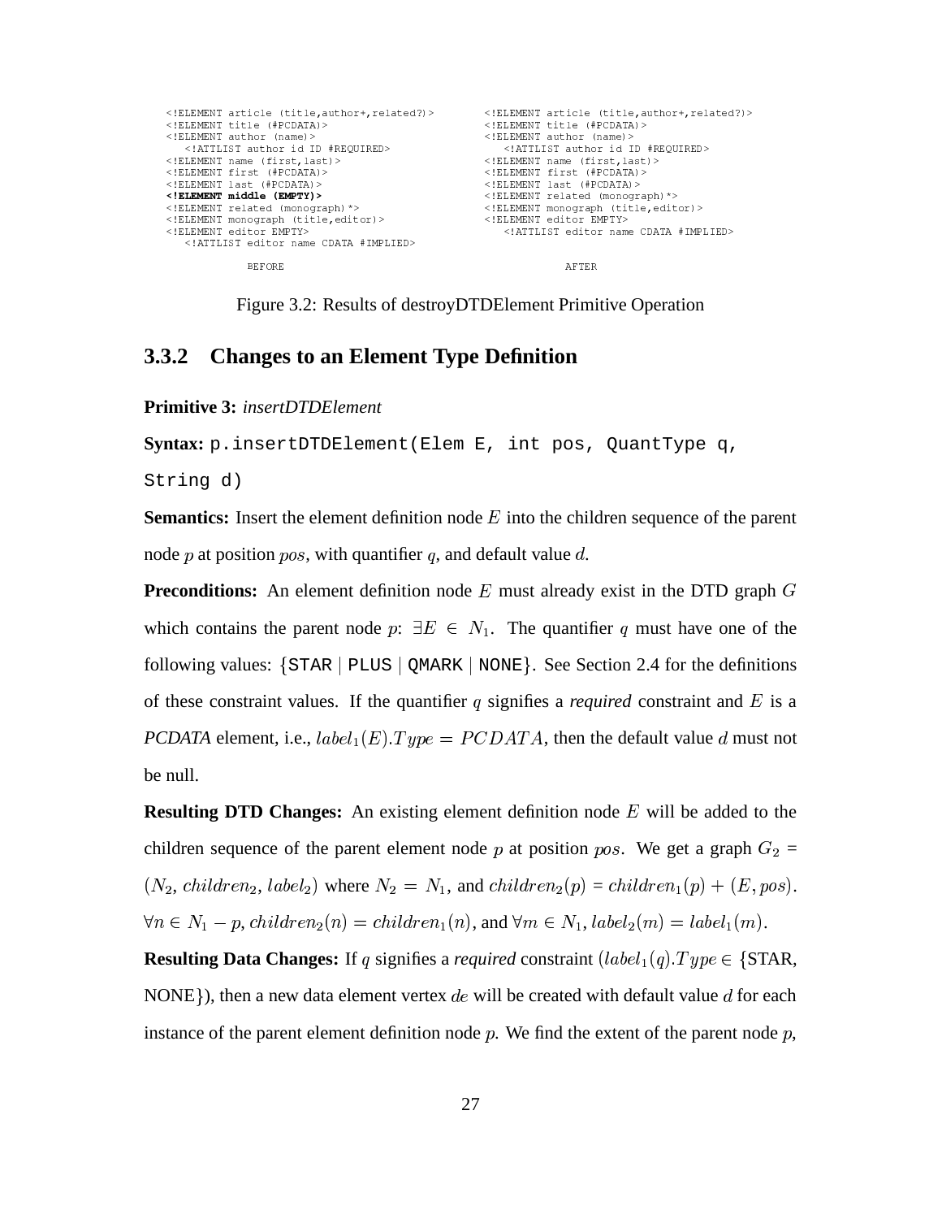```
<!ELEMENT article (title,author+,related?)>
<!ELEMENT title (#PCDATA)>
<!ELEMENT author (name)>
  <!ATTLIST author id ID #REQUIRED>
<!ELEMENT name (first,last)>
<!ELEMENT first (#PCDATA)>
<!ELEMENT last (#PCDATA)>
<!ELEMENT middle (EMPTY)>
<!ELEMENT related (monograph)*>
<!ELEMENT monograph (title,editor)>
<!ELEMENT editor EMPTY>
  <!ATTLIST editor name CDATA #IMPLIED>

           BEFORE
```

```
<!ELEMENT article (title,author+,related?)>
<!ELEMENT title (#PCDATA)>
<!ELEMENT author (name)>
  <!ATTLIST author id ID #REQUIRED>
<!ELEMENT name (first,last)>
<!ELEMENT first (#PCDATA)>
<!ELEMENT last (#PCDATA)>
<!ELEMENT related (monograph)*>
<!ELEMENT monograph (title,editor)>
<!ELEMENT editor EMPTY>
  <!ATTLIST editor name CDATA #IMPLIED>

           AFTER
```

Figure 3.2: Results of destroyDTDElement Primitive Operation

### 3.3.2 Changes to an Element Type Definition

**Primitive 3:** *insertDTDElement*

**Syntax:** `p.insertDTDElement(Elem E, int pos, QuantType q, String d)`

**Semantics:** Insert the element definition node $E$ into the children sequence of the parent node $p$ at position $pos$, with quantifier $q$, and default value $d$.

**Preconditions:** An element definition node $E$ must already exist in the DTD graph $G$ which contains the parent node $p$: $\exists E \in N_1$. The quantifier $q$ must have one of the following values: $\{$`STAR` | `PLUS` | `QMARK` | `NONE`$\}$. See Section 2.4 for the definitions of these constraint values. If the quantifier $q$ signifies a *required* constraint and $E$ is a *PCDATA* element, i.e., $label_1(E).Type = PCDATA$, then the default value $d$ must not be null.

**Resulting DTD Changes:** An existing element definition node $E$ will be added to the children sequence of the parent element node $p$ at position $pos$. We get a graph $G_2 = (N_2, children_2, label_2)$ where $N_2 = N_1$, and $children_2(p) = children_1(p) + (E, pos)$. $\forall n \in N_1 - p, children_2(n) = children_1(n)$, and $\forall m \in N_1, label_2(m) = label_1(m)$.

**Resulting Data Changes:** If $q$ signifies a *required* constraint $(label_1(q).Type \in \{$STAR, NONE$\})$, then a new data element vertex $de$ will be created with default value $d$ for each instance of the parent element definition node $p$. We find the extent of the parent node $p$,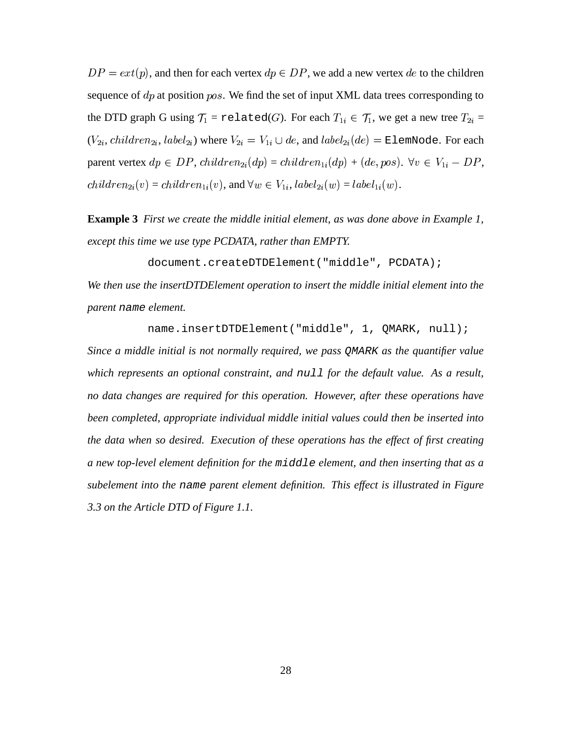$DP = ext(p)$, and then for each vertex $dp \in DP$, we add a new vertex $de$ to the children sequence of $dp$ at position $pos$. We find the set of input XML data trees corresponding to the DTD graph G using $\mathcal{T}_1$ = `related`($G$). For each $T_{1i} \in \mathcal{T}_1$, we get a new tree $T_{2i}$ = ($V_{2i}$, $children_{2i}$, $label_{2i}$) where $V_{2i} = V_{1i} \cup de$, and $label_{2i}(de) =$ `ElemNode`. For each parent vertex $dp \in DP$, $children_{2i}(dp)$ = $children_{1i}(dp)$ + $(de, pos)$. $\forall v \in V_{1i} - DP$, $children_{2i}(v)$ = $children_{1i}(v)$, and $\forall w \in V_{1i}$, $label_{2i}(w)$ = $label_{1i}(w)$.

**Example 3** *First we create the middle initial element, as was done above in Example 1, except this time we use type PCDATA, rather than EMPTY.*

```
document.createDTDElement("middle", PCDATA);
```

*We then use the insertDTDElement operation to insert the middle initial element into the parent* `name` *element.*

```
name.insertDTDElement("middle", 1, QMARK, null);
```

*Since a middle initial is not normally required, we pass* `QMARK` *as the quantifier value which represents an optional constraint, and* `null` *for the default value. As a result, no data changes are required for this operation. However, after these operations have been completed, appropriate individual middle initial values could then be inserted into the data when so desired. Execution of these operations has the effect of first creating a new top-level element definition for the* `middle` *element, and then inserting that as a subelement into the* `name` *parent element definition. This effect is illustrated in Figure 3.3 on the Article DTD of Figure 1.1.*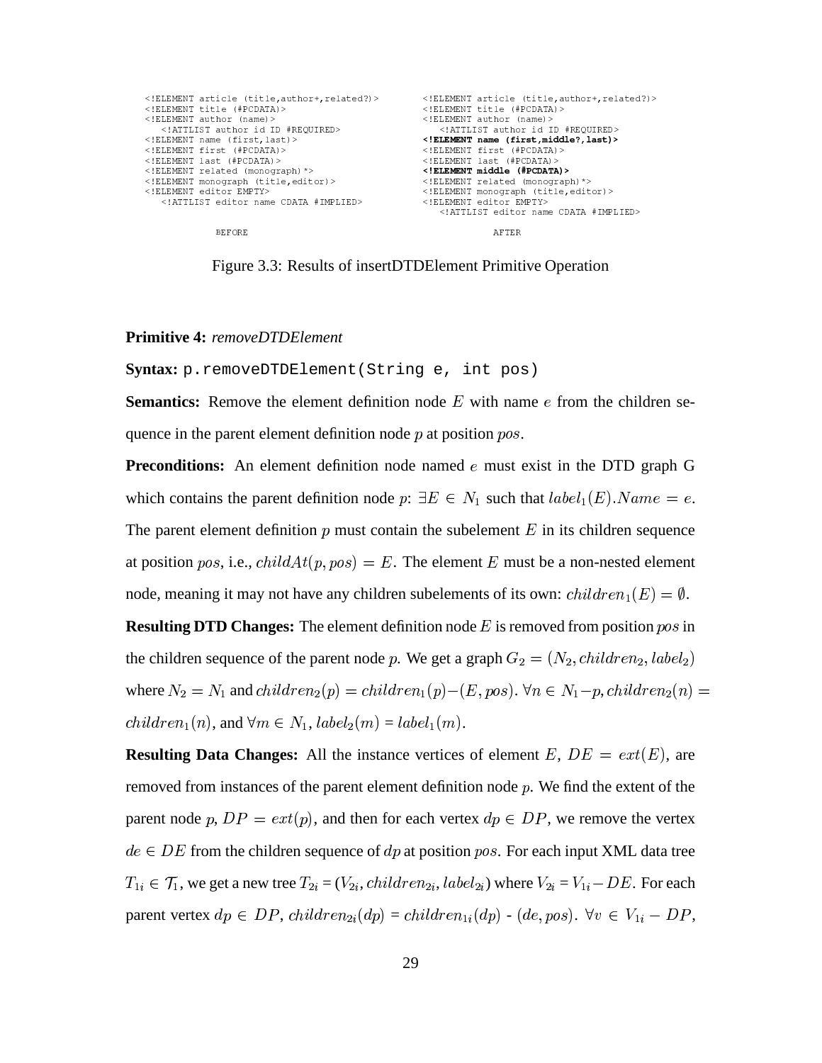```
<!ELEMENT article (title,author+,related?)>
<!ELEMENT title (#PCDATA)>
<!ELEMENT author (name)>
   <!ATTLIST author id ID #REQUIRED>
<!ELEMENT name (first,last)>
<!ELEMENT first (#PCDATA)>
<!ELEMENT last (#PCDATA)>
<!ELEMENT related (monograph)*>
<!ELEMENT monograph (title,editor)>
<!ELEMENT editor EMPTY>
   <!ATTLIST editor name CDATA #IMPLIED>

            BEFORE
```

```
<!ELEMENT article (title,author+,related?)>
<!ELEMENT title (#PCDATA)>
<!ELEMENT author (name)>
   <!ATTLIST author id ID #REQUIRED>
<!ELEMENT name (first,middle?,last)>
<!ELEMENT first (#PCDATA)>
<!ELEMENT last (#PCDATA)>
<!ELEMENT middle (#PCDATA)>
<!ELEMENT related (monograph)*>
<!ELEMENT monograph (title,editor)>
<!ELEMENT editor EMPTY>
   <!ATTLIST editor name CDATA #IMPLIED>

            AFTER
```

Figure 3.3: Results of insertDTDElement Primitive Operation

**Primitive 4:** *removeDTDElement*

**Syntax:** `p.removeDTDElement(String e, int pos)`

**Semantics:** Remove the element definition node $E$ with name $e$ from the children sequence in the parent element definition node $p$ at position $pos$.

**Preconditions:** An element definition node named $e$ must exist in the DTD graph G which contains the parent definition node $p$: $\exists E \in N_1$ such that $label_1(E).Name = e$. The parent element definition $p$ must contain the subelement $E$ in its children sequence at position $pos$, i.e., $childAt(p, pos) = E$. The element $E$ must be a non-nested element node, meaning it may not have any children subelements of its own: $children_1(E) = \emptyset$.

**Resulting DTD Changes:** The element definition node $E$ is removed from position $pos$ in the children sequence of the parent node $p$. We get a graph $G_2 = (N_2, children_2, label_2)$ where $N_2 = N_1$ and $children_2(p) = children_1(p) - (E, pos)$. $\forall n \in N_1 - p, children_2(n) = children_1(n)$, and $\forall m \in N_1$, $label_2(m) = label_1(m)$.

**Resulting Data Changes:** All the instance vertices of element $E$, $DE = ext(E)$, are removed from instances of the parent element definition node $p$. We find the extent of the parent node $p$, $DP = ext(p)$, and then for each vertex $dp \in DP$, we remove the vertex $de \in DE$ from the children sequence of $dp$ at position $pos$. For each input XML data tree $T_{1i} \in \mathcal{T}_1$, we get a new tree $T_{2i} = (V_{2i}, children_{2i}, label_{2i})$ where $V_{2i} = V_{1i} - DE$. For each parent vertex $dp \in DP$, $children_{2i}(dp) = children_{1i}(dp)$ - $(de, pos)$. $\forall v \in V_{1i} - DP$,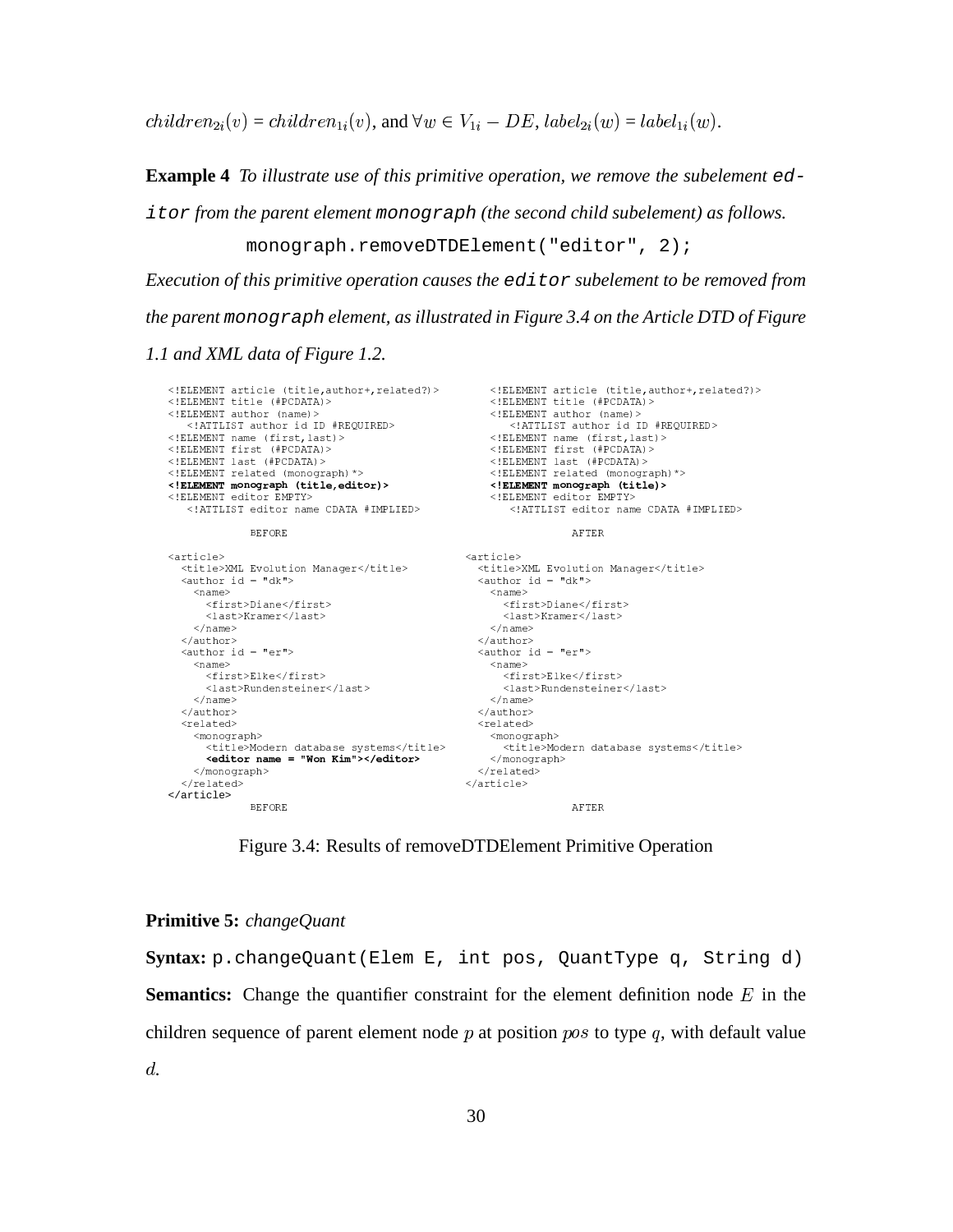$children_{2i}(v) = children_{1i}(v)$, and $\forall w \in V_{1i} - DE$, $label_{2i}(w) = label_{1i}(w)$.

**Example 4** *To illustrate use of this primitive operation, we remove the subelement* `editor` *from the parent element* `monograph` *(the second child subelement) as follows.*

```
monograph.removeDTDElement("editor", 2);
```

*Execution of this primitive operation causes the* `editor` *subelement to be removed from the parent* `monograph` *element, as illustrated in Figure 3.4 on the Article DTD of Figure 1.1 and XML data of Figure 1.2.*

BEFORE (DTD):

```
<!ELEMENT article (title,author+,related?)>
<!ELEMENT title (#PCDATA)>
<!ELEMENT author (name)>
   <!ATTLIST author id ID #REQUIRED>
<!ELEMENT name (first,last)>
<!ELEMENT first (#PCDATA)>
<!ELEMENT last (#PCDATA)>
<!ELEMENT related (monograph)*>
<!ELEMENT monograph (title,editor)>
<!ELEMENT editor EMPTY>
   <!ATTLIST editor name CDATA #IMPLIED>
```

AFTER (DTD):

```
<!ELEMENT article (title,author+,related?)>
<!ELEMENT title (#PCDATA)>
<!ELEMENT author (name)>
   <!ATTLIST author id ID #REQUIRED>
<!ELEMENT name (first,last)>
<!ELEMENT first (#PCDATA)>
<!ELEMENT last (#PCDATA)>
<!ELEMENT related (monograph)*>
<!ELEMENT monograph (title)>
<!ELEMENT editor EMPTY>
   <!ATTLIST editor name CDATA #IMPLIED>
```

BEFORE (XML data):

```
<article>
  <title>XML Evolution Manager</title>
  <author id = "dk">
    <name>
      <first>Diane</first>
      <last>Kramer</last>
    </name>
  </author>
  <author id = "er">
    <name>
      <first>Elke</first>
      <last>Rundensteiner</last>
    </name>
  </author>
  <related>
    <monograph>
      <title>Modern database systems</title>
      <editor name = "Won Kim"></editor>
    </monograph>
  </related>
</article>
```

AFTER (XML data):

```
<article>
  <title>XML Evolution Manager</title>
  <author id = "dk">
    <name>
      <first>Diane</first>
      <last>Kramer</last>
    </name>
  </author>
  <author id = "er">
    <name>
      <first>Elke</first>
      <last>Rundensteiner</last>
    </name>
  </author>
  <related>
    <monograph>
      <title>Modern database systems</title>
    </monograph>
  </related>
</article>
```

Figure 3.4: Results of removeDTDElement Primitive Operation

**Primitive 5:** *changeQuant*

**Syntax:** `p.changeQuant(Elem E, int pos, QuantType q, String d)`

**Semantics:** Change the quantifier constraint for the element definition node $E$ in the children sequence of parent element node $p$ at position $pos$ to type $q$, with default value $d$.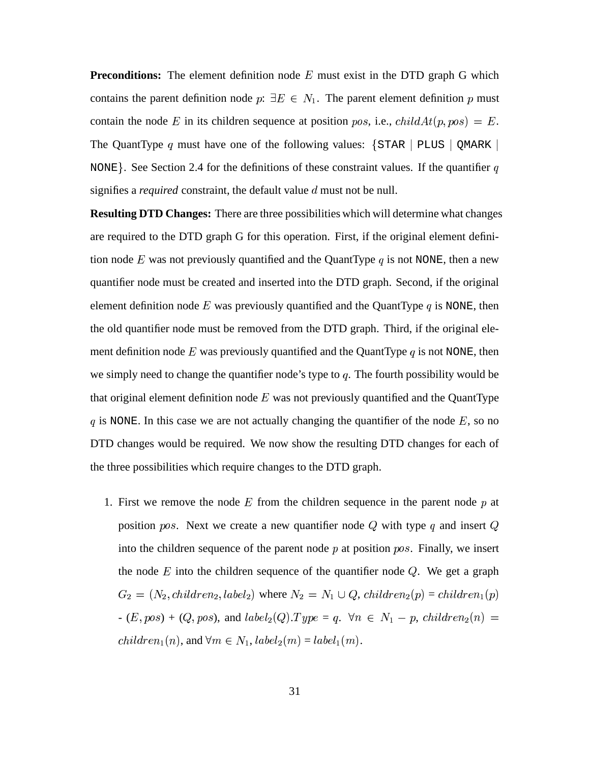**Preconditions:** The element definition node $E$ must exist in the DTD graph G which contains the parent definition node $p$: $\exists E \in N_1$. The parent element definition $p$ must contain the node $E$ in its children sequence at position $pos$, i.e., $childAt(p, pos) = E$. The QuantType $q$ must have one of the following values: {`STAR` | `PLUS` | `QMARK` | `NONE`}. See Section 2.4 for the definitions of these constraint values. If the quantifier $q$ signifies a *required* constraint, the default value $d$ must not be null.

**Resulting DTD Changes:** There are three possibilities which will determine what changes are required to the DTD graph G for this operation. First, if the original element definition node $E$ was not previously quantified and the QuantType $q$ is not `NONE`, then a new quantifier node must be created and inserted into the DTD graph. Second, if the original element definition node $E$ was previously quantified and the QuantType $q$ is `NONE`, then the old quantifier node must be removed from the DTD graph. Third, if the original element definition node $E$ was previously quantified and the QuantType $q$ is not `NONE`, then we simply need to change the quantifier node's type to $q$. The fourth possibility would be that original element definition node $E$ was not previously quantified and the QuantType $q$ is `NONE`. In this case we are not actually changing the quantifier of the node $E$, so no DTD changes would be required. We now show the resulting DTD changes for each of the three possibilities which require changes to the DTD graph.

1. First we remove the node $E$ from the children sequence in the parent node $p$ at position $pos$. Next we create a new quantifier node $Q$ with type $q$ and insert $Q$ into the children sequence of the parent node $p$ at position $pos$. Finally, we insert the node $E$ into the children sequence of the quantifier node $Q$. We get a graph $G_2 = (N_2, children_2, label_2)$ where $N_2 = N_1 \cup Q$, $children_2(p) = children_1(p)$ - $(E, pos)$ + $(Q, pos)$, and $label_2(Q).Type = q$. $\forall n \in N_1 - p$, $children_2(n) = children_1(n)$, and $\forall m \in N_1$, $label_2(m) = label_1(m)$.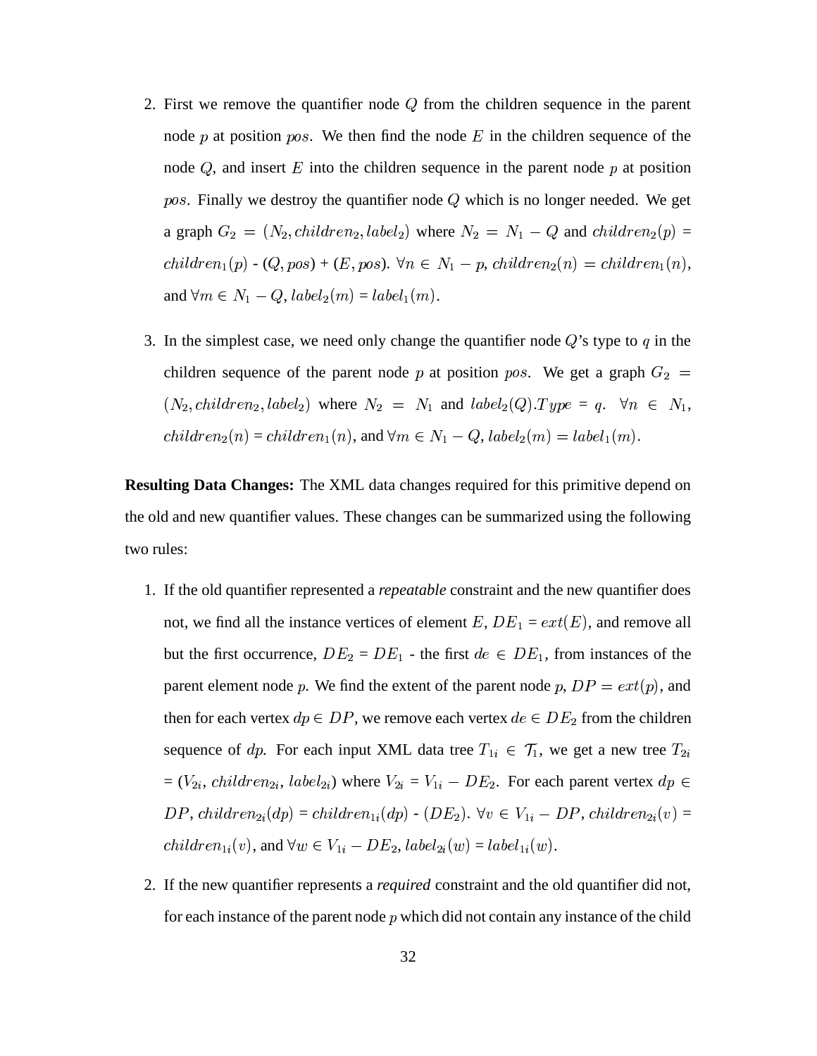2. First we remove the quantifier node $Q$ from the children sequence in the parent node $p$ at position $pos$. We then find the node $E$ in the children sequence of the node $Q$, and insert $E$ into the children sequence in the parent node $p$ at position $pos$. Finally we destroy the quantifier node $Q$ which is no longer needed. We get a graph $G_2 = (N_2, children_2, label_2)$ where $N_2 = N_1 - Q$ and $children_2(p)$ = $children_1(p)$ - $(Q, pos)$ + $(E, pos)$. $\forall n \in N_1 - p$, $children_2(n) = children_1(n)$, and $\forall m \in N_1 - Q$, $label_2(m) = label_1(m)$.

3. In the simplest case, we need only change the quantifier node $Q$'s type to $q$ in the children sequence of the parent node $p$ at position $pos$. We get a graph $G_2 = (N_2, children_2, label_2)$ where $N_2 = N_1$ and $label_2(Q).Type = q$. $\forall n \in N_1$, $children_2(n) = children_1(n)$, and $\forall m \in N_1 - Q$, $label_2(m) = label_1(m)$.

**Resulting Data Changes:** The XML data changes required for this primitive depend on the old and new quantifier values. These changes can be summarized using the following two rules:

1. If the old quantifier represented a *repeatable* constraint and the new quantifier does not, we find all the instance vertices of element $E$, $DE_1 = ext(E)$, and remove all but the first occurrence, $DE_2 = DE_1$ - the first $de \in DE_1$, from instances of the parent element node $p$. We find the extent of the parent node $p$, $DP = ext(p)$, and then for each vertex $dp \in DP$, we remove each vertex $de \in DE_2$ from the children sequence of $dp$. For each input XML data tree $T_{1i} \in \mathcal{T}_1$, we get a new tree $T_{2i}$ = ($V_{2i}$, $children_{2i}$, $label_{2i}$) where $V_{2i} = V_{1i} - DE_2$. For each parent vertex $dp \in DP$, $children_{2i}(dp) = children_{1i}(dp)$ - $(DE_2)$. $\forall v \in V_{1i} - DP$, $children_{2i}(v) = children_{1i}(v)$, and $\forall w \in V_{1i} - DE_2$, $label_{2i}(w) = label_{1i}(w)$.

2. If the new quantifier represents a *required* constraint and the old quantifier did not, for each instance of the parent node $p$ which did not contain any instance of the child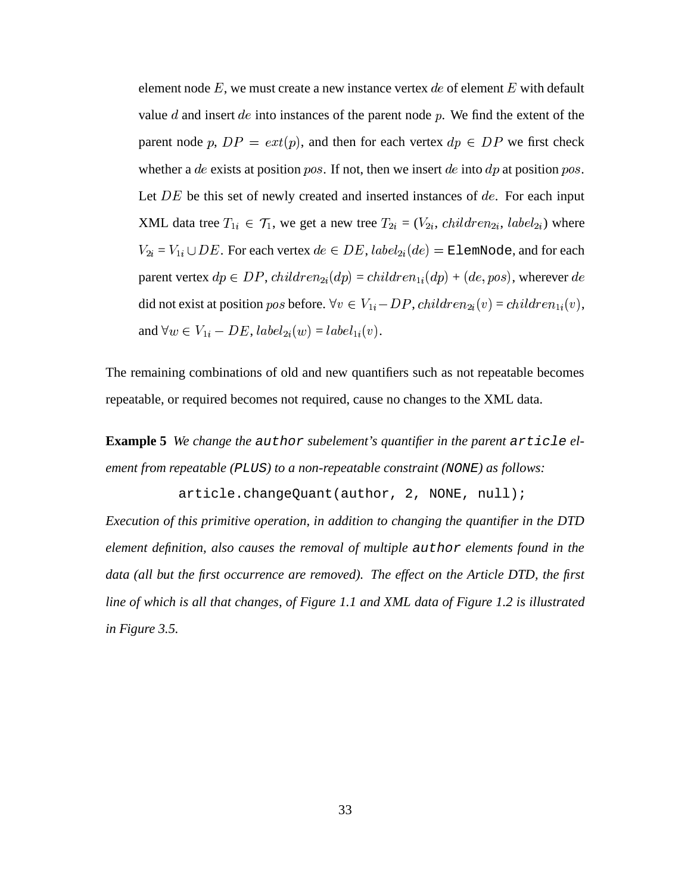element node $E$, we must create a new instance vertex $de$ of element $E$ with default value $d$ and insert $de$ into instances of the parent node $p$. We find the extent of the parent node $p$, $DP = ext(p)$, and then for each vertex $dp \in DP$ we first check whether a $de$ exists at position $pos$. If not, then we insert $de$ into $dp$ at position $pos$. Let $DE$ be this set of newly created and inserted instances of $de$. For each input XML data tree $T_{1i} \in \mathcal{T}_1$, we get a new tree $T_{2i}$ = ($V_{2i}$, $children_{2i}$, $label_{2i}$) where $V_{2i} = V_{1i} \cup DE$. For each vertex $de \in DE$, $label_{2i}(de) =$ `ElemNode`, and for each parent vertex $dp \in DP$, $children_{2i}(dp) = children_{1i}(dp) + (de, pos)$, wherever $de$ did not exist at position $pos$ before. $\forall v \in V_{1i} - DP$, $children_{2i}(v) = children_{1i}(v)$, and $\forall w \in V_{1i} - DE$, $label_{2i}(w) = label_{1i}(v)$.

The remaining combinations of old and new quantifiers such as not repeatable becomes repeatable, or required becomes not required, cause no changes to the XML data.

**Example 5** *We change the* `author` *subelement's quantifier in the parent* `article` *element from repeatable (*`PLUS`*) to a non-repeatable constraint (*`NONE`*) as follows:*

```
article.changeQuant(author, 2, NONE, null);
```

*Execution of this primitive operation, in addition to changing the quantifier in the DTD element definition, also causes the removal of multiple* `author` *elements found in the data (all but the first occurrence are removed). The effect on the Article DTD, the first line of which is all that changes, of Figure 1.1 and XML data of Figure 1.2 is illustrated in Figure 3.5.*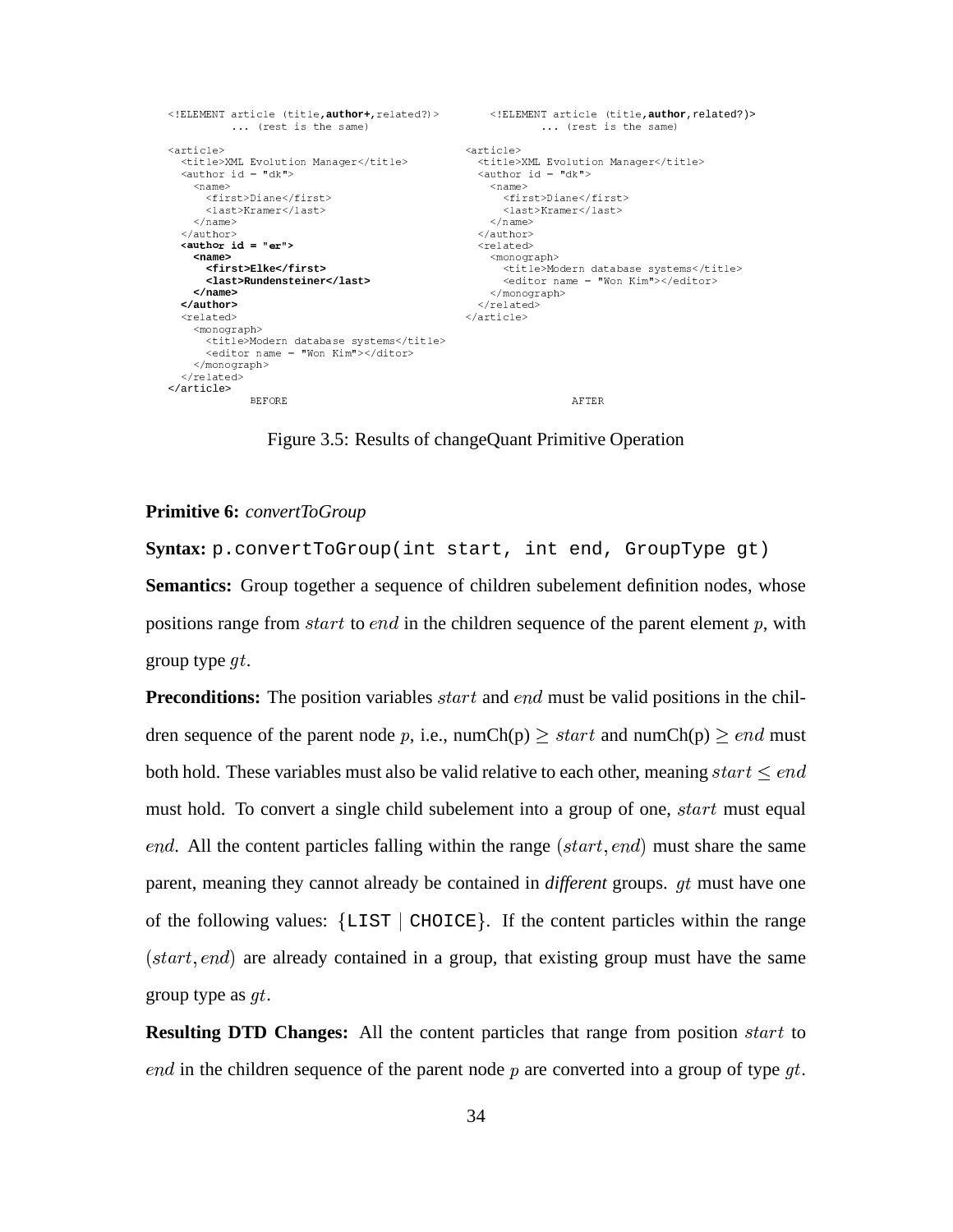```
<!ELEMENT article (title,author+,related?)>
        ... (rest is the same)

<article>
  <title>XML Evolution Manager</title>
  <author id = "dk">
    <name>
      <first>Diane</first>
      <last>Kramer</last>
    </name>
  </author>
  <author id = "er">
    <name>
      <first>Elke</first>
      <last>Rundensteiner</last>
    </name>
  </author>
  <related>
    <monograph>
      <title>Modern database systems</title>
      <editor name = "Won Kim"></ditor>
    </monograph>
  </related>
</article>
                BEFORE
```

```
<!ELEMENT article (title,author,related?)>
        ... (rest is the same)

<article>
  <title>XML Evolution Manager</title>
  <author id = "dk">
    <name>
      <first>Diane</first>
      <last>Kramer</last>
    </name>
  </author>
  <related>
    <monograph>
      <title>Modern database systems</title>
      <editor name = "Won Kim"></editor>
    </monograph>
  </related>
</article>
                AFTER
```

Figure 3.5: Results of changeQuant Primitive Operation

**Primitive 6:** *convertToGroup*

**Syntax:** `p.convertToGroup(int start, int end, GroupType gt)`

**Semantics:** Group together a sequence of children subelement definition nodes, whose positions range from $start$ to $end$ in the children sequence of the parent element $p$, with group type $gt$.

**Preconditions:** The position variables $start$ and $end$ must be valid positions in the children sequence of the parent node $p$, i.e., numCh(p) $\geq start$ and numCh(p) $\geq end$ must both hold. These variables must also be valid relative to each other, meaning $start \leq end$ must hold. To convert a single child subelement into a group of one, $start$ must equal $end$. All the content particles falling within the range $(start, end)$ must share the same parent, meaning they cannot already be contained in ***different*** groups. $gt$ must have one of the following values: {`LIST` | `CHOICE`}. If the content particles within the range $(start, end)$ are already contained in a group, that existing group must have the same group type as $gt$.

**Resulting DTD Changes:** All the content particles that range from position $start$ to $end$ in the children sequence of the parent node $p$ are converted into a group of type $gt$.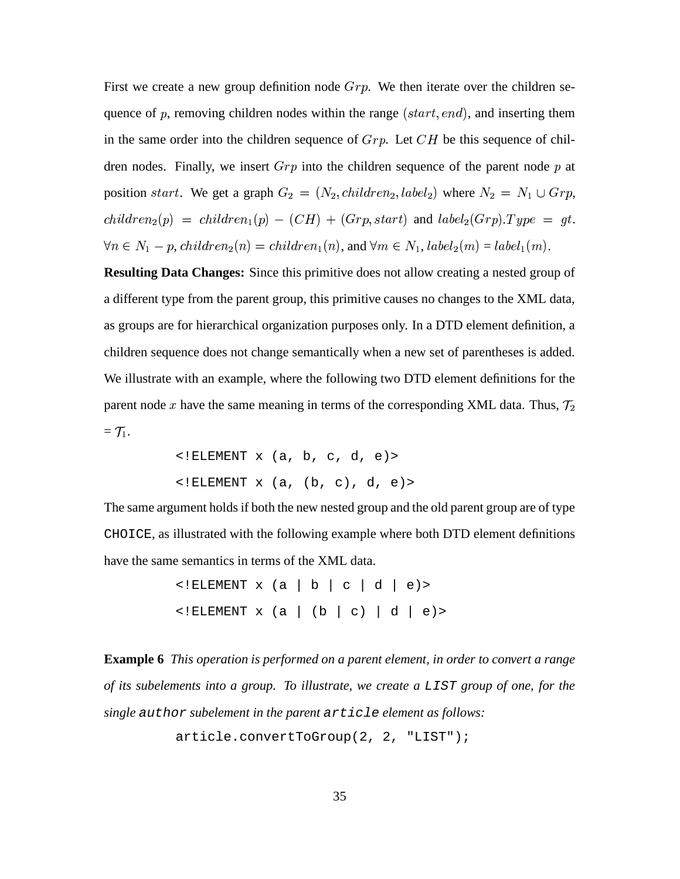First we create a new group definition node $Grp$. We then iterate over the children sequence of $p$, removing children nodes within the range $(start, end)$, and inserting them in the same order into the children sequence of $Grp$. Let $CH$ be this sequence of children nodes. Finally, we insert $Grp$ into the children sequence of the parent node $p$ at position $start$. We get a graph $G_2 = (N_2, children_2, label_2)$ where $N_2 = N_1 \cup Grp$, $children_2(p) = children_1(p) - (CH) + (Grp, start)$ and $label_2(Grp).Type = gt$. $\forall n \in N_1 - p, children_2(n) = children_1(n)$, and $\forall m \in N_1, label_2(m) = label_1(m)$.

**Resulting Data Changes:** Since this primitive does not allow creating a nested group of a different type from the parent group, this primitive causes no changes to the XML data, as groups are for hierarchical organization purposes only. In a DTD element definition, a children sequence does not change semantically when a new set of parentheses is added. We illustrate with an example, where the following two DTD element definitions for the parent node $x$ have the same meaning in terms of the corresponding XML data. Thus, $\mathcal{T}_2 = \mathcal{T}_1$.

```
<!ELEMENT x (a, b, c, d, e)>
<!ELEMENT x (a, (b, c), d, e)>
```

The same argument holds if both the new nested group and the old parent group are of type `CHOICE`, as illustrated with the following example where both DTD element definitions have the same semantics in terms of the XML data.

```
<!ELEMENT x (a | b | c | d | e)>
<!ELEMENT x (a | (b | c) | d | e)>
```

**Example 6** *This operation is performed on a parent element, in order to convert a range of its subelements into a group. To illustrate, we create a* `LIST` *group of one, for the single* `author` *subelement in the parent* `article` *element as follows:*

```
article.convertToGroup(2, 2, "LIST");
```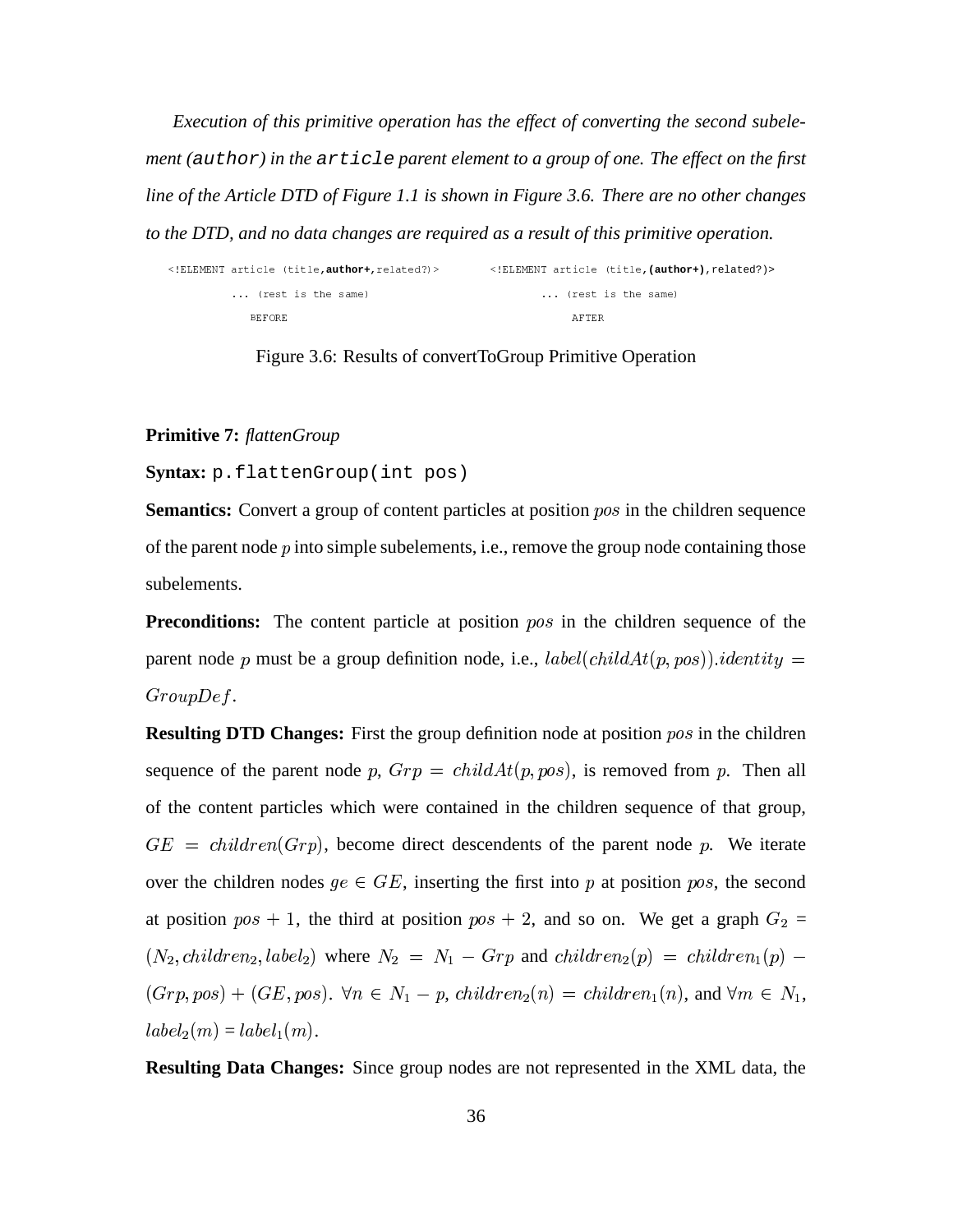*Execution of this primitive operation has the effect of converting the second subelement (`author`) in the `article` parent element to a group of one. The effect on the first line of the Article DTD of Figure 1.1 is shown in Figure 3.6. There are no other changes to the DTD, and no data changes are required as a result of this primitive operation.*

```
<!ELEMENT article (title,author+,related?)>        <!ELEMENT article (title,(author+),related?)>
        ... (rest is the same)                              ... (rest is the same)
           BEFORE                                              AFTER
```

Figure 3.6: Results of convertToGroup Primitive Operation

**Primitive 7:** *flattenGroup*

**Syntax:** `p.flattenGroup(int pos)`

**Semantics:** Convert a group of content particles at position $pos$ in the children sequence of the parent node $p$ into simple subelements, i.e., remove the group node containing those subelements.

**Preconditions:** The content particle at position $pos$ in the children sequence of the parent node $p$ must be a group definition node, i.e., $label(childAt(p, pos)).identity = GroupDef$.

**Resulting DTD Changes:** First the group definition node at position $pos$ in the children sequence of the parent node $p$, $Grp = childAt(p, pos)$, is removed from $p$. Then all of the content particles which were contained in the children sequence of that group, $GE = children(Grp)$, become direct descendents of the parent node $p$. We iterate over the children nodes $ge \in GE$, inserting the first into $p$ at position $pos$, the second at position $pos + 1$, the third at position $pos + 2$, and so on. We get a graph $G_2 = (N_2, children_2, label_2)$ where $N_2 = N_1 - Grp$ and $children_2(p) = children_1(p) - (Grp, pos) + (GE, pos)$. $\forall n \in N_1 - p$, $children_2(n) = children_1(n)$, and $\forall m \in N_1$, $label_2(m) = label_1(m)$.

**Resulting Data Changes:** Since group nodes are not represented in the XML data, the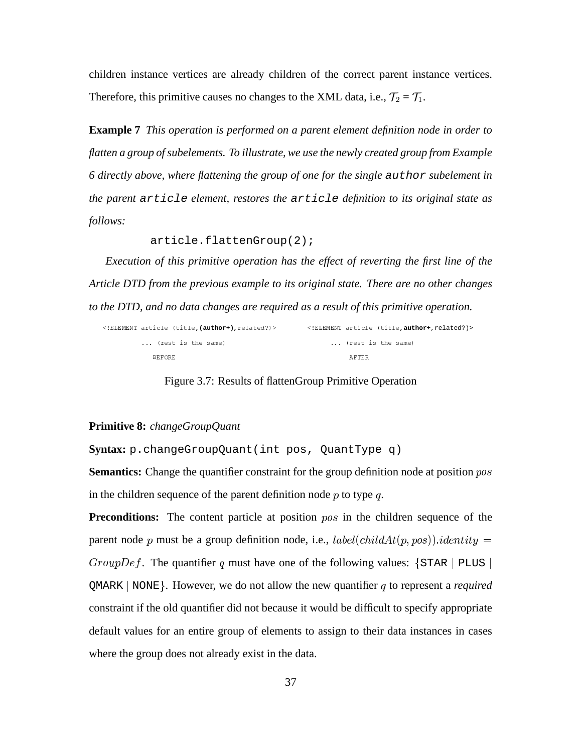children instance vertices are already children of the correct parent instance vertices. Therefore, this primitive causes no changes to the XML data, i.e., $\mathcal{T}_2 = \mathcal{T}_1$.

**Example 7** *This operation is performed on a parent element definition node in order to flatten a group of subelements. To illustrate, we use the newly created group from Example 6 directly above, where flattening the group of one for the single* `author` *subelement in the parent* `article` *element, restores the* `article` *definition to its original state as follows:*

```
article.flattenGroup(2);
```

*Execution of this primitive operation has the effect of reverting the first line of the Article DTD from the previous example to its original state. There are no other changes to the DTD, and no data changes are required as a result of this primitive operation.*

```
<!ELEMENT article (title,(author+),related?)>      <!ELEMENT article (title,author+,related?)>
      ... (rest is the same)                             ... (rest is the same)
        BEFORE                                             AFTER
```

Figure 3.7: Results of flattenGroup Primitive Operation

**Primitive 8:** *changeGroupQuant*

**Syntax:** `p.changeGroupQuant(int pos, QuantType q)`

**Semantics:** Change the quantifier constraint for the group definition node at position $pos$ in the children sequence of the parent definition node $p$ to type $q$.

**Preconditions:** The content particle at position $pos$ in the children sequence of the parent node $p$ must be a group definition node, i.e., $label(childAt(p, pos)).identity = GroupDef$. The quantifier $q$ must have one of the following values: {`STAR` | `PLUS` | `QMARK` | `NONE`}. However, we do not allow the new quantifier $q$ to represent a *required* constraint if the old quantifier did not because it would be difficult to specify appropriate default values for an entire group of elements to assign to their data instances in cases where the group does not already exist in the data.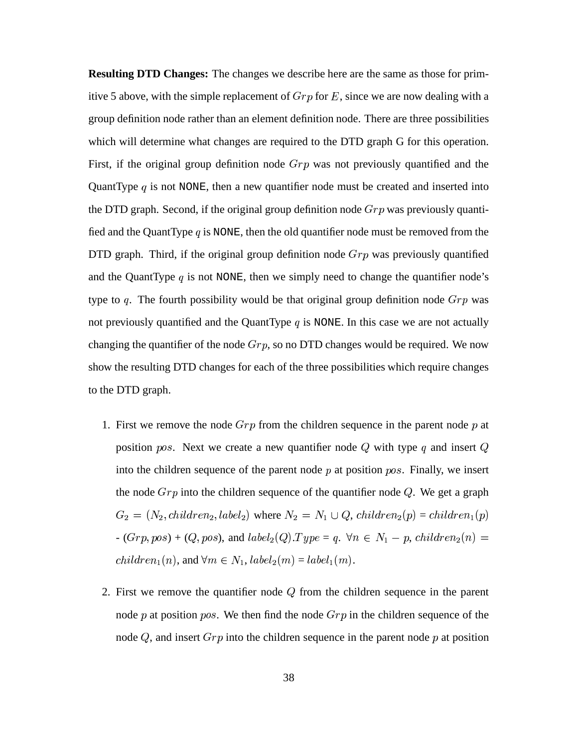**Resulting DTD Changes:** The changes we describe here are the same as those for primitive 5 above, with the simple replacement of $Grp$ for $E$, since we are now dealing with a group definition node rather than an element definition node. There are three possibilities which will determine what changes are required to the DTD graph G for this operation. First, if the original group definition node $Grp$ was not previously quantified and the QuantType $q$ is not `NONE`, then a new quantifier node must be created and inserted into the DTD graph. Second, if the original group definition node $Grp$ was previously quantified and the QuantType $q$ is `NONE`, then the old quantifier node must be removed from the DTD graph. Third, if the original group definition node $Grp$ was previously quantified and the QuantType $q$ is not `NONE`, then we simply need to change the quantifier node's type to $q$. The fourth possibility would be that original group definition node $Grp$ was not previously quantified and the QuantType $q$ is `NONE`. In this case we are not actually changing the quantifier of the node $Grp$, so no DTD changes would be required. We now show the resulting DTD changes for each of the three possibilities which require changes to the DTD graph.

1. First we remove the node $Grp$ from the children sequence in the parent node $p$ at position $pos$. Next we create a new quantifier node $Q$ with type $q$ and insert $Q$ into the children sequence of the parent node $p$ at position $pos$. Finally, we insert the node $Grp$ into the children sequence of the quantifier node $Q$. We get a graph $G_2 = (N_2, children_2, label_2)$ where $N_2 = N_1 \cup Q$, $children_2(p) = children_1(p)$ - $(Grp, pos)$ + $(Q, pos)$, and $label_2(Q).Type = q$. $\forall n \in N_1 - p$, $children_2(n) = children_1(n)$, and $\forall m \in N_1$, $label_2(m) = label_1(m)$.

2. First we remove the quantifier node $Q$ from the children sequence in the parent node $p$ at position $pos$. We then find the node $Grp$ in the children sequence of the node $Q$, and insert $Grp$ into the children sequence in the parent node $p$ at position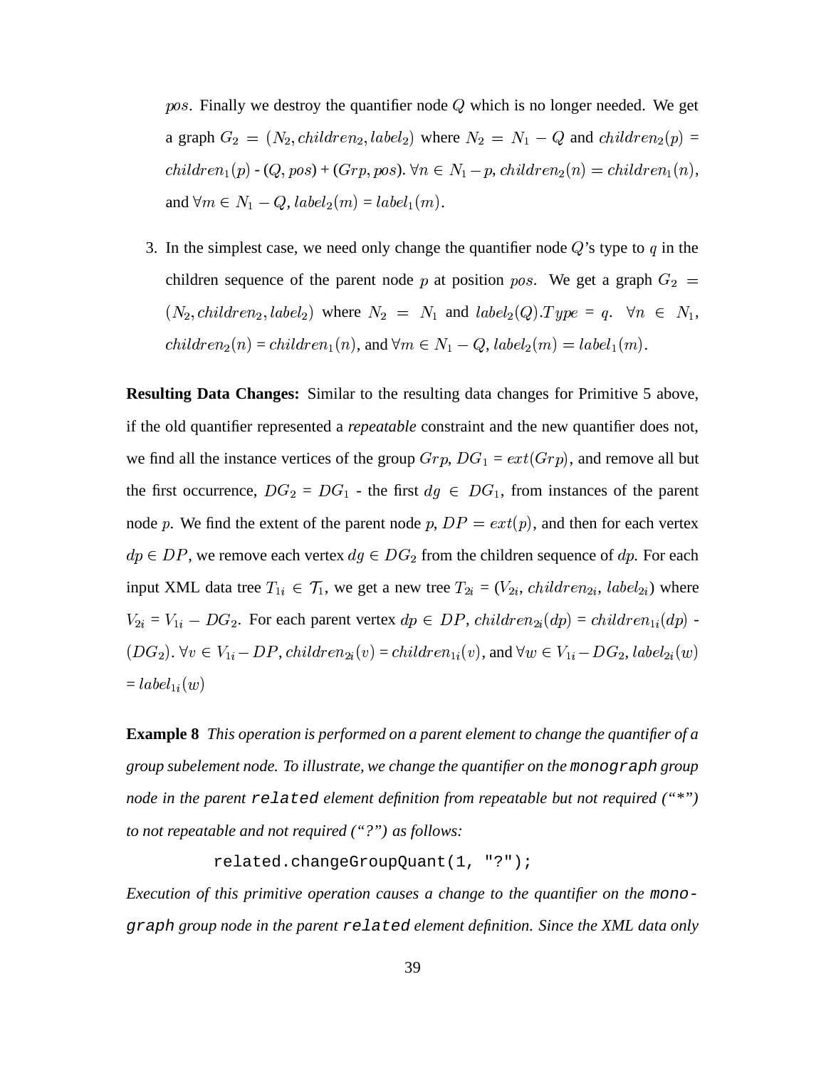$pos$. Finally we destroy the quantifier node $Q$ which is no longer needed. We get a graph $G_2 = (N_2, children_2, label_2)$ where $N_2 = N_1 - Q$ and $children_2(p)$ = $children_1(p)$ - $(Q, pos)$ + $(Grp, pos)$. $\forall n \in N_1 - p$, $children_2(n) = children_1(n)$, and $\forall m \in N_1 - Q$, $label_2(m)$ = $label_1(m)$.

3. In the simplest case, we need only change the quantifier node $Q$'s type to $q$ in the children sequence of the parent node $p$ at position $pos$. We get a graph $G_2 = (N_2, children_2, label_2)$ where $N_2 = N_1$ and $label_2(Q).Type$ = $q$. $\forall n \in N_1$, $children_2(n)$ = $children_1(n)$, and $\forall m \in N_1 - Q$, $label_2(m) = label_1(m)$.

**Resulting Data Changes:** Similar to the resulting data changes for Primitive 5 above, if the old quantifier represented a *repeatable* constraint and the new quantifier does not, we find all the instance vertices of the group $Grp$, $DG_1 = ext(Grp)$, and remove all but the first occurrence, $DG_2$ = $DG_1$ - the first $dg \in DG_1$, from instances of the parent node $p$. We find the extent of the parent node $p$, $DP = ext(p)$, and then for each vertex $dp \in DP$, we remove each vertex $dg \in DG_2$ from the children sequence of $dp$. For each input XML data tree $T_{1i} \in \mathcal{T}_1$, we get a new tree $T_{2i}$ = ($V_{2i}$, $children_{2i}$, $label_{2i}$) where $V_{2i}$ = $V_{1i} - DG_2$. For each parent vertex $dp \in DP$, $children_{2i}(dp)$ = $children_{1i}(dp)$ - $(DG_2)$. $\forall v \in V_{1i} - DP$, $children_{2i}(v)$ = $children_{1i}(v)$, and $\forall w \in V_{1i} - DG_2$, $label_{2i}(w)$ = $label_{1i}(w)$

**Example 8** *This operation is performed on a parent element to change the quantifier of a group subelement node. To illustrate, we change the quantifier on the* `monograph` *group node in the parent* `related` *element definition from repeatable but not required ("*") to not repeatable and not required ("?") as follows:*

```
related.changeGroupQuant(1, "?");
```

*Execution of this primitive operation causes a change to the quantifier on the* `monograph` *group node in the parent* `related` *element definition. Since the XML data only*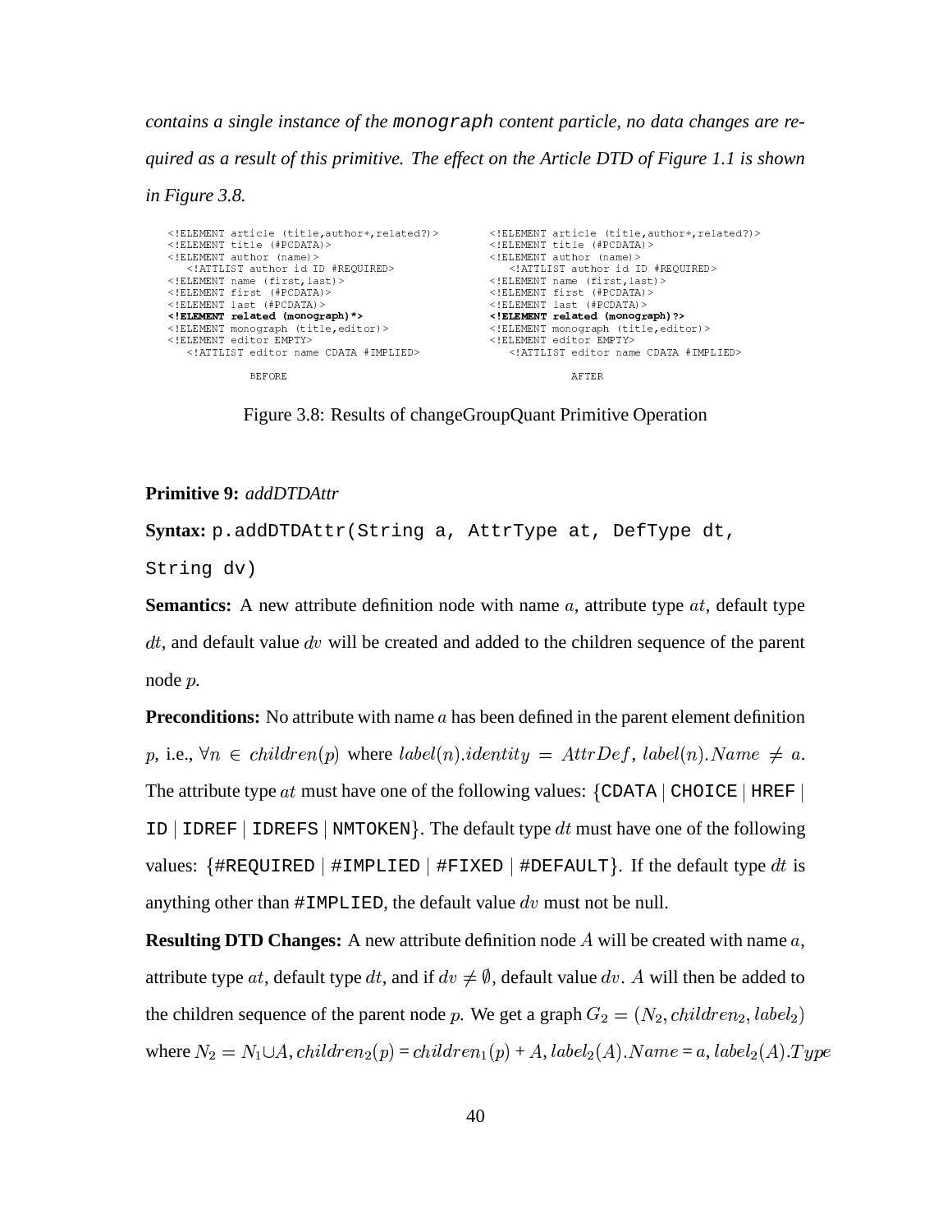*contains a single instance of the* `monograph` *content particle, no data changes are required as a result of this primitive. The effect on the Article DTD of Figure 1.1 is shown in Figure 3.8.*

```
<!ELEMENT article (title,author+,related?)>
<!ELEMENT title (#PCDATA)>
<!ELEMENT author (name)>
   <!ATTLIST author id ID #REQUIRED>
<!ELEMENT name (first,last)>
<!ELEMENT first (#PCDATA)>
<!ELEMENT last (#PCDATA)>
<!ELEMENT related (monograph)*>
<!ELEMENT monograph (title,editor)>
<!ELEMENT editor EMPTY>
   <!ATTLIST editor name CDATA #IMPLIED>

            BEFORE
```

```
<!ELEMENT article (title,author+,related?)>
<!ELEMENT title (#PCDATA)>
<!ELEMENT author (name)>
   <!ATTLIST author id ID #REQUIRED>
<!ELEMENT name (first,last)>
<!ELEMENT first (#PCDATA)>
<!ELEMENT last (#PCDATA)>
<!ELEMENT related (monograph)?>
<!ELEMENT monograph (title,editor)>
<!ELEMENT editor EMPTY>
   <!ATTLIST editor name CDATA #IMPLIED>

            AFTER
```

Figure 3.8: Results of changeGroupQuant Primitive Operation

**Primitive 9:** *addDTDAttr*

**Syntax:** `p.addDTDAttr(String a, AttrType at, DefType dt, String dv)`

**Semantics:** A new attribute definition node with name $a$, attribute type $at$, default type $dt$, and default value $dv$ will be created and added to the children sequence of the parent node $p$.

**Preconditions:** No attribute with name $a$ has been defined in the parent element definition $p$, i.e., $\forall n \in children(p)$ where $label(n).identity = AttrDef$, $label(n).Name \neq a$. The attribute type $at$ must have one of the following values: {`CDATA` | `CHOICE` | `HREF` | `ID` | `IDREF` | `IDREFS` | `NMTOKEN`}. The default type $dt$ must have one of the following values: {`#REQUIRED` | `#IMPLIED` | `#FIXED` | `#DEFAULT`}. If the default type $dt$ is anything other than `#IMPLIED`, the default value $dv$ must not be null.

**Resulting DTD Changes:** A new attribute definition node $A$ will be created with name $a$, attribute type $at$, default type $dt$, and if $dv \neq \emptyset$, default value $dv$. $A$ will then be added to the children sequence of the parent node $p$. We get a graph $G_2 = (N_2, children_2, label_2)$ where $N_2 = N_1 \cup A$, $children_2(p) = children_1(p) + A$, $label_2(A).Name = a$, $label_2(A).Type$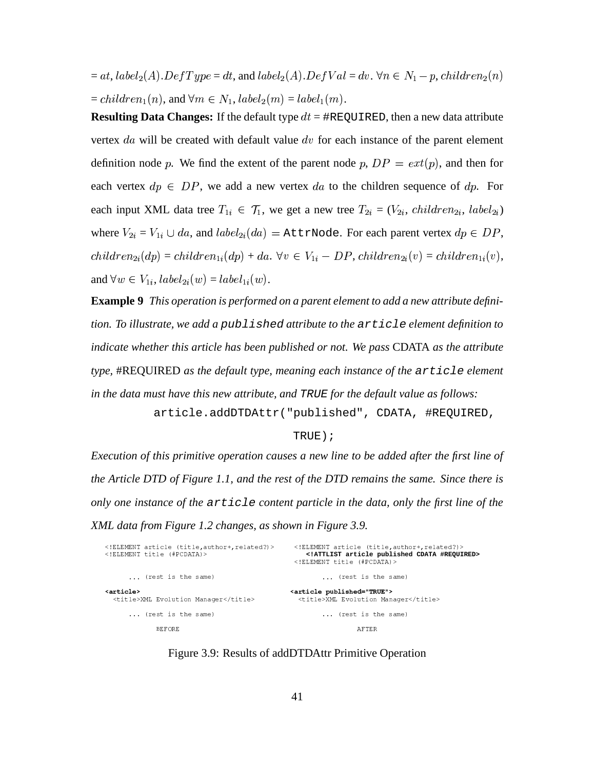$= at$, $label_2(A).DefType = dt$, and $label_2(A).DefVal = dv$. $\forall n \in N_1 - p$, $children_2(n) = children_1(n)$, and $\forall m \in N_1$, $label_2(m) = label_1(m)$.

**Resulting Data Changes:** If the default type $dt$ = `#REQUIRED`, then a new data attribute vertex $da$ will be created with default value $dv$ for each instance of the parent element definition node $p$. We find the extent of the parent node $p$, $DP = ext(p)$, and then for each vertex $dp \in DP$, we add a new vertex $da$ to the children sequence of $dp$. For each input XML data tree $T_{1i} \in \mathcal{T}_1$, we get a new tree $T_{2i} = (V_{2i}, children_{2i}, label_{2i})$ where $V_{2i} = V_{1i} \cup da$, and $label_{2i}(da) =$ `AttrNode`. For each parent vertex $dp \in DP$, $children_{2i}(dp) = children_{1i}(dp) + da$. $\forall v \in V_{1i} - DP$, $children_{2i}(v) = children_{1i}(v)$, and $\forall w \in V_{1i}$, $label_{2i}(w) = label_{1i}(w)$.

**Example 9** *This operation is performed on a parent element to add a new attribute definition. To illustrate, we add a* `published` *attribute to the* `article` *element definition to indicate whether this article has been published or not. We pass* CDATA *as the attribute type,* #REQUIRED *as the default type, meaning each instance of the* `article` *element in the data must have this new attribute, and* `TRUE` *for the default value as follows:*

```
article.addDTDAttr("published", CDATA, #REQUIRED,
                    TRUE);
```

*Execution of this primitive operation causes a new line to be added after the first line of the Article DTD of Figure 1.1, and the rest of the DTD remains the same. Since there is only one instance of the* `article` *content particle in the data, only the first line of the XML data from Figure 1.2 changes, as shown in Figure 3.9.*

```
BEFORE:
<!ELEMENT article (title,author+,related?)>
<!ELEMENT title (#PCDATA)>

     ... (rest is the same)

<article>
  <title>XML Evolution Manager</title>

     ... (rest is the same)

AFTER:
<!ELEMENT article (title,author+,related?)>
   <!ATTLIST article published CDATA #REQUIRED>
<!ELEMENT title (#PCDATA)>

     ... (rest is the same)

<article published="TRUE">
  <title>XML Evolution Manager</title>

     ... (rest is the same)
```

Figure 3.9: Results of addDTDAttr Primitive Operation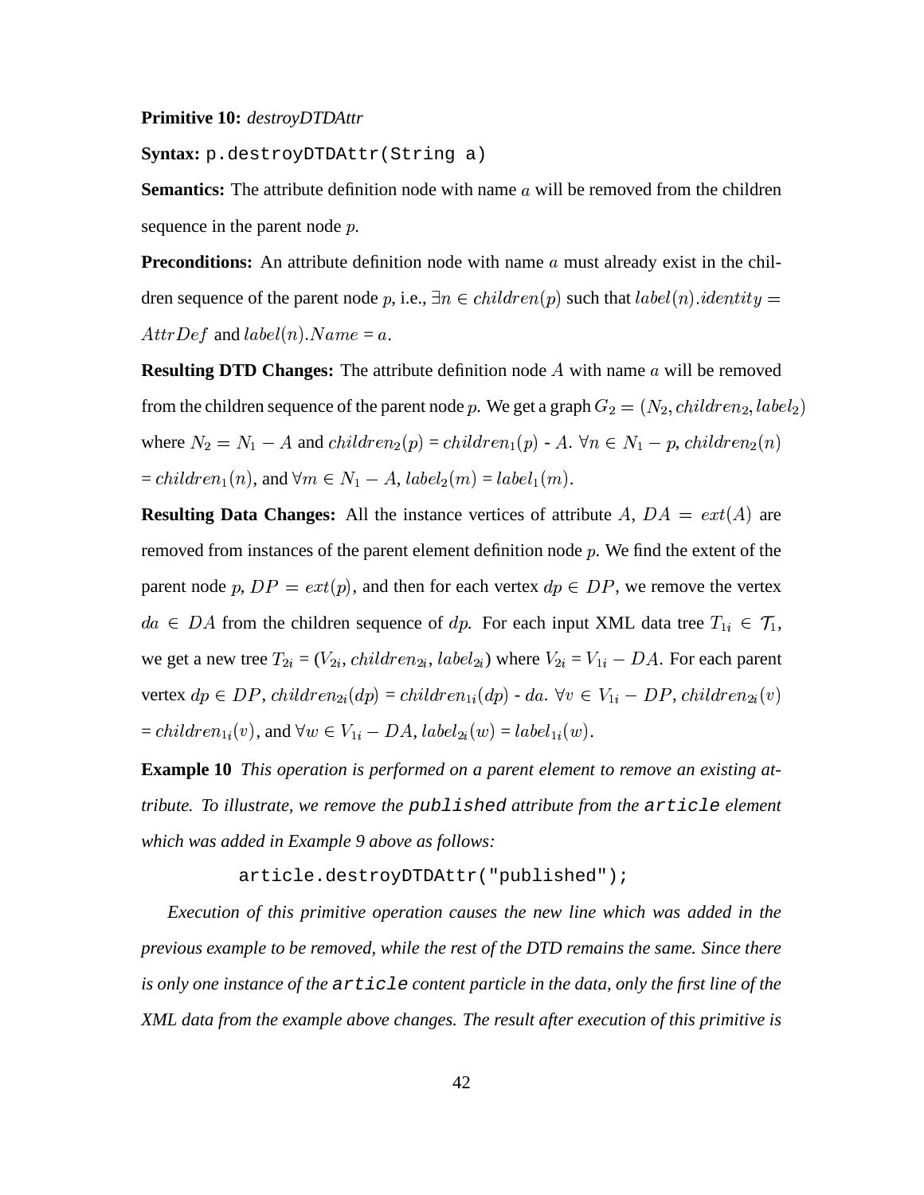**Primitive 10:** *destroyDTDAttr*

**Syntax:** `p.destroyDTDAttr(String a)`

**Semantics:** The attribute definition node with name $a$ will be removed from the children sequence in the parent node $p$.

**Preconditions:** An attribute definition node with name $a$ must already exist in the children sequence of the parent node $p$, i.e., $\exists n \in children(p)$ such that $label(n).identity = AttrDef$ and $label(n).Name = a$.

**Resulting DTD Changes:** The attribute definition node $A$ with name $a$ will be removed from the children sequence of the parent node $p$. We get a graph $G_2 = (N_2, children_2, label_2)$ where $N_2 = N_1 - A$ and $children_2(p) = children_1(p) - A$. $\forall n \in N_1 - p$, $children_2(n) = children_1(n)$, and $\forall m \in N_1 - A$, $label_2(m) = label_1(m)$.

**Resulting Data Changes:** All the instance vertices of attribute $A$, $DA = ext(A)$ are removed from instances of the parent element definition node $p$. We find the extent of the parent node $p$, $DP = ext(p)$, and then for each vertex $dp \in DP$, we remove the vertex $da \in DA$ from the children sequence of $dp$. For each input XML data tree $T_{1i} \in \mathcal{T}_1$, we get a new tree $T_{2i} = (V_{2i}, children_{2i}, label_{2i})$ where $V_{2i} = V_{1i} - DA$. For each parent vertex $dp \in DP$, $children_{2i}(dp) = children_{1i}(dp) - da$. $\forall v \in V_{1i} - DP$, $children_{2i}(v) = children_{1i}(v)$, and $\forall w \in V_{1i} - DA$, $label_{2i}(w) = label_{1i}(w)$.

**Example 10** *This operation is performed on a parent element to remove an existing attribute. To illustrate, we remove the* `published` *attribute from the* `article` *element which was added in Example 9 above as follows:*

```
article.destroyDTDAttr("published");
```

*Execution of this primitive operation causes the new line which was added in the previous example to be removed, while the rest of the DTD remains the same. Since there is only one instance of the* `article` *content particle in the data, only the first line of the XML data from the example above changes. The result after execution of this primitive is*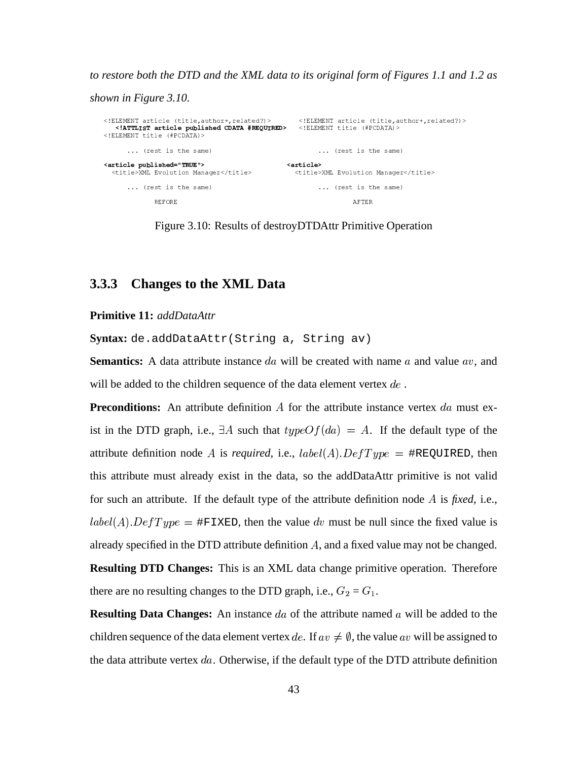*to restore both the DTD and the XML data to its original form of Figures 1.1 and 1.2 as shown in Figure 3.10.*

```
<!ELEMENT article (title,author+,related?)>        <!ELEMENT article (title,author+,related?)>
   <!ATTLIST article published CDATA #REQUIRED>    <!ELEMENT title (#PCDATA)>
<!ELEMENT title (#PCDATA)>

      ... (rest is the same)                             ... (rest is the same)

<article published="TRUE">                         <article>
  <title>XML Evolution Manager</title>               <title>XML Evolution Manager</title>

      ... (rest is the same)                             ... (rest is the same)

            BEFORE                                              AFTER
```

Figure 3.10: Results of destroyDTDAttr Primitive Operation

### 3.3.3 Changes to the XML Data

**Primitive 11:** *addDataAttr*

**Syntax:** `de.addDataAttr(String a, String av)`

**Semantics:** A data attribute instance $da$ will be created with name $a$ and value $av$, and will be added to the children sequence of the data element vertex $de$ .

**Preconditions:** An attribute definition $A$ for the attribute instance vertex $da$ must exist in the DTD graph, i.e., $\exists A$ such that $typeOf(da) = A$. If the default type of the attribute definition node $A$ is *required*, i.e., $label(A).DefType$ = `#REQUIRED`, then this attribute must already exist in the data, so the addDataAttr primitive is not valid for such an attribute. If the default type of the attribute definition node $A$ is ***fixed***, i.e., $label(A).DefType$ = `#FIXED`, then the value $dv$ must be null since the fixed value is already specified in the DTD attribute definition $A$, and a fixed value may not be changed.

**Resulting DTD Changes:** This is an XML data change primitive operation. Therefore there are no resulting changes to the DTD graph, i.e., $G_2 = G_1$.

**Resulting Data Changes:** An instance $da$ of the attribute named $a$ will be added to the children sequence of the data element vertex $de$. If $av \neq \emptyset$, the value $av$ will be assigned to the data attribute vertex $da$. Otherwise, if the default type of the DTD attribute definition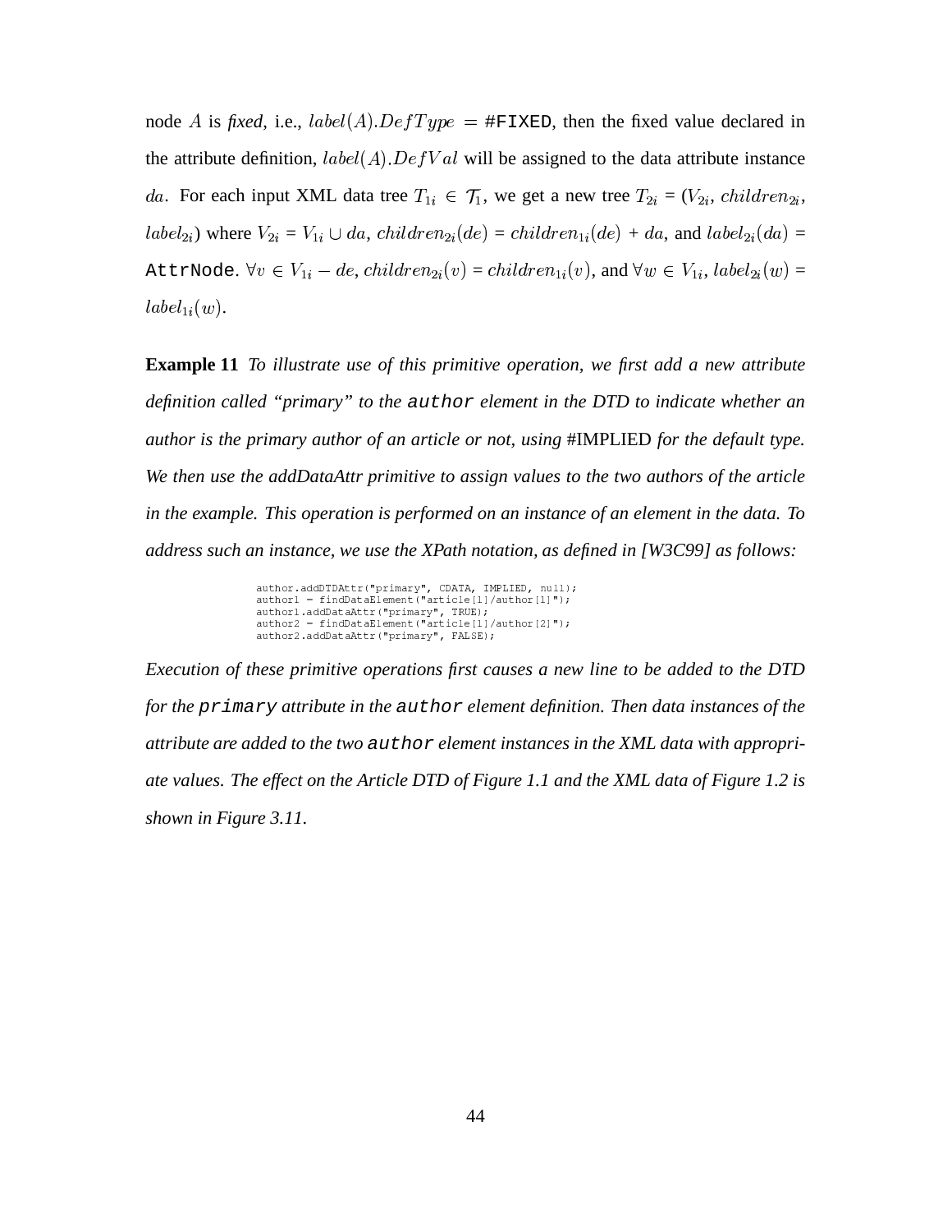node $A$ is *fixed*, i.e., $label(A).DefType$ = `#FIXED`, then the fixed value declared in the attribute definition, $label(A).DefVal$ will be assigned to the data attribute instance $da$. For each input XML data tree $T_{1i} \in \mathcal{T}_1$, we get a new tree $T_{2i}$ = ($V_{2i}$, $children_{2i}$, $label_{2i}$) where $V_{2i}$ = $V_{1i} \cup da$, $children_{2i}(de)$ = $children_{1i}(de)$ + $da$, and $label_{2i}(da)$ = `AttrNode`. $\forall v \in V_{1i} - de$, $children_{2i}(v)$ = $children_{1i}(v)$, and $\forall w \in V_{1i}$, $label_{2i}(w)$ = $label_{1i}(w)$.

**Example 11** *To illustrate use of this primitive operation, we first add a new attribute definition called "primary" to the* `author` *element in the DTD to indicate whether an author is the primary author of an article or not, using* #IMPLIED *for the default type. We then use the addDataAttr primitive to assign values to the two authors of the article in the example. This operation is performed on an instance of an element in the data. To address such an instance, we use the XPath notation, as defined in [W3C99] as follows:*

```
author.addDTDAttr("primary", CDATA, IMPLIED, null);
author1 = findDataElement("article[1]/author[1]");
author1.addDataAttr("primary", TRUE);
author2 = findDataElement("article[1]/author[2]");
author2.addDataAttr("primary", FALSE);
```

*Execution of these primitive operations first causes a new line to be added to the DTD for the* `primary` *attribute in the* `author` *element definition. Then data instances of the attribute are added to the two* `author` *element instances in the XML data with appropriate values. The effect on the Article DTD of Figure 1.1 and the XML data of Figure 1.2 is shown in Figure 3.11.*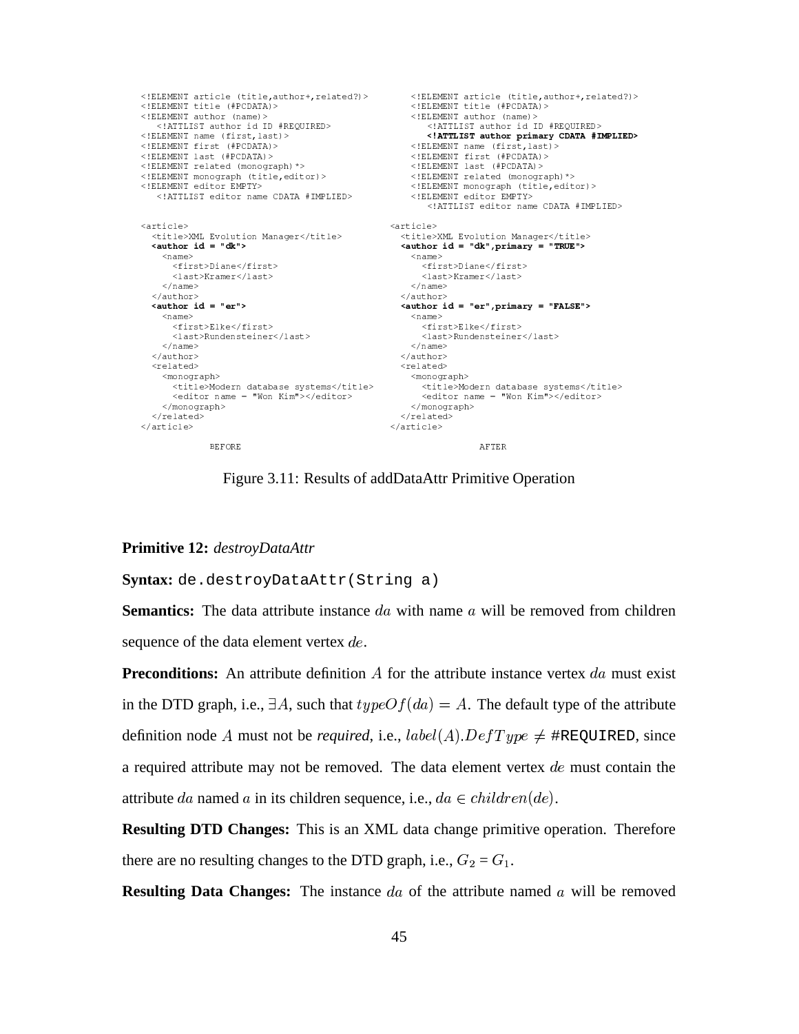```
<!ELEMENT article (title,author+,related?)>
<!ELEMENT title (#PCDATA)>
<!ELEMENT author (name)>
  <!ATTLIST author id ID #REQUIRED>
<!ELEMENT name (first,last)>
<!ELEMENT first (#PCDATA)>
<!ELEMENT last (#PCDATA)>
<!ELEMENT related (monograph)*>
<!ELEMENT monograph (title,editor)>
<!ELEMENT editor EMPTY>
  <!ATTLIST editor name CDATA #IMPLIED>

<article>
  <title>XML Evolution Manager</title>
  <author id = "dk">
    <name>
      <first>Diane</first>
      <last>Kramer</last>
    </name>
  </author>
  <author id = "er">
    <name>
      <first>Elke</first>
      <last>Rundensteiner</last>
    </name>
  </author>
  <related>
    <monograph>
      <title>Modern database systems</title>
      <editor name = "Won Kim"></editor>
    </monograph>
  </related>
</article>

              BEFORE
```

```
<!ELEMENT article (title,author+,related?)>
<!ELEMENT title (#PCDATA)>
<!ELEMENT author (name)>
  <!ATTLIST author id ID #REQUIRED>
  <!ATTLIST author primary CDATA #IMPLIED>
<!ELEMENT name (first,last)>
<!ELEMENT first (#PCDATA)>
<!ELEMENT last (#PCDATA)>
<!ELEMENT related (monograph)*>
<!ELEMENT monograph (title,editor)>
<!ELEMENT editor EMPTY>
  <!ATTLIST editor name CDATA #IMPLIED>

<article>
  <title>XML Evolution Manager</title>
  <author id = "dk",primary = "TRUE">
    <name>
      <first>Diane</first>
      <last>Kramer</last>
    </name>
  </author>
  <author id = "er",primary = "FALSE">
    <name>
      <first>Elke</first>
      <last>Rundensteiner</last>
    </name>
  </author>
  <related>
    <monograph>
      <title>Modern database systems</title>
      <editor name = "Won Kim"></editor>
    </monograph>
  </related>
</article>

              AFTER
```

Figure 3.11: Results of addDataAttr Primitive Operation

**Primitive 12:** *destroyDataAttr*

**Syntax:** `de.destroyDataAttr(String a)`

**Semantics:** The data attribute instance $da$ with name $a$ will be removed from children sequence of the data element vertex $de$.

**Preconditions:** An attribute definition $A$ for the attribute instance vertex $da$ must exist in the DTD graph, i.e., $\exists A$, such that $typeOf(da) = A$. The default type of the attribute definition node $A$ must not be *required*, i.e., $label(A).DefType \neq$ `#REQUIRED`, since a required attribute may not be removed. The data element vertex $de$ must contain the attribute $da$ named $a$ in its children sequence, i.e., $da \in children(de)$.

**Resulting DTD Changes:** This is an XML data change primitive operation. Therefore there are no resulting changes to the DTD graph, i.e., $G_2 = G_1$.

**Resulting Data Changes:** The instance $da$ of the attribute named $a$ will be removed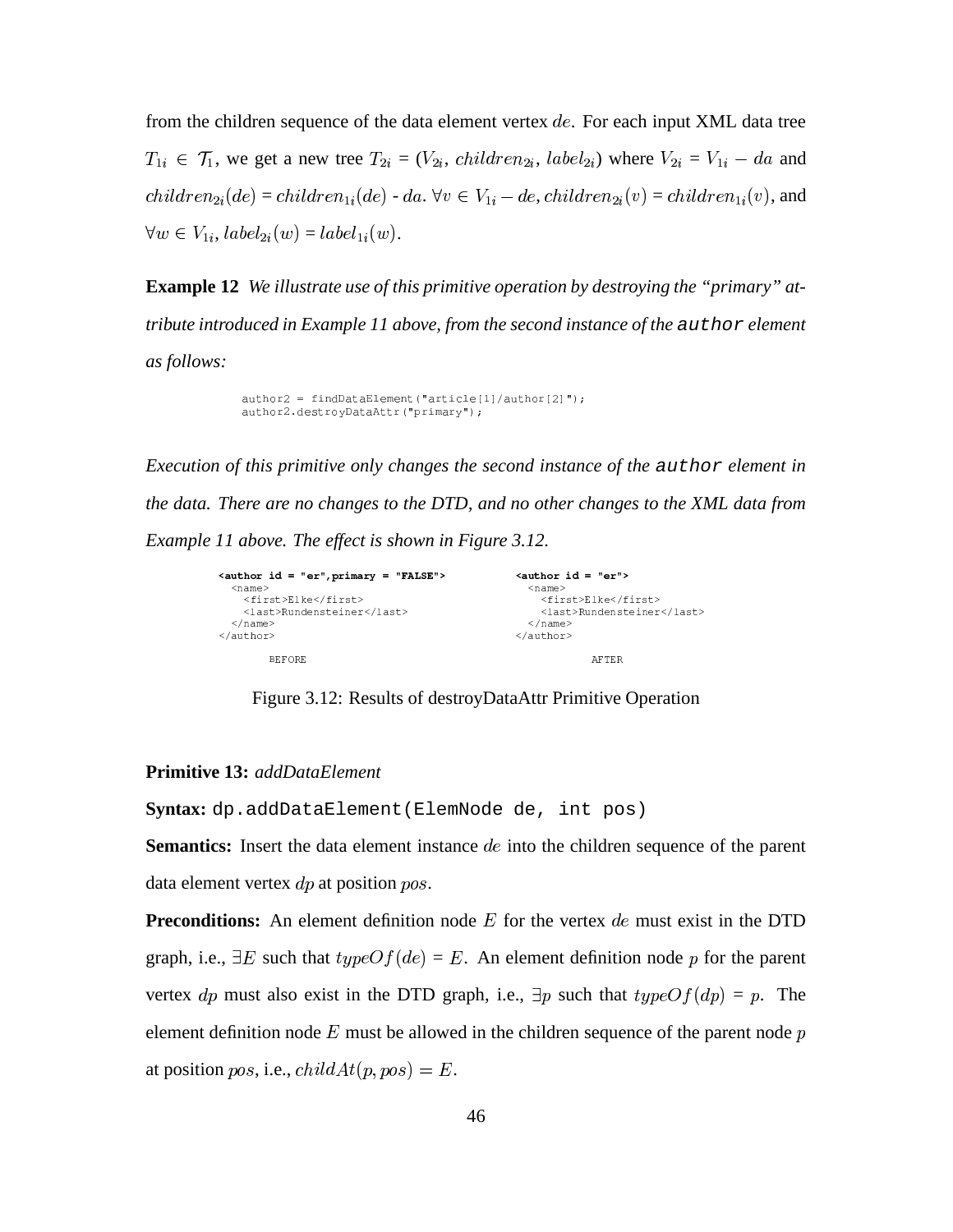from the children sequence of the data element vertex $de$. For each input XML data tree $T_{1i} \in \mathcal{T}_1$, we get a new tree $T_{2i}$ = ($V_{2i}$, $children_{2i}$, $label_{2i}$) where $V_{2i} = V_{1i} - da$ and $children_{2i}(de) = children_{1i}(de)$ - $da$. $\forall v \in V_{1i} - de, children_{2i}(v) = children_{1i}(v)$, and $\forall w \in V_{1i}, label_{2i}(w) = label_{1i}(w)$.

**Example 12** *We illustrate use of this primitive operation by destroying the "primary" attribute introduced in Example 11 above, from the second instance of the* `author` *element as follows:*

```
author2 = findDataElement("article[1]/author[2]");
author2.destroyDataAttr("primary");
```

*Execution of this primitive only changes the second instance of the* `author` *element in the data. There are no changes to the DTD, and no other changes to the XML data from Example 11 above. The effect is shown in Figure 3.12.*

```
<author id = "er",primary = "FALSE">        <author id = "er">
  <name>                                      <name>
    <first>Elke</first>                         <first>Elke</first>
    <last>Rundensteiner</last>                  <last>Rundensteiner</last>
  </name>                                     </name>
</author>                                   </author>

       BEFORE                                        AFTER
```

Figure 3.12: Results of destroyDataAttr Primitive Operation

**Primitive 13:** *addDataElement*

**Syntax:** `dp.addDataElement(ElemNode de, int pos)`

**Semantics:** Insert the data element instance $de$ into the children sequence of the parent data element vertex $dp$ at position $pos$.

**Preconditions:** An element definition node $E$ for the vertex $de$ must exist in the DTD graph, i.e., $\exists E$ such that $typeOf(de) = E$. An element definition node $p$ for the parent vertex $dp$ must also exist in the DTD graph, i.e., $\exists p$ such that $typeOf(dp) = p$. The element definition node $E$ must be allowed in the children sequence of the parent node $p$ at position $pos$, i.e., $childAt(p, pos) = E$.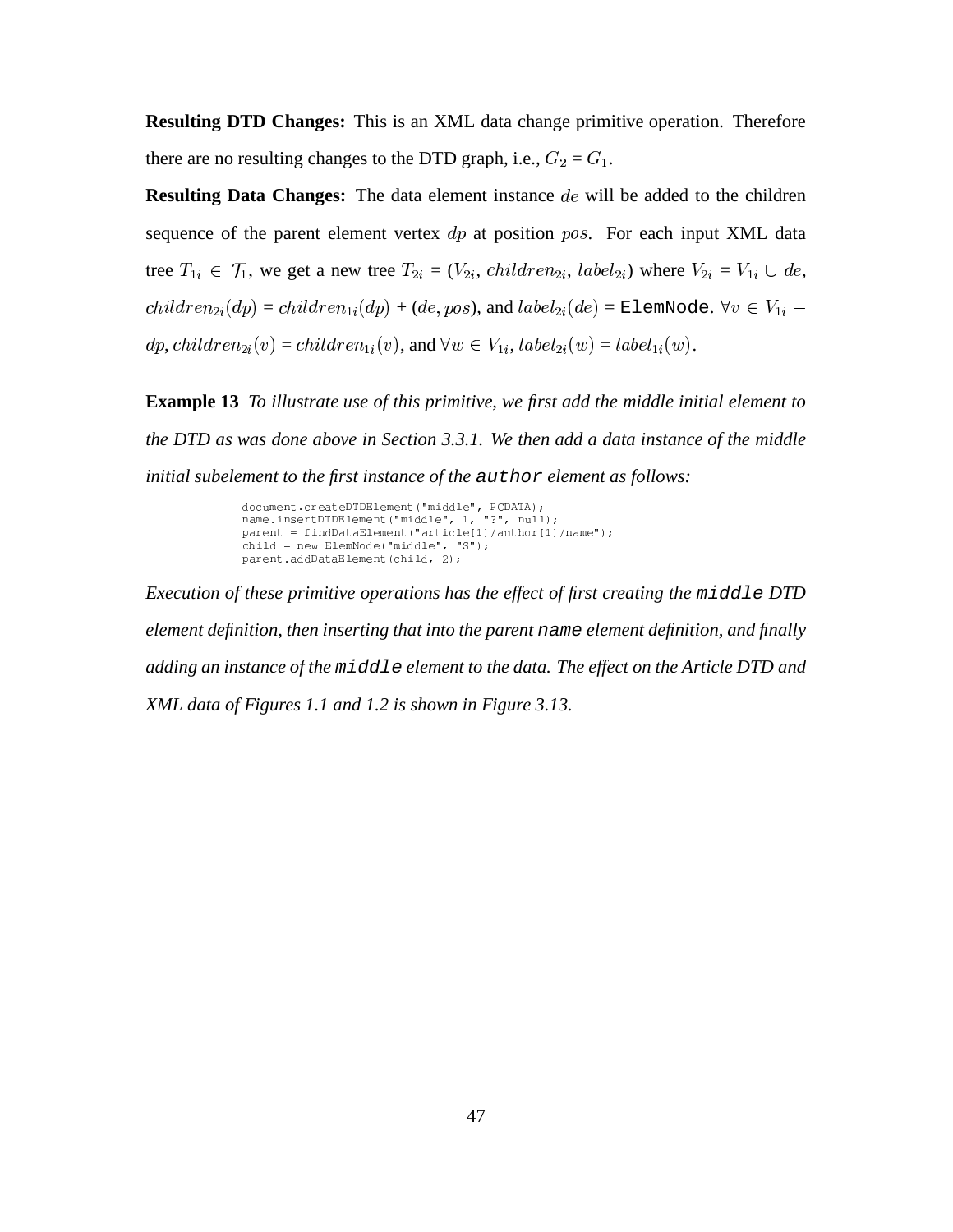**Resulting DTD Changes:** This is an XML data change primitive operation. Therefore there are no resulting changes to the DTD graph, i.e., $G_2 = G_1$.

**Resulting Data Changes:** The data element instance $de$ will be added to the children sequence of the parent element vertex $dp$ at position $pos$. For each input XML data tree $T_{1i} \in \mathcal{T}_1$, we get a new tree $T_{2i}$ = ($V_{2i}$, $children_{2i}$, $label_{2i}$) where $V_{2i} = V_{1i} \cup de$, $children_{2i}(dp) = children_{1i}(dp)$ + $(de, pos)$, and $label_{2i}(de)$ = `ElemNode`. $\forall v \in V_{1i} - dp$, $children_{2i}(v) = children_{1i}(v)$, and $\forall w \in V_{1i}$, $label_{2i}(w) = label_{1i}(w)$.

**Example 13** *To illustrate use of this primitive, we first add the middle initial element to the DTD as was done above in Section 3.3.1. We then add a data instance of the middle initial subelement to the first instance of the* `author` *element as follows:*

```
document.createDTDElement("middle", PCDATA);
name.insertDTDElement("middle", 1, "?", null);
parent = findDataElement("article[1]/author[1]/name");
child = new ElemNode("middle", "S");
parent.addDataElement(child, 2);
```

*Execution of these primitive operations has the effect of first creating the* `middle` *DTD element definition, then inserting that into the parent* `name` *element definition, and finally adding an instance of the* `middle` *element to the data. The effect on the Article DTD and XML data of Figures 1.1 and 1.2 is shown in Figure 3.13.*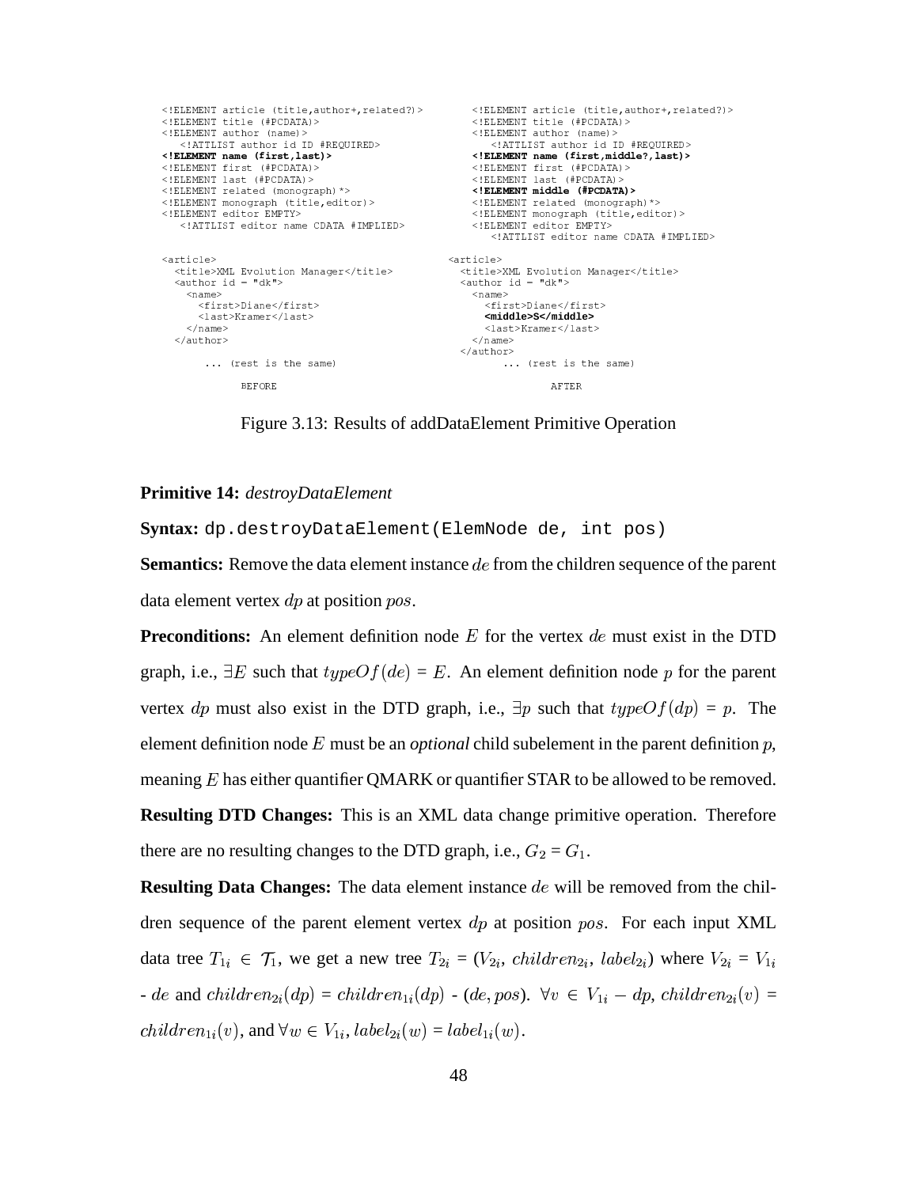```
<!ELEMENT article (title,author+,related?)>
<!ELEMENT title (#PCDATA)>
<!ELEMENT author (name)>
   <!ATTLIST author id ID #REQUIRED>
<!ELEMENT name (first,last)>
<!ELEMENT first (#PCDATA)>
<!ELEMENT last (#PCDATA)>
<!ELEMENT related (monograph)*>
<!ELEMENT monograph (title,editor)>
<!ELEMENT editor EMPTY>
   <!ATTLIST editor name CDATA #IMPLIED>

<article>
  <title>XML Evolution Manager</title>
  <author id = "dk">
    <name>
      <first>Diane</first>
      <last>Kramer</last>
    </name>
  </author>

       ... (rest is the same)

            BEFORE
```

```
<!ELEMENT article (title,author+,related?)>
<!ELEMENT title (#PCDATA)>
<!ELEMENT author (name)>
   <!ATTLIST author id ID #REQUIRED>
<!ELEMENT name (first,middle?,last)>
<!ELEMENT first (#PCDATA)>
<!ELEMENT last (#PCDATA)>
<!ELEMENT middle (#PCDATA)>
<!ELEMENT related (monograph)*>
<!ELEMENT monograph (title,editor)>
<!ELEMENT editor EMPTY>
   <!ATTLIST editor name CDATA #IMPLIED>

<article>
  <title>XML Evolution Manager</title>
  <author id = "dk">
    <name>
      <first>Diane</first>
      <middle>S</middle>
      <last>Kramer</last>
    </name>
  </author>
       ... (rest is the same)

            AFTER
```

Figure 3.13: Results of addDataElement Primitive Operation

**Primitive 14:** *destroyDataElement*

**Syntax:** `dp.destroyDataElement(ElemNode de, int pos)`

**Semantics:** Remove the data element instance $de$ from the children sequence of the parent data element vertex $dp$ at position $pos$.

**Preconditions:** An element definition node $E$ for the vertex $de$ must exist in the DTD graph, i.e., $\exists E$ such that $typeOf(de) = E$. An element definition node $p$ for the parent vertex $dp$ must also exist in the DTD graph, i.e., $\exists p$ such that $typeOf(dp) = p$. The element definition node $E$ must be an *optional* child subelement in the parent definition $p$, meaning $E$ has either quantifier QMARK or quantifier STAR to be allowed to be removed.

**Resulting DTD Changes:** This is an XML data change primitive operation. Therefore there are no resulting changes to the DTD graph, i.e., $G_2 = G_1$.

**Resulting Data Changes:** The data element instance $de$ will be removed from the children sequence of the parent element vertex $dp$ at position $pos$. For each input XML data tree $T_{1i} \in \mathcal{T}_1$, we get a new tree $T_{2i} = (V_{2i}, children_{2i}, label_{2i})$ where $V_{2i} = V_{1i}$ - $de$ and $children_{2i}(dp) = children_{1i}(dp)$ - $(de, pos)$. $\forall v \in V_{1i} - dp$, $children_{2i}(v) = children_{1i}(v)$, and $\forall w \in V_{1i}$, $label_{2i}(w) = label_{1i}(w)$.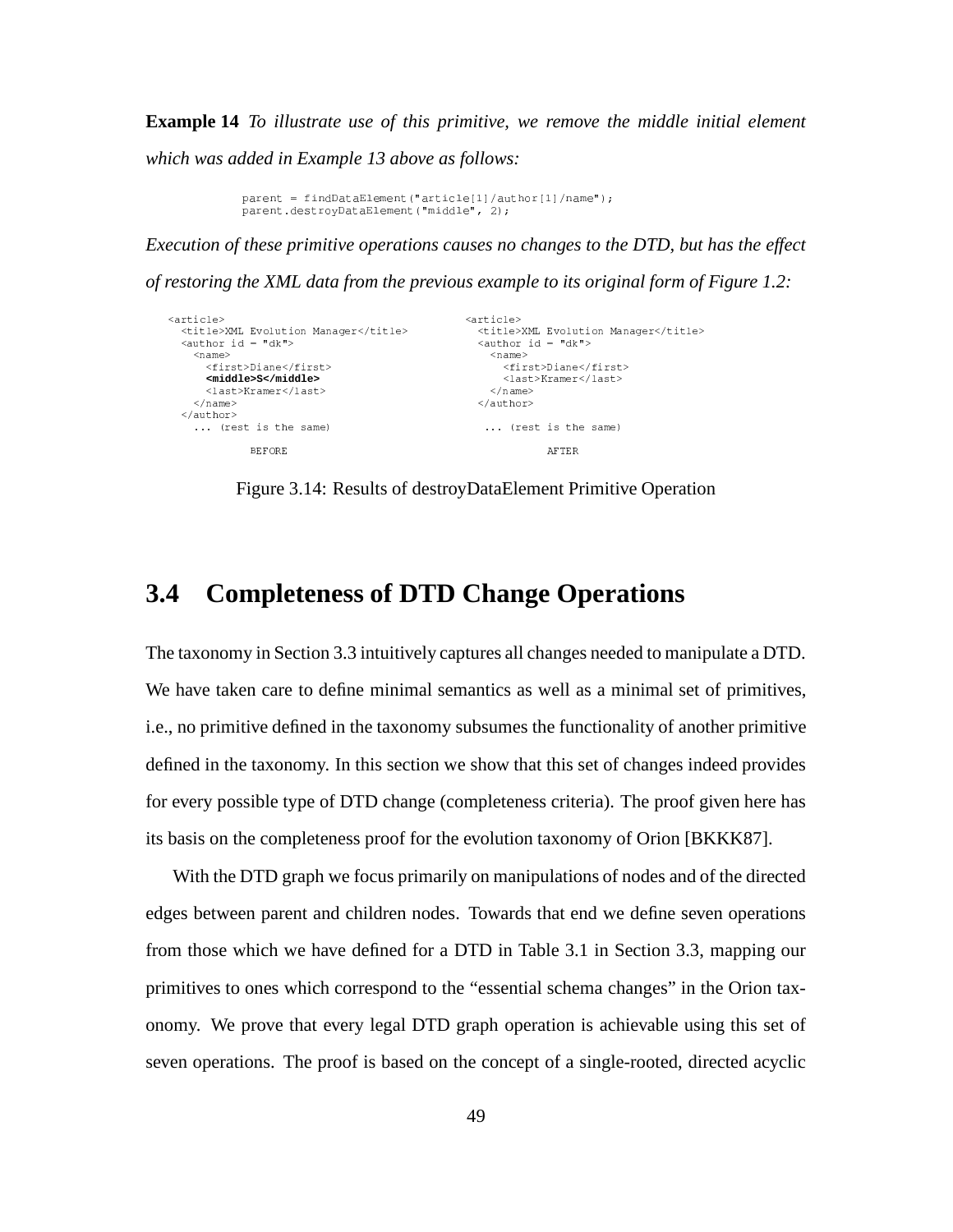**Example 14** *To illustrate use of this primitive, we remove the middle initial element which was added in Example 13 above as follows:*

```
parent = findDataElement("article[1]/author[1]/name");
parent.destroyDataElement("middle", 2);
```

*Execution of these primitive operations causes no changes to the DTD, but has the effect of restoring the XML data from the previous example to its original form of Figure 1.2:*

```
<article>                                    <article>
  <title>XML Evolution Manager</title>         <title>XML Evolution Manager</title>
  <author id = "dk">                           <author id = "dk">
    <name>                                       <name>
      <first>Diane</first>                         <first>Diane</first>
      <middle>S</middle>                           <last>Kramer</last>
      <last>Kramer</last>                        </name>
    </name>                                    </author>
  </author>
    ... (rest is the same)                       ... (rest is the same)

          BEFORE                                         AFTER
```

Figure 3.14: Results of destroyDataElement Primitive Operation

## 3.4 Completeness of DTD Change Operations

The taxonomy in Section 3.3 intuitively captures all changes needed to manipulate a DTD. We have taken care to define minimal semantics as well as a minimal set of primitives, i.e., no primitive defined in the taxonomy subsumes the functionality of another primitive defined in the taxonomy. In this section we show that this set of changes indeed provides for every possible type of DTD change (completeness criteria). The proof given here has its basis on the completeness proof for the evolution taxonomy of Orion [BKKK87].

With the DTD graph we focus primarily on manipulations of nodes and of the directed edges between parent and children nodes. Towards that end we define seven operations from those which we have defined for a DTD in Table 3.1 in Section 3.3, mapping our primitives to ones which correspond to the "essential schema changes" in the Orion taxonomy. We prove that every legal DTD graph operation is achievable using this set of seven operations. The proof is based on the concept of a single-rooted, directed acyclic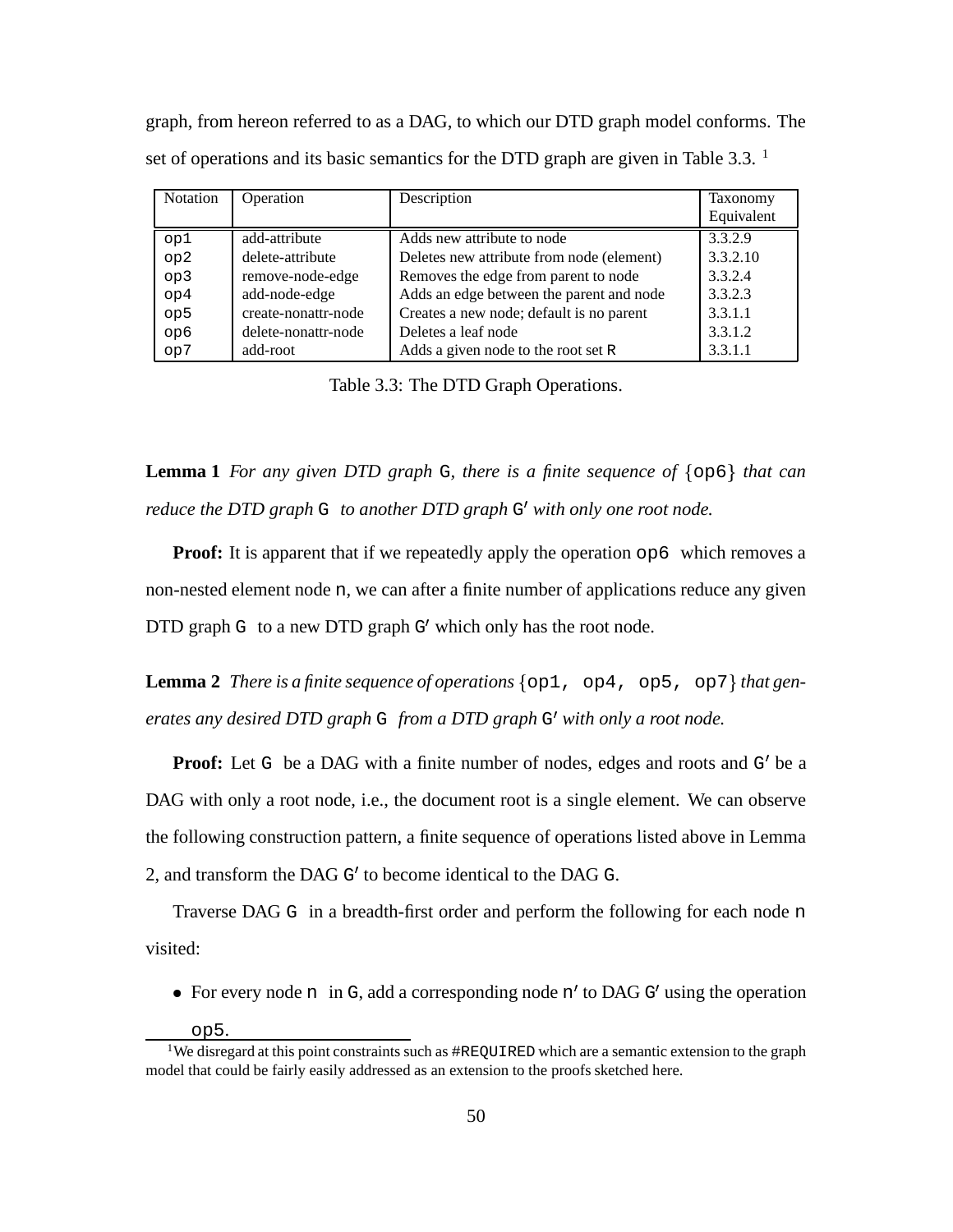graph, from hereon referred to as a DAG, to which our DTD graph model conforms. The set of operations and its basic semantics for the DTD graph are given in Table 3.3. [1]

| Notation | Operation | Description | Taxonomy Equivalent |
|---|---|---|---|
| op1 | add-attribute | Adds new attribute to node | 3.3.2.9 |
| op2 | delete-attribute | Deletes new attribute from node (element) | 3.3.2.10 |
| op3 | remove-node-edge | Removes the edge from parent to node | 3.3.2.4 |
| op4 | add-node-edge | Adds an edge between the parent and node | 3.3.2.3 |
| op5 | create-nonattr-node | Creates a new node; default is no parent | 3.3.1.1 |
| op6 | delete-nonattr-node | Deletes a leaf node | 3.3.1.2 |
| op7 | add-root | Adds a given node to the root set R | 3.3.1.1 |

Table 3.3: The DTD Graph Operations.

**Lemma 1** *For any given DTD graph* G*, there is a finite sequence of* {op6} *that can reduce the DTD graph* G *to another DTD graph* G′ *with only one root node.*

**Proof:** It is apparent that if we repeatedly apply the operation op6 which removes a non-nested element node n, we can after a finite number of applications reduce any given DTD graph G to a new DTD graph G′ which only has the root node.

**Lemma 2** *There is a finite sequence of operations* {op1, op4, op5, op7} *that generates any desired DTD graph* G *from a DTD graph* G′ *with only a root node.*

**Proof:** Let G be a DAG with a finite number of nodes, edges and roots and G′ be a DAG with only a root node, i.e., the document root is a single element. We can observe the following construction pattern, a finite sequence of operations listed above in Lemma 2, and transform the DAG G′ to become identical to the DAG G.

Traverse DAG G in a breadth-first order and perform the following for each node n visited:

- For every node n in G, add a corresponding node n′ to DAG G′ using the operation op5.

[1] We disregard at this point constraints such as #REQUIRED which are a semantic extension to the graph model that could be fairly easily addressed as an extension to the proofs sketched here.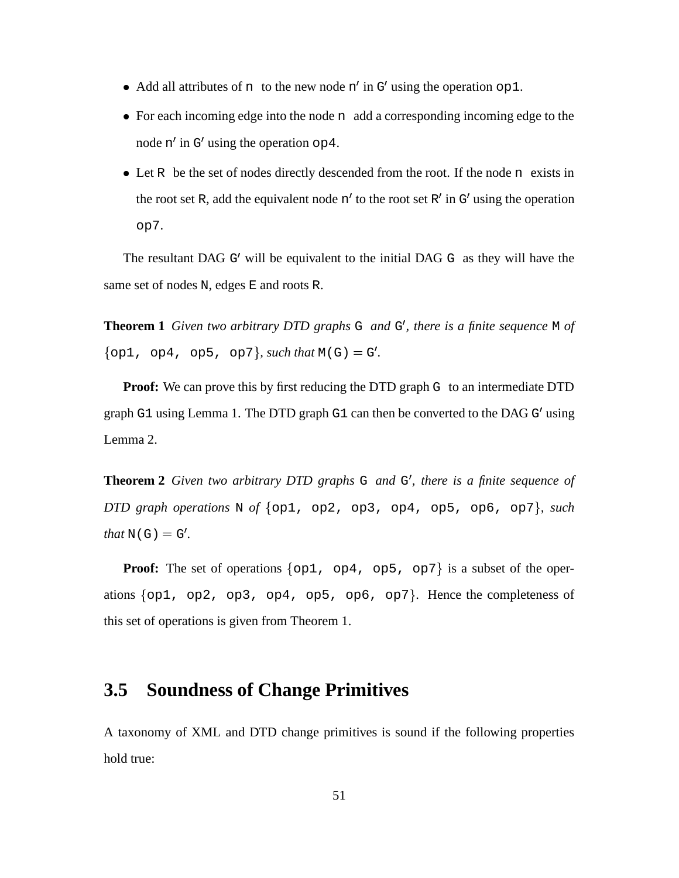- Add all attributes of `n` to the new node `n′` in `G′` using the operation `op1`.
- For each incoming edge into the node `n` add a corresponding incoming edge to the node `n′` in `G′` using the operation `op4`.
- Let `R` be the set of nodes directly descended from the root. If the node `n` exists in the root set `R`, add the equivalent node `n′` to the root set `R′` in `G′` using the operation `op7`.

The resultant DAG `G′` will be equivalent to the initial DAG `G` as they will have the same set of nodes `N`, edges `E` and roots `R`.

**Theorem 1** *Given two arbitrary DTD graphs* `G` *and* `G′`*, there is a finite sequence* `M` *of* {`op1, op4, op5, op7`}*, such that* `M(G)` $=$ `G′`.

**Proof:** We can prove this by first reducing the DTD graph `G` to an intermediate DTD graph `G1` using Lemma 1. The DTD graph `G1` can then be converted to the DAG `G′` using Lemma 2.

**Theorem 2** *Given two arbitrary DTD graphs* `G` *and* `G′`*, there is a finite sequence of DTD graph operations* `N` *of* {`op1, op2, op3, op4, op5, op6, op7`}*, such that* `N(G)` $=$ `G′`.

**Proof:** The set of operations {`op1, op4, op5, op7`} is a subset of the operations {`op1, op2, op3, op4, op5, op6, op7`}. Hence the completeness of this set of operations is given from Theorem 1.

## 3.5 Soundness of Change Primitives

A taxonomy of XML and DTD change primitives is sound if the following properties hold true: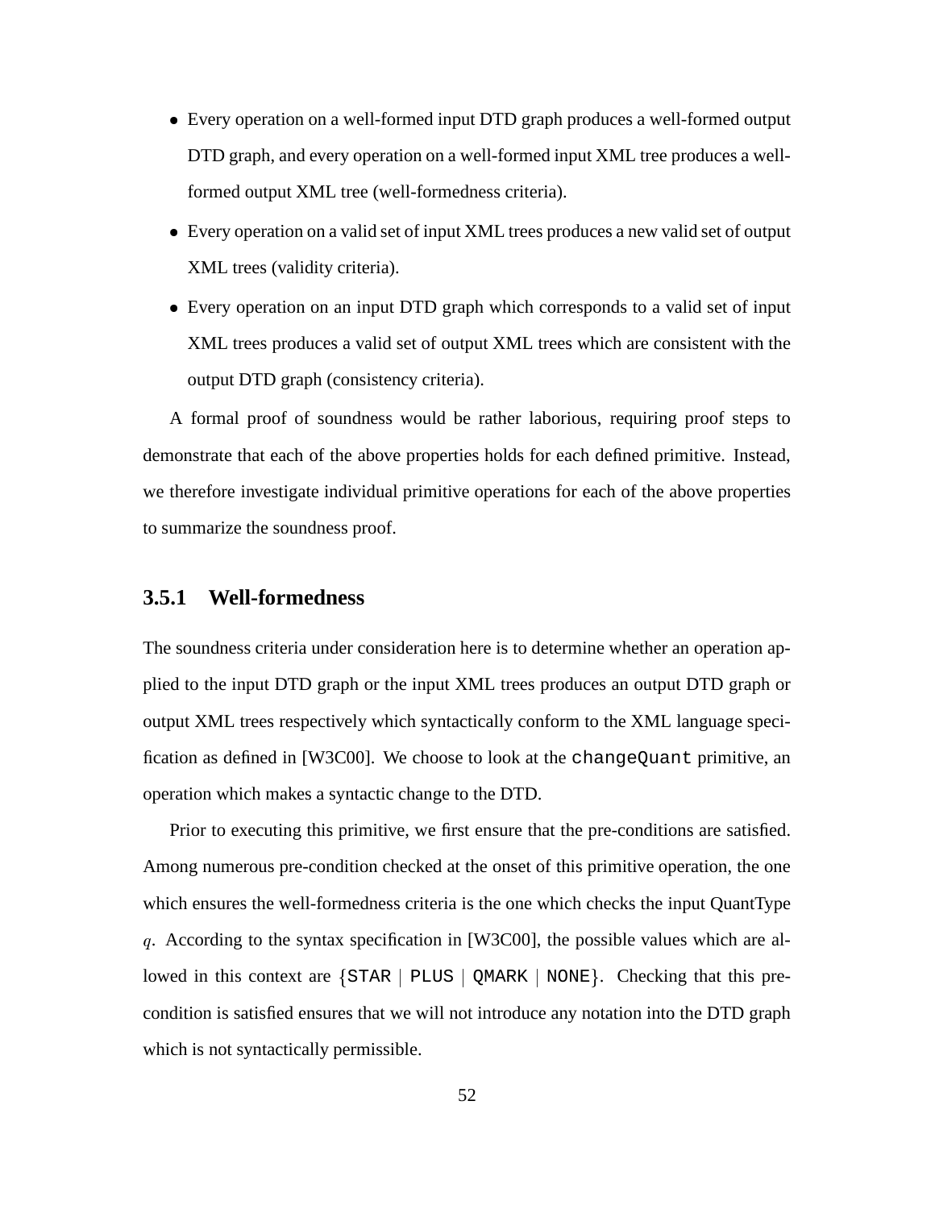- Every operation on a well-formed input DTD graph produces a well-formed output DTD graph, and every operation on a well-formed input XML tree produces a well-formed output XML tree (well-formedness criteria).
- Every operation on a valid set of input XML trees produces a new valid set of output XML trees (validity criteria).
- Every operation on an input DTD graph which corresponds to a valid set of input XML trees produces a valid set of output XML trees which are consistent with the output DTD graph (consistency criteria).

A formal proof of soundness would be rather laborious, requiring proof steps to demonstrate that each of the above properties holds for each defined primitive. Instead, we therefore investigate individual primitive operations for each of the above properties to summarize the soundness proof.

### 3.5.1 Well-formedness

The soundness criteria under consideration here is to determine whether an operation applied to the input DTD graph or the input XML trees produces an output DTD graph or output XML trees respectively which syntactically conform to the XML language specification as defined in [W3C00]. We choose to look at the `changeQuant` primitive, an operation which makes a syntactic change to the DTD.

Prior to executing this primitive, we first ensure that the pre-conditions are satisfied. Among numerous pre-condition checked at the onset of this primitive operation, the one which ensures the well-formedness criteria is the one which checks the input QuantType $q$. According to the syntax specification in [W3C00], the possible values which are allowed in this context are {`STAR` | `PLUS` | `QMARK` | `NONE`}. Checking that this pre-condition is satisfied ensures that we will not introduce any notation into the DTD graph which is not syntactically permissible.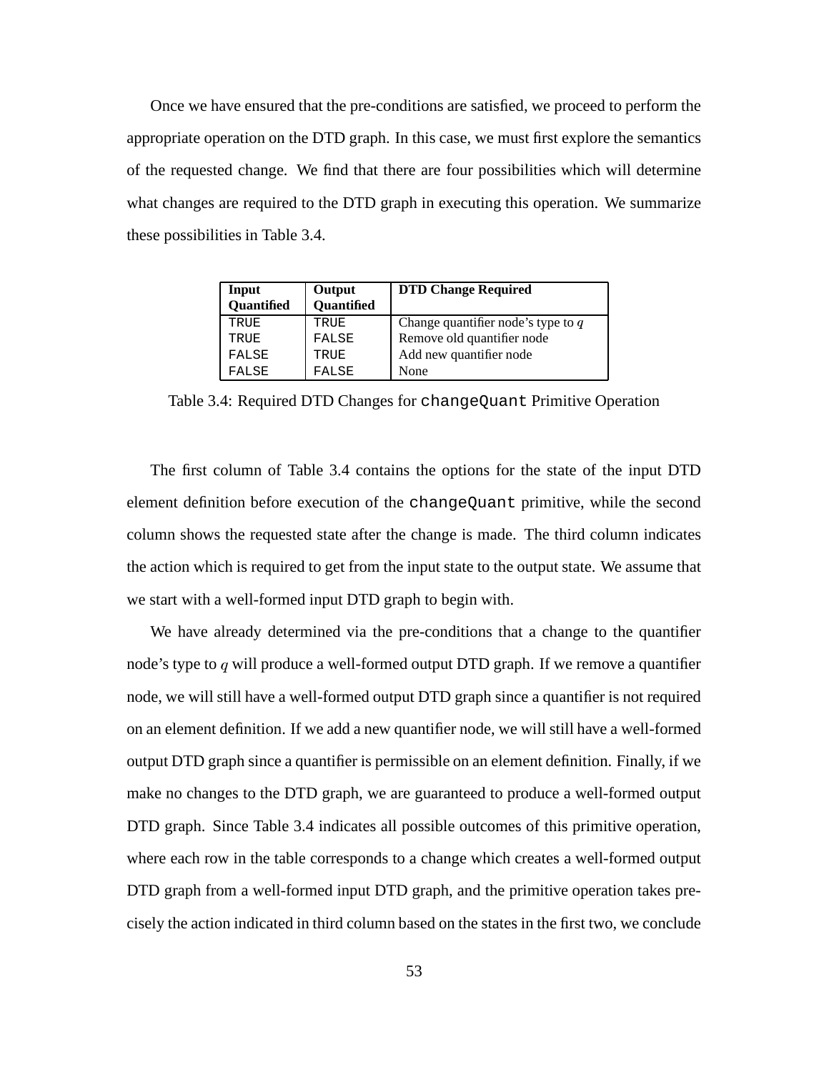Once we have ensured that the pre-conditions are satisfied, we proceed to perform the appropriate operation on the DTD graph. In this case, we must first explore the semantics of the requested change. We find that there are four possibilities which will determine what changes are required to the DTD graph in executing this operation. We summarize these possibilities in Table 3.4.

| **Input Quantified** | **Output Quantified** | **DTD Change Required** |
|---|---|---|
| `TRUE` | `TRUE` | Change quantifier node's type to $q$ |
| `TRUE` | `FALSE` | Remove old quantifier node |
| `FALSE` | `TRUE` | Add new quantifier node |
| `FALSE` | `FALSE` | None |

Table 3.4: Required DTD Changes for `changeQuant` Primitive Operation

The first column of Table 3.4 contains the options for the state of the input DTD element definition before execution of the `changeQuant` primitive, while the second column shows the requested state after the change is made. The third column indicates the action which is required to get from the input state to the output state. We assume that we start with a well-formed input DTD graph to begin with.

We have already determined via the pre-conditions that a change to the quantifier node's type to $q$ will produce a well-formed output DTD graph. If we remove a quantifier node, we will still have a well-formed output DTD graph since a quantifier is not required on an element definition. If we add a new quantifier node, we will still have a well-formed output DTD graph since a quantifier is permissible on an element definition. Finally, if we make no changes to the DTD graph, we are guaranteed to produce a well-formed output DTD graph. Since Table 3.4 indicates all possible outcomes of this primitive operation, where each row in the table corresponds to a change which creates a well-formed output DTD graph from a well-formed input DTD graph, and the primitive operation takes precisely the action indicated in third column based on the states in the first two, we conclude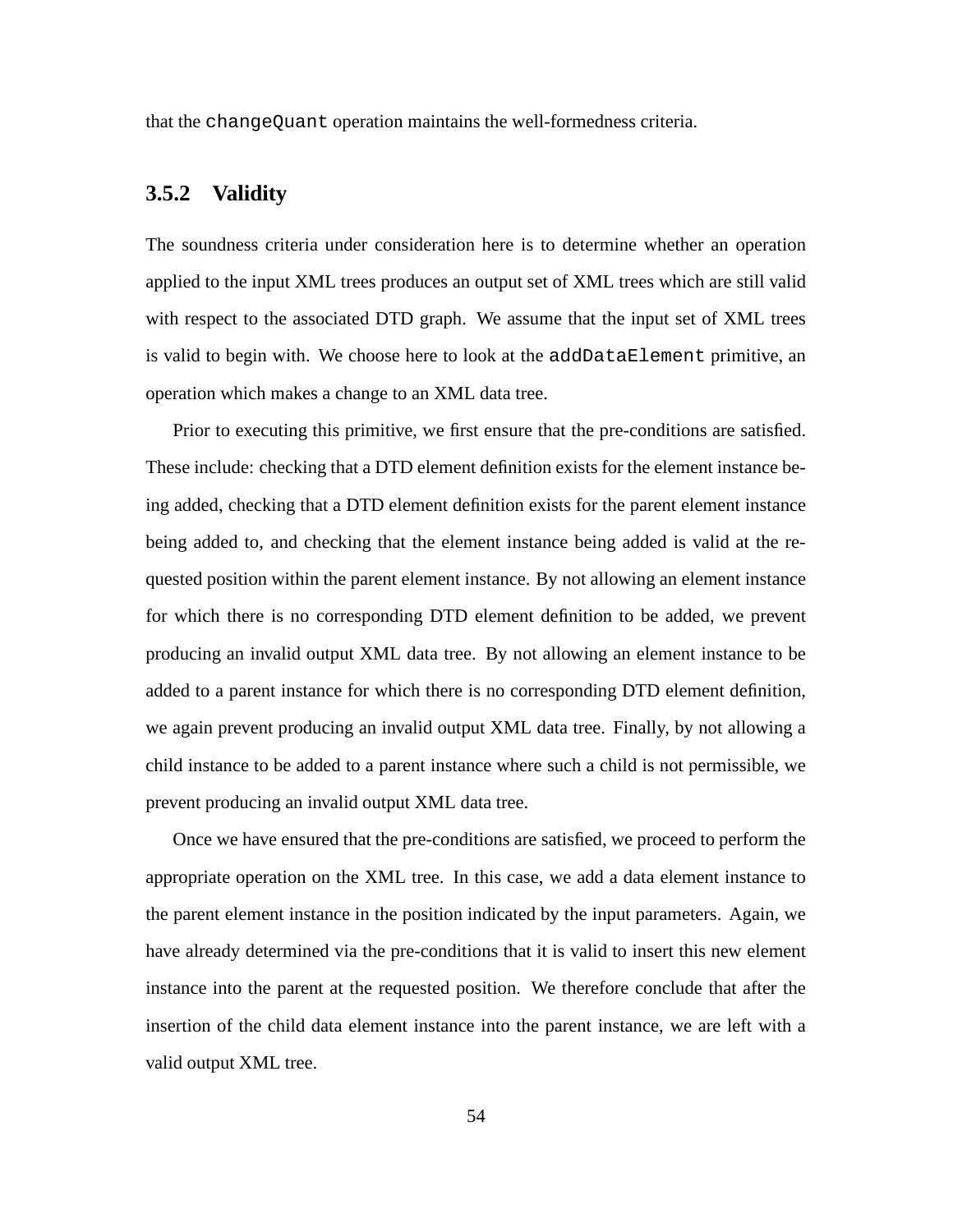that the `changeQuant` operation maintains the well-formedness criteria.

### 3.5.2 Validity

The soundness criteria under consideration here is to determine whether an operation applied to the input XML trees produces an output set of XML trees which are still valid with respect to the associated DTD graph. We assume that the input set of XML trees is valid to begin with. We choose here to look at the `addDataElement` primitive, an operation which makes a change to an XML data tree.

Prior to executing this primitive, we first ensure that the pre-conditions are satisfied. These include: checking that a DTD element definition exists for the element instance being added, checking that a DTD element definition exists for the parent element instance being added to, and checking that the element instance being added is valid at the requested position within the parent element instance. By not allowing an element instance for which there is no corresponding DTD element definition to be added, we prevent producing an invalid output XML data tree. By not allowing an element instance to be added to a parent instance for which there is no corresponding DTD element definition, we again prevent producing an invalid output XML data tree. Finally, by not allowing a child instance to be added to a parent instance where such a child is not permissible, we prevent producing an invalid output XML data tree.

Once we have ensured that the pre-conditions are satisfied, we proceed to perform the appropriate operation on the XML tree. In this case, we add a data element instance to the parent element instance in the position indicated by the input parameters. Again, we have already determined via the pre-conditions that it is valid to insert this new element instance into the parent at the requested position. We therefore conclude that after the insertion of the child data element instance into the parent instance, we are left with a valid output XML tree.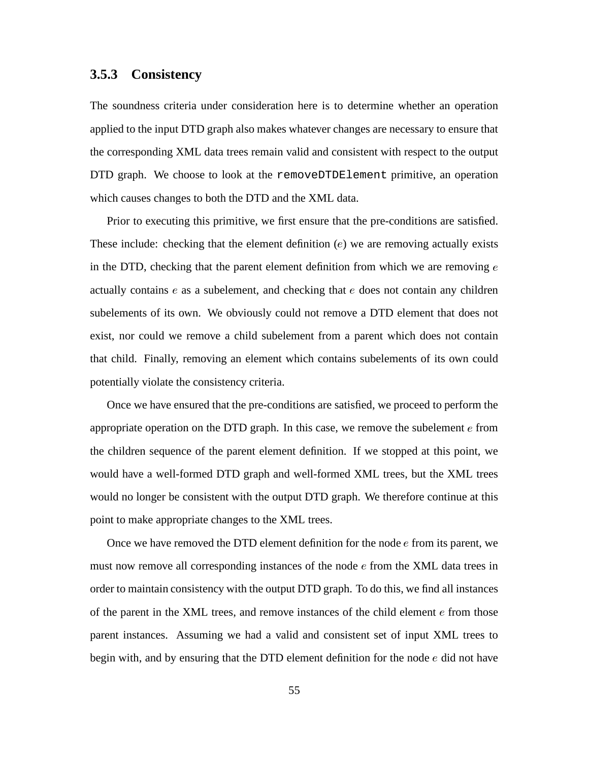### 3.5.3 Consistency

The soundness criteria under consideration here is to determine whether an operation applied to the input DTD graph also makes whatever changes are necessary to ensure that the corresponding XML data trees remain valid and consistent with respect to the output DTD graph. We choose to look at the `removeDTDElement` primitive, an operation which causes changes to both the DTD and the XML data.

Prior to executing this primitive, we first ensure that the pre-conditions are satisfied. These include: checking that the element definition ($e$) we are removing actually exists in the DTD, checking that the parent element definition from which we are removing $e$ actually contains $e$ as a subelement, and checking that $e$ does not contain any children subelements of its own. We obviously could not remove a DTD element that does not exist, nor could we remove a child subelement from a parent which does not contain that child. Finally, removing an element which contains subelements of its own could potentially violate the consistency criteria.

Once we have ensured that the pre-conditions are satisfied, we proceed to perform the appropriate operation on the DTD graph. In this case, we remove the subelement $e$ from the children sequence of the parent element definition. If we stopped at this point, we would have a well-formed DTD graph and well-formed XML trees, but the XML trees would no longer be consistent with the output DTD graph. We therefore continue at this point to make appropriate changes to the XML trees.

Once we have removed the DTD element definition for the node $e$ from its parent, we must now remove all corresponding instances of the node $e$ from the XML data trees in order to maintain consistency with the output DTD graph. To do this, we find all instances of the parent in the XML trees, and remove instances of the child element $e$ from those parent instances. Assuming we had a valid and consistent set of input XML trees to begin with, and by ensuring that the DTD element definition for the node $e$ did not have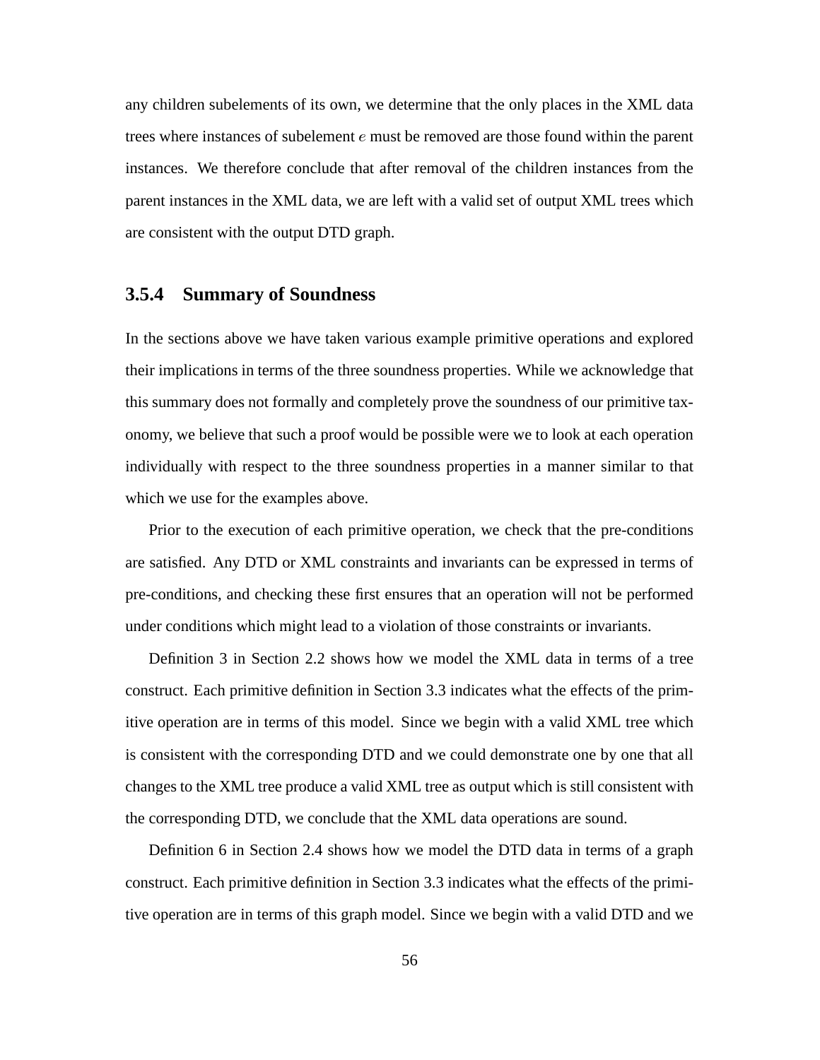any children subelements of its own, we determine that the only places in the XML data trees where instances of subelement $e$ must be removed are those found within the parent instances. We therefore conclude that after removal of the children instances from the parent instances in the XML data, we are left with a valid set of output XML trees which are consistent with the output DTD graph.

### 3.5.4 Summary of Soundness

In the sections above we have taken various example primitive operations and explored their implications in terms of the three soundness properties. While we acknowledge that this summary does not formally and completely prove the soundness of our primitive taxonomy, we believe that such a proof would be possible were we to look at each operation individually with respect to the three soundness properties in a manner similar to that which we use for the examples above.

Prior to the execution of each primitive operation, we check that the pre-conditions are satisfied. Any DTD or XML constraints and invariants can be expressed in terms of pre-conditions, and checking these first ensures that an operation will not be performed under conditions which might lead to a violation of those constraints or invariants.

Definition 3 in Section 2.2 shows how we model the XML data in terms of a tree construct. Each primitive definition in Section 3.3 indicates what the effects of the primitive operation are in terms of this model. Since we begin with a valid XML tree which is consistent with the corresponding DTD and we could demonstrate one by one that all changes to the XML tree produce a valid XML tree as output which is still consistent with the corresponding DTD, we conclude that the XML data operations are sound.

Definition 6 in Section 2.4 shows how we model the DTD data in terms of a graph construct. Each primitive definition in Section 3.3 indicates what the effects of the primitive operation are in terms of this graph model. Since we begin with a valid DTD and we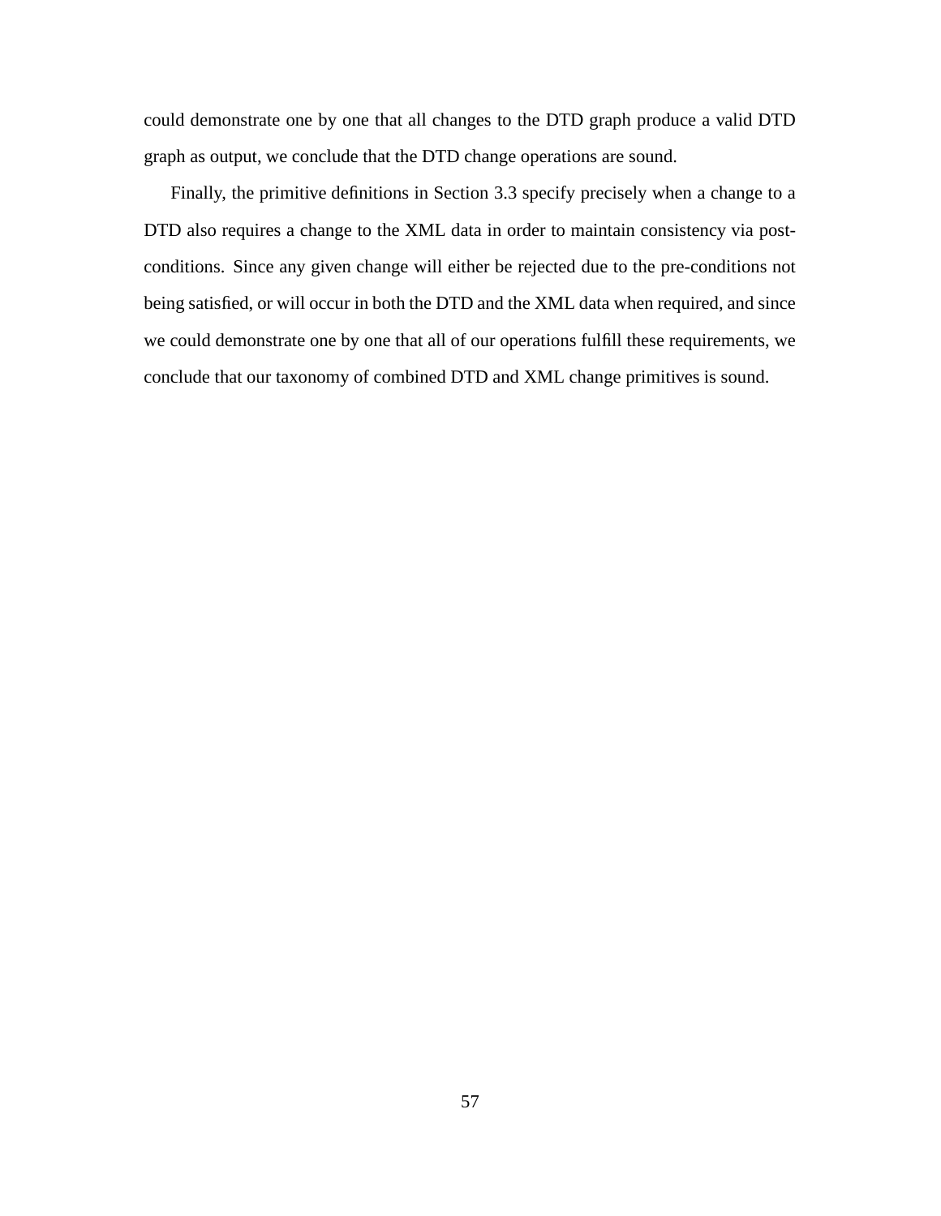could demonstrate one by one that all changes to the DTD graph produce a valid DTD graph as output, we conclude that the DTD change operations are sound.

Finally, the primitive definitions in Section 3.3 specify precisely when a change to a DTD also requires a change to the XML data in order to maintain consistency via post-conditions. Since any given change will either be rejected due to the pre-conditions not being satisfied, or will occur in both the DTD and the XML data when required, and since we could demonstrate one by one that all of our operations fulfill these requirements, we conclude that our taxonomy of combined DTD and XML change primitives is sound.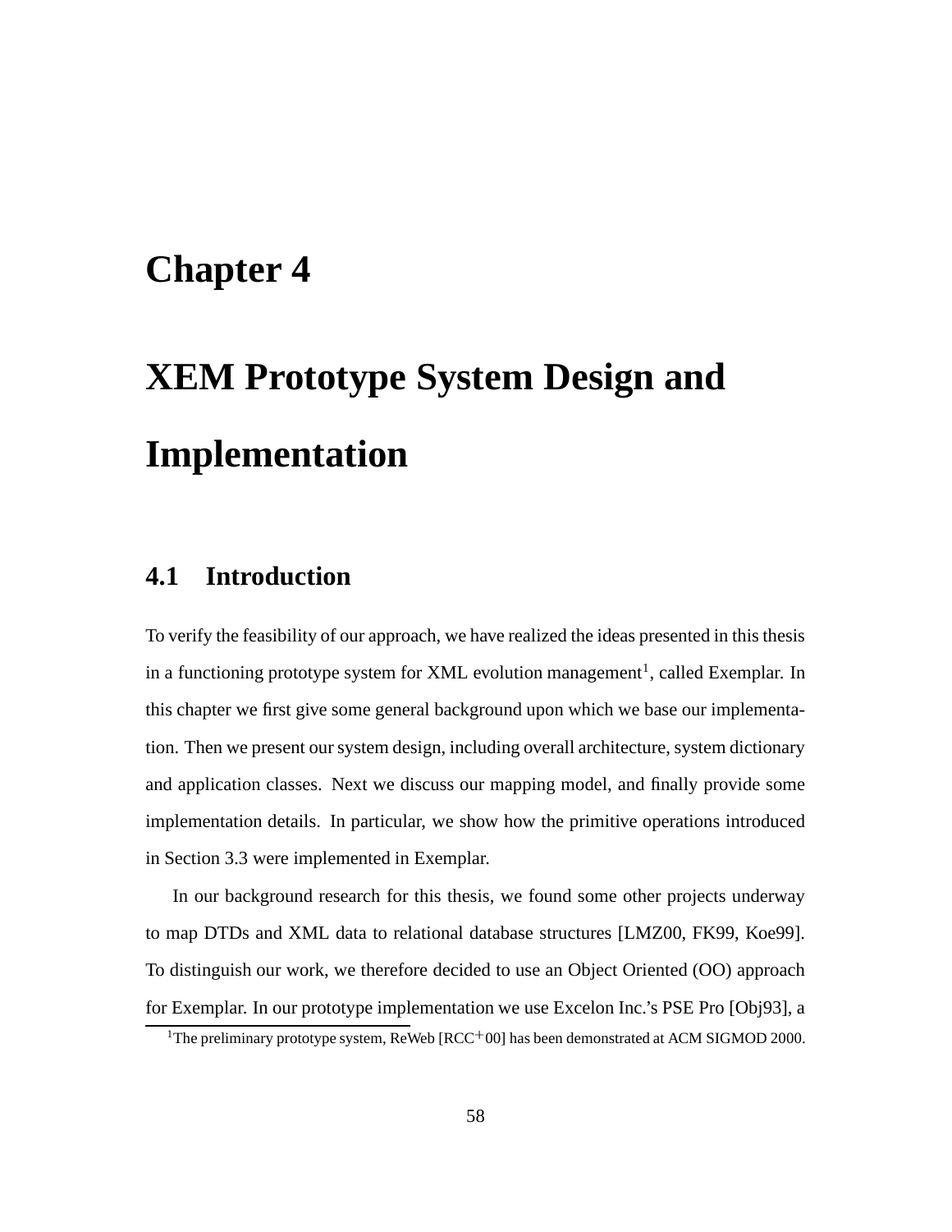# Chapter 4

# XEM Prototype System Design and Implementation

## 4.1 Introduction

To verify the feasibility of our approach, we have realized the ideas presented in this thesis in a functioning prototype system for XML evolution management[1], called Exemplar. In this chapter we first give some general background upon which we base our implementation. Then we present our system design, including overall architecture, system dictionary and application classes. Next we discuss our mapping model, and finally provide some implementation details. In particular, we show how the primitive operations introduced in Section 3.3 were implemented in Exemplar.

In our background research for this thesis, we found some other projects underway to map DTDs and XML data to relational database structures [LMZ00, FK99, Koe99]. To distinguish our work, we therefore decided to use an Object Oriented (OO) approach for Exemplar. In our prototype implementation we use Excelon Inc.'s PSE Pro [Obj93], a

[1]The preliminary prototype system, ReWeb [RCC+00] has been demonstrated at ACM SIGMOD 2000.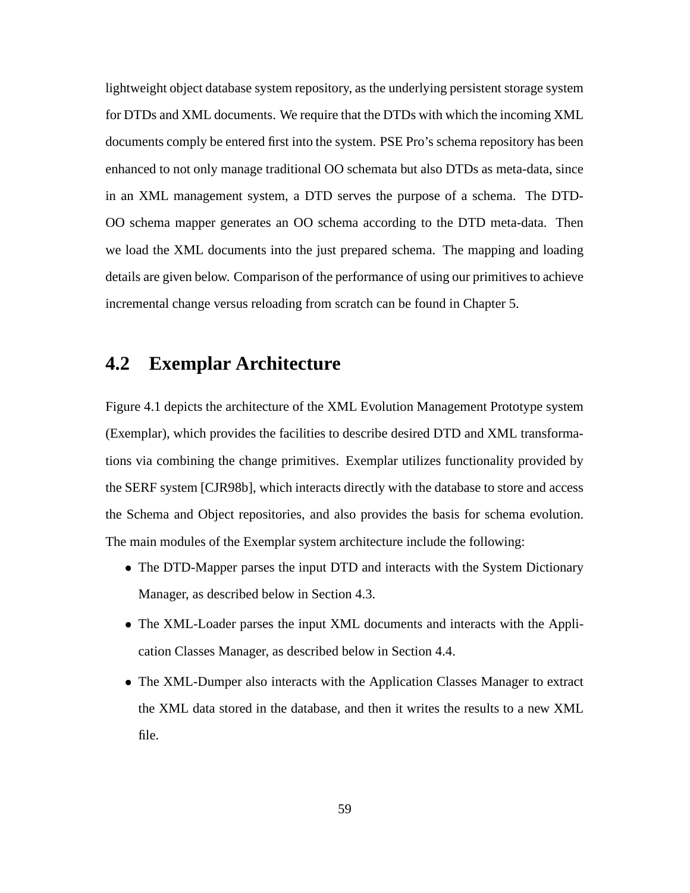lightweight object database system repository, as the underlying persistent storage system for DTDs and XML documents. We require that the DTDs with which the incoming XML documents comply be entered first into the system. PSE Pro's schema repository has been enhanced to not only manage traditional OO schemata but also DTDs as meta-data, since in an XML management system, a DTD serves the purpose of a schema. The DTD-OO schema mapper generates an OO schema according to the DTD meta-data. Then we load the XML documents into the just prepared schema. The mapping and loading details are given below. Comparison of the performance of using our primitives to achieve incremental change versus reloading from scratch can be found in Chapter 5.

## 4.2 Exemplar Architecture

Figure 4.1 depicts the architecture of the XML Evolution Management Prototype system (Exemplar), which provides the facilities to describe desired DTD and XML transformations via combining the change primitives. Exemplar utilizes functionality provided by the SERF system [CJR98b], which interacts directly with the database to store and access the Schema and Object repositories, and also provides the basis for schema evolution. The main modules of the Exemplar system architecture include the following:

- The DTD-Mapper parses the input DTD and interacts with the System Dictionary Manager, as described below in Section 4.3.
- The XML-Loader parses the input XML documents and interacts with the Application Classes Manager, as described below in Section 4.4.
- The XML-Dumper also interacts with the Application Classes Manager to extract the XML data stored in the database, and then it writes the results to a new XML file.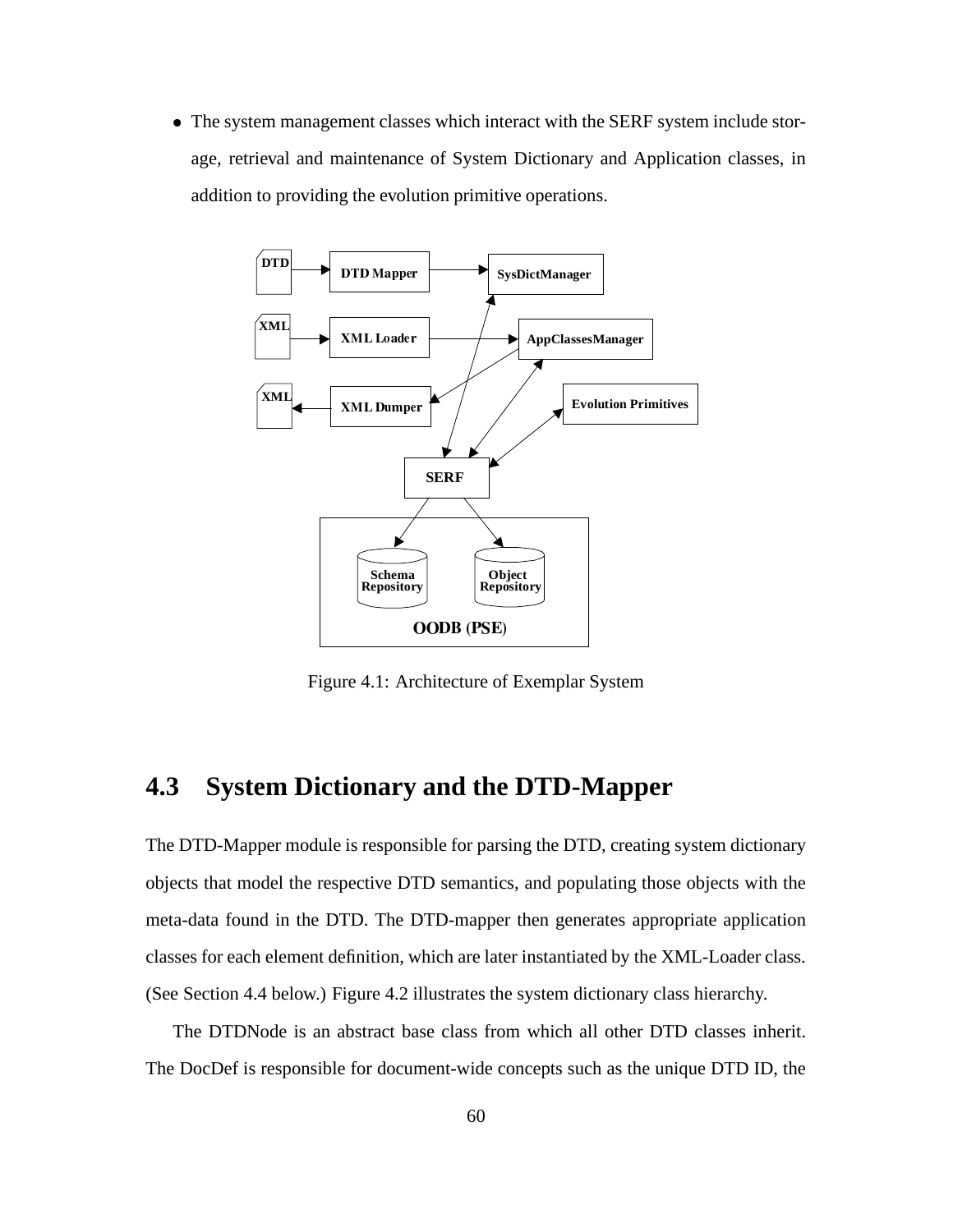- The system management classes which interact with the SERF system include storage, retrieval and maintenance of System Dictionary and Application classes, in addition to providing the evolution primitive operations.

Figure 4.1: Architecture of Exemplar System

## 4.3 System Dictionary and the DTD-Mapper

The DTD-Mapper module is responsible for parsing the DTD, creating system dictionary objects that model the respective DTD semantics, and populating those objects with the meta-data found in the DTD. The DTD-mapper then generates appropriate application classes for each element definition, which are later instantiated by the XML-Loader class. (See Section 4.4 below.) Figure 4.2 illustrates the system dictionary class hierarchy.

The DTDNode is an abstract base class from which all other DTD classes inherit. The DocDef is responsible for document-wide concepts such as the unique DTD ID, the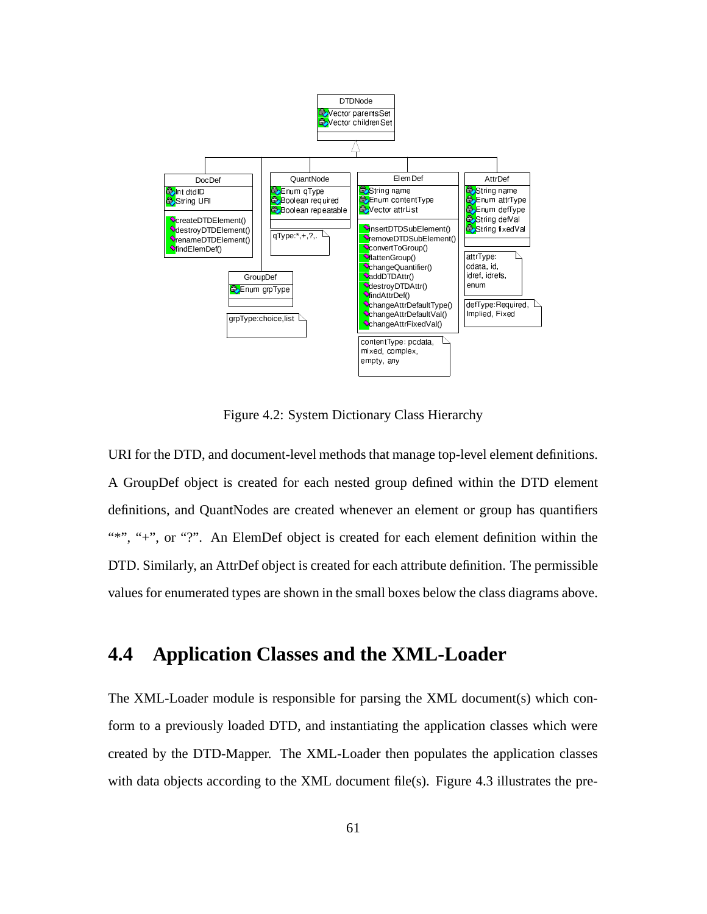Figure 4.2: System Dictionary Class Hierarchy

URI for the DTD, and document-level methods that manage top-level element definitions. A GroupDef object is created for each nested group defined within the DTD element definitions, and QuantNodes are created whenever an element or group has quantifiers "*", "+", or "?". An ElemDef object is created for each element definition within the DTD. Similarly, an AttrDef object is created for each attribute definition. The permissible values for enumerated types are shown in the small boxes below the class diagrams above.

## 4.4 Application Classes and the XML-Loader

The XML-Loader module is responsible for parsing the XML document(s) which conform to a previously loaded DTD, and instantiating the application classes which were created by the DTD-Mapper. The XML-Loader then populates the application classes with data objects according to the XML document file(s). Figure 4.3 illustrates the pre-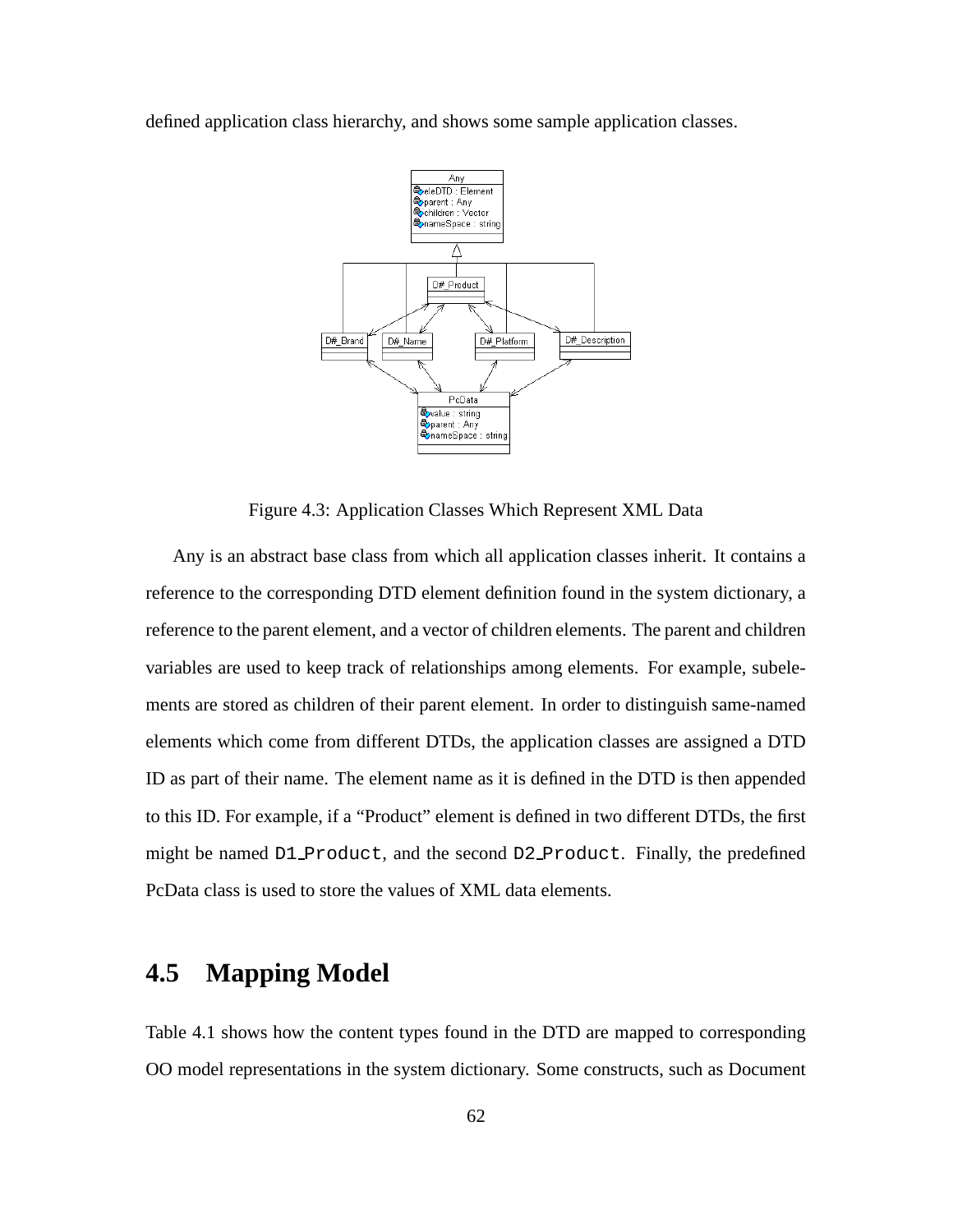defined application class hierarchy, and shows some sample application classes.

Figure 4.3: Application Classes Which Represent XML Data

Any is an abstract base class from which all application classes inherit. It contains a reference to the corresponding DTD element definition found in the system dictionary, a reference to the parent element, and a vector of children elements. The parent and children variables are used to keep track of relationships among elements. For example, subelements are stored as children of their parent element. In order to distinguish same-named elements which come from different DTDs, the application classes are assigned a DTD ID as part of their name. The element name as it is defined in the DTD is then appended to this ID. For example, if a "Product" element is defined in two different DTDs, the first might be named `D1_Product`, and the second `D2_Product`. Finally, the predefined PcData class is used to store the values of XML data elements.

## 4.5 Mapping Model

Table 4.1 shows how the content types found in the DTD are mapped to corresponding OO model representations in the system dictionary. Some constructs, such as Document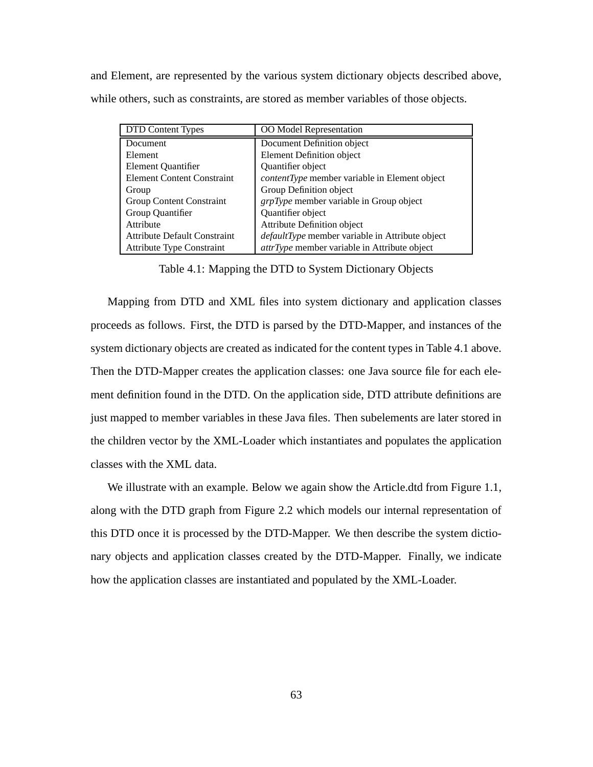and Element, are represented by the various system dictionary objects described above, while others, such as constraints, are stored as member variables of those objects.

| DTD Content Types | OO Model Representation |
| --- | --- |
| Document | Document Definition object |
| Element | Element Definition object |
| Element Quantifier | Quantifier object |
| Element Content Constraint | *contentType* member variable in Element object |
| Group | Group Definition object |
| Group Content Constraint | *grpType* member variable in Group object |
| Group Quantifier | Quantifier object |
| Attribute | Attribute Definition object |
| Attribute Default Constraint | *defaultType* member variable in Attribute object |
| Attribute Type Constraint | *attrType* member variable in Attribute object |

Table 4.1: Mapping the DTD to System Dictionary Objects

Mapping from DTD and XML files into system dictionary and application classes proceeds as follows. First, the DTD is parsed by the DTD-Mapper, and instances of the system dictionary objects are created as indicated for the content types in Table 4.1 above. Then the DTD-Mapper creates the application classes: one Java source file for each element definition found in the DTD. On the application side, DTD attribute definitions are just mapped to member variables in these Java files. Then subelements are later stored in the children vector by the XML-Loader which instantiates and populates the application classes with the XML data.

We illustrate with an example. Below we again show the Article.dtd from Figure 1.1, along with the DTD graph from Figure 2.2 which models our internal representation of this DTD once it is processed by the DTD-Mapper. We then describe the system dictionary objects and application classes created by the DTD-Mapper. Finally, we indicate how the application classes are instantiated and populated by the XML-Loader.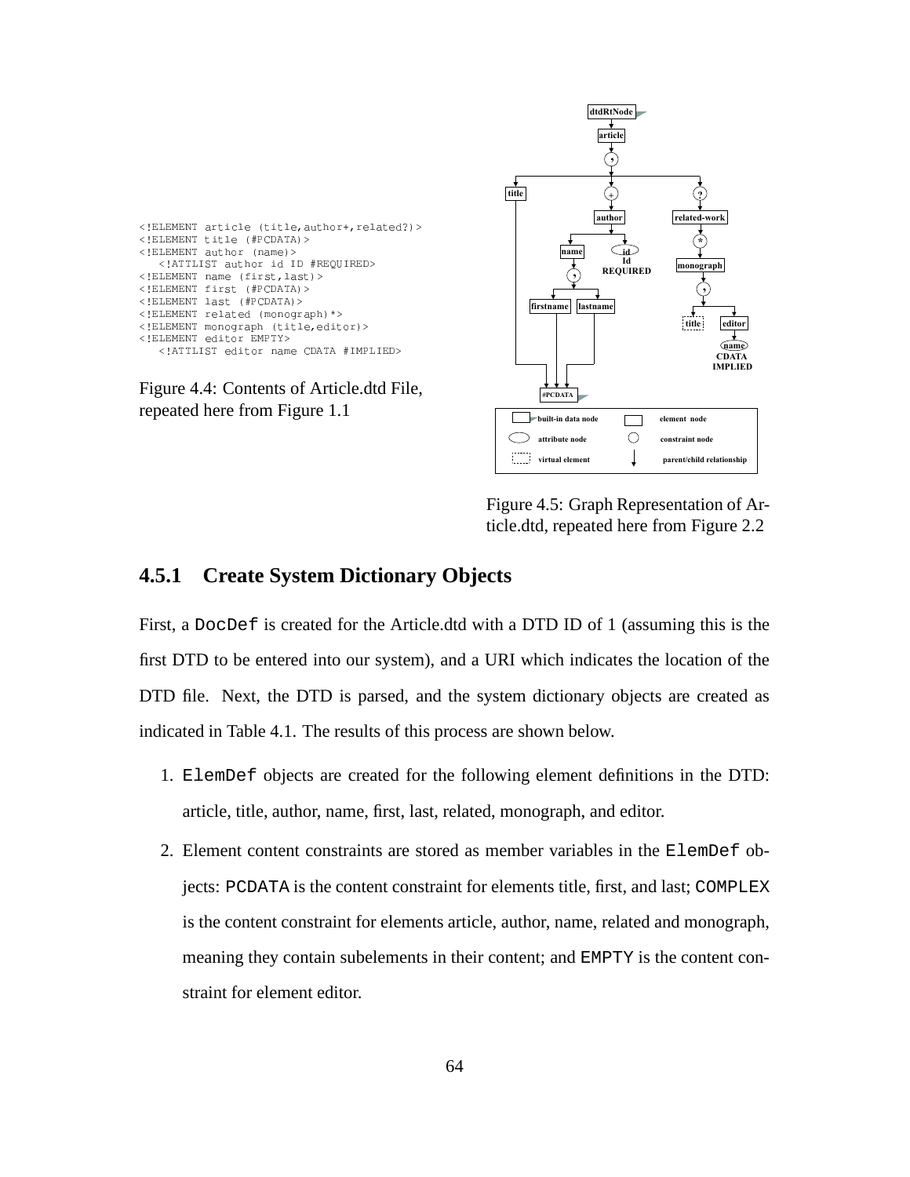```
<!ELEMENT article (title,author+,related?)>
<!ELEMENT title (#PCDATA)>
<!ELEMENT author (name)>
   <!ATTLIST author id ID #REQUIRED>
<!ELEMENT name (first,last)>
<!ELEMENT first (#PCDATA)>
<!ELEMENT last (#PCDATA)>
<!ELEMENT related (monograph)*>
<!ELEMENT monograph (title,editor)>
<!ELEMENT editor EMPTY>
   <!ATTLIST editor name CDATA #IMPLIED>
```

Figure 4.4: Contents of Article.dtd File, repeated here from Figure 1.1

Figure 4.5: Graph Representation of Article.dtd, repeated here from Figure 2.2

### 4.5.1 Create System Dictionary Objects

First, a `DocDef` is created for the Article.dtd with a DTD ID of 1 (assuming this is the first DTD to be entered into our system), and a URI which indicates the location of the DTD file. Next, the DTD is parsed, and the system dictionary objects are created as indicated in Table 4.1. The results of this process are shown below.

1. `ElemDef` objects are created for the following element definitions in the DTD: article, title, author, name, first, last, related, monograph, and editor.

2. Element content constraints are stored as member variables in the `ElemDef` objects: `PCDATA` is the content constraint for elements title, first, and last; `COMPLEX` is the content constraint for elements article, author, name, related and monograph, meaning they contain subelements in their content; and `EMPTY` is the content constraint for element editor.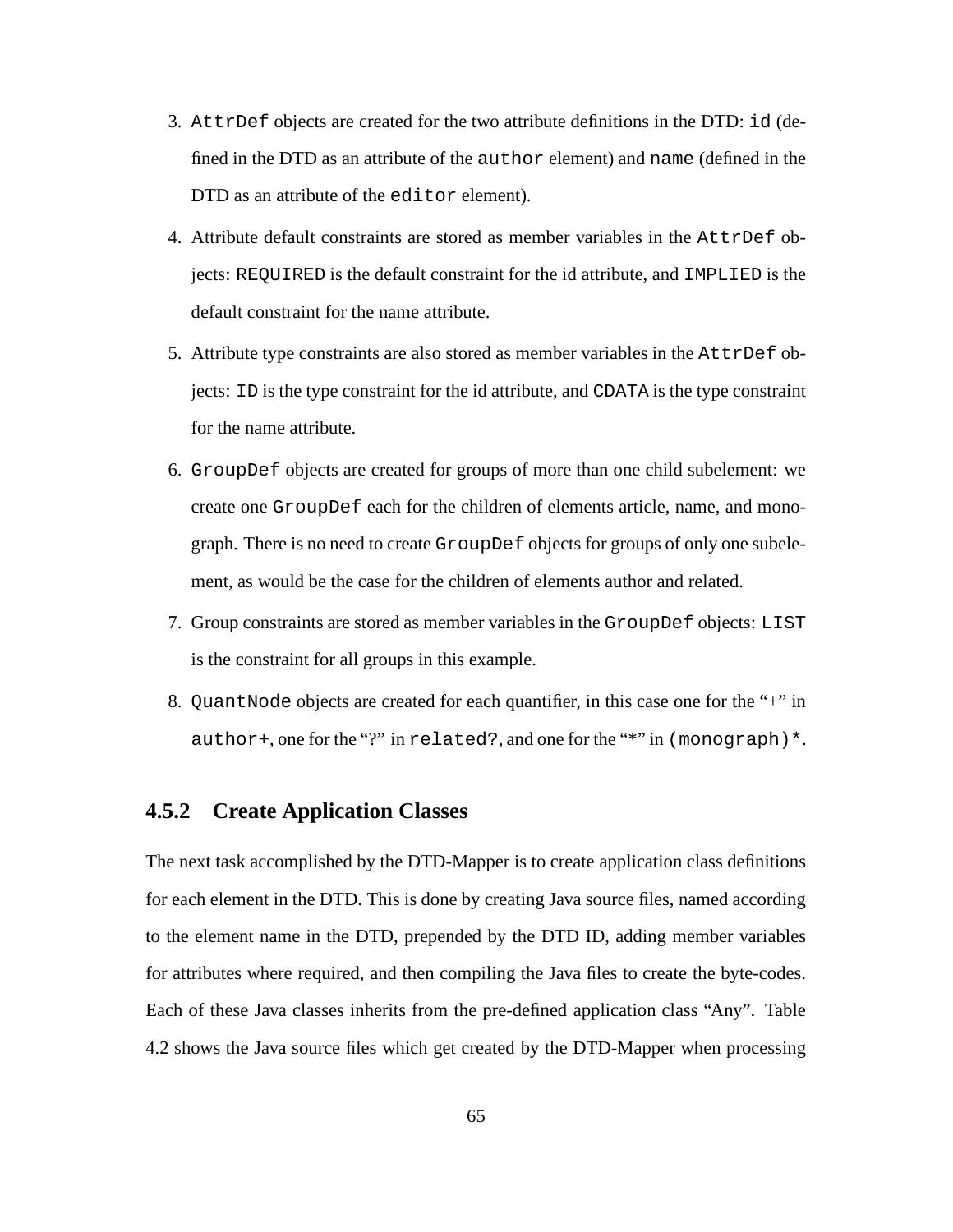3. `AttrDef` objects are created for the two attribute definitions in the DTD: `id` (defined in the DTD as an attribute of the `author` element) and `name` (defined in the DTD as an attribute of the `editor` element).

4. Attribute default constraints are stored as member variables in the `AttrDef` objects: `REQUIRED` is the default constraint for the id attribute, and `IMPLIED` is the default constraint for the name attribute.

5. Attribute type constraints are also stored as member variables in the `AttrDef` objects: `ID` is the type constraint for the id attribute, and `CDATA` is the type constraint for the name attribute.

6. `GroupDef` objects are created for groups of more than one child subelement: we create one `GroupDef` each for the children of elements article, name, and monograph. There is no need to create `GroupDef` objects for groups of only one subelement, as would be the case for the children of elements author and related.

7. Group constraints are stored as member variables in the `GroupDef` objects: `LIST` is the constraint for all groups in this example.

8. `QuantNode` objects are created for each quantifier, in this case one for the "+" in `author+`, one for the "?" in `related?`, and one for the "*" in `(monograph)*`.

### 4.5.2 Create Application Classes

The next task accomplished by the DTD-Mapper is to create application class definitions for each element in the DTD. This is done by creating Java source files, named according to the element name in the DTD, prepended by the DTD ID, adding member variables for attributes where required, and then compiling the Java files to create the byte-codes. Each of these Java classes inherits from the pre-defined application class "Any". Table 4.2 shows the Java source files which get created by the DTD-Mapper when processing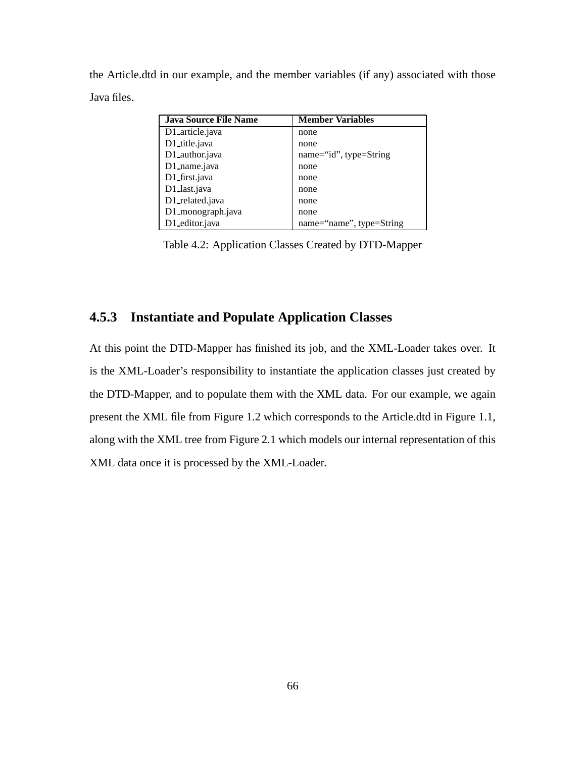the Article.dtd in our example, and the member variables (if any) associated with those Java files.

| Java Source File Name | Member Variables |
|---|---|
| D1_article.java | none |
| D1_title.java | none |
| D1_author.java | name="id", type=String |
| D1_name.java | none |
| D1_first.java | none |
| D1_last.java | none |
| D1_related.java | none |
| D1_monograph.java | none |
| D1_editor.java | name="name", type=String |

Table 4.2: Application Classes Created by DTD-Mapper

### 4.5.3 Instantiate and Populate Application Classes

At this point the DTD-Mapper has finished its job, and the XML-Loader takes over. It is the XML-Loader's responsibility to instantiate the application classes just created by the DTD-Mapper, and to populate them with the XML data. For our example, we again present the XML file from Figure 1.2 which corresponds to the Article.dtd in Figure 1.1, along with the XML tree from Figure 2.1 which models our internal representation of this XML data once it is processed by the XML-Loader.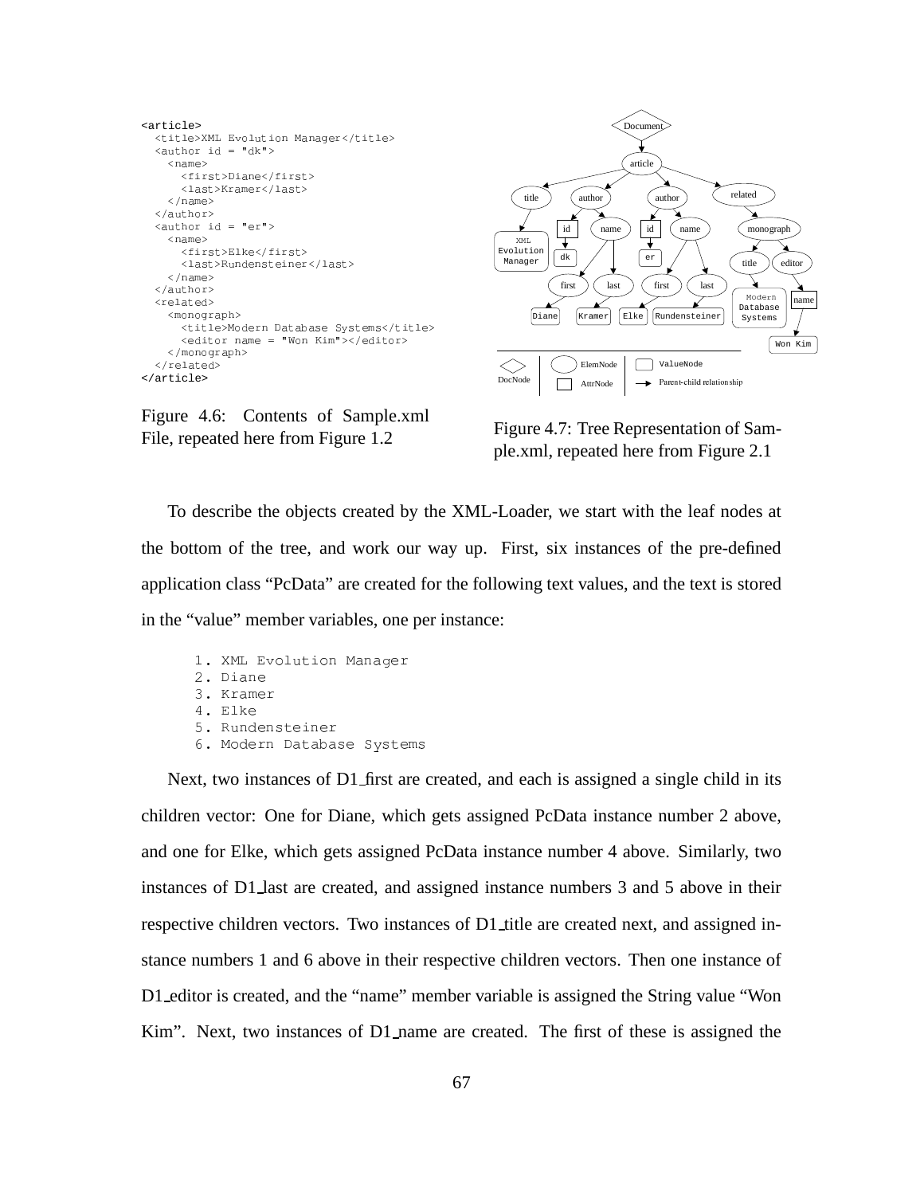```
<article>
  <title>XML Evolution Manager</title>
  <author id = "dk">
    <name>
      <first>Diane</first>
      <last>Kramer</last>
    </name>
  </author>
  <author id = "er">
    <name>
      <first>Elke</first>
      <last>Rundensteiner</last>
    </name>
  </author>
  <related>
    <monograph>
      <title>Modern Database Systems</title>
      <editor name = "Won Kim"></editor>
    </monograph>
  </related>
</article>
```

Figure 4.6: Contents of Sample.xml File, repeated here from Figure 1.2

Figure 4.7: Tree Representation of Sample.xml, repeated here from Figure 2.1

To describe the objects created by the XML-Loader, we start with the leaf nodes at the bottom of the tree, and work our way up. First, six instances of the pre-defined application class "PcData" are created for the following text values, and the text is stored in the "value" member variables, one per instance:

```
1. XML Evolution Manager
2. Diane
3. Kramer
4. Elke
5. Rundensteiner
6. Modern Database Systems
```

Next, two instances of D1_first are created, and each is assigned a single child in its children vector: One for Diane, which gets assigned PcData instance number 2 above, and one for Elke, which gets assigned PcData instance number 4 above. Similarly, two instances of D1_last are created, and assigned instance numbers 3 and 5 above in their respective children vectors. Two instances of D1_title are created next, and assigned instance numbers 1 and 6 above in their respective children vectors. Then one instance of D1_editor is created, and the "name" member variable is assigned the String value "Won Kim". Next, two instances of D1_name are created. The first of these is assigned the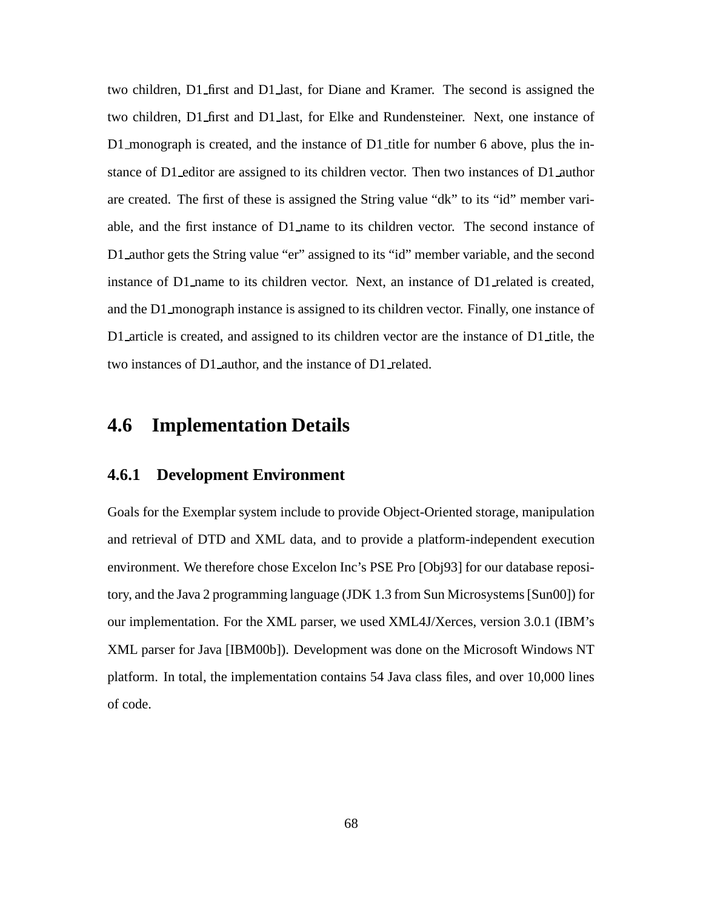two children, D1_first and D1_last, for Diane and Kramer. The second is assigned the two children, D1_first and D1_last, for Elke and Rundensteiner. Next, one instance of D1_monograph is created, and the instance of D1_title for number 6 above, plus the instance of D1_editor are assigned to its children vector. Then two instances of D1_author are created. The first of these is assigned the String value "dk" to its "id" member variable, and the first instance of D1_name to its children vector. The second instance of D1_author gets the String value "er" assigned to its "id" member variable, and the second instance of D1_name to its children vector. Next, an instance of D1_related is created, and the D1_monograph instance is assigned to its children vector. Finally, one instance of D1_article is created, and assigned to its children vector are the instance of D1_title, the two instances of D1_author, and the instance of D1_related.

## 4.6 Implementation Details

### 4.6.1 Development Environment

Goals for the Exemplar system include to provide Object-Oriented storage, manipulation and retrieval of DTD and XML data, and to provide a platform-independent execution environment. We therefore chose Excelon Inc's PSE Pro [Obj93] for our database repository, and the Java 2 programming language (JDK 1.3 from Sun Microsystems [Sun00]) for our implementation. For the XML parser, we used XML4J/Xerces, version 3.0.1 (IBM's XML parser for Java [IBM00b]). Development was done on the Microsoft Windows NT platform. In total, the implementation contains 54 Java class files, and over 10,000 lines of code.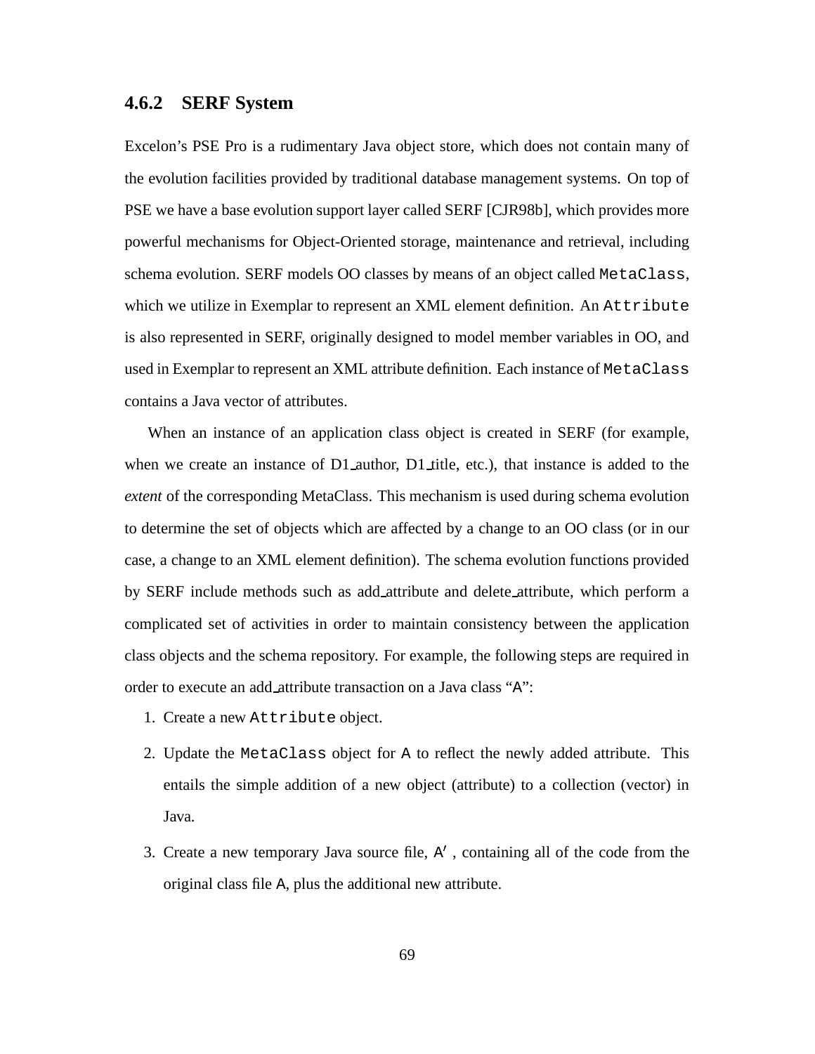### 4.6.2 SERF System

Excelon's PSE Pro is a rudimentary Java object store, which does not contain many of the evolution facilities provided by traditional database management systems. On top of PSE we have a base evolution support layer called SERF [CJR98b], which provides more powerful mechanisms for Object-Oriented storage, maintenance and retrieval, including schema evolution. SERF models OO classes by means of an object called `MetaClass`, which we utilize in Exemplar to represent an XML element definition. An `Attribute` is also represented in SERF, originally designed to model member variables in OO, and used in Exemplar to represent an XML attribute definition. Each instance of `MetaClass` contains a Java vector of attributes.

When an instance of an application class object is created in SERF (for example, when we create an instance of D1_author, D1_title, etc.), that instance is added to the *extent* of the corresponding MetaClass. This mechanism is used during schema evolution to determine the set of objects which are affected by a change to an OO class (or in our case, a change to an XML element definition). The schema evolution functions provided by SERF include methods such as add_attribute and delete_attribute, which perform a complicated set of activities in order to maintain consistency between the application class objects and the schema repository. For example, the following steps are required in order to execute an add_attribute transaction on a Java class "A":

1. Create a new `Attribute` object.
2. Update the `MetaClass` object for A to reflect the newly added attribute. This entails the simple addition of a new object (attribute) to a collection (vector) in Java.
3. Create a new temporary Java source file, A′, containing all of the code from the original class file A, plus the additional new attribute.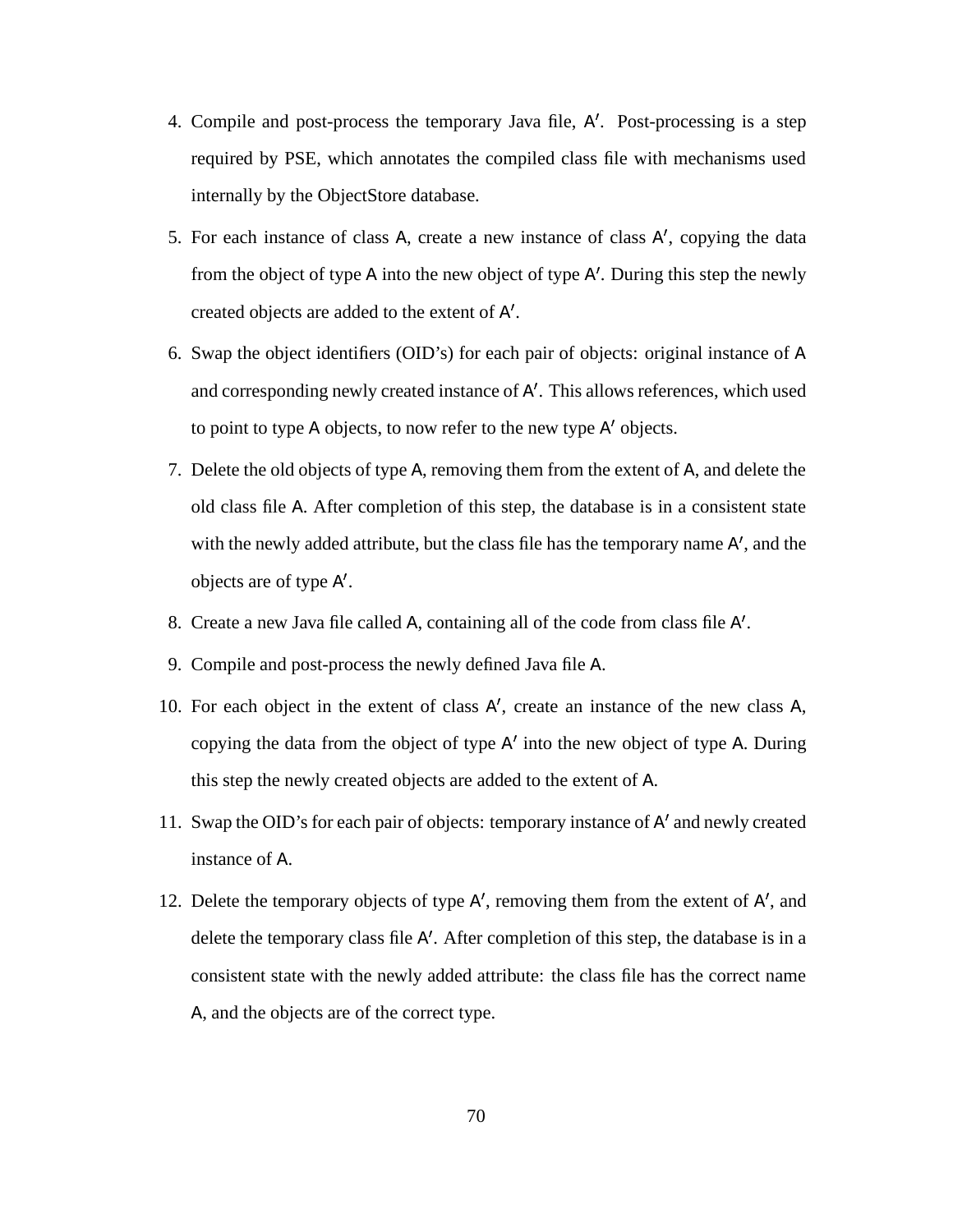4. Compile and post-process the temporary Java file, A′. Post-processing is a step required by PSE, which annotates the compiled class file with mechanisms used internally by the ObjectStore database.
5. For each instance of class A, create a new instance of class A′, copying the data from the object of type A into the new object of type A′. During this step the newly created objects are added to the extent of A′.
6. Swap the object identifiers (OID's) for each pair of objects: original instance of A and corresponding newly created instance of A′. This allows references, which used to point to type A objects, to now refer to the new type A′ objects.
7. Delete the old objects of type A, removing them from the extent of A, and delete the old class file A. After completion of this step, the database is in a consistent state with the newly added attribute, but the class file has the temporary name A′, and the objects are of type A′.
8. Create a new Java file called A, containing all of the code from class file A′.
9. Compile and post-process the newly defined Java file A.
10. For each object in the extent of class A′, create an instance of the new class A, copying the data from the object of type A′ into the new object of type A. During this step the newly created objects are added to the extent of A.
11. Swap the OID's for each pair of objects: temporary instance of A′ and newly created instance of A.
12. Delete the temporary objects of type A′, removing them from the extent of A′, and delete the temporary class file A′. After completion of this step, the database is in a consistent state with the newly added attribute: the class file has the correct name A, and the objects are of the correct type.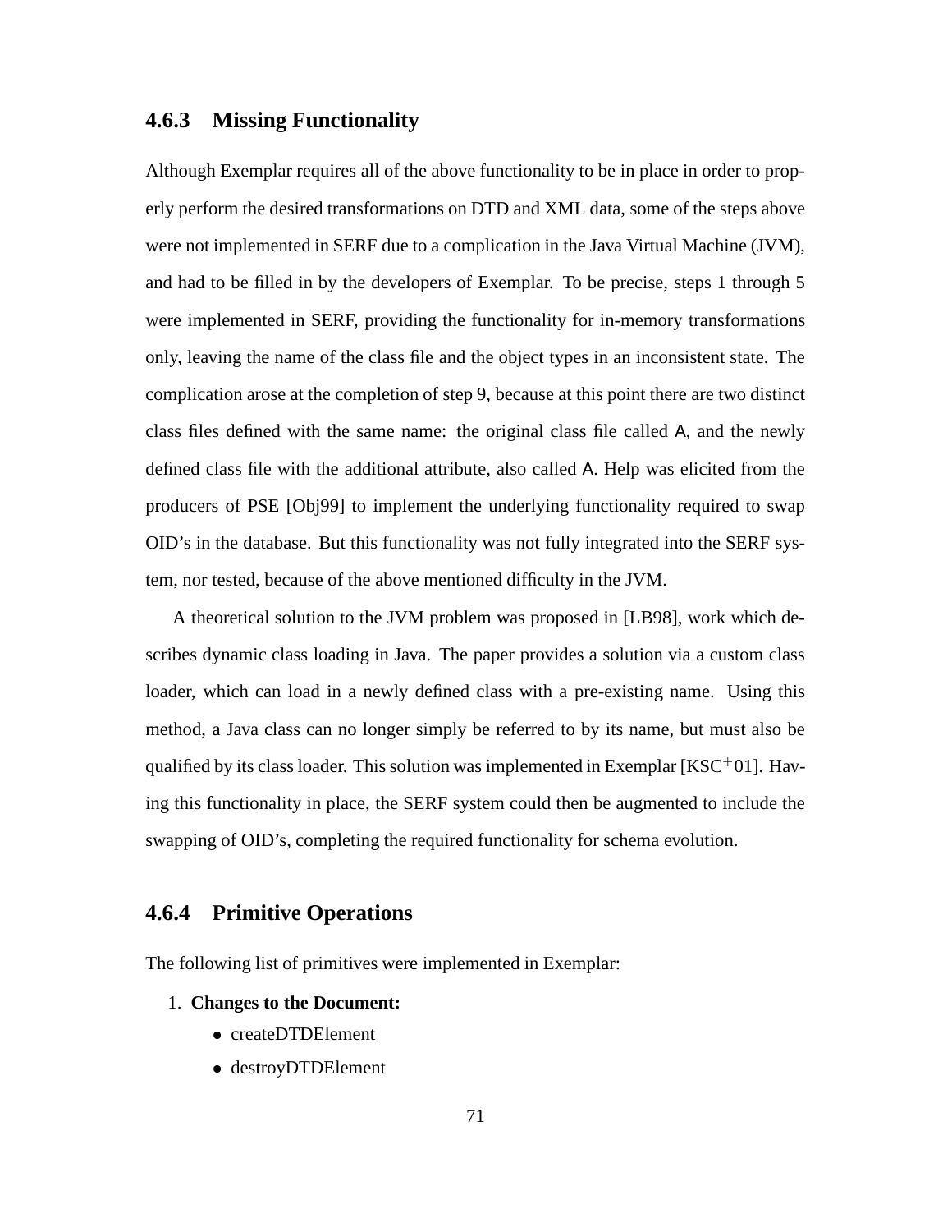### 4.6.3 Missing Functionality

Although Exemplar requires all of the above functionality to be in place in order to properly perform the desired transformations on DTD and XML data, some of the steps above were not implemented in SERF due to a complication in the Java Virtual Machine (JVM), and had to be filled in by the developers of Exemplar. To be precise, steps 1 through 5 were implemented in SERF, providing the functionality for in-memory transformations only, leaving the name of the class file and the object types in an inconsistent state. The complication arose at the completion of step 9, because at this point there are two distinct class files defined with the same name: the original class file called A, and the newly defined class file with the additional attribute, also called A. Help was elicited from the producers of PSE [Obj99] to implement the underlying functionality required to swap OID's in the database. But this functionality was not fully integrated into the SERF system, nor tested, because of the above mentioned difficulty in the JVM.

A theoretical solution to the JVM problem was proposed in [LB98], work which describes dynamic class loading in Java. The paper provides a solution via a custom class loader, which can load in a newly defined class with a pre-existing name. Using this method, a Java class can no longer simply be referred to by its name, but must also be qualified by its class loader. This solution was implemented in Exemplar [KSC+01]. Having this functionality in place, the SERF system could then be augmented to include the swapping of OID's, completing the required functionality for schema evolution.

### 4.6.4 Primitive Operations

The following list of primitives were implemented in Exemplar:

1. **Changes to the Document:**
   - createDTDElement
   - destroyDTDElement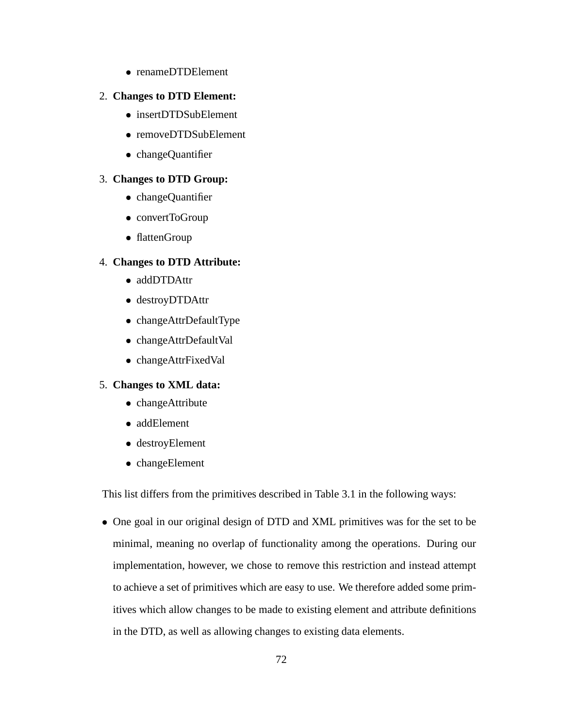- renameDTDElement

2. **Changes to DTD Element:**
   - insertDTDSubElement
   - removeDTDSubElement
   - changeQuantifier

3. **Changes to DTD Group:**
   - changeQuantifier
   - convertToGroup
   - flattenGroup

4. **Changes to DTD Attribute:**
   - addDTDAttr
   - destroyDTDAttr
   - changeAttrDefaultType
   - changeAttrDefaultVal
   - changeAttrFixedVal

5. **Changes to XML data:**
   - changeAttribute
   - addElement
   - destroyElement
   - changeElement

This list differs from the primitives described in Table 3.1 in the following ways:

- One goal in our original design of DTD and XML primitives was for the set to be minimal, meaning no overlap of functionality among the operations. During our implementation, however, we chose to remove this restriction and instead attempt to achieve a set of primitives which are easy to use. We therefore added some primitives which allow changes to be made to existing element and attribute definitions in the DTD, as well as allowing changes to existing data elements.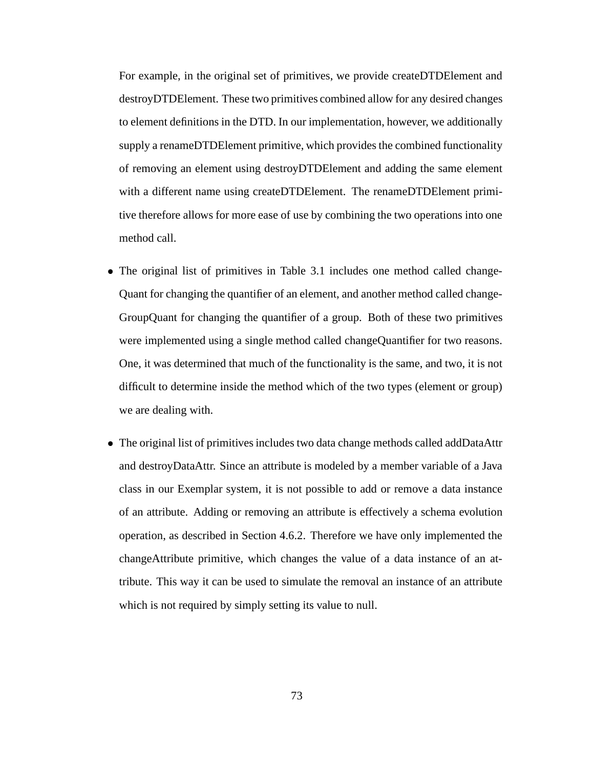For example, in the original set of primitives, we provide createDTDElement and destroyDTDElement. These two primitives combined allow for any desired changes to element definitions in the DTD. In our implementation, however, we additionally supply a renameDTDElement primitive, which provides the combined functionality of removing an element using destroyDTDElement and adding the same element with a different name using createDTDElement. The renameDTDElement primitive therefore allows for more ease of use by combining the two operations into one method call.

- The original list of primitives in Table 3.1 includes one method called changeQuant for changing the quantifier of an element, and another method called changeGroupQuant for changing the quantifier of a group. Both of these two primitives were implemented using a single method called changeQuantifier for two reasons. One, it was determined that much of the functionality is the same, and two, it is not difficult to determine inside the method which of the two types (element or group) we are dealing with.

- The original list of primitives includes two data change methods called addDataAttr and destroyDataAttr. Since an attribute is modeled by a member variable of a Java class in our Exemplar system, it is not possible to add or remove a data instance of an attribute. Adding or removing an attribute is effectively a schema evolution operation, as described in Section 4.6.2. Therefore we have only implemented the changeAttribute primitive, which changes the value of a data instance of an attribute. This way it can be used to simulate the removal an instance of an attribute which is not required by simply setting its value to null.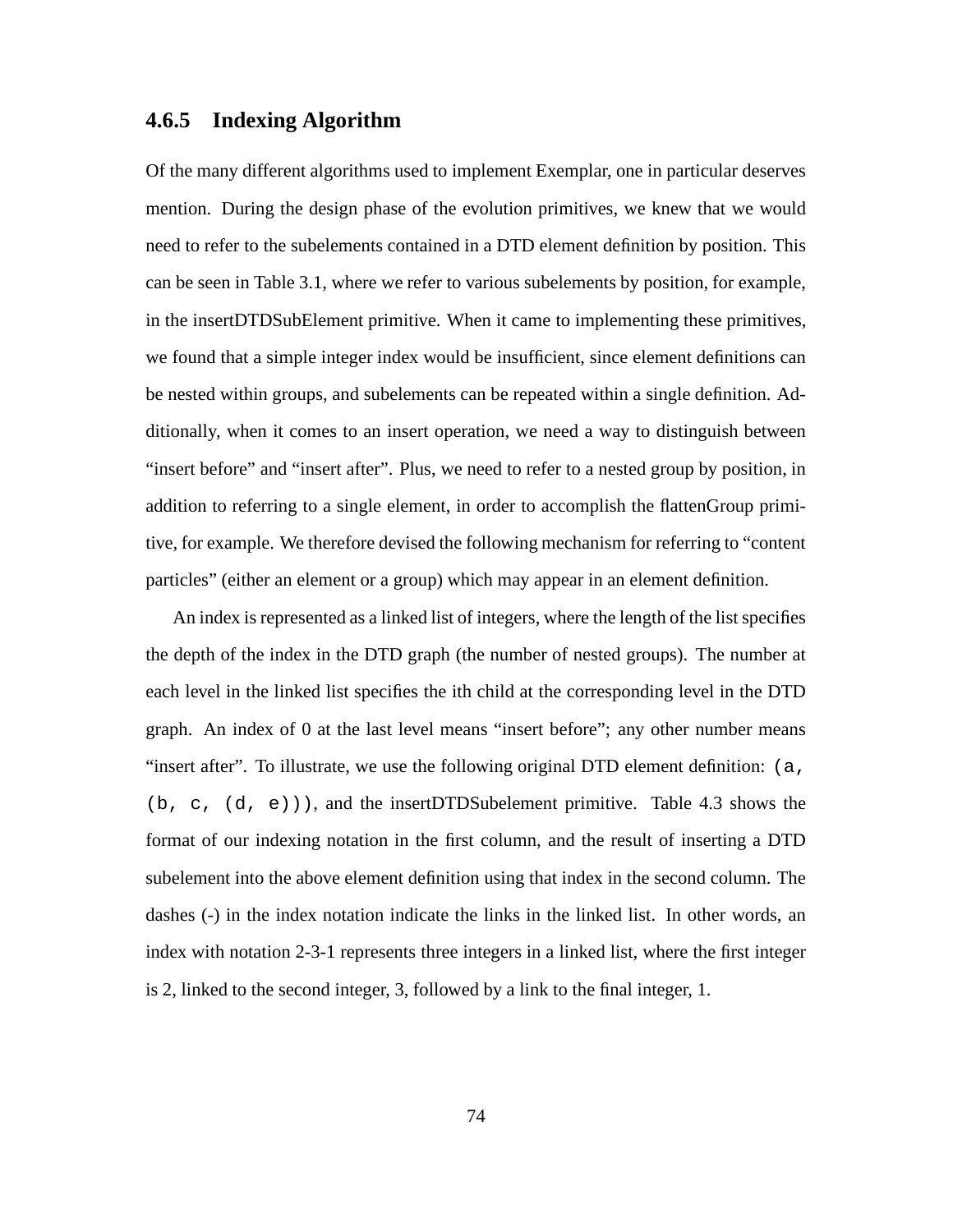### 4.6.5 Indexing Algorithm

Of the many different algorithms used to implement Exemplar, one in particular deserves mention. During the design phase of the evolution primitives, we knew that we would need to refer to the subelements contained in a DTD element definition by position. This can be seen in Table 3.1, where we refer to various subelements by position, for example, in the insertDTDSubElement primitive. When it came to implementing these primitives, we found that a simple integer index would be insufficient, since element definitions can be nested within groups, and subelements can be repeated within a single definition. Additionally, when it comes to an insert operation, we need a way to distinguish between "insert before" and "insert after". Plus, we need to refer to a nested group by position, in addition to referring to a single element, in order to accomplish the flattenGroup primitive, for example. We therefore devised the following mechanism for referring to "content particles" (either an element or a group) which may appear in an element definition.

An index is represented as a linked list of integers, where the length of the list specifies the depth of the index in the DTD graph (the number of nested groups). The number at each level in the linked list specifies the ith child at the corresponding level in the DTD graph. An index of 0 at the last level means "insert before"; any other number means "insert after". To illustrate, we use the following original DTD element definition: `(a, (b, c, (d, e)))`, and the insertDTDSubelement primitive. Table 4.3 shows the format of our indexing notation in the first column, and the result of inserting a DTD subelement into the above element definition using that index in the second column. The dashes (-) in the index notation indicate the links in the linked list. In other words, an index with notation 2-3-1 represents three integers in a linked list, where the first integer is 2, linked to the second integer, 3, followed by a link to the final integer, 1.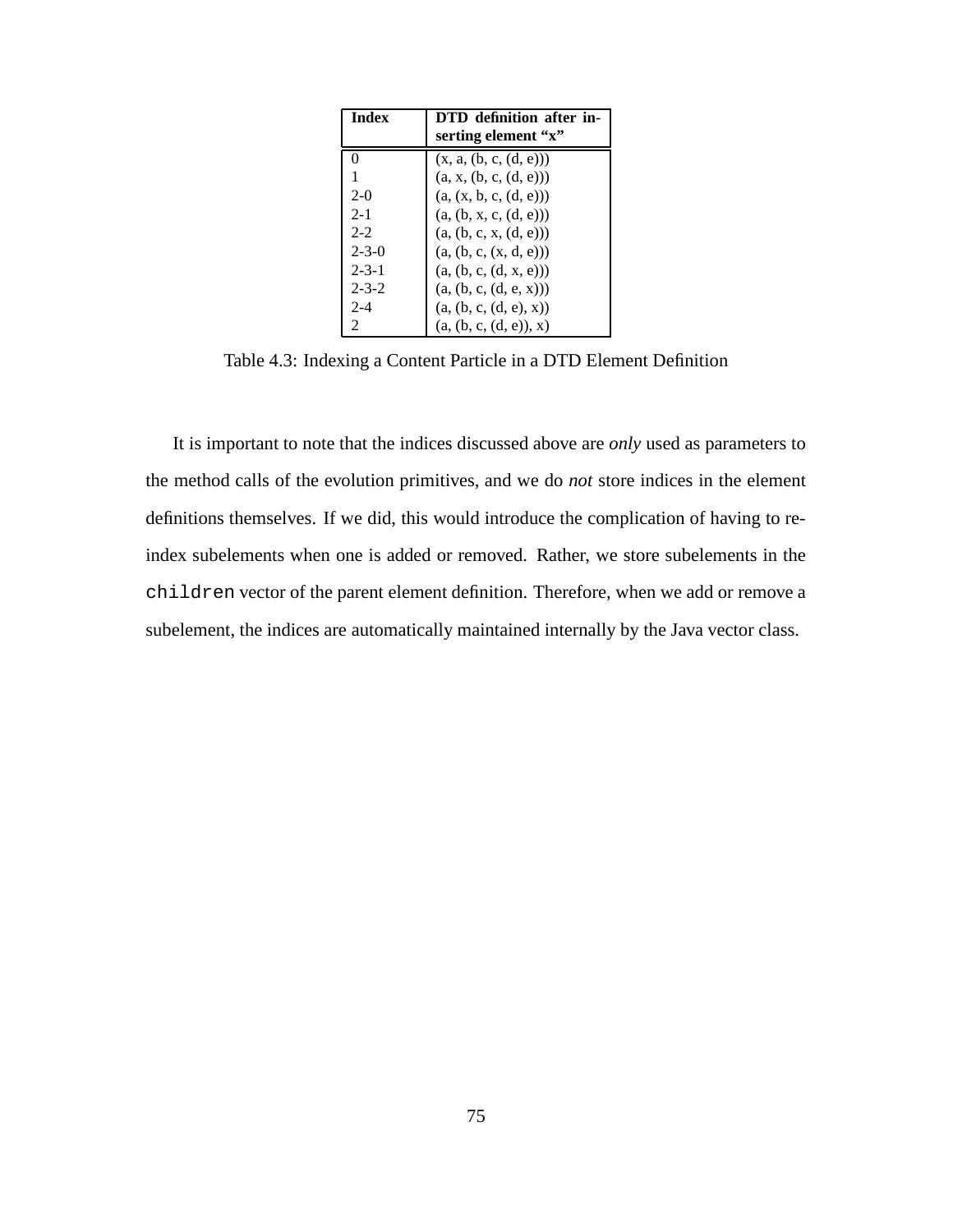| Index | DTD definition after inserting element "x" |
|---|---|
| 0 | (x, a, (b, c, (d, e))) |
| 1 | (a, x, (b, c, (d, e))) |
| 2-0 | (a, (x, b, c, (d, e))) |
| 2-1 | (a, (b, x, c, (d, e))) |
| 2-2 | (a, (b, c, x, (d, e))) |
| 2-3-0 | (a, (b, c, (x, d, e))) |
| 2-3-1 | (a, (b, c, (d, x, e))) |
| 2-3-2 | (a, (b, c, (d, e, x))) |
| 2-4 | (a, (b, c, (d, e), x)) |
| 2 | (a, (b, c, (d, e)), x) |

Table 4.3: Indexing a Content Particle in a DTD Element Definition

It is important to note that the indices discussed above are *only* used as parameters to the method calls of the evolution primitives, and we do *not* store indices in the element definitions themselves. If we did, this would introduce the complication of having to re-index subelements when one is added or removed. Rather, we store subelements in the `children` vector of the parent element definition. Therefore, when we add or remove a subelement, the indices are automatically maintained internally by the Java vector class.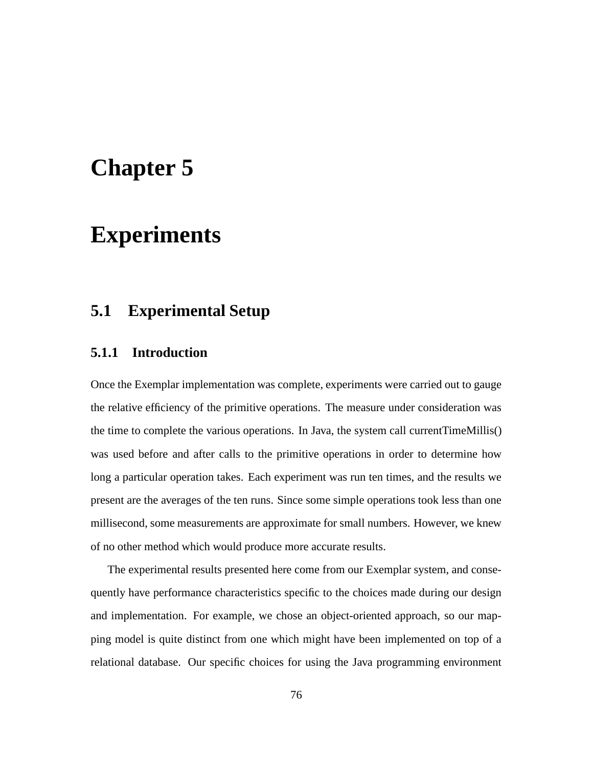# Chapter 5

# Experiments

## 5.1 Experimental Setup

### 5.1.1 Introduction

Once the Exemplar implementation was complete, experiments were carried out to gauge the relative efficiency of the primitive operations. The measure under consideration was the time to complete the various operations. In Java, the system call currentTimeMillis() was used before and after calls to the primitive operations in order to determine how long a particular operation takes. Each experiment was run ten times, and the results we present are the averages of the ten runs. Since some simple operations took less than one millisecond, some measurements are approximate for small numbers. However, we knew of no other method which would produce more accurate results.

The experimental results presented here come from our Exemplar system, and consequently have performance characteristics specific to the choices made during our design and implementation. For example, we chose an object-oriented approach, so our mapping model is quite distinct from one which might have been implemented on top of a relational database. Our specific choices for using the Java programming environment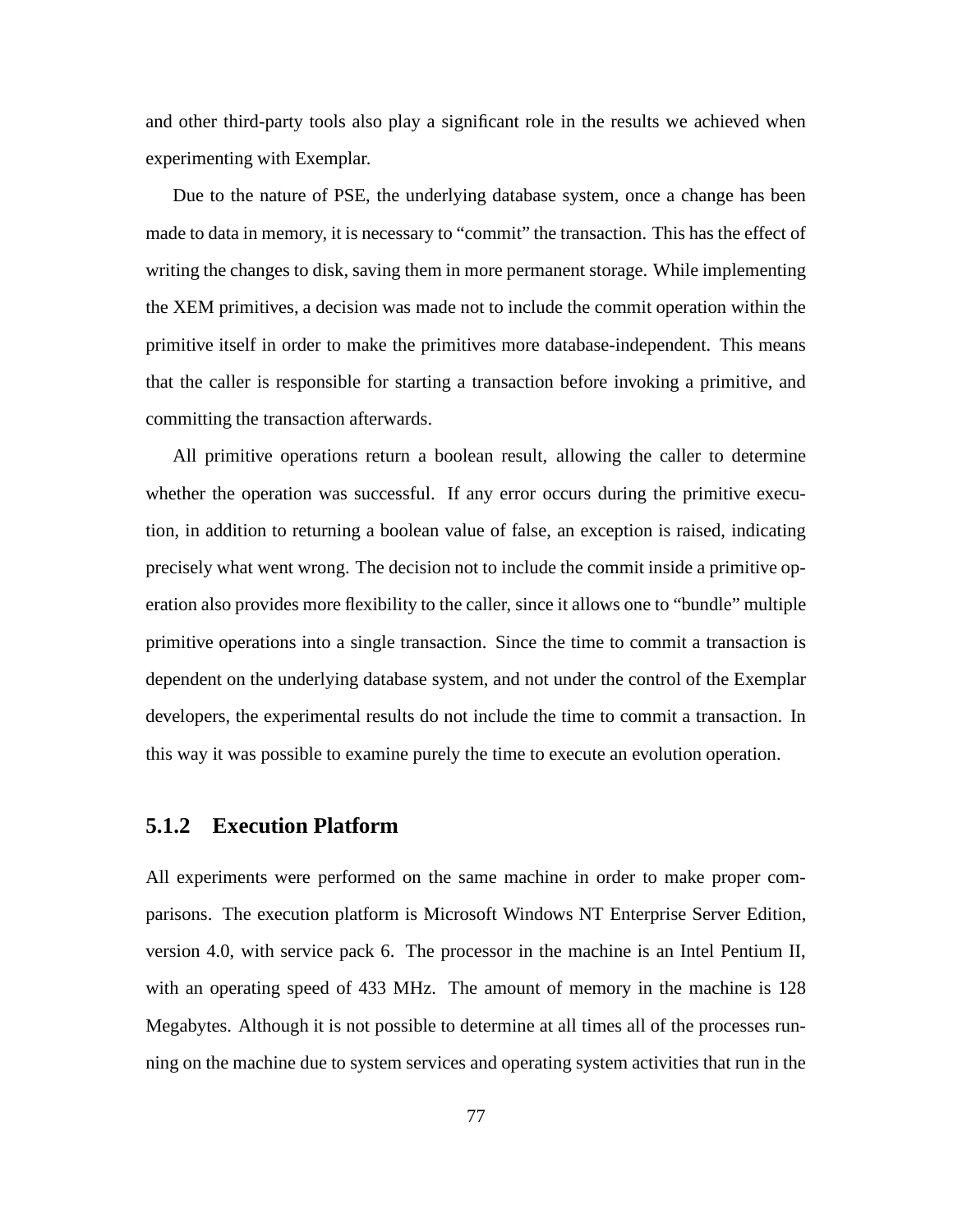and other third-party tools also play a significant role in the results we achieved when experimenting with Exemplar.

Due to the nature of PSE, the underlying database system, once a change has been made to data in memory, it is necessary to "commit" the transaction. This has the effect of writing the changes to disk, saving them in more permanent storage. While implementing the XEM primitives, a decision was made not to include the commit operation within the primitive itself in order to make the primitives more database-independent. This means that the caller is responsible for starting a transaction before invoking a primitive, and committing the transaction afterwards.

All primitive operations return a boolean result, allowing the caller to determine whether the operation was successful. If any error occurs during the primitive execution, in addition to returning a boolean value of false, an exception is raised, indicating precisely what went wrong. The decision not to include the commit inside a primitive operation also provides more flexibility to the caller, since it allows one to "bundle" multiple primitive operations into a single transaction. Since the time to commit a transaction is dependent on the underlying database system, and not under the control of the Exemplar developers, the experimental results do not include the time to commit a transaction. In this way it was possible to examine purely the time to execute an evolution operation.

### 5.1.2 Execution Platform

All experiments were performed on the same machine in order to make proper comparisons. The execution platform is Microsoft Windows NT Enterprise Server Edition, version 4.0, with service pack 6. The processor in the machine is an Intel Pentium II, with an operating speed of 433 MHz. The amount of memory in the machine is 128 Megabytes. Although it is not possible to determine at all times all of the processes running on the machine due to system services and operating system activities that run in the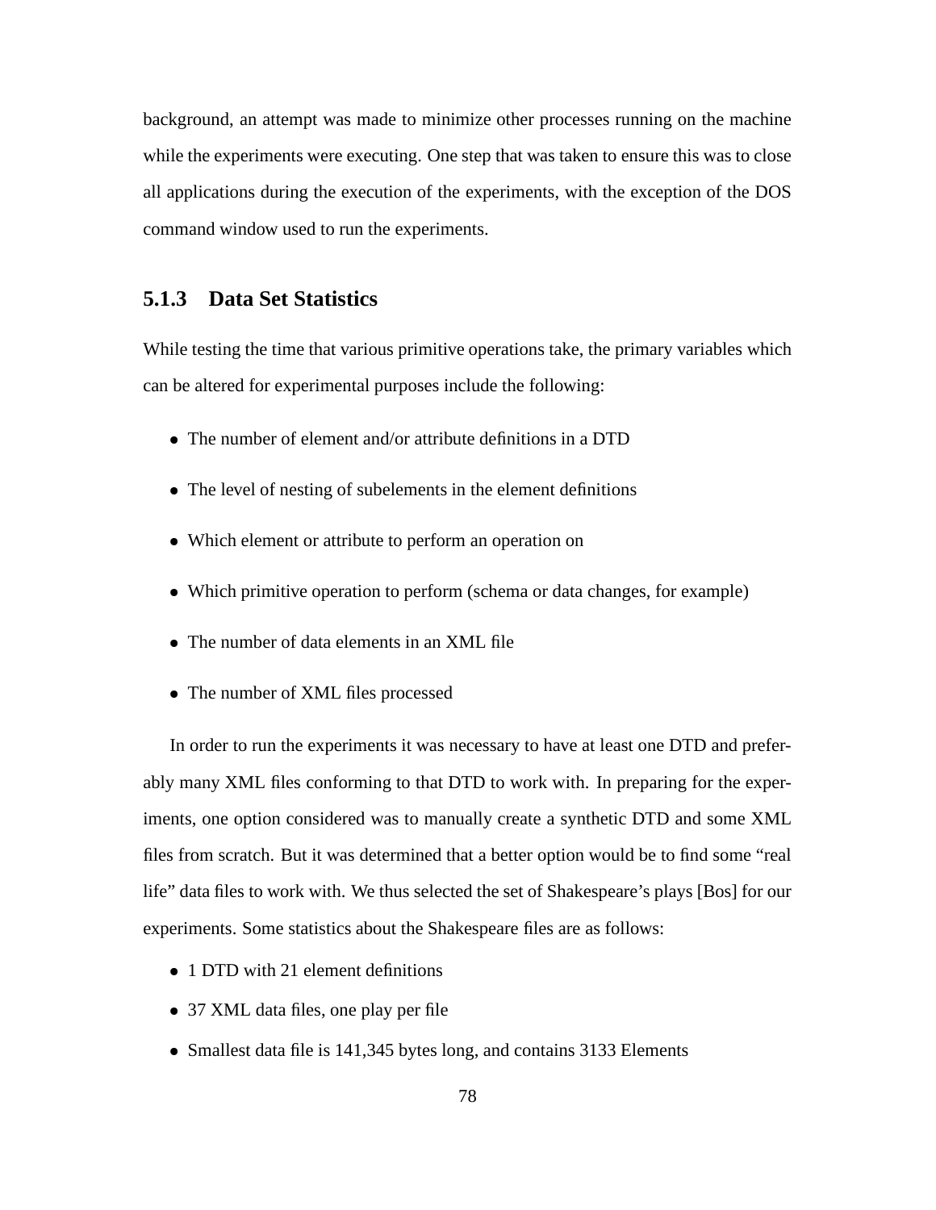background, an attempt was made to minimize other processes running on the machine while the experiments were executing. One step that was taken to ensure this was to close all applications during the execution of the experiments, with the exception of the DOS command window used to run the experiments.

### 5.1.3 Data Set Statistics

While testing the time that various primitive operations take, the primary variables which can be altered for experimental purposes include the following:

- The number of element and/or attribute definitions in a DTD
- The level of nesting of subelements in the element definitions
- Which element or attribute to perform an operation on
- Which primitive operation to perform (schema or data changes, for example)
- The number of data elements in an XML file
- The number of XML files processed

In order to run the experiments it was necessary to have at least one DTD and preferably many XML files conforming to that DTD to work with. In preparing for the experiments, one option considered was to manually create a synthetic DTD and some XML files from scratch. But it was determined that a better option would be to find some "real life" data files to work with. We thus selected the set of Shakespeare's plays [Bos] for our experiments. Some statistics about the Shakespeare files are as follows:

- 1 DTD with 21 element definitions
- 37 XML data files, one play per file
- Smallest data file is 141,345 bytes long, and contains 3133 Elements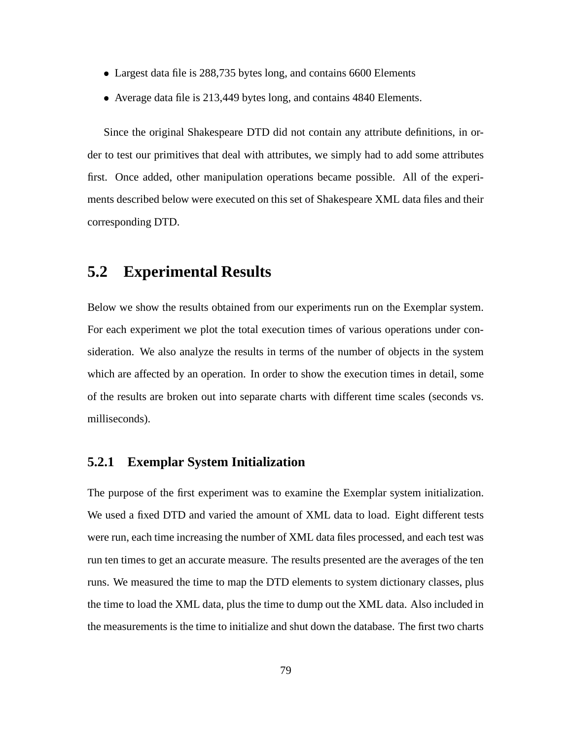- Largest data file is 288,735 bytes long, and contains 6600 Elements
- Average data file is 213,449 bytes long, and contains 4840 Elements.

Since the original Shakespeare DTD did not contain any attribute definitions, in order to test our primitives that deal with attributes, we simply had to add some attributes first. Once added, other manipulation operations became possible. All of the experiments described below were executed on this set of Shakespeare XML data files and their corresponding DTD.

## 5.2 Experimental Results

Below we show the results obtained from our experiments run on the Exemplar system. For each experiment we plot the total execution times of various operations under consideration. We also analyze the results in terms of the number of objects in the system which are affected by an operation. In order to show the execution times in detail, some of the results are broken out into separate charts with different time scales (seconds vs. milliseconds).

### 5.2.1 Exemplar System Initialization

The purpose of the first experiment was to examine the Exemplar system initialization. We used a fixed DTD and varied the amount of XML data to load. Eight different tests were run, each time increasing the number of XML data files processed, and each test was run ten times to get an accurate measure. The results presented are the averages of the ten runs. We measured the time to map the DTD elements to system dictionary classes, plus the time to load the XML data, plus the time to dump out the XML data. Also included in the measurements is the time to initialize and shut down the database. The first two charts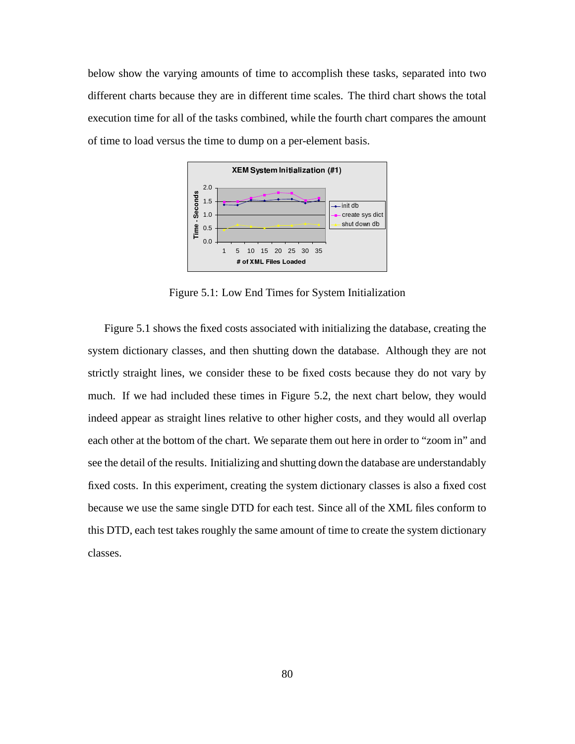below show the varying amounts of time to accomplish these tasks, separated into two different charts because they are in different time scales. The third chart shows the total execution time for all of the tasks combined, while the fourth chart compares the amount of time to load versus the time to dump on a per-element basis.

Figure 5.1: Low End Times for System Initialization

Figure 5.1 shows the fixed costs associated with initializing the database, creating the system dictionary classes, and then shutting down the database. Although they are not strictly straight lines, we consider these to be fixed costs because they do not vary by much. If we had included these times in Figure 5.2, the next chart below, they would indeed appear as straight lines relative to other higher costs, and they would all overlap each other at the bottom of the chart. We separate them out here in order to "zoom in" and see the detail of the results. Initializing and shutting down the database are understandably fixed costs. In this experiment, creating the system dictionary classes is also a fixed cost because we use the same single DTD for each test. Since all of the XML files conform to this DTD, each test takes roughly the same amount of time to create the system dictionary classes.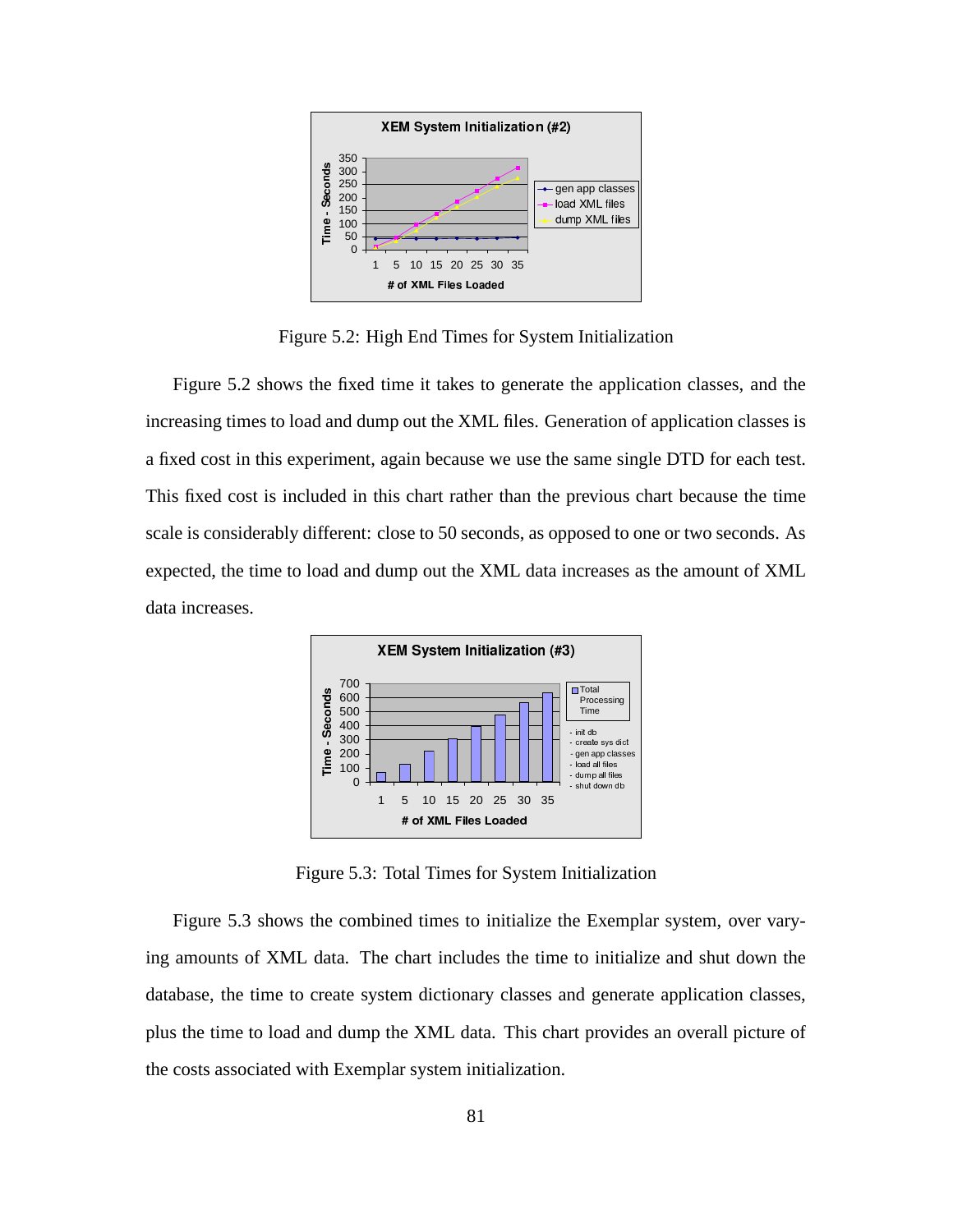Figure 5.2: High End Times for System Initialization

Figure 5.2 shows the fixed time it takes to generate the application classes, and the increasing times to load and dump out the XML files. Generation of application classes is a fixed cost in this experiment, again because we use the same single DTD for each test. This fixed cost is included in this chart rather than the previous chart because the time scale is considerably different: close to 50 seconds, as opposed to one or two seconds. As expected, the time to load and dump out the XML data increases as the amount of XML data increases.

Figure 5.3: Total Times for System Initialization

Figure 5.3 shows the combined times to initialize the Exemplar system, over varying amounts of XML data. The chart includes the time to initialize and shut down the database, the time to create system dictionary classes and generate application classes, plus the time to load and dump the XML data. This chart provides an overall picture of the costs associated with Exemplar system initialization.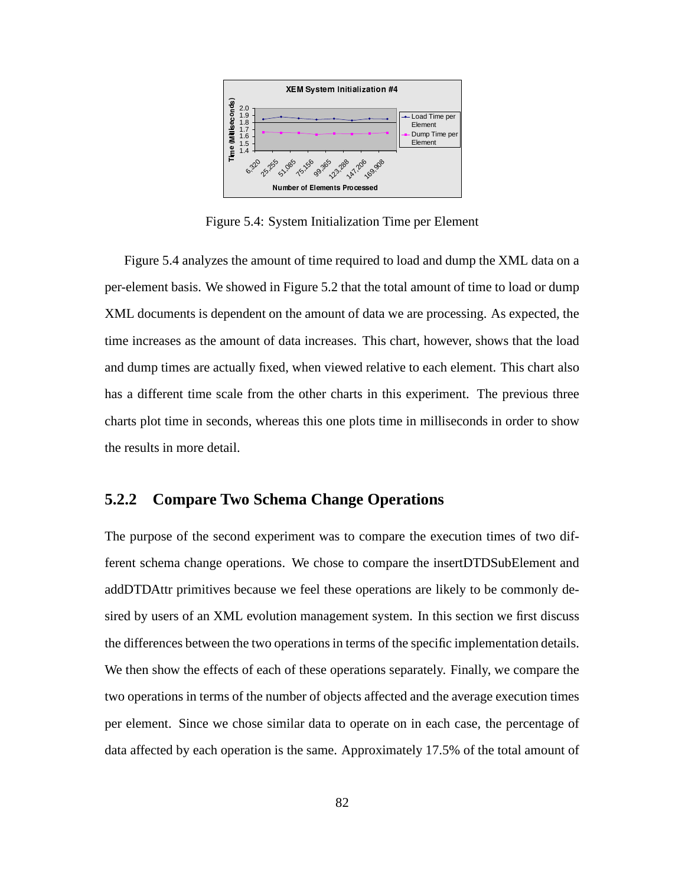Figure 5.4: System Initialization Time per Element

Figure 5.4 analyzes the amount of time required to load and dump the XML data on a per-element basis. We showed in Figure 5.2 that the total amount of time to load or dump XML documents is dependent on the amount of data we are processing. As expected, the time increases as the amount of data increases. This chart, however, shows that the load and dump times are actually fixed, when viewed relative to each element. This chart also has a different time scale from the other charts in this experiment. The previous three charts plot time in seconds, whereas this one plots time in milliseconds in order to show the results in more detail.

### 5.2.2 Compare Two Schema Change Operations

The purpose of the second experiment was to compare the execution times of two different schema change operations. We chose to compare the insertDTDSubElement and addDTDAttr primitives because we feel these operations are likely to be commonly desired by users of an XML evolution management system. In this section we first discuss the differences between the two operations in terms of the specific implementation details. We then show the effects of each of these operations separately. Finally, we compare the two operations in terms of the number of objects affected and the average execution times per element. Since we chose similar data to operate on in each case, the percentage of data affected by each operation is the same. Approximately 17.5% of the total amount of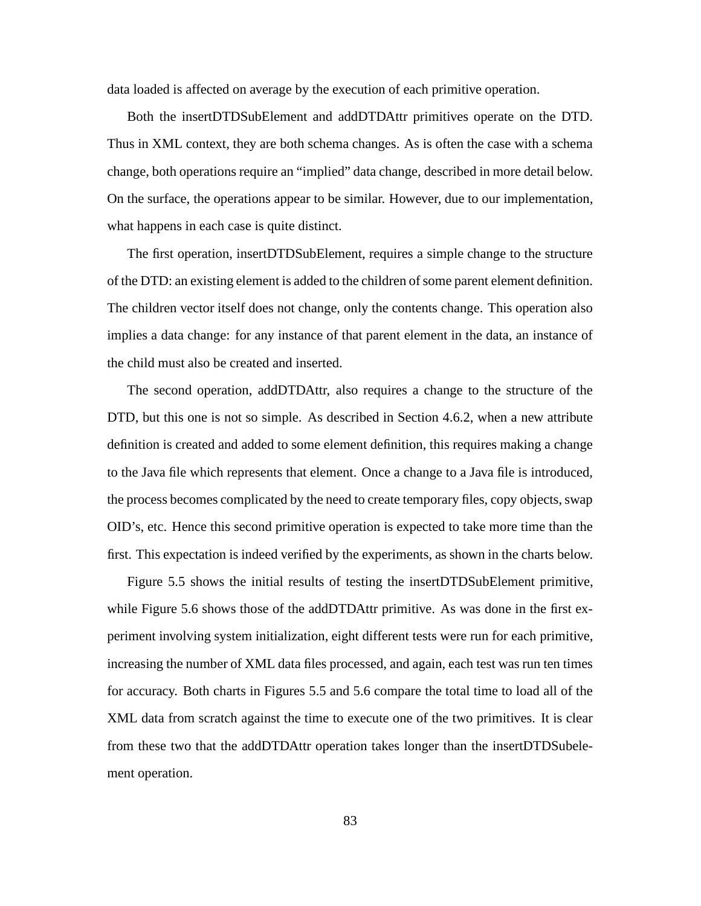data loaded is affected on average by the execution of each primitive operation.

Both the insertDTDSubElement and addDTDAttr primitives operate on the DTD. Thus in XML context, they are both schema changes. As is often the case with a schema change, both operations require an "implied" data change, described in more detail below. On the surface, the operations appear to be similar. However, due to our implementation, what happens in each case is quite distinct.

The first operation, insertDTDSubElement, requires a simple change to the structure of the DTD: an existing element is added to the children of some parent element definition. The children vector itself does not change, only the contents change. This operation also implies a data change: for any instance of that parent element in the data, an instance of the child must also be created and inserted.

The second operation, addDTDAttr, also requires a change to the structure of the DTD, but this one is not so simple. As described in Section 4.6.2, when a new attribute definition is created and added to some element definition, this requires making a change to the Java file which represents that element. Once a change to a Java file is introduced, the process becomes complicated by the need to create temporary files, copy objects, swap OID's, etc. Hence this second primitive operation is expected to take more time than the first. This expectation is indeed verified by the experiments, as shown in the charts below.

Figure 5.5 shows the initial results of testing the insertDTDSubElement primitive, while Figure 5.6 shows those of the addDTDAttr primitive. As was done in the first experiment involving system initialization, eight different tests were run for each primitive, increasing the number of XML data files processed, and again, each test was run ten times for accuracy. Both charts in Figures 5.5 and 5.6 compare the total time to load all of the XML data from scratch against the time to execute one of the two primitives. It is clear from these two that the addDTDAttr operation takes longer than the insertDTDSubelement operation.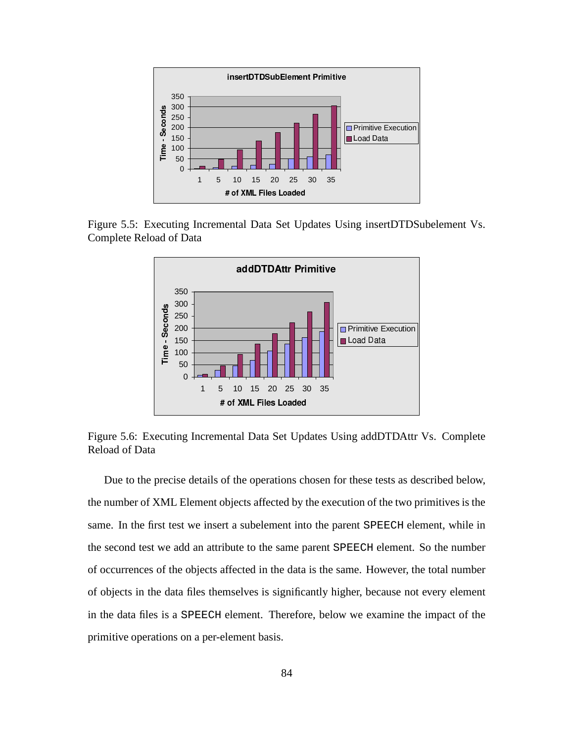Figure 5.5: Executing Incremental Data Set Updates Using insertDTDSubelement Vs. Complete Reload of Data

Figure 5.6: Executing Incremental Data Set Updates Using addDTDAttr Vs. Complete Reload of Data

Due to the precise details of the operations chosen for these tests as described below, the number of XML Element objects affected by the execution of the two primitives is the same. In the first test we insert a subelement into the parent SPEECH element, while in the second test we add an attribute to the same parent SPEECH element. So the number of occurrences of the objects affected in the data is the same. However, the total number of objects in the data files themselves is significantly higher, because not every element in the data files is a SPEECH element. Therefore, below we examine the impact of the primitive operations on a per-element basis.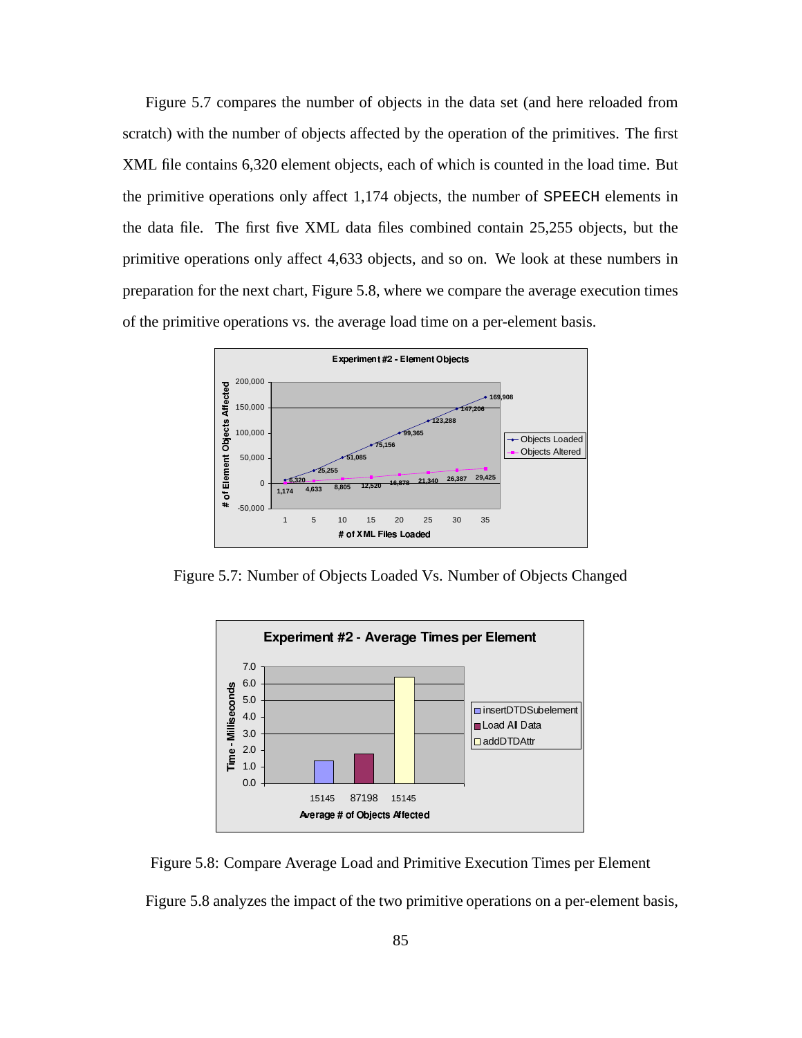Figure 5.7 compares the number of objects in the data set (and here reloaded from scratch) with the number of objects affected by the operation of the primitives. The first XML file contains 6,320 element objects, each of which is counted in the load time. But the primitive operations only affect 1,174 objects, the number of SPEECH elements in the data file. The first five XML data files combined contain 25,255 objects, but the primitive operations only affect 4,633 objects, and so on. We look at these numbers in preparation for the next chart, Figure 5.8, where we compare the average execution times of the primitive operations vs. the average load time on a per-element basis.

Figure 5.7: Number of Objects Loaded Vs. Number of Objects Changed

Figure 5.8: Compare Average Load and Primitive Execution Times per Element

Figure 5.8 analyzes the impact of the two primitive operations on a per-element basis,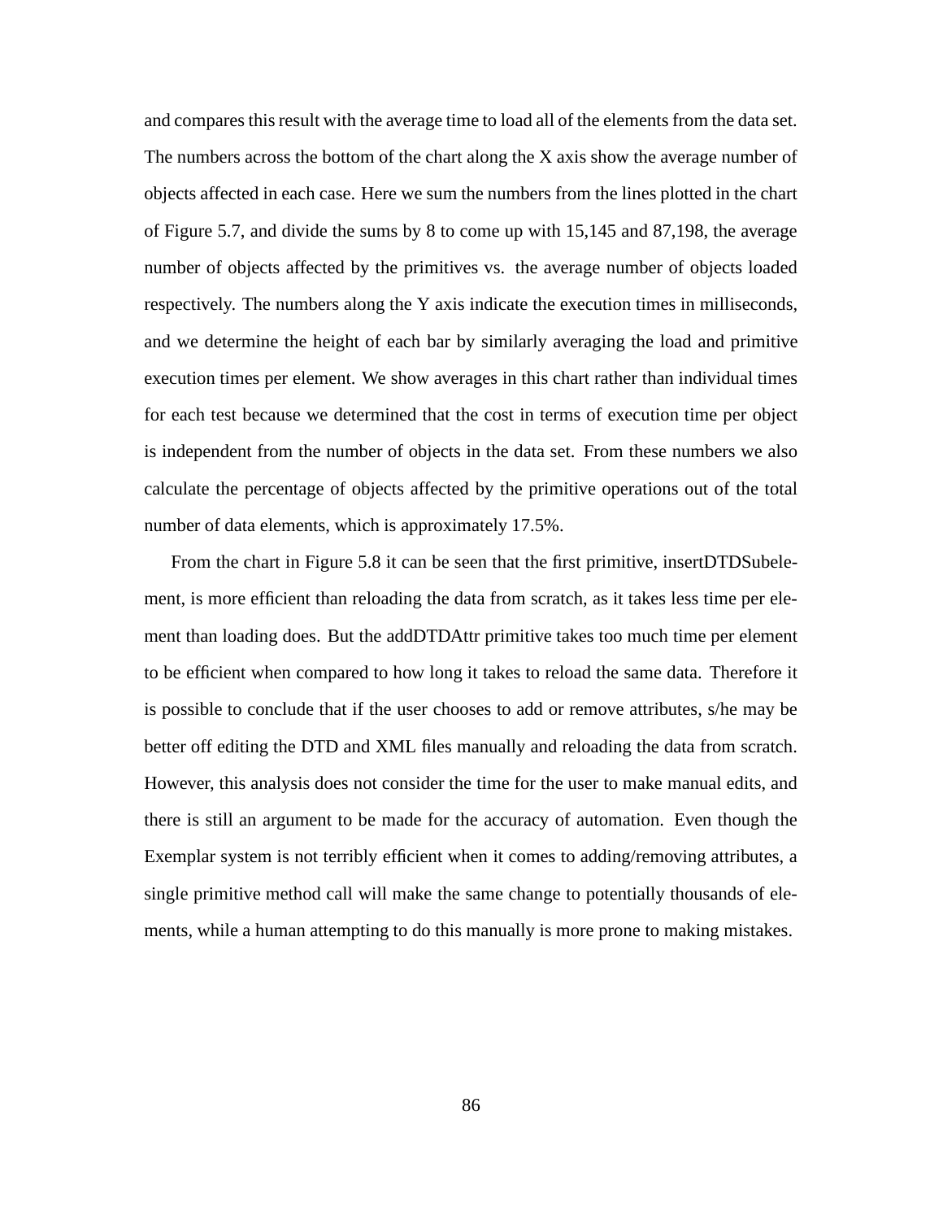and compares this result with the average time to load all of the elements from the data set. The numbers across the bottom of the chart along the X axis show the average number of objects affected in each case. Here we sum the numbers from the lines plotted in the chart of Figure 5.7, and divide the sums by 8 to come up with 15,145 and 87,198, the average number of objects affected by the primitives vs. the average number of objects loaded respectively. The numbers along the Y axis indicate the execution times in milliseconds, and we determine the height of each bar by similarly averaging the load and primitive execution times per element. We show averages in this chart rather than individual times for each test because we determined that the cost in terms of execution time per object is independent from the number of objects in the data set. From these numbers we also calculate the percentage of objects affected by the primitive operations out of the total number of data elements, which is approximately 17.5%.

From the chart in Figure 5.8 it can be seen that the first primitive, insertDTDSubelement, is more efficient than reloading the data from scratch, as it takes less time per element than loading does. But the addDTDAttr primitive takes too much time per element to be efficient when compared to how long it takes to reload the same data. Therefore it is possible to conclude that if the user chooses to add or remove attributes, s/he may be better off editing the DTD and XML files manually and reloading the data from scratch. However, this analysis does not consider the time for the user to make manual edits, and there is still an argument to be made for the accuracy of automation. Even though the Exemplar system is not terribly efficient when it comes to adding/removing attributes, a single primitive method call will make the same change to potentially thousands of elements, while a human attempting to do this manually is more prone to making mistakes.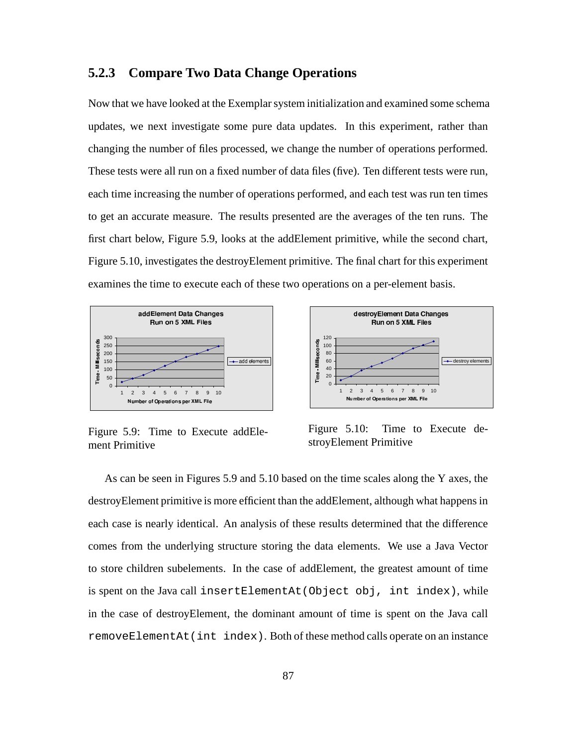### 5.2.3 Compare Two Data Change Operations

Now that we have looked at the Exemplar system initialization and examined some schema updates, we next investigate some pure data updates. In this experiment, rather than changing the number of files processed, we change the number of operations performed. These tests were all run on a fixed number of data files (five). Ten different tests were run, each time increasing the number of operations performed, and each test was run ten times to get an accurate measure. The results presented are the averages of the ten runs. The first chart below, Figure 5.9, looks at the addElement primitive, while the second chart, Figure 5.10, investigates the destroyElement primitive. The final chart for this experiment examines the time to execute each of these two operations on a per-element basis.

Figure 5.9: Time to Execute addElement Primitive

Figure 5.10: Time to Execute destroyElement Primitive

As can be seen in Figures 5.9 and 5.10 based on the time scales along the Y axes, the destroyElement primitive is more efficient than the addElement, although what happens in each case is nearly identical. An analysis of these results determined that the difference comes from the underlying structure storing the data elements. We use a Java Vector to store children subelements. In the case of addElement, the greatest amount of time is spent on the Java call `insertElementAt(Object obj, int index)`, while in the case of destroyElement, the dominant amount of time is spent on the Java call `removeElementAt(int index)`. Both of these method calls operate on an instance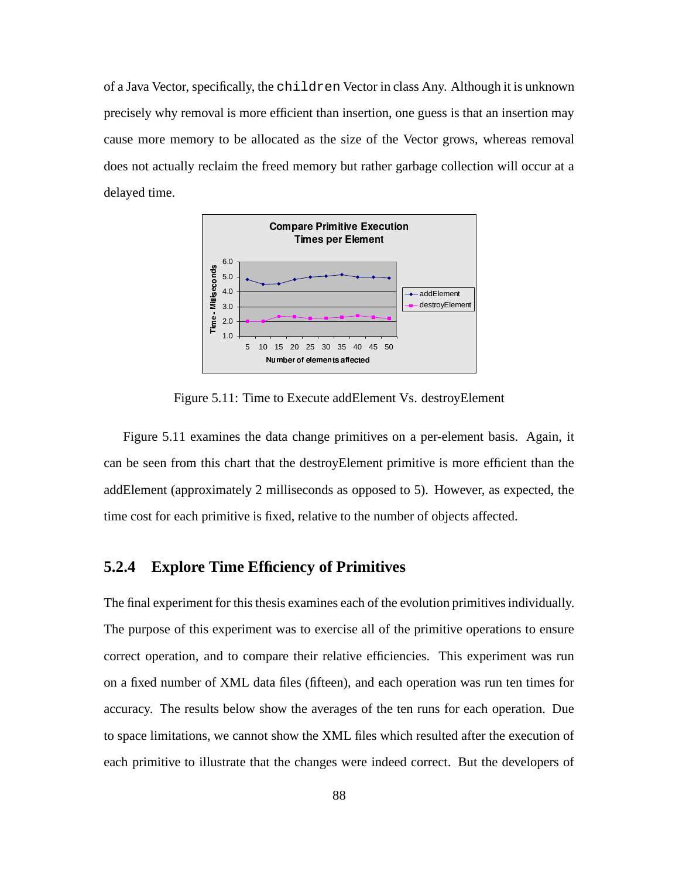of a Java Vector, specifically, the `children` Vector in class Any. Although it is unknown precisely why removal is more efficient than insertion, one guess is that an insertion may cause more memory to be allocated as the size of the Vector grows, whereas removal does not actually reclaim the freed memory but rather garbage collection will occur at a delayed time.

Figure 5.11: Time to Execute addElement Vs. destroyElement

Figure 5.11 examines the data change primitives on a per-element basis. Again, it can be seen from this chart that the destroyElement primitive is more efficient than the addElement (approximately 2 milliseconds as opposed to 5). However, as expected, the time cost for each primitive is fixed, relative to the number of objects affected.

### 5.2.4 Explore Time Efficiency of Primitives

The final experiment for this thesis examines each of the evolution primitives individually. The purpose of this experiment was to exercise all of the primitive operations to ensure correct operation, and to compare their relative efficiencies. This experiment was run on a fixed number of XML data files (fifteen), and each operation was run ten times for accuracy. The results below show the averages of the ten runs for each operation. Due to space limitations, we cannot show the XML files which resulted after the execution of each primitive to illustrate that the changes were indeed correct. But the developers of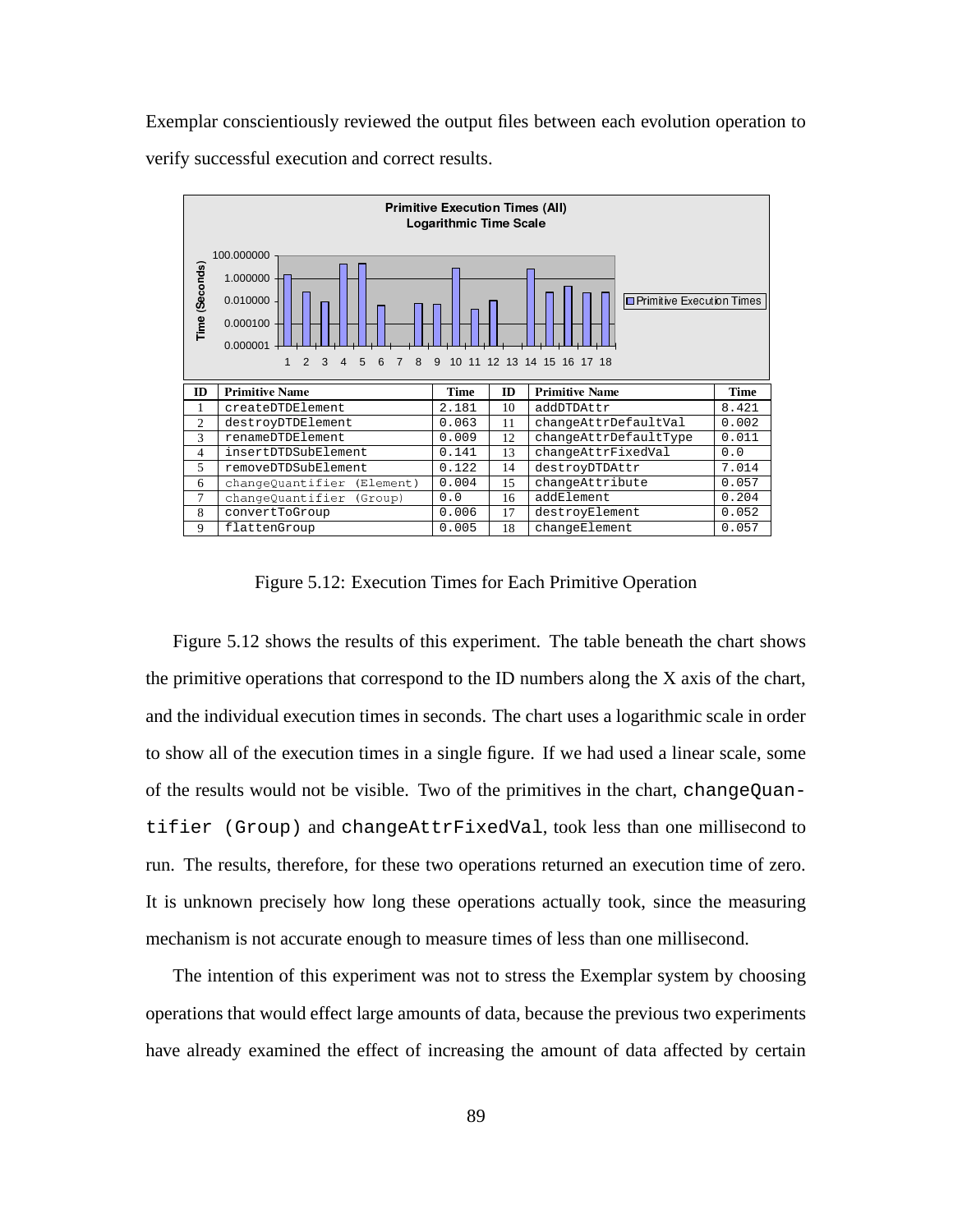Exemplar conscientiously reviewed the output files between each evolution operation to verify successful execution and correct results.

| ID | Primitive Name | Time | ID | Primitive Name | Time |
|---|---|---|---|---|---|
| 1 | createDTDElement | 2.181 | 10 | addDTDAttr | 8.421 |
| 2 | destroyDTDElement | 0.063 | 11 | changeAttrDefaultVal | 0.002 |
| 3 | renameDTDElement | 0.009 | 12 | changeAttrDefaultType | 0.011 |
| 4 | insertDTDSubElement | 0.141 | 13 | changeAttrFixedVal | 0.0 |
| 5 | removeDTDSubElement | 0.122 | 14 | destroyDTDAttr | 7.014 |
| 6 | changeQuantifier (Element) | 0.004 | 15 | changeAttribute | 0.057 |
| 7 | changeQuantifier (Group) | 0.0 | 16 | addElement | 0.204 |
| 8 | convertToGroup | 0.006 | 17 | destroyElement | 0.052 |
| 9 | flattenGroup | 0.005 | 18 | changeElement | 0.057 |

Figure 5.12: Execution Times for Each Primitive Operation

Figure 5.12 shows the results of this experiment. The table beneath the chart shows the primitive operations that correspond to the ID numbers along the X axis of the chart, and the individual execution times in seconds. The chart uses a logarithmic scale in order to show all of the execution times in a single figure. If we had used a linear scale, some of the results would not be visible. Two of the primitives in the chart, `changeQuantifier (Group)` and `changeAttrFixedVal`, took less than one millisecond to run. The results, therefore, for these two operations returned an execution time of zero. It is unknown precisely how long these operations actually took, since the measuring mechanism is not accurate enough to measure times of less than one millisecond.

The intention of this experiment was not to stress the Exemplar system by choosing operations that would effect large amounts of data, because the previous two experiments have already examined the effect of increasing the amount of data affected by certain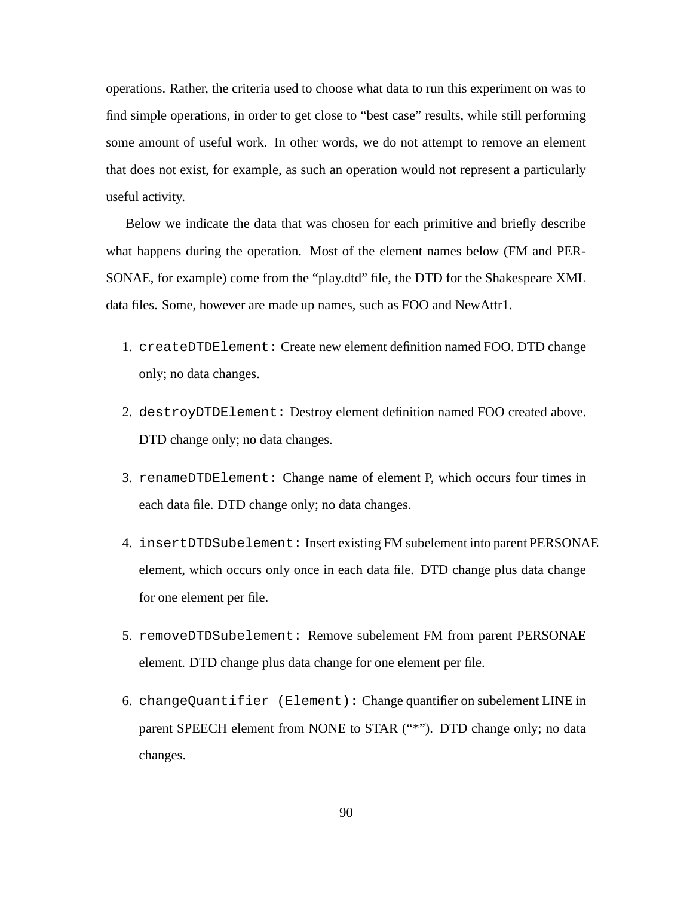operations. Rather, the criteria used to choose what data to run this experiment on was to find simple operations, in order to get close to "best case" results, while still performing some amount of useful work. In other words, we do not attempt to remove an element that does not exist, for example, as such an operation would not represent a particularly useful activity.

Below we indicate the data that was chosen for each primitive and briefly describe what happens during the operation. Most of the element names below (FM and PERSONAE, for example) come from the "play.dtd" file, the DTD for the Shakespeare XML data files. Some, however are made up names, such as FOO and NewAttr1.

1. `createDTDElement:` Create new element definition named FOO. DTD change only; no data changes.

2. `destroyDTDElement:` Destroy element definition named FOO created above. DTD change only; no data changes.

3. `renameDTDElement:` Change name of element P, which occurs four times in each data file. DTD change only; no data changes.

4. `insertDTDSubelement:` Insert existing FM subelement into parent PERSONAE element, which occurs only once in each data file. DTD change plus data change for one element per file.

5. `removeDTDSubelement:` Remove subelement FM from parent PERSONAE element. DTD change plus data change for one element per file.

6. `changeQuantifier (Element):` Change quantifier on subelement LINE in parent SPEECH element from NONE to STAR ("*"). DTD change only; no data changes.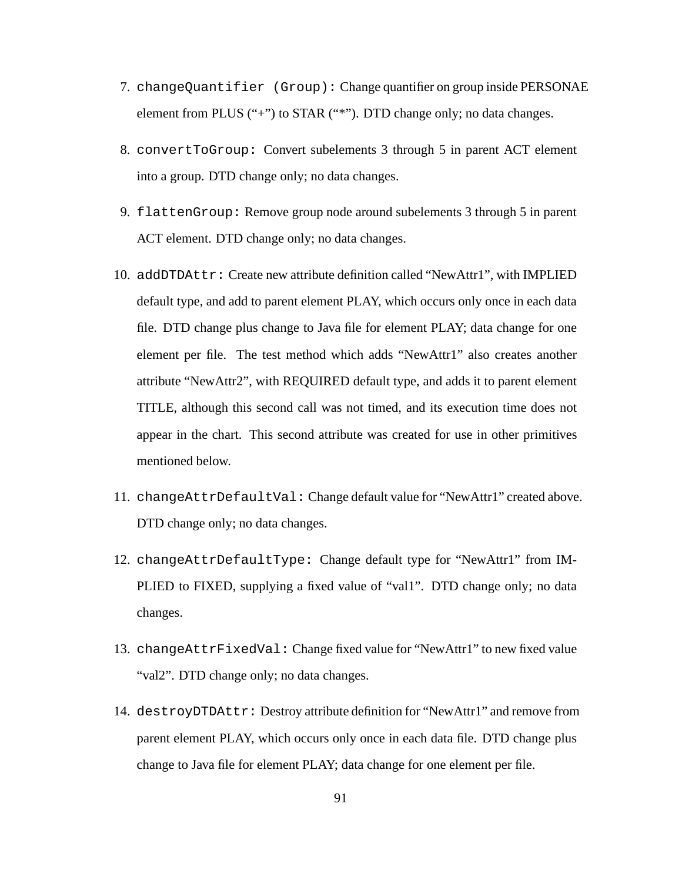7. `changeQuantifier (Group):` Change quantifier on group inside PERSONAE element from PLUS (“+”) to STAR (“*”). DTD change only; no data changes.

8. `convertToGroup:` Convert subelements 3 through 5 in parent ACT element into a group. DTD change only; no data changes.

9. `flattenGroup:` Remove group node around subelements 3 through 5 in parent ACT element. DTD change only; no data changes.

10. `addDTDAttr:` Create new attribute definition called “NewAttr1”, with IMPLIED default type, and add to parent element PLAY, which occurs only once in each data file. DTD change plus change to Java file for element PLAY; data change for one element per file. The test method which adds “NewAttr1” also creates another attribute “NewAttr2”, with REQUIRED default type, and adds it to parent element TITLE, although this second call was not timed, and its execution time does not appear in the chart. This second attribute was created for use in other primitives mentioned below.

11. `changeAttrDefaultVal:` Change default value for “NewAttr1” created above. DTD change only; no data changes.

12. `changeAttrDefaultType:` Change default type for “NewAttr1” from IMPLIED to FIXED, supplying a fixed value of “val1”. DTD change only; no data changes.

13. `changeAttrFixedVal:` Change fixed value for “NewAttr1” to new fixed value “val2”. DTD change only; no data changes.

14. `destroyDTDAttr:` Destroy attribute definition for “NewAttr1” and remove from parent element PLAY, which occurs only once in each data file. DTD change plus change to Java file for element PLAY; data change for one element per file.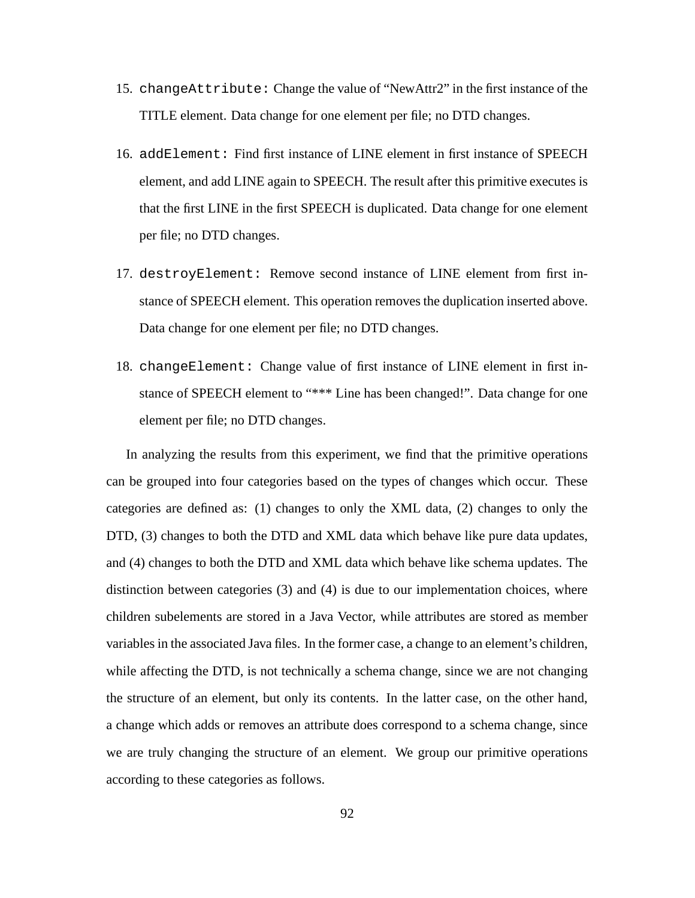15. `changeAttribute:` Change the value of “NewAttr2” in the first instance of the TITLE element. Data change for one element per file; no DTD changes.

16. `addElement:` Find first instance of LINE element in first instance of SPEECH element, and add LINE again to SPEECH. The result after this primitive executes is that the first LINE in the first SPEECH is duplicated. Data change for one element per file; no DTD changes.

17. `destroyElement:` Remove second instance of LINE element from first instance of SPEECH element. This operation removes the duplication inserted above. Data change for one element per file; no DTD changes.

18. `changeElement:` Change value of first instance of LINE element in first instance of SPEECH element to “*** Line has been changed!”. Data change for one element per file; no DTD changes.

In analyzing the results from this experiment, we find that the primitive operations can be grouped into four categories based on the types of changes which occur. These categories are defined as: (1) changes to only the XML data, (2) changes to only the DTD, (3) changes to both the DTD and XML data which behave like pure data updates, and (4) changes to both the DTD and XML data which behave like schema updates. The distinction between categories (3) and (4) is due to our implementation choices, where children subelements are stored in a Java Vector, while attributes are stored as member variables in the associated Java files. In the former case, a change to an element’s children, while affecting the DTD, is not technically a schema change, since we are not changing the structure of an element, but only its contents. In the latter case, on the other hand, a change which adds or removes an attribute does correspond to a schema change, since we are truly changing the structure of an element. We group our primitive operations according to these categories as follows.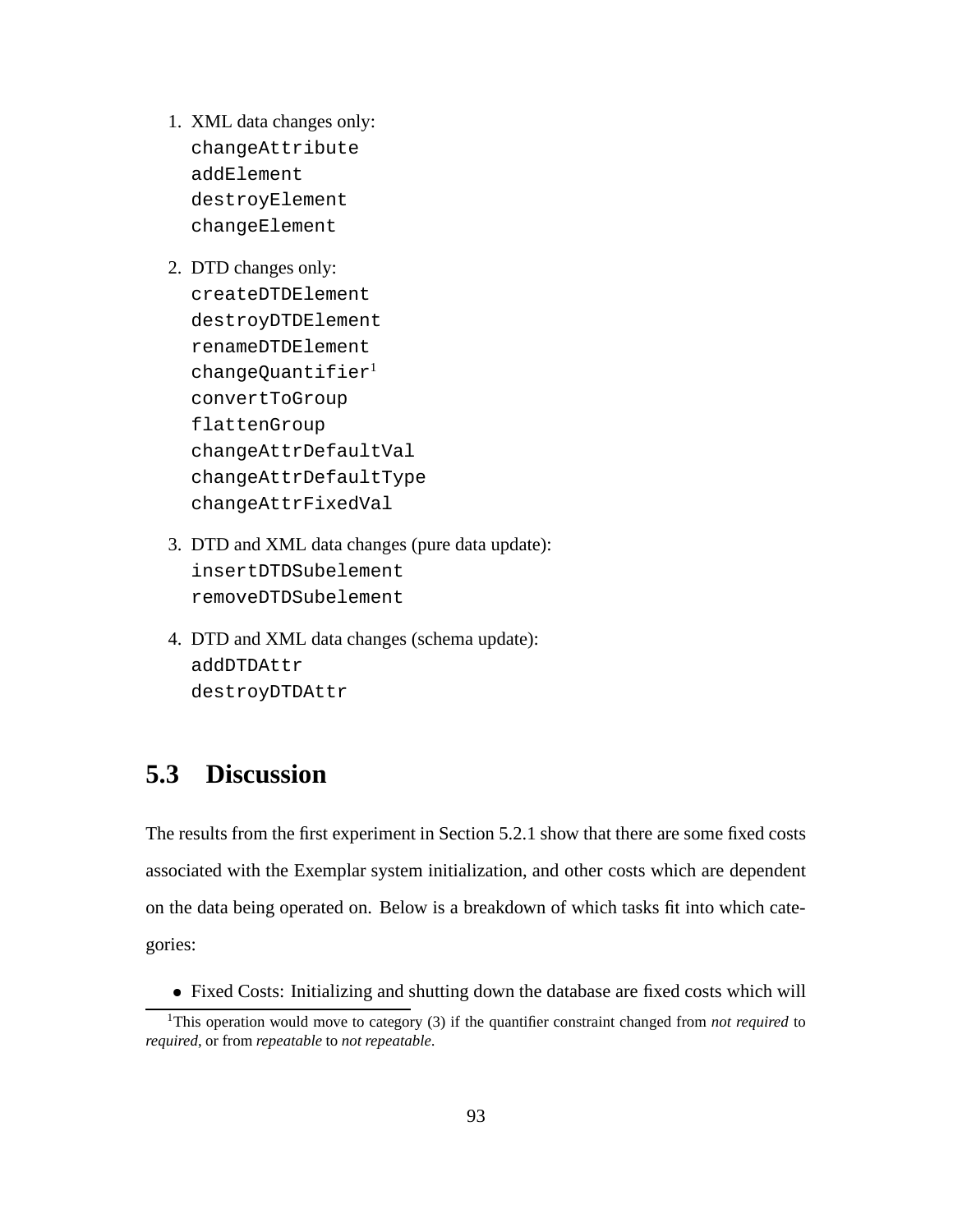1. XML data changes only:
   `changeAttribute`
   `addElement`
   `destroyElement`
   `changeElement`

2. DTD changes only:
   `createDTDElement`
   `destroyDTDElement`
   `renameDTDElement`
   `changeQuantifier`[1]
   `convertToGroup`
   `flattenGroup`
   `changeAttrDefaultVal`
   `changeAttrDefaultType`
   `changeAttrFixedVal`

3. DTD and XML data changes (pure data update):
   `insertDTDSubelement`
   `removeDTDSubelement`

4. DTD and XML data changes (schema update):
   `addDTDAttr`
   `destroyDTDAttr`

## 5.3 Discussion

The results from the first experiment in Section 5.2.1 show that there are some fixed costs associated with the Exemplar system initialization, and other costs which are dependent on the data being operated on. Below is a breakdown of which tasks fit into which categories:

- Fixed Costs: Initializing and shutting down the database are fixed costs which will

[1] This operation would move to category (3) if the quantifier constraint changed from *not required* to *required*, or from *repeatable* to *not repeatable*.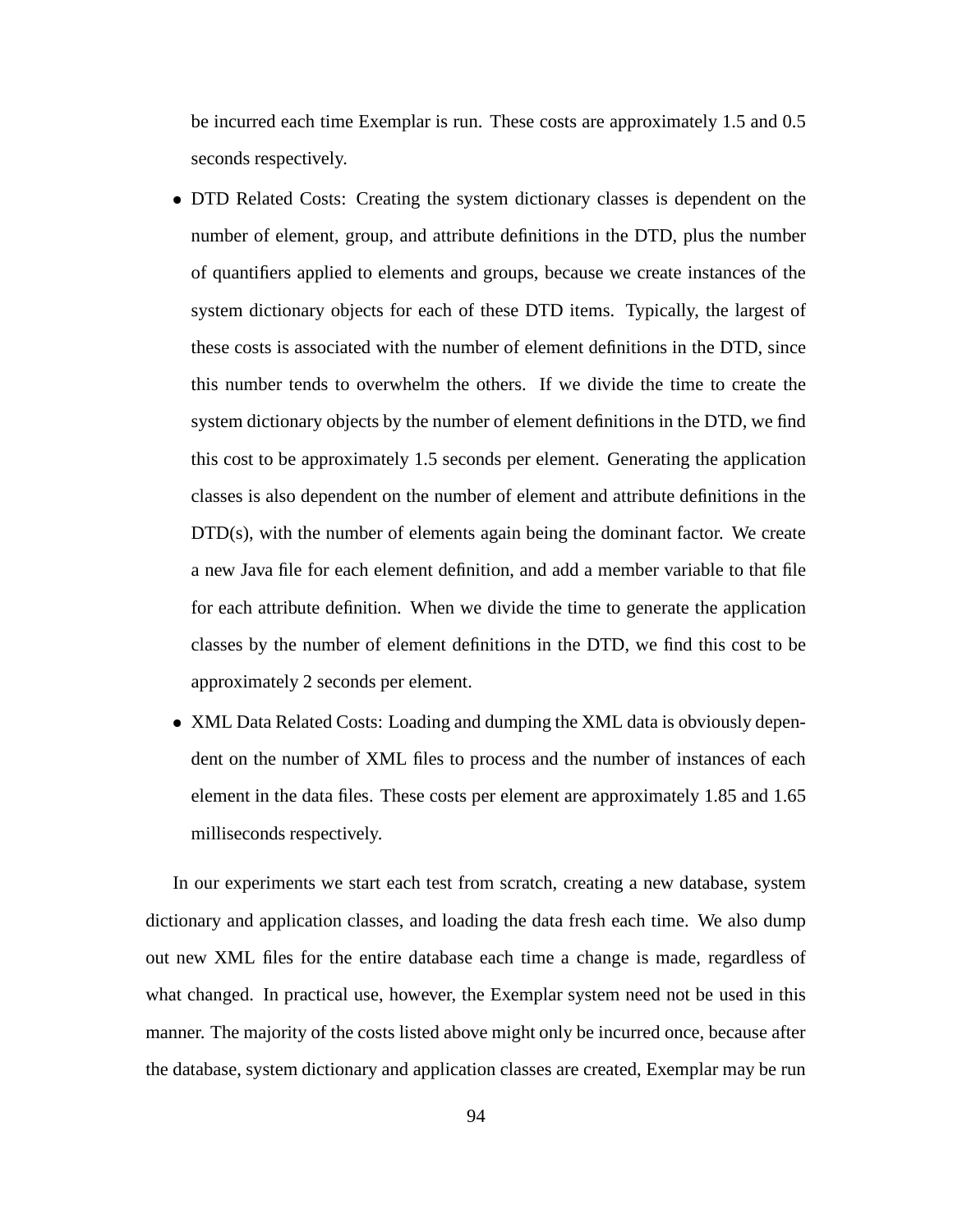be incurred each time Exemplar is run. These costs are approximately 1.5 and 0.5 seconds respectively.

- DTD Related Costs: Creating the system dictionary classes is dependent on the number of element, group, and attribute definitions in the DTD, plus the number of quantifiers applied to elements and groups, because we create instances of the system dictionary objects for each of these DTD items. Typically, the largest of these costs is associated with the number of element definitions in the DTD, since this number tends to overwhelm the others. If we divide the time to create the system dictionary objects by the number of element definitions in the DTD, we find this cost to be approximately 1.5 seconds per element. Generating the application classes is also dependent on the number of element and attribute definitions in the DTD(s), with the number of elements again being the dominant factor. We create a new Java file for each element definition, and add a member variable to that file for each attribute definition. When we divide the time to generate the application classes by the number of element definitions in the DTD, we find this cost to be approximately 2 seconds per element.
- XML Data Related Costs: Loading and dumping the XML data is obviously dependent on the number of XML files to process and the number of instances of each element in the data files. These costs per element are approximately 1.85 and 1.65 milliseconds respectively.

In our experiments we start each test from scratch, creating a new database, system dictionary and application classes, and loading the data fresh each time. We also dump out new XML files for the entire database each time a change is made, regardless of what changed. In practical use, however, the Exemplar system need not be used in this manner. The majority of the costs listed above might only be incurred once, because after the database, system dictionary and application classes are created, Exemplar may be run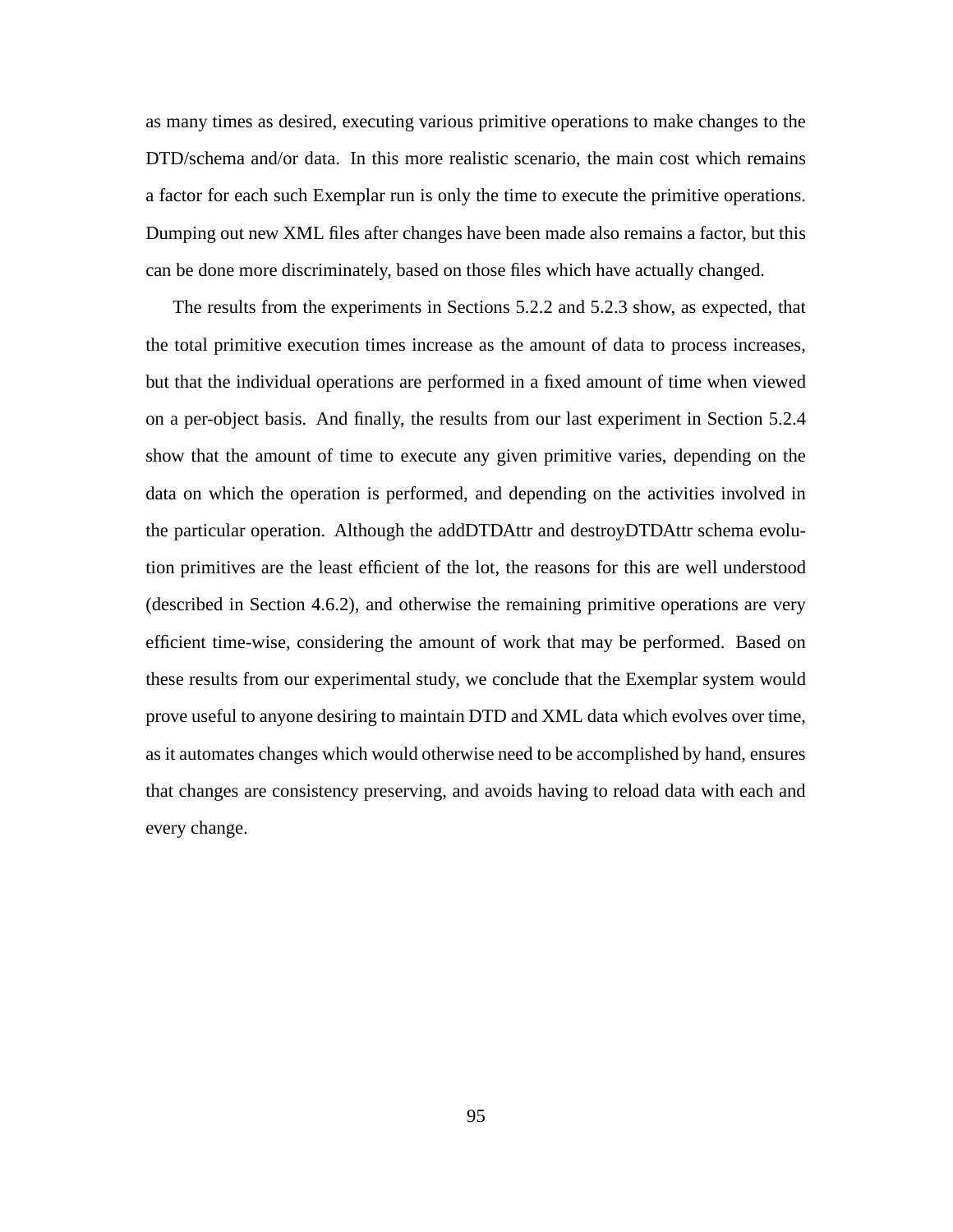as many times as desired, executing various primitive operations to make changes to the DTD/schema and/or data. In this more realistic scenario, the main cost which remains a factor for each such Exemplar run is only the time to execute the primitive operations. Dumping out new XML files after changes have been made also remains a factor, but this can be done more discriminately, based on those files which have actually changed.

The results from the experiments in Sections 5.2.2 and 5.2.3 show, as expected, that the total primitive execution times increase as the amount of data to process increases, but that the individual operations are performed in a fixed amount of time when viewed on a per-object basis. And finally, the results from our last experiment in Section 5.2.4 show that the amount of time to execute any given primitive varies, depending on the data on which the operation is performed, and depending on the activities involved in the particular operation. Although the addDTDAttr and destroyDTDAttr schema evolution primitives are the least efficient of the lot, the reasons for this are well understood (described in Section 4.6.2), and otherwise the remaining primitive operations are very efficient time-wise, considering the amount of work that may be performed. Based on these results from our experimental study, we conclude that the Exemplar system would prove useful to anyone desiring to maintain DTD and XML data which evolves over time, as it automates changes which would otherwise need to be accomplished by hand, ensures that changes are consistency preserving, and avoids having to reload data with each and every change.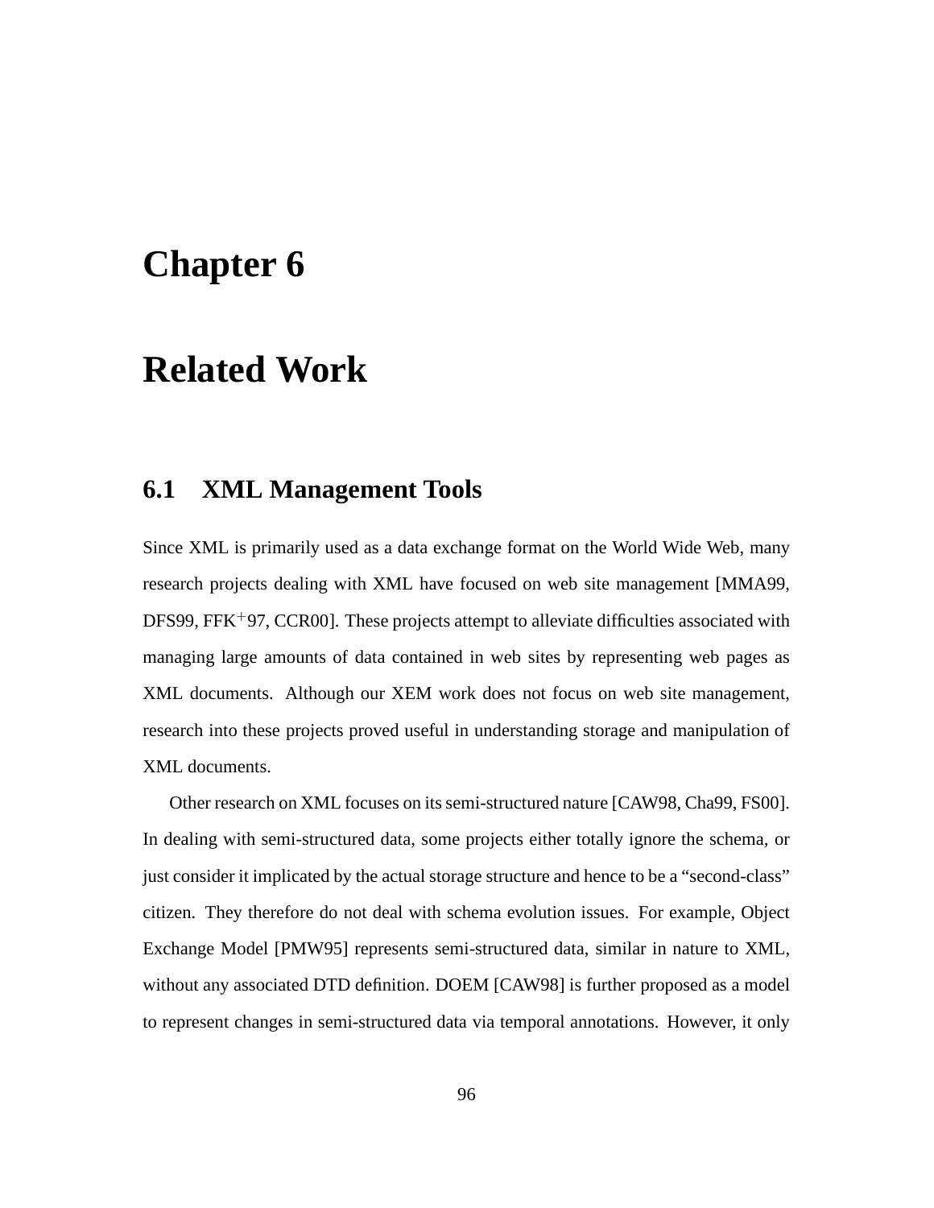# Chapter 6

# Related Work

## 6.1 XML Management Tools

Since XML is primarily used as a data exchange format on the World Wide Web, many research projects dealing with XML have focused on web site management [MMA99, DFS99, FFK$^{+}$97, CCR00]. These projects attempt to alleviate difficulties associated with managing large amounts of data contained in web sites by representing web pages as XML documents. Although our XEM work does not focus on web site management, research into these projects proved useful in understanding storage and manipulation of XML documents.

Other research on XML focuses on its semi-structured nature [CAW98, Cha99, FS00]. In dealing with semi-structured data, some projects either totally ignore the schema, or just consider it implicated by the actual storage structure and hence to be a "second-class" citizen. They therefore do not deal with schema evolution issues. For example, Object Exchange Model [PMW95] represents semi-structured data, similar in nature to XML, without any associated DTD definition. DOEM [CAW98] is further proposed as a model to represent changes in semi-structured data via temporal annotations. However, it only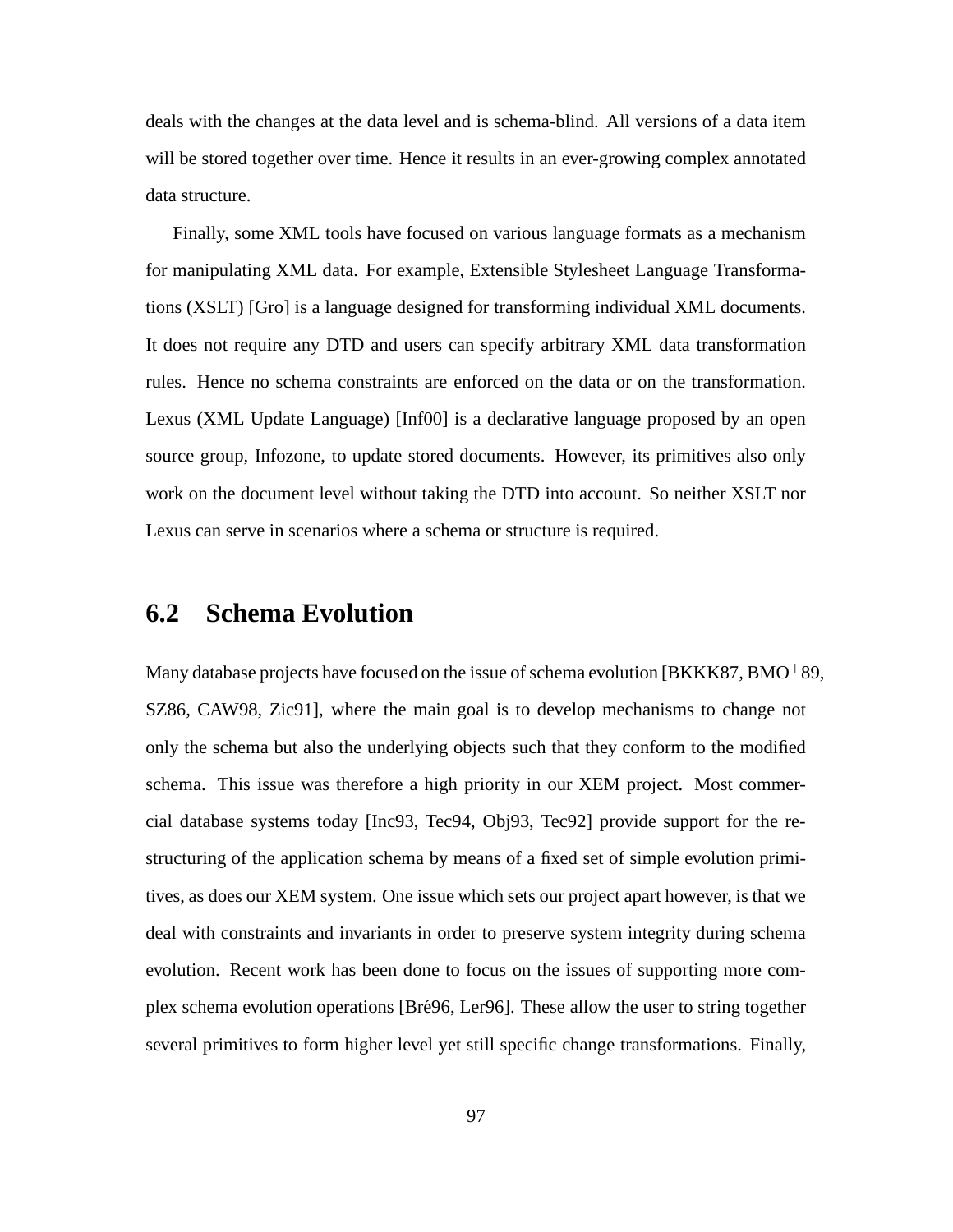deals with the changes at the data level and is schema-blind. All versions of a data item will be stored together over time. Hence it results in an ever-growing complex annotated data structure.

Finally, some XML tools have focused on various language formats as a mechanism for manipulating XML data. For example, Extensible Stylesheet Language Transformations (XSLT) [Gro] is a language designed for transforming individual XML documents. It does not require any DTD and users can specify arbitrary XML data transformation rules. Hence no schema constraints are enforced on the data or on the transformation. Lexus (XML Update Language) [Inf00] is a declarative language proposed by an open source group, Infozone, to update stored documents. However, its primitives also only work on the document level without taking the DTD into account. So neither XSLT nor Lexus can serve in scenarios where a schema or structure is required.

## 6.2 Schema Evolution

Many database projects have focused on the issue of schema evolution [BKKK87, BMO$^{+}$89, SZ86, CAW98, Zic91], where the main goal is to develop mechanisms to change not only the schema but also the underlying objects such that they conform to the modified schema. This issue was therefore a high priority in our XEM project. Most commercial database systems today [Inc93, Tec94, Obj93, Tec92] provide support for the restructuring of the application schema by means of a fixed set of simple evolution primitives, as does our XEM system. One issue which sets our project apart however, is that we deal with constraints and invariants in order to preserve system integrity during schema evolution. Recent work has been done to focus on the issues of supporting more complex schema evolution operations [Bré96, Ler96]. These allow the user to string together several primitives to form higher level yet still specific change transformations. Finally,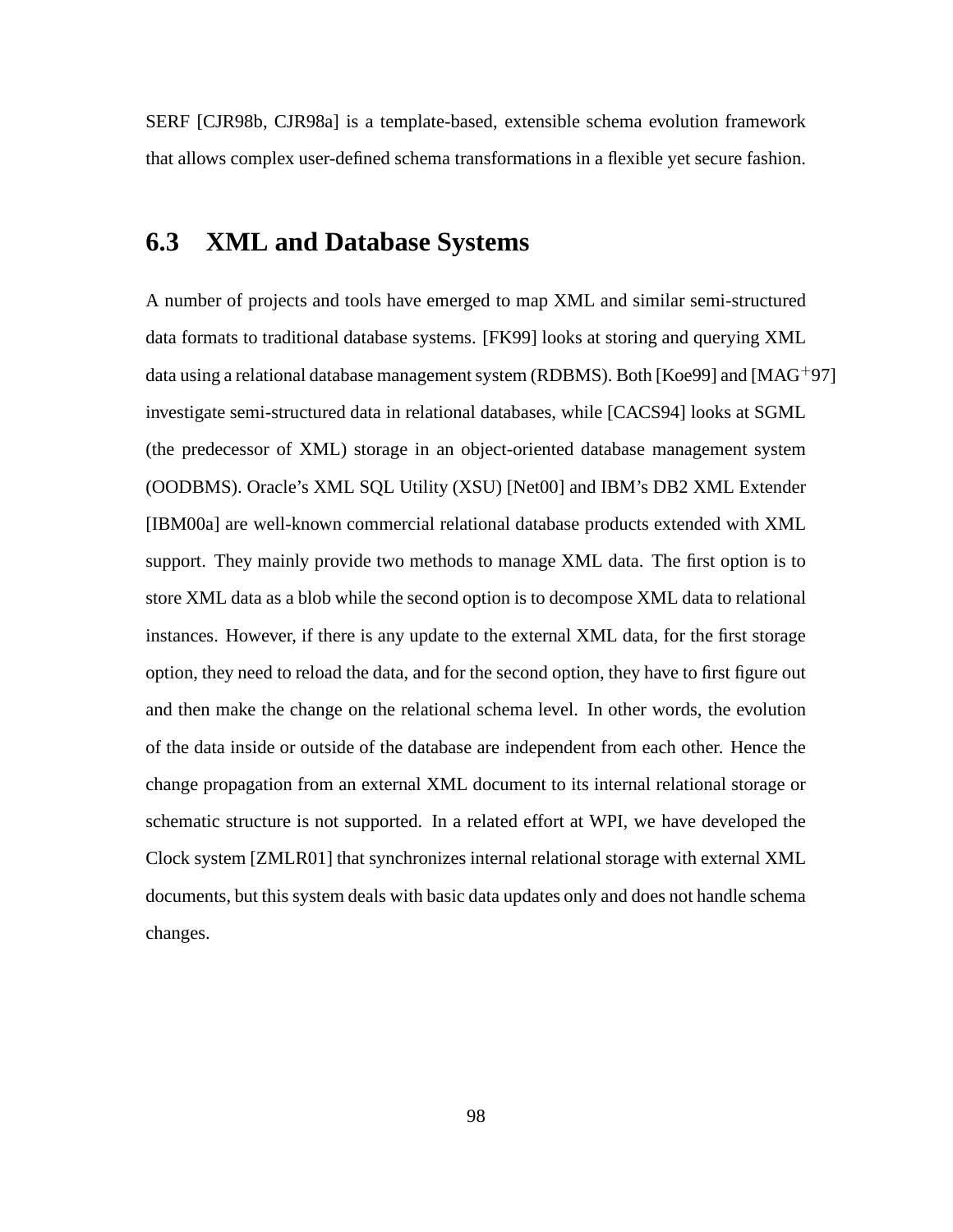SERF [CJR98b, CJR98a] is a template-based, extensible schema evolution framework that allows complex user-defined schema transformations in a flexible yet secure fashion.

## 6.3 XML and Database Systems

A number of projects and tools have emerged to map XML and similar semi-structured data formats to traditional database systems. [FK99] looks at storing and querying XML data using a relational database management system (RDBMS). Both [Koe99] and [MAG$^+$97] investigate semi-structured data in relational databases, while [CACS94] looks at SGML (the predecessor of XML) storage in an object-oriented database management system (OODBMS). Oracle's XML SQL Utility (XSU) [Net00] and IBM's DB2 XML Extender [IBM00a] are well-known commercial relational database products extended with XML support. They mainly provide two methods to manage XML data. The first option is to store XML data as a blob while the second option is to decompose XML data to relational instances. However, if there is any update to the external XML data, for the first storage option, they need to reload the data, and for the second option, they have to first figure out and then make the change on the relational schema level. In other words, the evolution of the data inside or outside of the database are independent from each other. Hence the change propagation from an external XML document to its internal relational storage or schematic structure is not supported. In a related effort at WPI, we have developed the Clock system [ZMLR01] that synchronizes internal relational storage with external XML documents, but this system deals with basic data updates only and does not handle schema changes.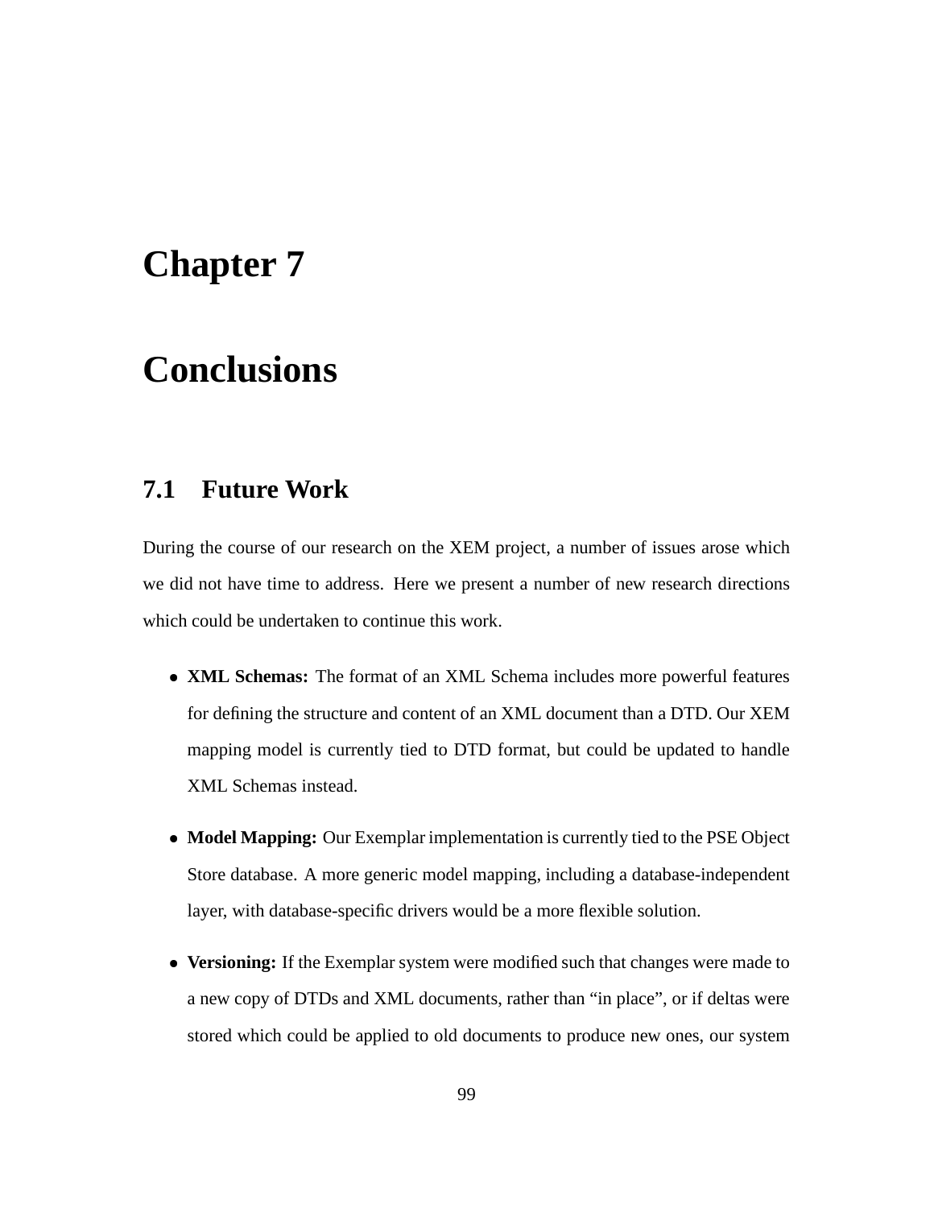# Chapter 7

# Conclusions

## 7.1 Future Work

During the course of our research on the XEM project, a number of issues arose which we did not have time to address. Here we present a number of new research directions which could be undertaken to continue this work.

- **XML Schemas:** The format of an XML Schema includes more powerful features for defining the structure and content of an XML document than a DTD. Our XEM mapping model is currently tied to DTD format, but could be updated to handle XML Schemas instead.

- **Model Mapping:** Our Exemplar implementation is currently tied to the PSE Object Store database. A more generic model mapping, including a database-independent layer, with database-specific drivers would be a more flexible solution.

- **Versioning:** If the Exemplar system were modified such that changes were made to a new copy of DTDs and XML documents, rather than "in place", or if deltas were stored which could be applied to old documents to produce new ones, our system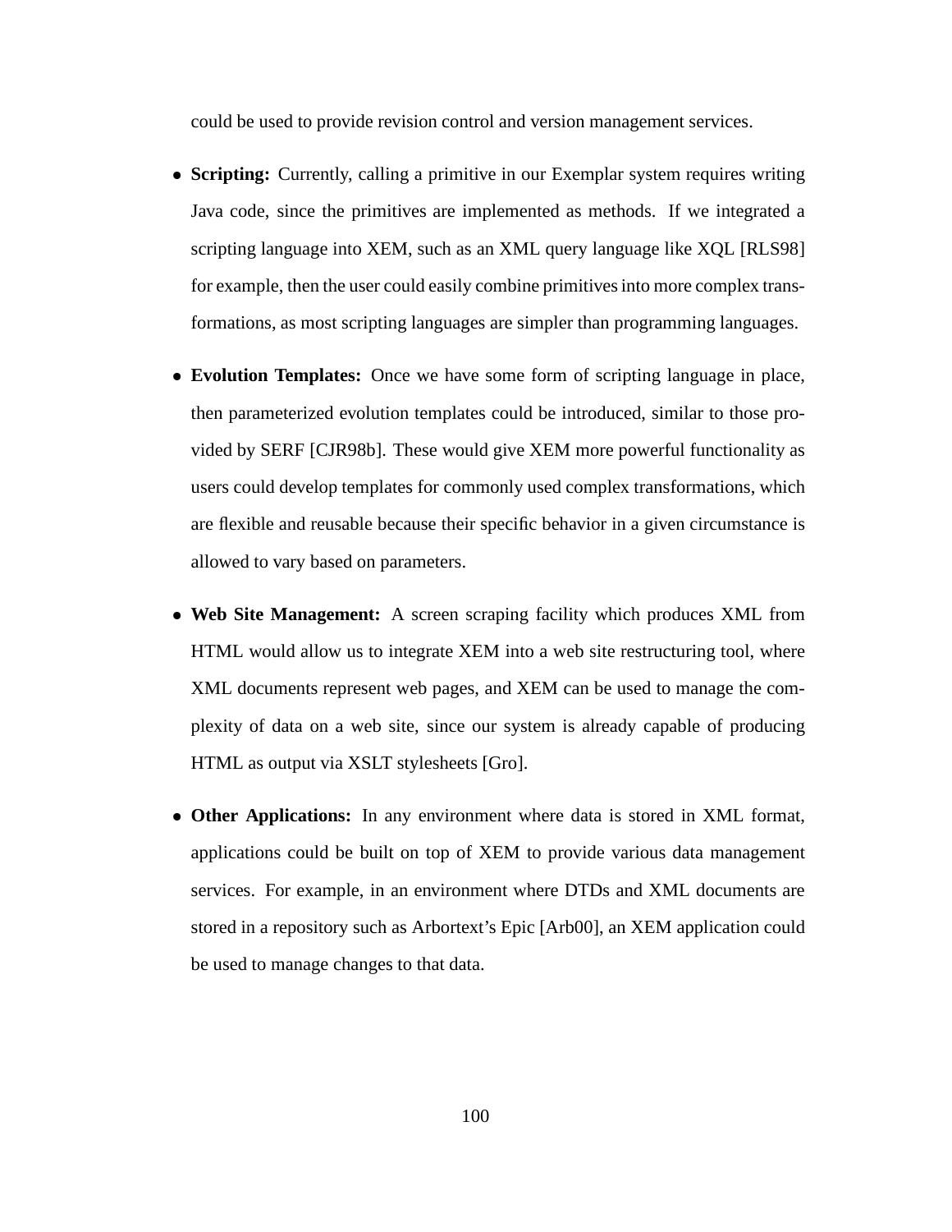could be used to provide revision control and version management services.

- **Scripting:** Currently, calling a primitive in our Exemplar system requires writing Java code, since the primitives are implemented as methods. If we integrated a scripting language into XEM, such as an XML query language like XQL [RLS98] for example, then the user could easily combine primitives into more complex transformations, as most scripting languages are simpler than programming languages.

- **Evolution Templates:** Once we have some form of scripting language in place, then parameterized evolution templates could be introduced, similar to those provided by SERF [CJR98b]. These would give XEM more powerful functionality as users could develop templates for commonly used complex transformations, which are flexible and reusable because their specific behavior in a given circumstance is allowed to vary based on parameters.

- **Web Site Management:** A screen scraping facility which produces XML from HTML would allow us to integrate XEM into a web site restructuring tool, where XML documents represent web pages, and XEM can be used to manage the complexity of data on a web site, since our system is already capable of producing HTML as output via XSLT stylesheets [Gro].

- **Other Applications:** In any environment where data is stored in XML format, applications could be built on top of XEM to provide various data management services. For example, in an environment where DTDs and XML documents are stored in a repository such as Arbortext's Epic [Arb00], an XEM application could be used to manage changes to that data.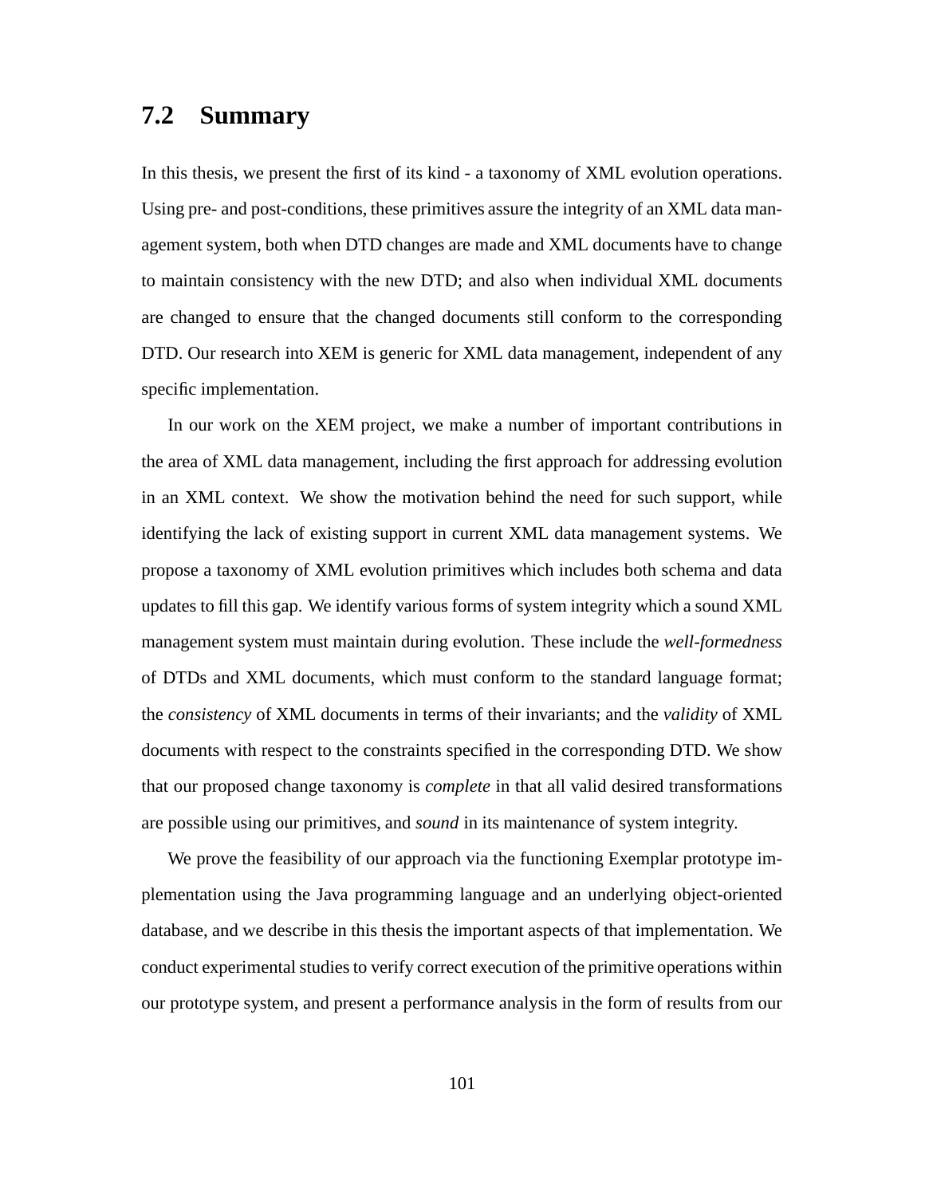## 7.2 Summary

In this thesis, we present the first of its kind - a taxonomy of XML evolution operations. Using pre- and post-conditions, these primitives assure the integrity of an XML data management system, both when DTD changes are made and XML documents have to change to maintain consistency with the new DTD; and also when individual XML documents are changed to ensure that the changed documents still conform to the corresponding DTD. Our research into XEM is generic for XML data management, independent of any specific implementation.

In our work on the XEM project, we make a number of important contributions in the area of XML data management, including the first approach for addressing evolution in an XML context. We show the motivation behind the need for such support, while identifying the lack of existing support in current XML data management systems. We propose a taxonomy of XML evolution primitives which includes both schema and data updates to fill this gap. We identify various forms of system integrity which a sound XML management system must maintain during evolution. These include the *well-formedness* of DTDs and XML documents, which must conform to the standard language format; the *consistency* of XML documents in terms of their invariants; and the *validity* of XML documents with respect to the constraints specified in the corresponding DTD. We show that our proposed change taxonomy is *complete* in that all valid desired transformations are possible using our primitives, and *sound* in its maintenance of system integrity.

We prove the feasibility of our approach via the functioning Exemplar prototype implementation using the Java programming language and an underlying object-oriented database, and we describe in this thesis the important aspects of that implementation. We conduct experimental studies to verify correct execution of the primitive operations within our prototype system, and present a performance analysis in the form of results from our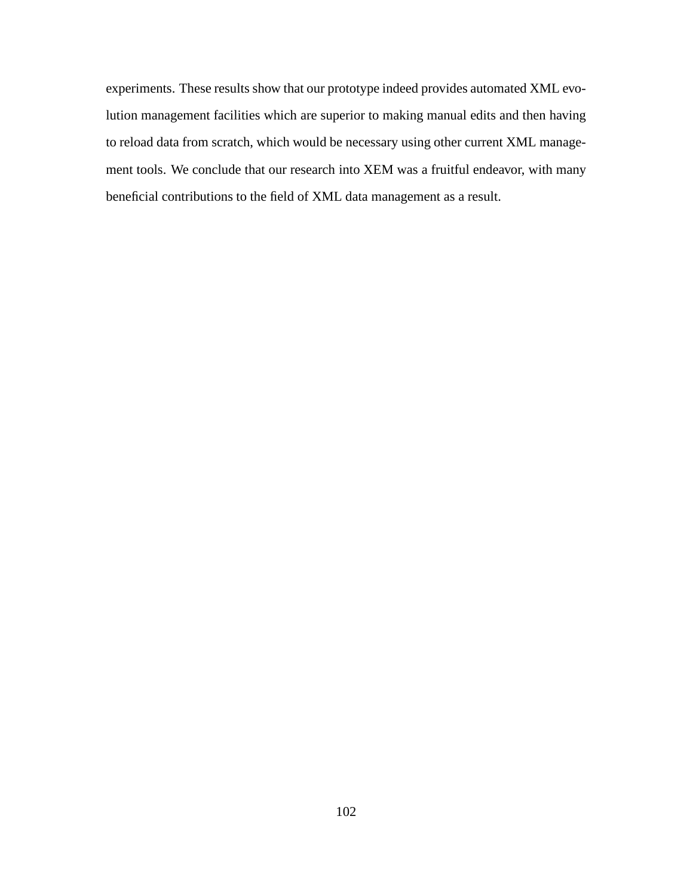experiments. These results show that our prototype indeed provides automated XML evolution management facilities which are superior to making manual edits and then having to reload data from scratch, which would be necessary using other current XML management tools. We conclude that our research into XEM was a fruitful endeavor, with many beneficial contributions to the field of XML data management as a result.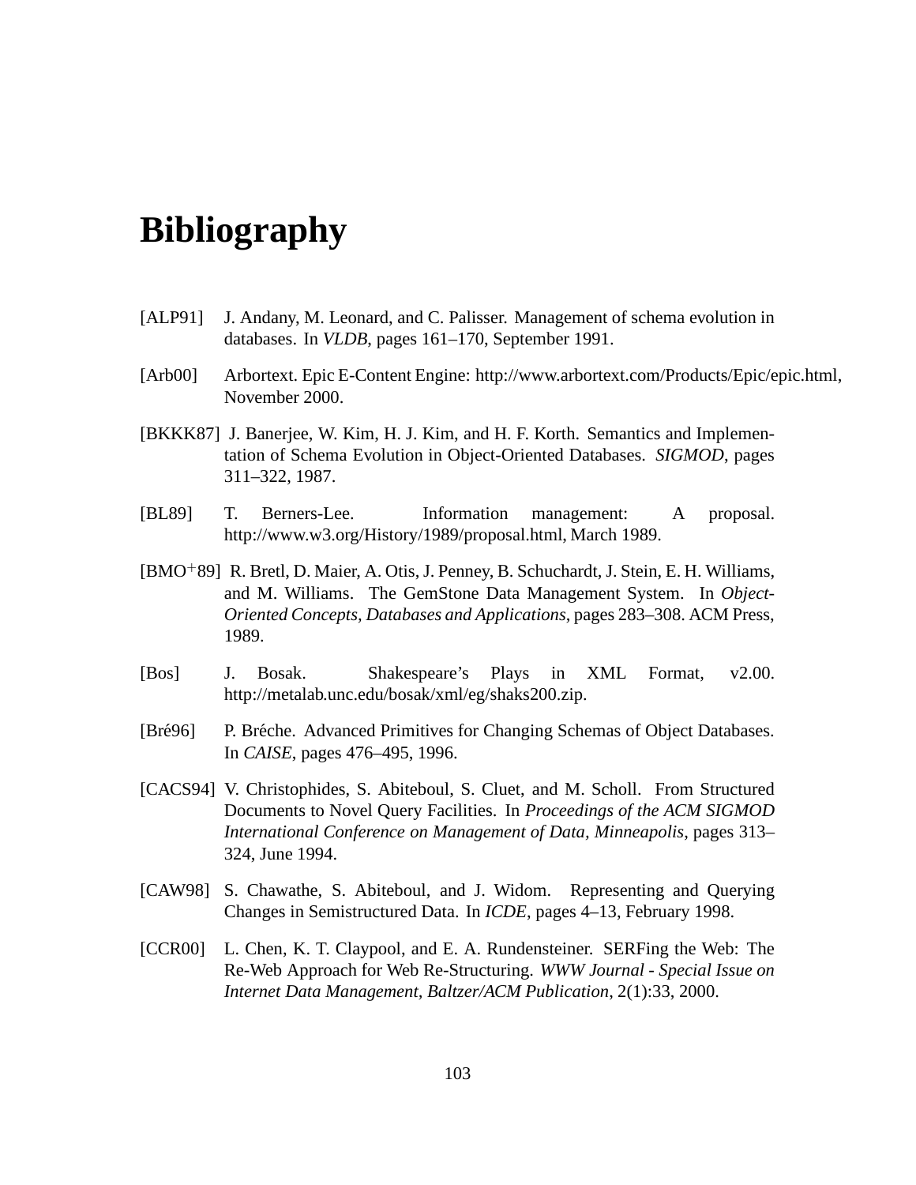# Bibliography

[ALP91] J. Andany, M. Leonard, and C. Palisser. Management of schema evolution in databases. In *VLDB*, pages 161–170, September 1991.

[Arb00] Arbortext. Epic E-Content Engine: http://www.arbortext.com/Products/Epic/epic.html, November 2000.

[BKKK87] J. Banerjee, W. Kim, H. J. Kim, and H. F. Korth. Semantics and Implementation of Schema Evolution in Object-Oriented Databases. *SIGMOD*, pages 311–322, 1987.

[BL89] T. Berners-Lee. Information management: A proposal. http://www.w3.org/History/1989/proposal.html, March 1989.

[BMO+89] R. Bretl, D. Maier, A. Otis, J. Penney, B. Schuchardt, J. Stein, E. H. Williams, and M. Williams. The GemStone Data Management System. In *Object-Oriented Concepts, Databases and Applications*, pages 283–308. ACM Press, 1989.

[Bos] J. Bosak. Shakespeare's Plays in XML Format, v2.00. http://metalab.unc.edu/bosak/xml/eg/shaks200.zip.

[Bré96] P. Bréche. Advanced Primitives for Changing Schemas of Object Databases. In *CAISE*, pages 476–495, 1996.

[CACS94] V. Christophides, S. Abiteboul, S. Cluet, and M. Scholl. From Structured Documents to Novel Query Facilities. In *Proceedings of the ACM SIGMOD International Conference on Management of Data, Minneapolis*, pages 313–324, June 1994.

[CAW98] S. Chawathe, S. Abiteboul, and J. Widom. Representing and Querying Changes in Semistructured Data. In *ICDE*, pages 4–13, February 1998.

[CCR00] L. Chen, K. T. Claypool, and E. A. Rundensteiner. SERFing the Web: The Re-Web Approach for Web Re-Structuring. *WWW Journal - Special Issue on Internet Data Management, Baltzer/ACM Publication*, 2(1):33, 2000.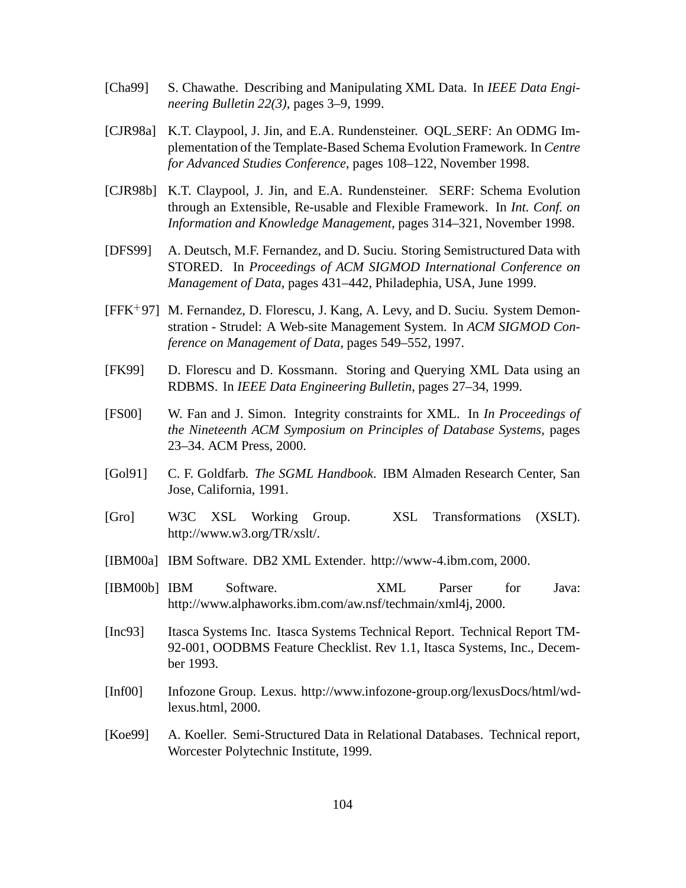[Cha99] S. Chawathe. Describing and Manipulating XML Data. In *IEEE Data Engineering Bulletin 22(3)*, pages 3–9, 1999.

[CJR98a] K.T. Claypool, J. Jin, and E.A. Rundensteiner. OQL_SERF: An ODMG Implementation of the Template-Based Schema Evolution Framework. In *Centre for Advanced Studies Conference*, pages 108–122, November 1998.

[CJR98b] K.T. Claypool, J. Jin, and E.A. Rundensteiner. SERF: Schema Evolution through an Extensible, Re-usable and Flexible Framework. In *Int. Conf. on Information and Knowledge Management*, pages 314–321, November 1998.

[DFS99] A. Deutsch, M.F. Fernandez, and D. Suciu. Storing Semistructured Data with STORED. In *Proceedings of ACM SIGMOD International Conference on Management of Data*, pages 431–442, Philadephia, USA, June 1999.

[FFK+97] M. Fernandez, D. Florescu, J. Kang, A. Levy, and D. Suciu. System Demonstration - Strudel: A Web-site Management System. In *ACM SIGMOD Conference on Management of Data*, pages 549–552, 1997.

[FK99] D. Florescu and D. Kossmann. Storing and Querying XML Data using an RDBMS. In *IEEE Data Engineering Bulletin*, pages 27–34, 1999.

[FS00] W. Fan and J. Simon. Integrity constraints for XML. In *In Proceedings of the Nineteenth ACM Symposium on Principles of Database Systems*, pages 23–34. ACM Press, 2000.

[Gol91] C. F. Goldfarb. *The SGML Handbook*. IBM Almaden Research Center, San Jose, California, 1991.

[Gro] W3C XSL Working Group. XSL Transformations (XSLT). http://www.w3.org/TR/xslt/.

[IBM00a] IBM Software. DB2 XML Extender. http://www-4.ibm.com, 2000.

[IBM00b] IBM Software. XML Parser for Java: http://www.alphaworks.ibm.com/aw.nsf/techmain/xml4j, 2000.

[Inc93] Itasca Systems Inc. Itasca Systems Technical Report. Technical Report TM-92-001, OODBMS Feature Checklist. Rev 1.1, Itasca Systems, Inc., December 1993.

[Inf00] Infozone Group. Lexus. http://www.infozone-group.org/lexusDocs/html/wd-lexus.html, 2000.

[Koe99] A. Koeller. Semi-Structured Data in Relational Databases. Technical report, Worcester Polytechnic Institute, 1999.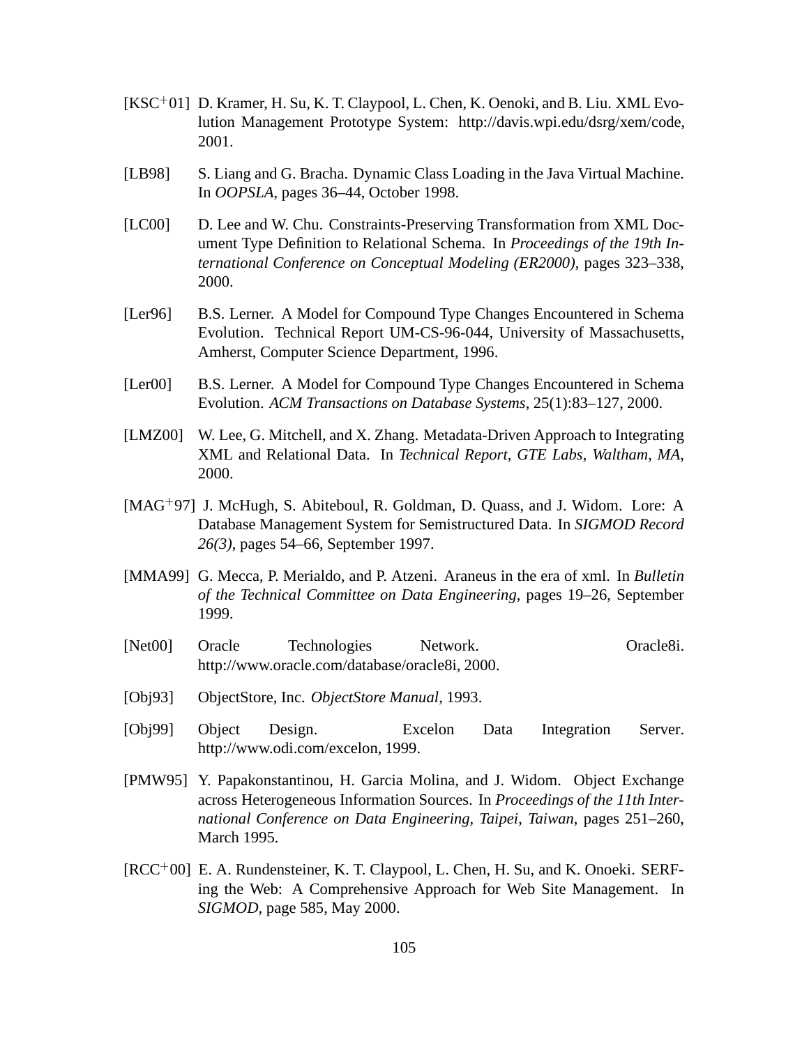[KSC+01] D. Kramer, H. Su, K. T. Claypool, L. Chen, K. Oenoki, and B. Liu. XML Evolution Management Prototype System: http://davis.wpi.edu/dsrg/xem/code, 2001.

[LB98] S. Liang and G. Bracha. Dynamic Class Loading in the Java Virtual Machine. In *OOPSLA*, pages 36–44, October 1998.

[LC00] D. Lee and W. Chu. Constraints-Preserving Transformation from XML Document Type Definition to Relational Schema. In *Proceedings of the 19th International Conference on Conceptual Modeling (ER2000)*, pages 323–338, 2000.

[Ler96] B.S. Lerner. A Model for Compound Type Changes Encountered in Schema Evolution. Technical Report UM-CS-96-044, University of Massachusetts, Amherst, Computer Science Department, 1996.

[Ler00] B.S. Lerner. A Model for Compound Type Changes Encountered in Schema Evolution. *ACM Transactions on Database Systems*, 25(1):83–127, 2000.

[LMZ00] W. Lee, G. Mitchell, and X. Zhang. Metadata-Driven Approach to Integrating XML and Relational Data. In *Technical Report, GTE Labs, Waltham, MA*, 2000.

[MAG+97] J. McHugh, S. Abiteboul, R. Goldman, D. Quass, and J. Widom. Lore: A Database Management System for Semistructured Data. In *SIGMOD Record 26(3)*, pages 54–66, September 1997.

[MMA99] G. Mecca, P. Merialdo, and P. Atzeni. Araneus in the era of xml. In *Bulletin of the Technical Committee on Data Engineering*, pages 19–26, September 1999.

[Net00] Oracle Technologies Network. Oracle8i. http://www.oracle.com/database/oracle8i, 2000.

[Obj93] ObjectStore, Inc. *ObjectStore Manual*, 1993.

[Obj99] Object Design. Excelon Data Integration Server. http://www.odi.com/excelon, 1999.

[PMW95] Y. Papakonstantinou, H. Garcia Molina, and J. Widom. Object Exchange across Heterogeneous Information Sources. In *Proceedings of the 11th International Conference on Data Engineering, Taipei, Taiwan*, pages 251–260, March 1995.

[RCC+00] E. A. Rundensteiner, K. T. Claypool, L. Chen, H. Su, and K. Onoeki. SERFing the Web: A Comprehensive Approach for Web Site Management. In *SIGMOD*, page 585, May 2000.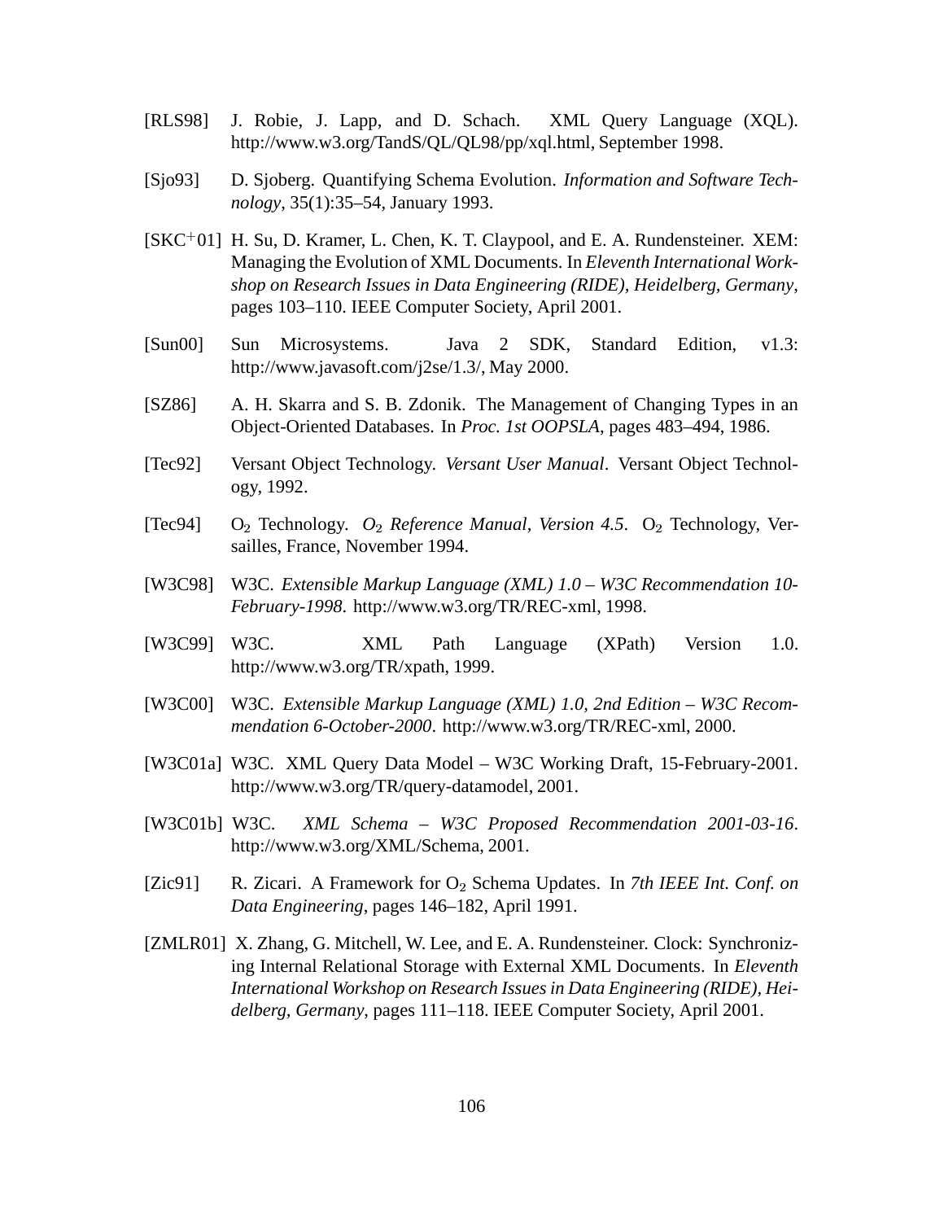[RLS98] J. Robie, J. Lapp, and D. Schach. XML Query Language (XQL). http://www.w3.org/TandS/QL/QL98/pp/xql.html, September 1998.

[Sjo93] D. Sjoberg. Quantifying Schema Evolution. *Information and Software Technology*, 35(1):35–54, January 1993.

[SKC$^+$01] H. Su, D. Kramer, L. Chen, K. T. Claypool, and E. A. Rundensteiner. XEM: Managing the Evolution of XML Documents. In *Eleventh International Workshop on Research Issues in Data Engineering (RIDE), Heidelberg, Germany*, pages 103–110. IEEE Computer Society, April 2001.

[Sun00] Sun Microsystems. Java 2 SDK, Standard Edition, v1.3: http://www.javasoft.com/j2se/1.3/, May 2000.

[SZ86] A. H. Skarra and S. B. Zdonik. The Management of Changing Types in an Object-Oriented Databases. In *Proc. 1st OOPSLA*, pages 483–494, 1986.

[Tec92] Versant Object Technology. *Versant User Manual*. Versant Object Technology, 1992.

[Tec94] $O_2$ Technology. *$O_2$ Reference Manual, Version 4.5*. $O_2$ Technology, Versailles, France, November 1994.

[W3C98] W3C. *Extensible Markup Language (XML) 1.0 – W3C Recommendation 10-February-1998*. http://www.w3.org/TR/REC-xml, 1998.

[W3C99] W3C. XML Path Language (XPath) Version 1.0. http://www.w3.org/TR/xpath, 1999.

[W3C00] W3C. *Extensible Markup Language (XML) 1.0, 2nd Edition – W3C Recommendation 6-October-2000*. http://www.w3.org/TR/REC-xml, 2000.

[W3C01a] W3C. XML Query Data Model – W3C Working Draft, 15-February-2001. http://www.w3.org/TR/query-datamodel, 2001.

[W3C01b] W3C. *XML Schema – W3C Proposed Recommendation 2001-03-16*. http://www.w3.org/XML/Schema, 2001.

[Zic91] R. Zicari. A Framework for $O_2$ Schema Updates. In *7th IEEE Int. Conf. on Data Engineering*, pages 146–182, April 1991.

[ZMLR01] X. Zhang, G. Mitchell, W. Lee, and E. A. Rundensteiner. Clock: Synchronizing Internal Relational Storage with External XML Documents. In *Eleventh International Workshop on Research Issues in Data Engineering (RIDE), Heidelberg, Germany*, pages 111–118. IEEE Computer Society, April 2001.